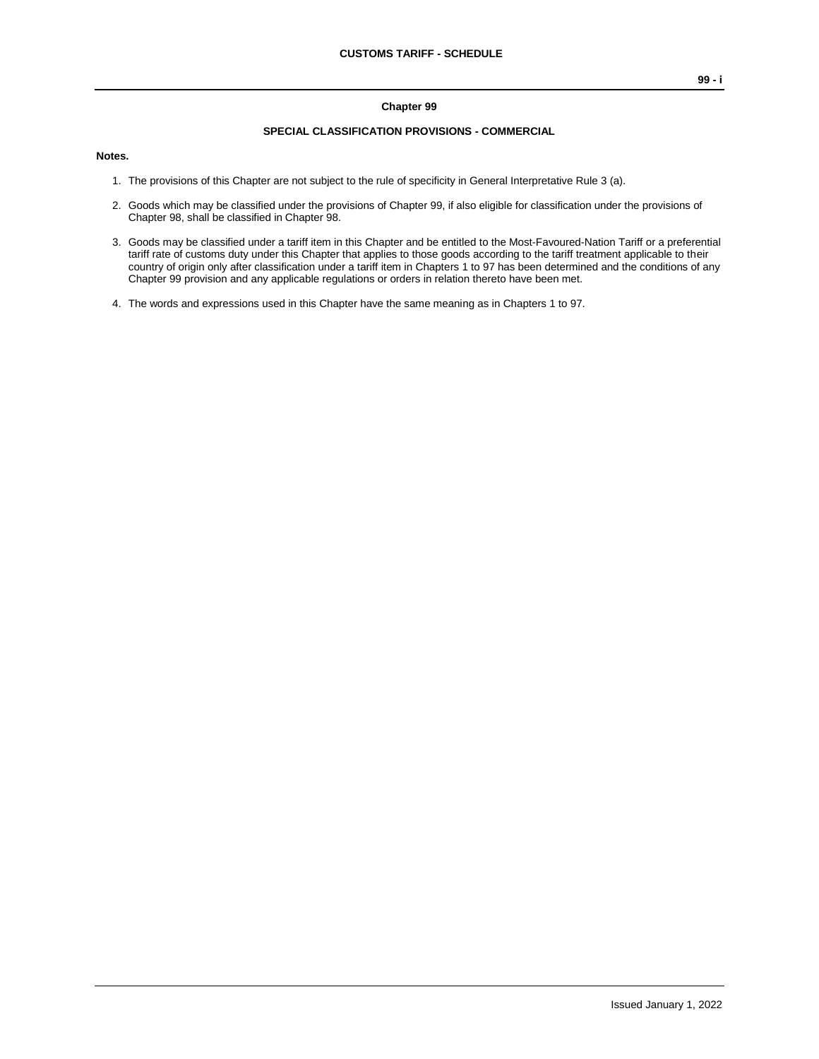# Chapter 99

## SPECIAL CLASSIFICATION PROVISIONS - COMMERCIAL

**Notes.**

1. The provisions of this Chapter are not subject to the rule of specificity in General Interpretative Rule 3 (a).

2. Goods which may be classified under the provisions of Chapter 99, if also eligible for classification under the provisions of Chapter 98, shall be classified in Chapter 98.

3. Goods may be classified under a tariff item in this Chapter and be entitled to the Most-Favoured-Nation Tariff or a preferential tariff rate of customs duty under this Chapter that applies to those goods according to the tariff treatment applicable to their country of origin only after classification under a tariff item in Chapters 1 to 97 has been determined and the conditions of any Chapter 99 provision and any applicable regulations or orders in relation thereto have been met.

4. The words and expressions used in this Chapter have the same meaning as in Chapters 1 to 97.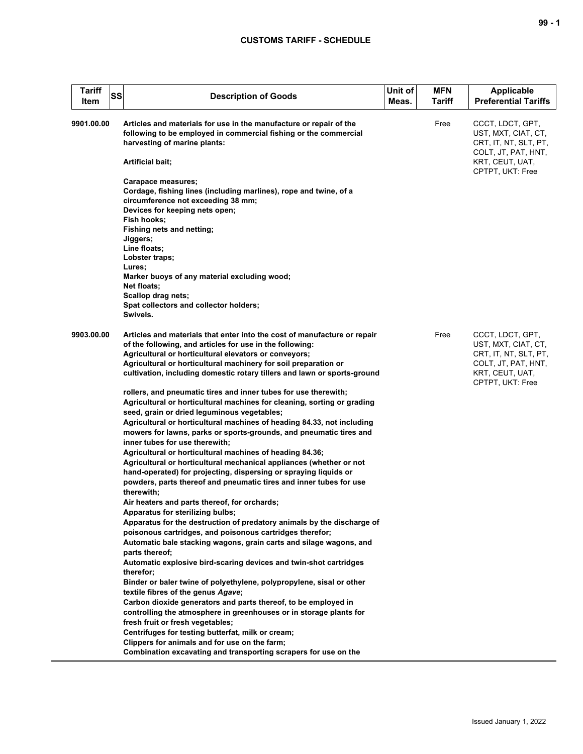| Tariff Item | SS | Description of Goods | Unit of Meas. | MFN Tariff | Applicable Preferential Tariffs |
|---|---|---|---|---|---|
| 9901.00.00 | | **Articles and materials for use in the manufacture or repair of the following to be employed in commercial fishing or the commercial harvesting of marine plants:**<br><br>**Artificial bait;**<br><br>**Carapace measures;**<br>**Cordage, fishing lines (including marlines), rope and twine, of a circumference not exceeding 38 mm;**<br>**Devices for keeping nets open;**<br>**Fish hooks;**<br>**Fishing nets and netting;**<br>**Jiggers;**<br>**Line floats;**<br>**Lobster traps;**<br>**Lures;**<br>**Marker buoys of any material excluding wood;**<br>**Net floats;**<br>**Scallop drag nets;**<br>**Spat collectors and collector holders;**<br>**Swivels.** | | Free | CCCT, LDCT, GPT, UST, MXT, CIAT, CT, CRT, IT, NT, SLT, PT, COLT, JT, PAT, HNT, KRT, CEUT, UAT, CPTPT, UKT: Free |
| 9903.00.00 | | **Articles and materials that enter into the cost of manufacture or repair of the following, and articles for use in the following:**<br>**Agricultural or horticultural elevators or conveyors;**<br>**Agricultural or horticultural machinery for soil preparation or cultivation, including domestic rotary tillers and lawn or sports-ground rollers, and pneumatic tires and inner tubes for use therewith;**<br>**Agricultural or horticultural machines for cleaning, sorting or grading seed, grain or dried leguminous vegetables;**<br>**Agricultural or horticultural machines of heading 84.33, not including mowers for lawns, parks or sports-grounds, and pneumatic tires and inner tubes for use therewith;**<br>**Agricultural or horticultural machines of heading 84.36;**<br>**Agricultural or horticultural mechanical appliances (whether or not hand-operated) for projecting, dispersing or spraying liquids or powders, parts thereof and pneumatic tires and inner tubes for use therewith;**<br>**Air heaters and parts thereof, for orchards;**<br>**Apparatus for sterilizing bulbs;**<br>**Apparatus for the destruction of predatory animals by the discharge of poisonous cartridges, and poisonous cartridges therefor;**<br>**Automatic bale stacking wagons, grain carts and silage wagons, and parts thereof;**<br>**Automatic explosive bird-scaring devices and twin-shot cartridges therefor;**<br>**Binder or baler twine of polyethylene, polypropylene, sisal or other textile fibres of the genus *Agave*;**<br>**Carbon dioxide generators and parts thereof, to be employed in controlling the atmosphere in greenhouses or in storage plants for fresh fruit or fresh vegetables;**<br>**Centrifuges for testing butterfat, milk or cream;**<br>**Clippers for animals and for use on the farm;**<br>**Combination excavating and transporting scrapers for use on the** | | Free | CCCT, LDCT, GPT, UST, MXT, CIAT, CT, CRT, IT, NT, SLT, PT, COLT, JT, PAT, HNT, KRT, CEUT, UAT, CPTPT, UKT: Free |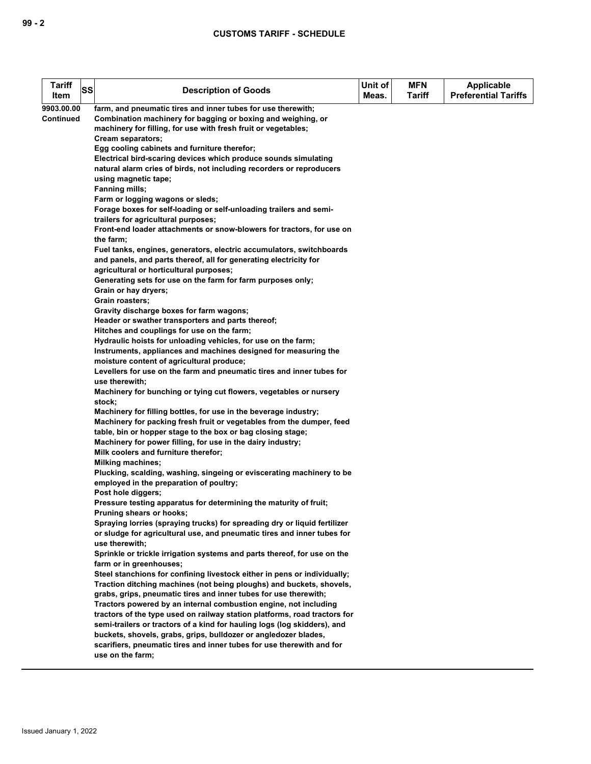| Tariff Item | SS | Description of Goods | Unit of Meas. | MFN Tariff | Applicable Preferential Tariffs |
|---|---|---|---|---|---|
| 9903.00.00 Continued | | farm, and pneumatic tires and inner tubes for use therewith;<br>Combination machinery for bagging or boxing and weighing, or machinery for filling, for use with fresh fruit or vegetables;<br>Cream separators;<br>Egg cooling cabinets and furniture therefor;<br>Electrical bird-scaring devices which produce sounds simulating natural alarm cries of birds, not including recorders or reproducers using magnetic tape;<br>Fanning mills;<br>Farm or logging wagons or sleds;<br>Forage boxes for self-loading or self-unloading trailers and semi-trailers for agricultural purposes;<br>Front-end loader attachments or snow-blowers for tractors, for use on the farm;<br>Fuel tanks, engines, generators, electric accumulators, switchboards and panels, and parts thereof, all for generating electricity for agricultural or horticultural purposes;<br>Generating sets for use on the farm for farm purposes only;<br>Grain or hay dryers;<br>Grain roasters;<br>Gravity discharge boxes for farm wagons;<br>Header or swather transporters and parts thereof;<br>Hitches and couplings for use on the farm;<br>Hydraulic hoists for unloading vehicles, for use on the farm;<br>Instruments, appliances and machines designed for measuring the moisture content of agricultural produce;<br>Levellers for use on the farm and pneumatic tires and inner tubes for use therewith;<br>Machinery for bunching or tying cut flowers, vegetables or nursery stock;<br>Machinery for filling bottles, for use in the beverage industry;<br>Machinery for packing fresh fruit or vegetables from the dumper, feed table, bin or hopper stage to the box or bag closing stage;<br>Machinery for power filling, for use in the dairy industry;<br>Milk coolers and furniture therefor;<br>Milking machines;<br>Plucking, scalding, washing, singeing or eviscerating machinery to be employed in the preparation of poultry;<br>Post hole diggers;<br>Pressure testing apparatus for determining the maturity of fruit;<br>Pruning shears or hooks;<br>Spraying lorries (spraying trucks) for spreading dry or liquid fertilizer or sludge for agricultural use, and pneumatic tires and inner tubes for use therewith;<br>Sprinkle or trickle irrigation systems and parts thereof, for use on the farm or in greenhouses;<br>Steel stanchions for confining livestock either in pens or individually;<br>Traction ditching machines (not being ploughs) and buckets, shovels, grabs, grips, pneumatic tires and inner tubes for use therewith;<br>Tractors powered by an internal combustion engine, not including tractors of the type used on railway station platforms, road tractors for semi-trailers or tractors of a kind for hauling logs (log skidders), and buckets, shovels, grabs, grips, bulldozer or angledozer blades, scarifiers, pneumatic tires and inner tubes for use therewith and for use on the farm; | | | |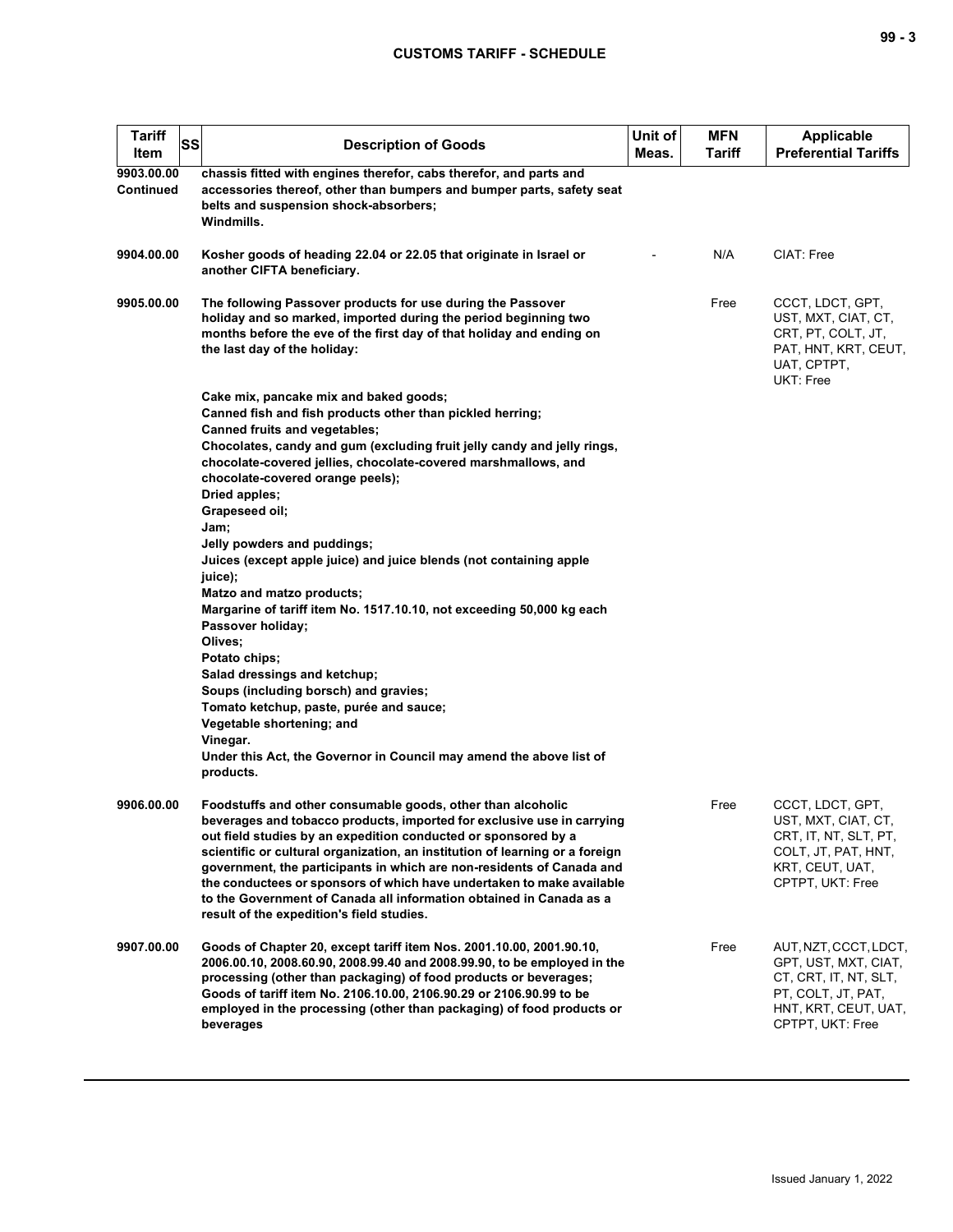| Tariff Item | SS | Description of Goods | Unit of Meas. | MFN Tariff | Applicable Preferential Tariffs |
|---|---|---|---|---|---|
| 9903.00.00 Continued | | chassis fitted with engines therefor, cabs therefor, and parts and accessories thereof, other than bumpers and bumper parts, safety seat belts and suspension shock-absorbers;<br>Windmills. | | | |
| 9904.00.00 | | Kosher goods of heading 22.04 or 22.05 that originate in Israel or another CIFTA beneficiary. | - | N/A | CIAT: Free |
| 9905.00.00 | | The following Passover products for use during the Passover holiday and so marked, imported during the period beginning two months before the eve of the first day of that holiday and ending on the last day of the holiday:<br><br>Cake mix, pancake mix and baked goods;<br>Canned fish and fish products other than pickled herring;<br>Canned fruits and vegetables;<br>Chocolates, candy and gum (excluding fruit jelly candy and jelly rings, chocolate-covered jellies, chocolate-covered marshmallows, and chocolate-covered orange peels);<br>Dried apples;<br>Grapeseed oil;<br>Jam;<br>Jelly powders and puddings;<br>Juices (except apple juice) and juice blends (not containing apple juice);<br>Matzo and matzo products;<br>Margarine of tariff item No. 1517.10.10, not exceeding 50,000 kg each Passover holiday;<br>Olives;<br>Potato chips;<br>Salad dressings and ketchup;<br>Soups (including borsch) and gravies;<br>Tomato ketchup, paste, purée and sauce;<br>Vegetable shortening; and<br>Vinegar.<br>Under this Act, the Governor in Council may amend the above list of products. | | Free | CCCT, LDCT, GPT, UST, MXT, CIAT, CT, CRT, PT, COLT, JT, PAT, HNT, KRT, CEUT, UAT, CPTPT, UKT: Free |
| 9906.00.00 | | Foodstuffs and other consumable goods, other than alcoholic beverages and tobacco products, imported for exclusive use in carrying out field studies by an expedition conducted or sponsored by a scientific or cultural organization, an institution of learning or a foreign government, the participants in which are non-residents of Canada and the conductees or sponsors of which have undertaken to make available to the Government of Canada all information obtained in Canada as a result of the expedition's field studies. | | Free | CCCT, LDCT, GPT, UST, MXT, CIAT, CT, CRT, IT, NT, SLT, PT, COLT, JT, PAT, HNT, KRT, CEUT, UAT, CPTPT, UKT: Free |
| 9907.00.00 | | Goods of Chapter 20, except tariff item Nos. 2001.10.00, 2001.90.10, 2006.00.10, 2008.60.90, 2008.99.40 and 2008.99.90, to be employed in the processing (other than packaging) of food products or beverages;<br>Goods of tariff item No. 2106.10.00, 2106.90.29 or 2106.90.99 to be employed in the processing (other than packaging) of food products or beverages | | Free | AUT, NZT, CCCT, LDCT, GPT, UST, MXT, CIAT, CT, CRT, IT, NT, SLT, PT, COLT, JT, PAT, HNT, KRT, CEUT, UAT, CPTPT, UKT: Free |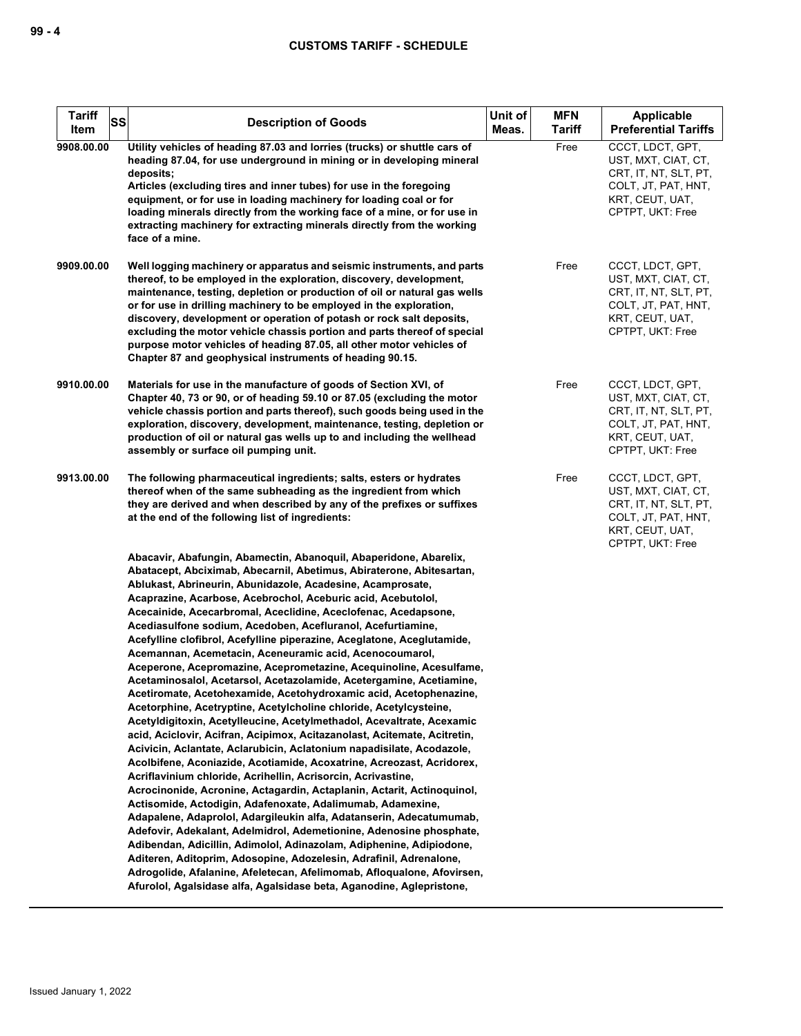| Tariff Item | SS | Description of Goods | Unit of Meas. | MFN Tariff | Applicable Preferential Tariffs |
|---|---|---|---|---|---|
| 9908.00.00 | | Utility vehicles of heading 87.03 and lorries (trucks) or shuttle cars of heading 87.04, for use underground in mining or in developing mineral deposits;<br>Articles (excluding tires and inner tubes) for use in the foregoing equipment, or for use in loading machinery for loading coal or for loading minerals directly from the working face of a mine, or for use in extracting machinery for extracting minerals directly from the working face of a mine. | | Free | CCCT, LDCT, GPT, UST, MXT, CIAT, CT, CRT, IT, NT, SLT, PT, COLT, JT, PAT, HNT, KRT, CEUT, UAT, CPTPT, UKT: Free |
| 9909.00.00 | | Well logging machinery or apparatus and seismic instruments, and parts thereof, to be employed in the exploration, discovery, development, maintenance, testing, depletion or production of oil or natural gas wells or for use in drilling machinery to be employed in the exploration, discovery, development or operation of potash or rock salt deposits, excluding the motor vehicle chassis portion and parts thereof of special purpose motor vehicles of heading 87.05, all other motor vehicles of Chapter 87 and geophysical instruments of heading 90.15. | | Free | CCCT, LDCT, GPT, UST, MXT, CIAT, CT, CRT, IT, NT, SLT, PT, COLT, JT, PAT, HNT, KRT, CEUT, UAT, CPTPT, UKT: Free |
| 9910.00.00 | | Materials for use in the manufacture of goods of Section XVI, of Chapter 40, 73 or 90, or of heading 59.10 or 87.05 (excluding the motor vehicle chassis portion and parts thereof), such goods being used in the exploration, discovery, development, maintenance, testing, depletion or production of oil or natural gas wells up to and including the wellhead assembly or surface oil pumping unit. | | Free | CCCT, LDCT, GPT, UST, MXT, CIAT, CT, CRT, IT, NT, SLT, PT, COLT, JT, PAT, HNT, KRT, CEUT, UAT, CPTPT, UKT: Free |
| 9913.00.00 | | The following pharmaceutical ingredients; salts, esters or hydrates thereof when of the same subheading as the ingredient from which they are derived and when described by any of the prefixes or suffixes at the end of the following list of ingredients:<br><br>Abacavir, Abafungin, Abamectin, Abanoquil, Abaperidone, Abarelix, Abatacept, Abciximab, Abecarnil, Abetimus, Abiraterone, Abitesartan, Ablukast, Abrineurin, Abunidazole, Acadesine, Acamprosate, Acaprazine, Acarbose, Acebrochol, Aceburic acid, Acebutolol, Acecainide, Acecarbromal, Aceclidine, Aceclofenac, Acedapsone, Acediasulfone sodium, Acedoben, Acefluranol, Acefurtiamine, Acefylline clofibrol, Acefylline piperazine, Aceglatone, Aceglutamide, Acemannan, Acemetacin, Aceneuramic acid, Acenocoumarol, Aceperone, Acepromazine, Aceprometazine, Acequinoline, Acesulfame, Acetaminosalol, Acetarsol, Acetazolamide, Acetergamine, Acetiamine, Acetiromate, Acetohexamide, Acetohydroxamic acid, Acetophenazine, Acetorphine, Acetryptine, Acetylcholine chloride, Acetylcysteine, Acetyldigitoxin, Acetylleucine, Acetylmethadol, Acevaltrate, Acexamic acid, Aciclovir, Acifran, Acipimox, Acitazanolast, Acitemate, Acitretin, Acivicin, Aclantate, Aclarubicin, Aclatonium napadisilate, Acodazole, Acolbifene, Aconiazide, Acotiamide, Acoxatrine, Acreozast, Acridorex, Acriflavinium chloride, Acrihellin, Acrisorcin, Acrivastine, Acrocinonide, Acronine, Actagardin, Actaplanin, Actarit, Actinoquinol, Actisomide, Actodigin, Adafenoxate, Adalimumab, Adamexine, Adapalene, Adaprolol, Adargileukin alfa, Adatanserin, Adecatumumab, Adefovir, Adekalant, Adelmidrol, Ademetionine, Adenosine phosphate, Adibendan, Adicillin, Adimolol, Adinazolam, Adiphenine, Adipiodone, Aditeren, Aditoprim, Adosopine, Adozelesin, Adrafinil, Adrenalone, Adrogolide, Afalanine, Afeletecan, Afelimomab, Afloqualone, Afovirsen, Afurolol, Agalsidase alfa, Agalsidase beta, Aganodine, Aglepristone, | | Free | CCCT, LDCT, GPT, UST, MXT, CIAT, CT, CRT, IT, NT, SLT, PT, COLT, JT, PAT, HNT, KRT, CEUT, UAT, CPTPT, UKT: Free |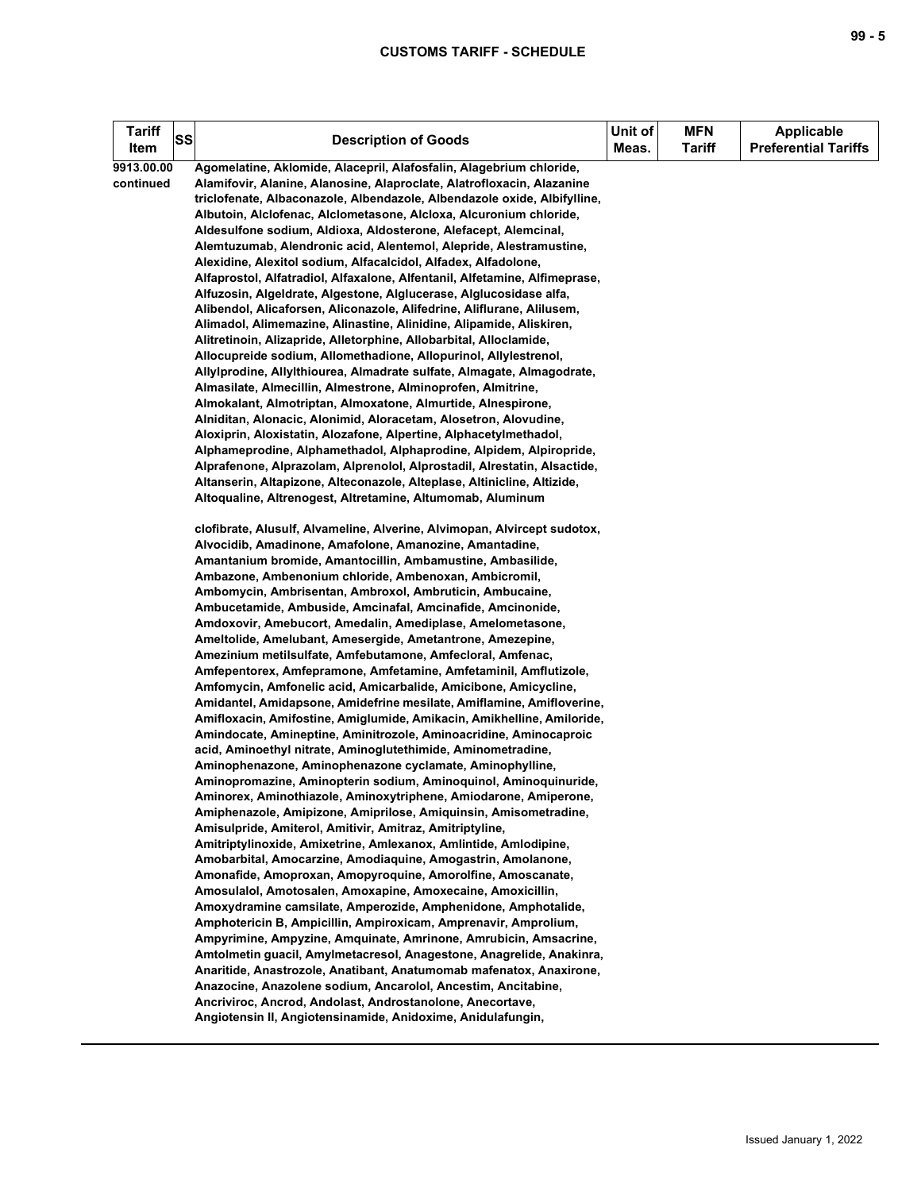| Tariff Item | SS | Description of Goods | Unit of Meas. | MFN Tariff | Applicable Preferential Tariffs |
|---|---|---|---|---|---|
| 9913.00.00 continued | | Agomelatine, Aklomide, Alacepril, Alafosfalin, Alagebrium chloride, Alamifovir, Alanine, Alanosine, Alaproclate, Alatrofloxacin, Alazanine triclofenate, Albaconazole, Albendazole, Albendazole oxide, Albifylline, Albutoin, Alclofenac, Alclometasone, Alcloxa, Alcuronium chloride, Aldesulfone sodium, Aldioxa, Aldosterone, Alefacept, Alemcinal, Alemtuzumab, Alendronic acid, Alentemol, Alepride, Alestramustine, Alexidine, Alexitol sodium, Alfacalcidol, Alfadex, Alfadolone, Alfaprostol, Alfatradiol, Alfaxalone, Alfentanil, Alfetamine, Alfimeprase, Alfuzosin, Algeldrate, Algestone, Alglucerase, Alglucosidase alfa, Alibendol, Alicaforsen, Aliconazole, Alifedrine, Aliflurane, Alilusem, Alimadol, Alimemazine, Alinastine, Alinidine, Alipamide, Aliskiren, Alitretinoin, Alizapride, Alletorphine, Allobarbital, Alloclamide, Allocupreide sodium, Allomethadione, Allopurinol, Allylestrenol, Allylprodine, Allylthiourea, Almadrate sulfate, Almagate, Almagodrate, Almasilate, Almecillin, Almestrone, Alminoprofen, Almitrine, Almokalant, Almotriptan, Almoxatone, Almurtide, Alnespirone, Alniditan, Alonacic, Alonimid, Aloracetam, Alosetron, Alovudine, Aloxiprin, Aloxistatin, Alozafone, Alpertine, Alphacetylmethadol, Alphameprodine, Alphamethadol, Alphaprodine, Alpidem, Alpiropride, Alprafenone, Alprazolam, Alprenolol, Alprostadil, Alrestatin, Alsactide, Altanserin, Altapizone, Alteconazole, Alteplase, Altinicline, Altizide, Altoqualine, Altrenogest, Altretamine, Altumomab, Aluminum clofibrate, Alusulf, Alvameline, Alverine, Alvimopan, Alvircept sudotox, Alvocidib, Amadinone, Amafolone, Amanozine, Amantadine, Amantanium bromide, Amantocillin, Ambamustine, Ambasilide, Ambazone, Ambenonium chloride, Ambenoxan, Ambicromil, Ambomycin, Ambrisentan, Ambroxol, Ambruticin, Ambucaine, Ambucetamide, Ambuside, Amcinafal, Amcinafide, Amcinonide, Amdoxovir, Amebucort, Amedalin, Amediplase, Amelometasone, Ameltolide, Amelubant, Amesergide, Ametantrone, Amezepine, Amezinium metilsulfate, Amfebutamone, Amfecloral, Amfenac, Amfepentorex, Amfepramone, Amfetamine, Amfetaminil, Amflutizole, Amfomycin, Amfonelic acid, Amicarbalide, Amicibone, Amicycline, Amidantel, Amidapsone, Amidefrine mesilate, Amiflamine, Amifloverine, Amifloxacin, Amifostine, Amiglumide, Amikacin, Amikhelline, Amiloride, Amindocate, Amineptine, Aminitrozole, Aminoacridine, Aminocaproic acid, Aminoethyl nitrate, Aminoglutethimide, Aminometradine, Aminophenazone, Aminophenazone cyclamate, Aminophylline, Aminopromazine, Aminopterin sodium, Aminoquinol, Aminoquinuride, Aminorex, Aminothiazole, Aminoxytriphene, Amiodarone, Amiperone, Amiphenazole, Amipizone, Amiprilose, Amiquinsin, Amisometradine, Amisulpride, Amiterol, Amitivir, Amitraz, Amitriptyline, Amitriptylinoxide, Amixetrine, Amlexanox, Amlintide, Amlodipine, Amobarbital, Amocarzine, Amodiaquine, Amogastrin, Amolanone, Amonafide, Amoproxan, Amopyroquine, Amorolfine, Amoscanate, Amosulalol, Amotosalen, Amoxapine, Amoxecaine, Amoxicillin, Amoxydramine camsilate, Amperozide, Amphenidone, Amphotalide, Amphotericin B, Ampicillin, Ampiroxicam, Amprenavir, Amprolium, Ampyrimine, Ampyzine, Amquinate, Amrinone, Amrubicin, Amsacrine, Amtolmetin guacil, Amylmetacresol, Anagestone, Anagrelide, Anakinra, Anaritide, Anastrozole, Anatibant, Anatumomab mafenatox, Anaxirone, Anazocine, Anazolene sodium, Ancarolol, Ancestim, Ancitabine, Ancriviroc, Ancrod, Andolast, Androstanolone, Anecortave, Angiotensin II, Angiotensinamide, Anidoxime, Anidulafungin, | | | |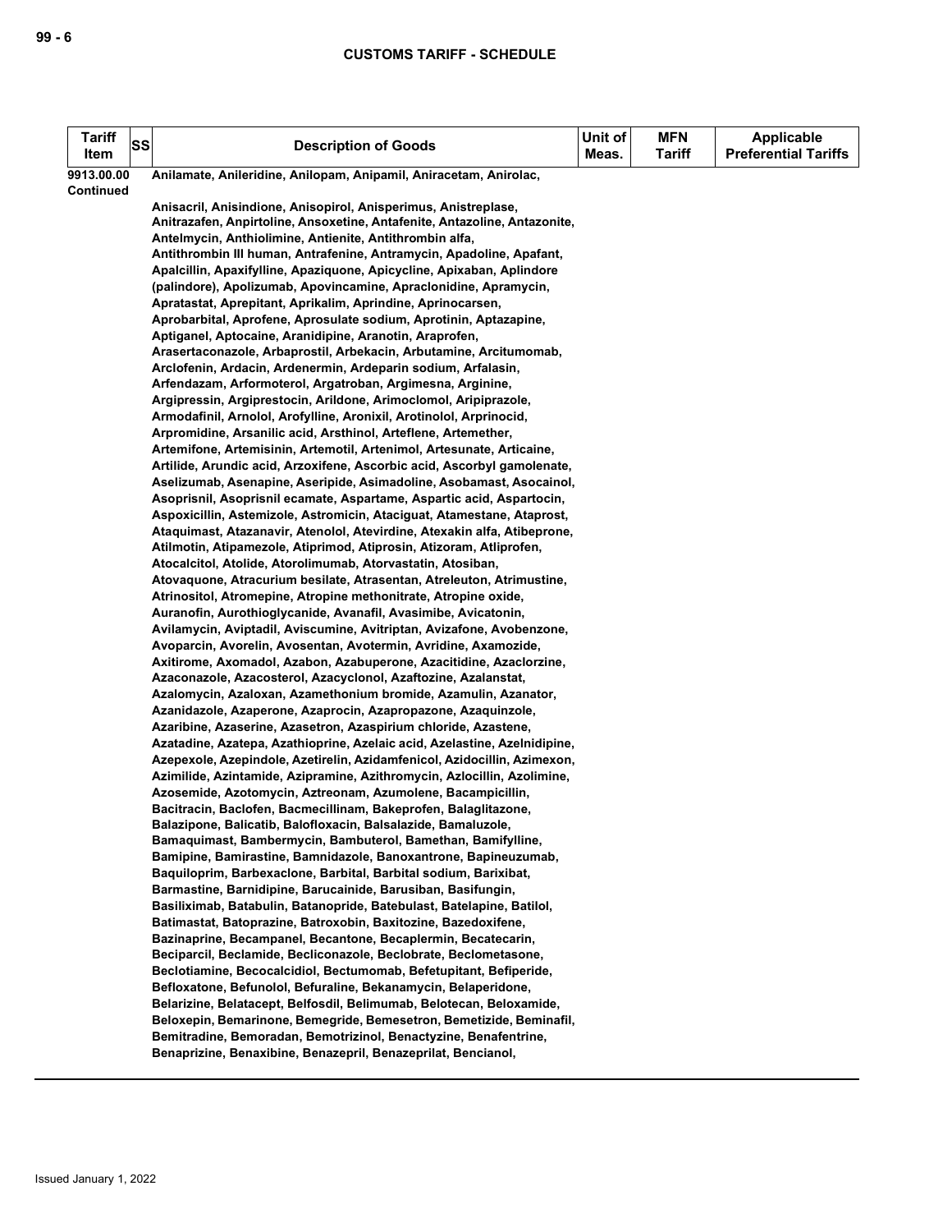| Tariff Item | SS | Description of Goods | Unit of Meas. | MFN Tariff | Applicable Preferential Tariffs |
|---|---|---|---|---|---|
| 9913.00.00 Continued | | Anilamate, Anileridine, Anilopam, Anipamil, Aniracetam, Anirolac, Anisacril, Anisindione, Anisopirol, Anisperimus, Anistreplase, Anitrazafen, Anpirtoline, Ansoxetine, Antafenite, Antazoline, Antazonite, Antelmycin, Anthiolimine, Antienite, Antithrombin alfa, Antithrombin III human, Antrafenine, Antramycin, Apadoline, Apafant, Apalcillin, Apaxifylline, Apaziquone, Apicycline, Apixaban, Aplindore (palindore), Apolizumab, Apovincamine, Apraclonidine, Apramycin, Apratastat, Aprepitant, Aprikalim, Aprindine, Aprinocarsen, Aprobarbital, Aprofene, Aprosulate sodium, Aprotinin, Aptazapine, Aptiganel, Aptocaine, Aranidipine, Aranotin, Araprofen, Arasertaconazole, Arbaprostil, Arbekacin, Arbutamine, Arcitumomab, Arclofenin, Ardacin, Ardenermin, Ardeparin sodium, Arfalasin, Arfendazam, Arformoterol, Argatroban, Argimesna, Arginine, Argipressin, Argiprestocin, Arildone, Arimoclomol, Aripiprazole, Armodafinil, Arnolol, Arofylline, Aronixil, Arotinolol, Arprinocid, Arpromidine, Arsanilic acid, Arsthinol, Arteflene, Artemether, Artemifone, Artemisinin, Artemotil, Artenimol, Artesunate, Articaine, Artilide, Arundic acid, Arzoxifene, Ascorbic acid, Ascorbyl gamolenate, Aselizumab, Asenapine, Aseripide, Asimadoline, Asobamast, Asocainol, Asoprisnil, Asoprisnil ecamate, Aspartame, Aspartic acid, Aspartocin, Aspoxicillin, Astemizole, Astromicin, Ataciguat, Atamestane, Ataprost, Ataquimast, Atazanavir, Atenolol, Atevirdine, Atexakin alfa, Atibeprone, Atilmotin, Atipamezole, Atiprimod, Atiprosin, Atizoram, Atliprofen, Atocalcitol, Atolide, Atorolimumab, Atorvastatin, Atosiban, Atovaquone, Atracurium besilate, Atrasentan, Atreleuton, Atrimustine, Atrinositol, Atromepine, Atropine methonitrate, Atropine oxide, Auranofin, Aurothioglycanide, Avanafil, Avasimibe, Avicatonin, Avilamycin, Aviptadil, Aviscumine, Avitriptan, Avizafone, Avobenzone, Avoparcin, Avorelin, Avosentan, Avotermin, Avridine, Axamozide, Axitirome, Axomadol, Azabon, Azabuperone, Azacitidine, Azaclorzine, Azaconazole, Azacosterol, Azacyclonol, Azaftozine, Azalanstat, Azalomycin, Azaloxan, Azamethonium bromide, Azamulin, Azanator, Azanidazole, Azaperone, Azaprocin, Azapropazone, Azaquinzole, Azaribine, Azaserine, Azasetron, Azaspirium chloride, Azastene, Azatadine, Azatepa, Azathioprine, Azelaic acid, Azelastine, Azelnidipine, Azepexole, Azepindole, Azetirelin, Azidamfenicol, Azidocillin, Azimexon, Azimilide, Azintamide, Azipramine, Azithromycin, Azlocillin, Azolimine, Azosemide, Azotomycin, Aztreonam, Azumolene, Bacampicillin, Bacitracin, Baclofen, Bacmecillinam, Bakeprofen, Balaglitazone, Balazipone, Balicatib, Balofloxacin, Balsalazide, Bamaluzole, Bamaquimast, Bambermycin, Bambuterol, Bamethan, Bamifylline, Bamipine, Bamirastine, Bamnidazole, Banoxantrone, Bapineuzumab, Baquiloprim, Barbexaclone, Barbital, Barbital sodium, Barixibat, Barmastine, Barnidipine, Barucainide, Barusiban, Basifungin, Basiliximab, Batabulin, Batanopride, Batebulast, Batelapine, Batilol, Batimastat, Batoprazine, Batroxobin, Baxitozine, Bazedoxifene, Bazinaprine, Becampanel, Becantone, Becaplermin, Becatecarin, Beciparcil, Beclamide, Becliconazole, Beclobrate, Beclometasone, Beclotiamine, Becocalcidiol, Bectumomab, Befetupitant, Befiperide, Befloxatone, Befunolol, Befuraline, Bekanamycin, Belaperidone, Belarizine, Belatacept, Belfosdil, Belimumab, Belotecan, Beloxamide, Beloxepin, Bemarinone, Bemegride, Bemesetron, Bemetizide, Beminafil, Bemitradine, Bemoradan, Bemotrizinol, Benactyzine, Benafentrine, Benaprizine, Benaxibine, Benazepril, Benazeprilat, Bencianol, | | | |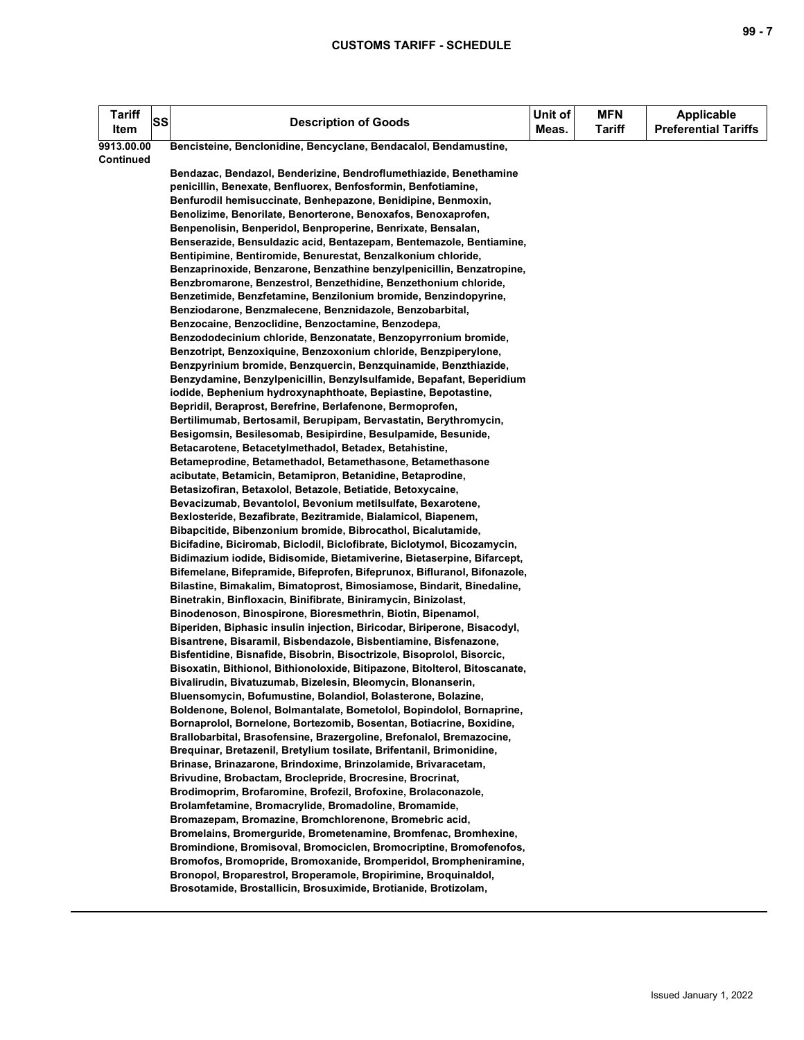| Tariff Item | SS | Description of Goods | Unit of Meas. | MFN Tariff | Applicable Preferential Tariffs |
|---|---|---|---|---|---|
| 9913.00.00 Continued | | Bencisteine, Benclonidine, Bencyclane, Bendacalol, Bendamustine, | | | |
| | | Bendazac, Bendazol, Benderizine, Bendroflumethiazide, Benethamine penicillin, Benexate, Benfluorex, Benfosformin, Benfotiamine, Benfurodil hemisuccinate, Benhepazone, Benidipine, Benmoxin, Benolizime, Benorilate, Benorterone, Benoxafos, Benoxaprofen, Benpenolisin, Benperidol, Benproperine, Benrixate, Bensalan, Benserazide, Bensuldazic acid, Bentazepam, Bentemazole, Bentiamine, Bentipimine, Bentiromide, Benurestat, Benzalkonium chloride, Benzaprinoxide, Benzarone, Benzathine benzylpenicillin, Benzatropine, Benzbromarone, Benzestrol, Benzethidine, Benzethonium chloride, Benzetimide, Benzfetamine, Benzilonium bromide, Benzindopyrine, Benziodarone, Benzmalecene, Benznidazole, Benzobarbital, Benzocaine, Benzoclidine, Benzoctamine, Benzodepa, Benzododecinium chloride, Benzonatate, Benzopyrronium bromide, Benzotript, Benzoxiquine, Benzoxonium chloride, Benzpiperylone, Benzpyrinium bromide, Benzquercin, Benzquinamide, Benzthiazide, Benzydamine, Benzylpenicillin, Benzylsulfamide, Bepafant, Beperidium iodide, Bephenium hydroxynaphthoate, Bepiastine, Bepotastine, Bepridil, Beraprost, Berefrine, Berlafenone, Bermoprofen, Bertilimumab, Bertosamil, Berupipam, Bervastatin, Berythromycin, Besigomsin, Besilesomab, Besipirdine, Besulpamide, Besunide, Betacarotene, Betacetylmethadol, Betadex, Betahistine, Betameprodine, Betamethadol, Betamethasone, Betamethasone acibutate, Betamicin, Betamipron, Betanidine, Betaprodine, Betasizofiran, Betaxolol, Betazole, Betiatide, Betoxycaine, Bevacizumab, Bevantolol, Bevonium metilsulfate, Bexarotene, Bexlosteride, Bezafibrate, Bezitramide, Bialamicol, Biapenem, Bibapcitide, Bibenzonium bromide, Bibrocathol, Bicalutamide, Bicifadine, Biciromab, Biclodil, Biclofibrate, Biclotymol, Bicozamycin, Bidimazium iodide, Bidisomide, Bietamiverine, Bietaserpine, Bifarcept, Bifemelane, Bifepramide, Bifeprofen, Bifeprunox, Bifluranol, Bifonazole, Bilastine, Bimakalim, Bimatoprost, Bimosiamose, Bindarit, Binedaline, Binetrakin, Binfloxacin, Binifibrate, Biniramycin, Binizolast, Binodenoson, Binospirone, Bioresmethrin, Biotin, Bipenamol, Biperiden, Biphasic insulin injection, Biricodar, Biriperone, Bisacodyl, Bisantrene, Bisaramil, Bisbendazole, Bisbentiamine, Bisfenazone, Bisfentidine, Bisnafide, Bisobrin, Bisoctrizole, Bisoprolol, Bisorcic, Bisoxatin, Bithionol, Bithionoloxide, Bitipazone, Bitolterol, Bitoscanate, Bivalirudin, Bivatuzumab, Bizelesin, Bleomycin, Blonanserin, Bluensomycin, Bofumustine, Bolandiol, Bolasterone, Bolazine, Boldenone, Bolenol, Bolmantalate, Bometolol, Bopindolol, Bornaprine, Bornaprolol, Bornelone, Bortezomib, Bosentan, Botiacrine, Boxidine, Brallobarbital, Brasofensine, Brazergoline, Brefonalol, Bremazocine, Brequinar, Bretazenil, Bretylium tosilate, Brifentanil, Brimonidine, Brinase, Brinazarone, Brindoxime, Brinzolamide, Brivaracetam, Brivudine, Brobactam, Broclepride, Brocresine, Brocrinat, Brodimoprim, Brofaromine, Brofezil, Brofoxine, Brolaconazole, Brolamfetamine, Bromacrylide, Bromadoline, Bromamide, Bromazepam, Bromazine, Bromchlorenone, Bromebric acid, Bromelains, Bromerguride, Brometenamine, Bromfenac, Bromhexine, Bromindione, Bromisoval, Bromociclen, Bromocriptine, Bromofenofos, Bromofos, Bromopride, Bromoxanide, Bromperidol, Brompheniramine, Bronopol, Broparestrol, Broperamole, Bropirimine, Broquinaldol, Brosotamide, Brostallicin, Brosuximide, Brotianide, Brotizolam, | | | |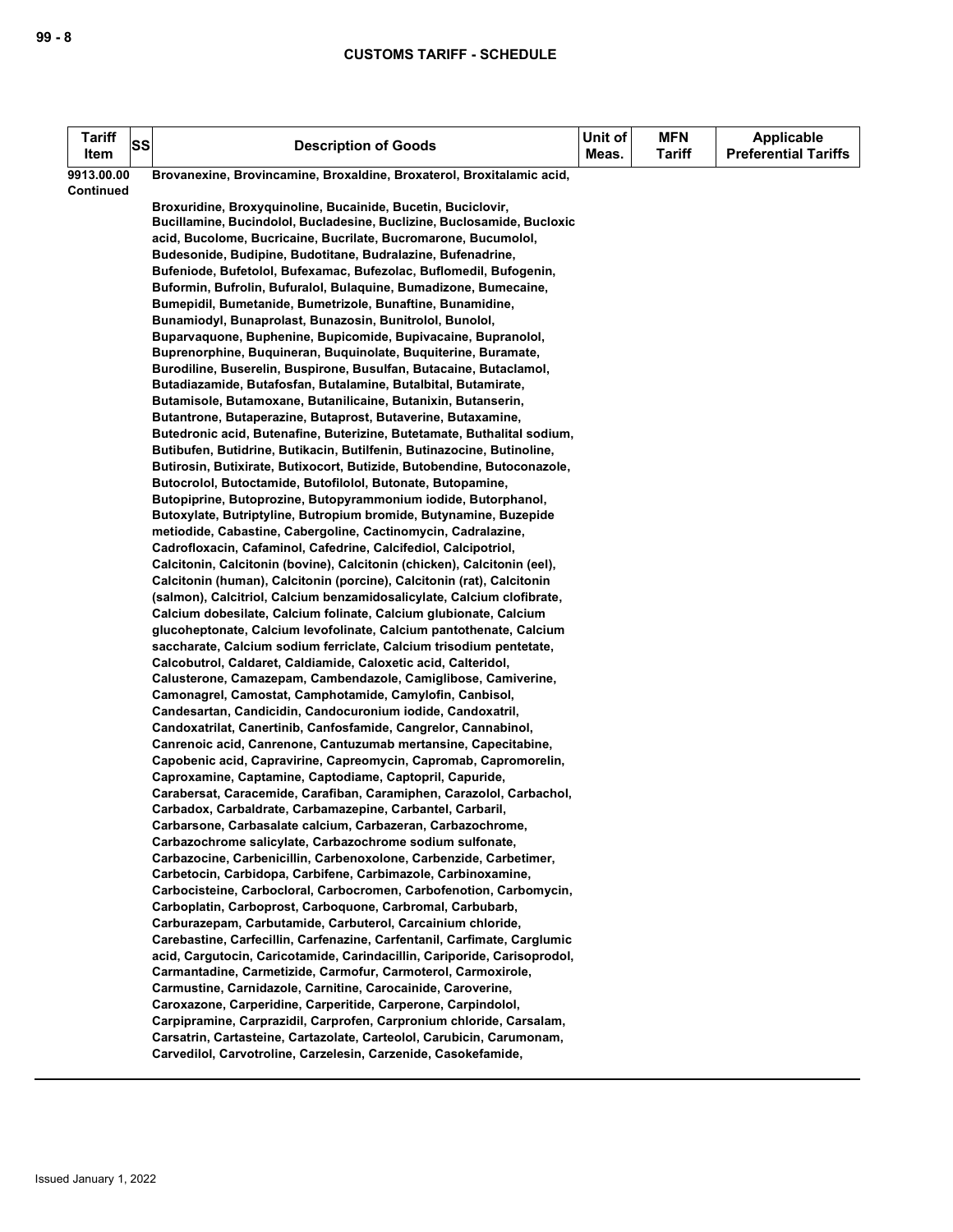| Tariff Item | SS | Description of Goods | Unit of Meas. | MFN Tariff | Applicable Preferential Tariffs |
|---|---|---|---|---|---|
| 9913.00.00 Continued | | Brovanexine, Brovincamine, Broxaldine, Broxaterol, Broxitalamic acid, Broxuridine, Broxyquinoline, Bucainide, Bucetin, Buciclovir, Bucillamine, Bucindolol, Bucladesine, Buclizine, Buclosamide, Bucloxic acid, Bucolome, Bucricaine, Bucrilate, Bucromarone, Bucumolol, Budesonide, Budipine, Budotitane, Budralazine, Bufenadrine, Bufeniode, Bufetolol, Bufexamac, Bufezolac, Buflomedil, Bufogenin, Buformin, Bufrolin, Bufuralol, Bulaquine, Bumadizone, Bumecaine, Bumepidil, Bumetanide, Bumetrizole, Bunaftine, Bunamidine, Bunamiodyl, Bunaprolast, Bunazosin, Bunitrolol, Bunolol, Buparvaquone, Buphenine, Bupicomide, Bupivacaine, Bupranolol, Buprenorphine, Buquineran, Buquinolate, Buquiterine, Buramate, Burodiline, Buserelin, Buspirone, Busulfan, Butacaine, Butaclamol, Butadiazamide, Butafosfan, Butalamine, Butalbital, Butamirate, Butamisole, Butamoxane, Butanilicaine, Butanixin, Butanserin, Butantrone, Butaperazine, Butaprost, Butaverine, Butaxamine, Butedronic acid, Butenafine, Buterizine, Butetamate, Buthalital sodium, Butibufen, Butidrine, Butikacin, Butilfenin, Butinazocine, Butinoline, Butirosin, Butixirate, Butixocort, Butizide, Butobendine, Butoconazole, Butocrolol, Butoctamide, Butofilolol, Butonate, Butopamine, Butopiprine, Butoprozine, Butopyrammonium iodide, Butorphanol, Butoxylate, Butriptyline, Butropium bromide, Butynamine, Buzepide metiodide, Cabastine, Cabergoline, Cactinomycin, Cadralazine, Cadrofloxacin, Cafaminol, Cafedrine, Calcifediol, Calcipotriol, Calcitonin, Calcitonin (bovine), Calcitonin (chicken), Calcitonin (eel), Calcitonin (human), Calcitonin (porcine), Calcitonin (rat), Calcitonin (salmon), Calcitriol, Calcium benzamidosalicylate, Calcium clofibrate, Calcium dobesilate, Calcium folinate, Calcium glubionate, Calcium glucoheptonate, Calcium levofolinate, Calcium pantothenate, Calcium saccharate, Calcium sodium ferriclate, Calcium trisodium pentetate, Calcobutrol, Caldaret, Caldiamide, Caloxetic acid, Calteridol, Calusterone, Camazepam, Cambendazole, Camiglibose, Camiverine, Camonagrel, Camostat, Camphotamide, Camylofin, Canbisol, Candesartan, Candicidin, Candocuronium iodide, Candoxatril, Candoxatrilat, Canertinib, Canfosfamide, Cangrelor, Cannabinol, Canrenoic acid, Canrenone, Cantuzumab mertansine, Capecitabine, Capobenic acid, Capravirine, Capreomycin, Capromab, Capromorelin, Caproxamine, Captamine, Captodiame, Captopril, Capuride, Carabersat, Caracemide, Carafiban, Caramiphen, Carazolol, Carbachol, Carbadox, Carbaldrate, Carbamazepine, Carbantel, Carbaril, Carbarsone, Carbasalate calcium, Carbazeran, Carbazochrome, Carbazochrome salicylate, Carbazochrome sodium sulfonate, Carbazocine, Carbenicillin, Carbenoxolone, Carbenzide, Carbetimer, Carbetocin, Carbidopa, Carbifene, Carbimazole, Carbinoxamine, Carbocisteine, Carbocloral, Carbocromen, Carbofenotion, Carbomycin, Carboplatin, Carboprost, Carboquone, Carbromal, Carbubarb, Carburazepam, Carbutamide, Carbuterol, Carcainium chloride, Carebastine, Carfecillin, Carfenazine, Carfentanil, Carfimate, Carglumic acid, Cargutocin, Caricotamide, Carindacillin, Cariporide, Carisoprodol, Carmantadine, Carmetizide, Carmofur, Carmoterol, Carmoxirole, Carmustine, Carnidazole, Carnitine, Carocainide, Caroverine, Caroxazone, Carperidine, Carperitide, Carperone, Carpindolol, Carpipramine, Carprazidil, Carprofen, Carpronium chloride, Carsalam, Carsatrin, Cartasteine, Cartazolate, Carteolol, Carubicin, Carumonam, Carvedilol, Carvotroline, Carzelesin, Carzenide, Casokefamide, | | | |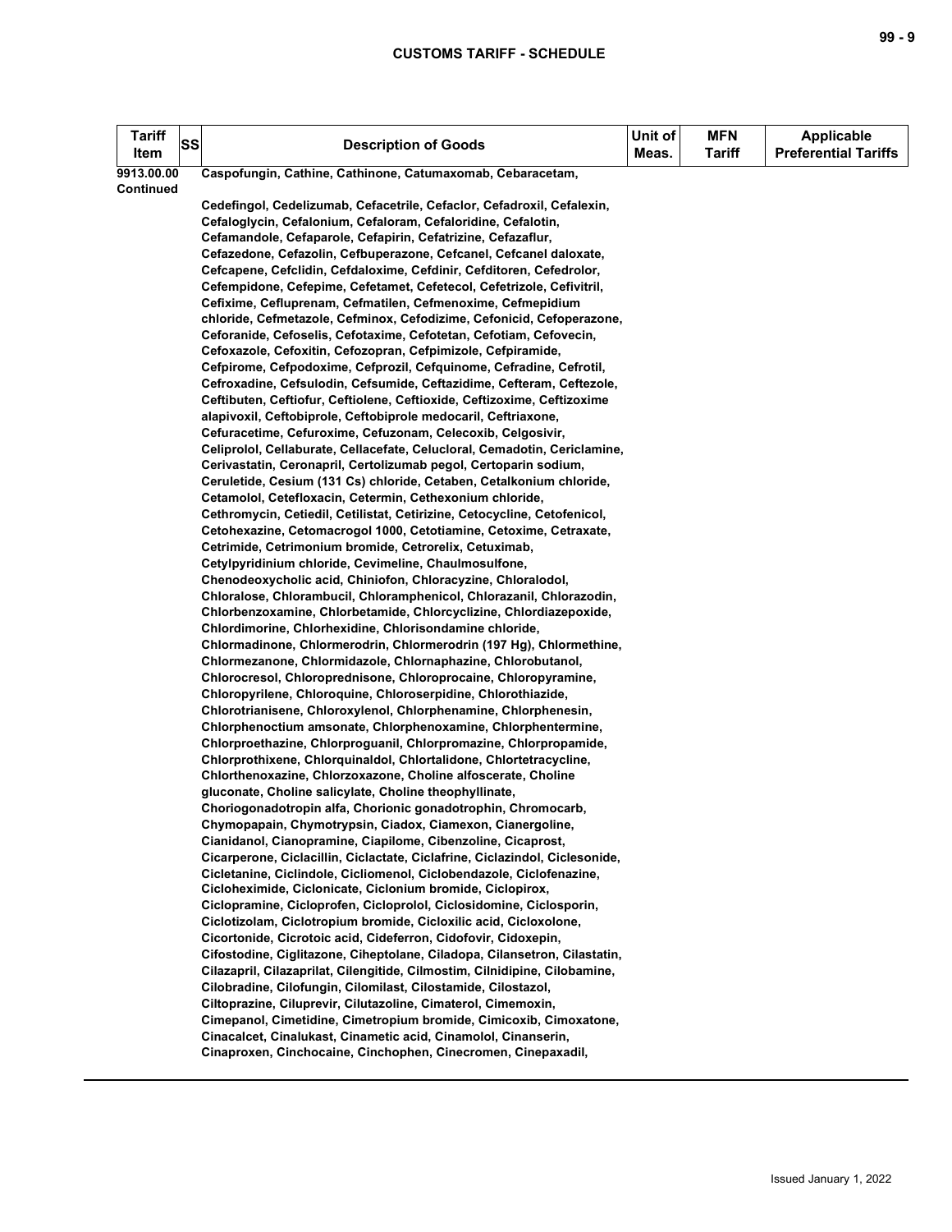| Tariff Item | SS | Description of Goods | Unit of Meas. | MFN Tariff | Applicable Preferential Tariffs |
|---|---|---|---|---|---|
| 9913.00.00 Continued | | Caspofungin, Cathine, Cathinone, Catumaxomab, Cebaracetam, Cedefingol, Cedelizumab, Cefacetrile, Cefaclor, Cefadroxil, Cefalexin, Cefaloglycin, Cefalonium, Cefaloram, Cefaloridine, Cefalotin, Cefamandole, Cefaparole, Cefapirin, Cefatrizine, Cefazaflur, Cefazedone, Cefazolin, Cefbuperazone, Cefcanel, Cefcanel daloxate, Cefcapene, Cefclidin, Cefdaloxime, Cefdinir, Cefditoren, Cefedrolor, Cefempidone, Cefepime, Cefetamet, Cefetecol, Cefetrizole, Cefivitril, Cefixime, Cefluprenam, Cefmatilen, Cefmenoxime, Cefmepidium chloride, Cefmetazole, Cefminox, Cefodizime, Cefonicid, Cefoperazone, Ceforanide, Cefoselis, Cefotaxime, Cefotetan, Cefotiam, Cefovecin, Cefoxazole, Cefoxitin, Cefozopran, Cefpimizole, Cefpiramide, Cefpirome, Cefpodoxime, Cefprozil, Cefquinome, Cefradine, Cefrotil, Cefroxadine, Cefsulodin, Cefsumide, Ceftazidime, Cefteram, Ceftezole, Ceftibuten, Ceftiofur, Ceftiolene, Ceftioxide, Ceftizoxime, Ceftizoxime alapivoxil, Ceftobiprole, Ceftobiprole medocaril, Ceftriaxone, Cefuracetime, Cefuroxime, Cefuzonam, Celecoxib, Celgosivir, Celiprolol, Cellaburate, Cellacefate, Celucloral, Cemadotin, Cericlamine, Cerivastatin, Ceronapril, Certolizumab pegol, Certoparin sodium, Ceruletide, Cesium (131 Cs) chloride, Cetaben, Cetalkonium chloride, Cetamolol, Cetefloxacin, Cetermin, Cethexonium chloride, Cethromycin, Cetiedil, Cetilistat, Cetirizine, Cetocycline, Cetofenicol, Cetohexazine, Cetomacrogol 1000, Cetotiamine, Cetoxime, Cetraxate, Cetrimide, Cetrimonium bromide, Cetrorelix, Cetuximab, Cetylpyridinium chloride, Cevimeline, Chaulmosulfone, Chenodeoxycholic acid, Chiniofon, Chloracyzine, Chloralodol, Chloralose, Chlorambucil, Chloramphenicol, Chlorazanil, Chlorazodin, Chlorbenzoxamine, Chlorbetamide, Chlorcyclizine, Chlordiazepoxide, Chlordimorine, Chlorhexidine, Chlorisondamine chloride, Chlormadinone, Chlormerodrin, Chlormerodrin (197 Hg), Chlormethine, Chlormezanone, Chlormidazole, Chlornaphazine, Chlorobutanol, Chlorocresol, Chloroprednisone, Chloroprocaine, Chloropyramine, Chloropyrilene, Chloroquine, Chloroserpidine, Chlorothiazide, Chlorotrianisene, Chloroxylenol, Chlorphenamine, Chlorphenesin, Chlorphenoctium amsonate, Chlorphenoxamine, Chlorphentermine, Chlorproethazine, Chlorproguanil, Chlorpromazine, Chlorpropamide, Chlorprothixene, Chlorquinaldol, Chlortalidone, Chlortetracycline, Chlorthenoxazine, Chlorzoxazone, Choline alfoscerate, Choline gluconate, Choline salicylate, Choline theophyllinate, Choriogonadotropin alfa, Chorionic gonadotrophin, Chromocarb, Chymopapain, Chymotrypsin, Ciadox, Ciamexon, Cianergoline, Cianidanol, Cianopramine, Ciapilome, Cibenzoline, Cicaprost, Cicarperone, Ciclacillin, Ciclactate, Ciclafrine, Ciclazindol, Ciclesonide, Cicletanine, Ciclindole, Cicliomenol, Ciclobendazole, Ciclofenazine, Cicloheximide, Ciclonicate, Ciclonium bromide, Ciclopirox, Ciclopramine, Cicloprofen, Cicloprolol, Ciclosidomine, Ciclosporin, Ciclotizolam, Ciclotropium bromide, Cicloxilic acid, Cicloxolone, Cicortonide, Cicrotoic acid, Cideferron, Cidofovir, Cidoxepin, Cifostodine, Ciglitazone, Ciheptolane, Ciladopa, Cilansetron, Cilastatin, Cilazapril, Cilazaprilat, Cilengitide, Cilmostim, Cilnidipine, Cilobamine, Cilobradine, Cilofungin, Cilomilast, Cilostamide, Cilostazol, Ciltoprazine, Ciluprevir, Cilutazoline, Cimaterol, Cimemoxin, Cimepanol, Cimetidine, Cimetropium bromide, Cimicoxib, Cimoxatone, Cinacalcet, Cinalukast, Cinametic acid, Cinamolol, Cinanserin, Cinaproxen, Cinchocaine, Cinchophen, Cinecromen, Cinepaxadil, | | | |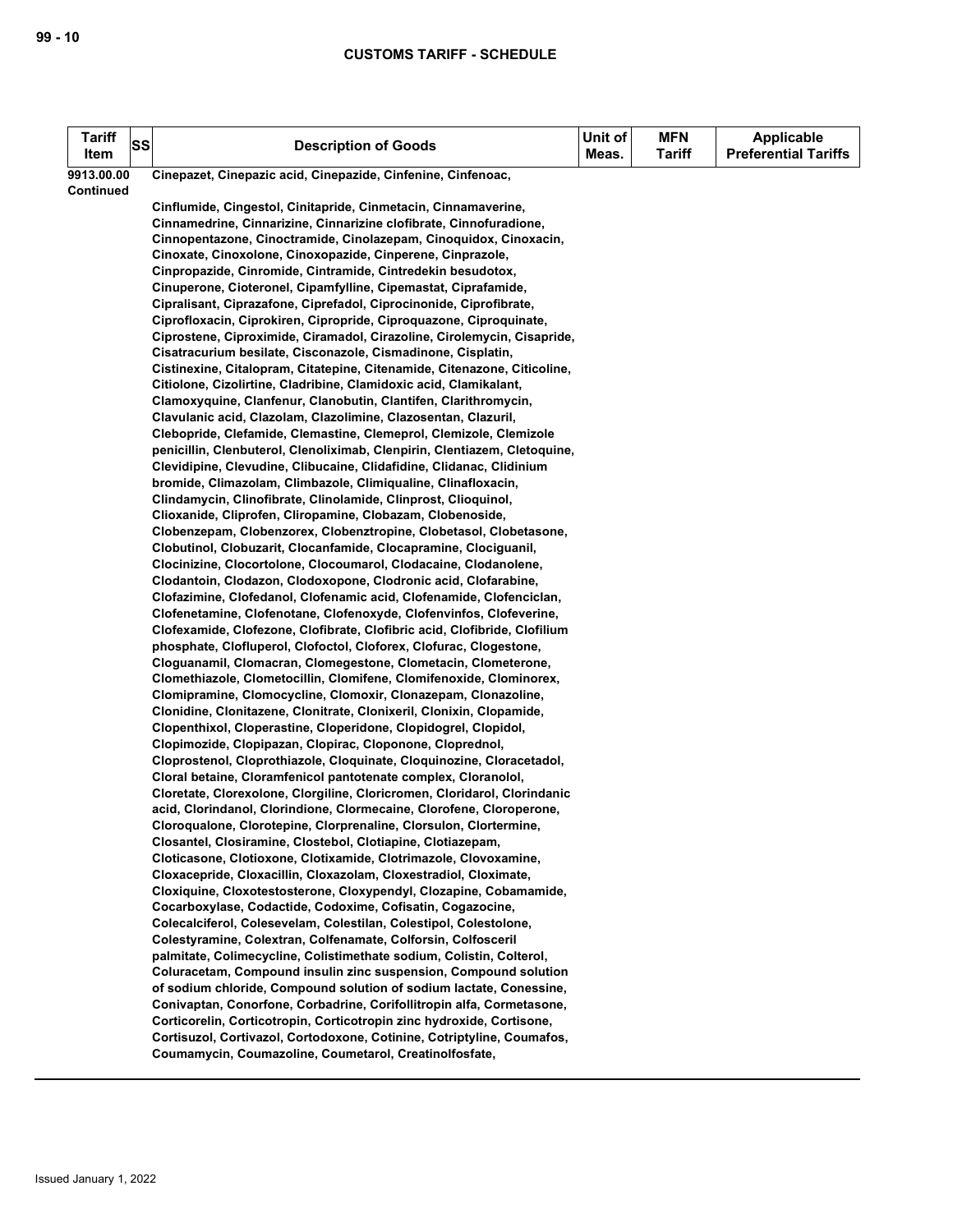| Tariff Item | SS | Description of Goods | Unit of Meas. | MFN Tariff | Applicable Preferential Tariffs |
|---|---|---|---|---|---|
| 9913.00.00 Continued | | Cinepazet, Cinepazic acid, Cinepazide, Cinfenine, Cinfenoac, Cinflumide, Cingestol, Cinitapride, Cinmetacin, Cinnamaverine, Cinnamedrine, Cinnarizine, Cinnarizine clofibrate, Cinnofuradione, Cinnopentazone, Cinoctramide, Cinolazepam, Cinoquidox, Cinoxacin, Cinoxate, Cinoxolone, Cinoxopazide, Cinperene, Cinprazole, Cinpropazide, Cinromide, Cintramide, Cintredekin besudotox, Cinuperone, Cioteronel, Cipamfylline, Cipemastat, Ciprafamide, Cipralisant, Ciprazafone, Ciprefadol, Ciprocinonide, Ciprofibrate, Ciprofloxacin, Ciprokiren, Cipropride, Ciproquazone, Ciproquinate, Ciprostene, Ciproximide, Ciramadol, Cirazoline, Cirolemycin, Cisapride, Cisatracurium besilate, Cisconazole, Cismadinone, Cisplatin, Cistinexine, Citalopram, Citatepine, Citenamide, Citenazone, Citicoline, Citiolone, Cizolirtine, Cladribine, Clamidoxic acid, Clamikalant, Clamoxyquine, Clanfenur, Clanobutin, Clantifen, Clarithromycin, Clavulanic acid, Clazolam, Clazolimine, Clazosentan, Clazuril, Clebopride, Clefamide, Clemastine, Clemeprol, Clemizole, Clemizole penicillin, Clenbuterol, Clenoliximab, Clenpirin, Clentiazem, Cletoquine, Clevidipine, Clevudine, Clibucaine, Clidafidine, Clidanac, Clidinium bromide, Climazolam, Climbazole, Climiqualine, Clinafloxacin, Clindamycin, Clinofibrate, Clinolamide, Clinprost, Clioquinol, Clioxanide, Cliprofen, Cliropamine, Clobazam, Clobenoside, Clobenzepam, Clobenzorex, Clobenztropine, Clobetasol, Clobetasone, Clobutinol, Clobuzarit, Clocanfamide, Clocapramine, Clociguanil, Clocinizine, Clocortolone, Clocoumarol, Clodacaine, Clodanolene, Clodantoin, Clodazon, Clodoxopone, Clodronic acid, Clofarabine, Clofazimine, Clofedanol, Clofenamic acid, Clofenamide, Clofenciclan, Clofenetamine, Clofenotane, Clofenoxyde, Clofenvinfos, Clofeverine, Clofexamide, Clofezone, Clofibrate, Clofibric acid, Clofibride, Clofilium phosphate, Clofluperol, Clofoctol, Cloforex, Clofurac, Clogestone, Cloguanamil, Clomacran, Clomegestone, Clometacin, Clometerone, Clomethiazole, Clometocillin, Clomifene, Clomifenoxide, Clominorex, Clomipramine, Clomocycline, Clomoxir, Clonazepam, Clonazoline, Clonidine, Clonitazene, Clonitrate, Clonixeril, Clonixin, Clopamide, Clopenthixol, Cloperastine, Cloperidone, Clopidogrel, Clopidol, Clopimozide, Clopipazan, Clopirac, Cloponone, Cloprednol, Cloprostenol, Cloprothiazole, Cloquinate, Cloquinozine, Cloracetadol, Cloral betaine, Cloramfenicol pantotenate complex, Cloranolol, Cloretate, Clorexolone, Clorgiline, Cloricromen, Cloridarol, Clorindanic acid, Clorindanol, Clorindione, Clormecaine, Clorofene, Cloroperone, Cloroqualone, Clorotepine, Clorprenaline, Clorsulon, Clortermine, Closantel, Closiramine, Clostebol, Clotiapine, Clotiazepam, Cloticasone, Clotioxone, Clotixamide, Clotrimazole, Clovoxamine, Cloxacepride, Cloxacillin, Cloxazolam, Cloxestradiol, Cloximate, Cloxiquine, Cloxotestosterone, Cloxypendyl, Clozapine, Cobamamide, Cocarboxylase, Codactide, Codoxime, Cofisatin, Cogazocine, Colecalciferol, Colesevelam, Colestilan, Colestipol, Colestolone, Colestyramine, Colextran, Colfenamate, Colforsin, Colfosceril palmitate, Colimecycline, Colistimethate sodium, Colistin, Colterol, Coluracetam, Compound insulin zinc suspension, Compound solution of sodium chloride, Compound solution of sodium lactate, Conessine, Conivaptan, Conorfone, Corbadrine, Corifollitropin alfa, Cormetasone, Corticorelin, Corticotropin, Corticotropin zinc hydroxide, Cortisone, Cortisuzol, Cortivazol, Cortodoxone, Cotinine, Cotriptyline, Coumafos, Coumamycin, Coumazoline, Coumetarol, Creatinolfosfate, | | | |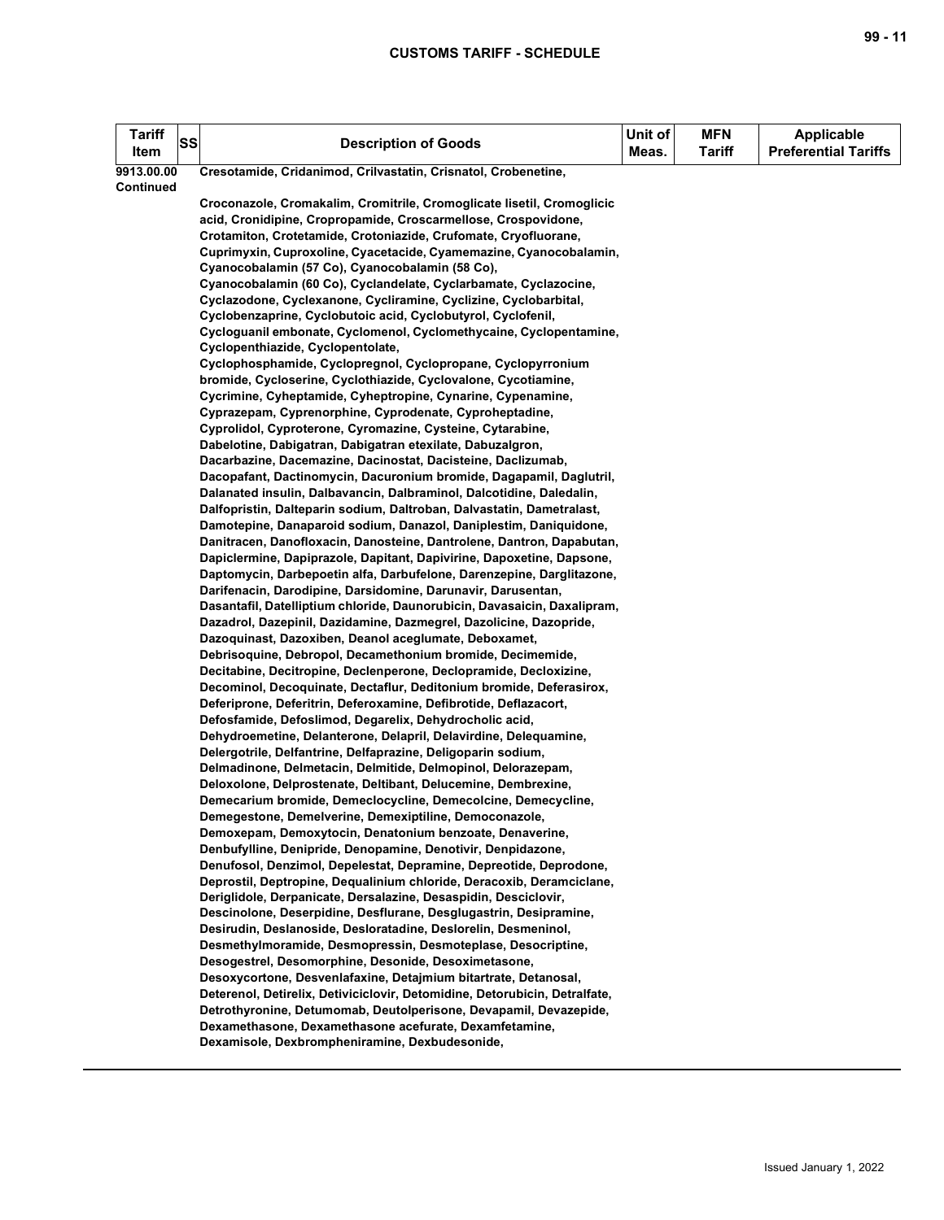| Tariff Item | SS | Description of Goods | Unit of Meas. | MFN Tariff | Applicable Preferential Tariffs |
|---|---|---|---|---|---|
| 9913.00.00 Continued | | Cresotamide, Cridanimod, Crilvastatin, Crisnatol, Crobenetine,<br><br>Croconazole, Cromakalim, Cromitrile, Cromoglicate lisetil, Cromoglicic acid, Cronidipine, Cropropamide, Croscarmellose, Crospovidone, Crotamiton, Crotetamide, Crotoniazide, Crufomate, Cryofluorane, Cuprimyxin, Cuproxoline, Cyacetacide, Cyamemazine, Cyanocobalamin, Cyanocobalamin (57 Co), Cyanocobalamin (58 Co), Cyanocobalamin (60 Co), Cyclandelate, Cyclarbamate, Cyclazocine, Cyclazodone, Cyclexanone, Cycliramine, Cyclizine, Cyclobarbital, Cyclobenzaprine, Cyclobutoic acid, Cyclobutyrol, Cyclofenil, Cycloguanil embonate, Cyclomenol, Cyclomethycaine, Cyclopentamine, Cyclopenthiazide, Cyclopentolate, Cyclophosphamide, Cyclopregnol, Cyclopropane, Cyclopyrronium bromide, Cycloserine, Cyclothiazide, Cyclovalone, Cycotiamine, Cycrimine, Cyheptamide, Cyheptropine, Cynarine, Cypenamine, Cyprazepam, Cyprenorphine, Cyprodenate, Cyproheptadine, Cyprolidol, Cyproterone, Cyromazine, Cysteine, Cytarabine, Dabelotine, Dabigatran, Dabigatran etexilate, Dabuzalgron, Dacarbazine, Dacemazine, Dacinostat, Dacisteine, Daclizumab, Dacopafant, Dactinomycin, Dacuronium bromide, Dagapamil, Daglutril, Dalanated insulin, Dalbavancin, Dalbraminol, Dalcotidine, Daledalin, Dalfopristin, Dalteparin sodium, Daltroban, Dalvastatin, Dametralast, Damotepine, Danaparoid sodium, Danazol, Daniplestim, Daniquidone, Danitracen, Danofloxacin, Danosteine, Dantrolene, Dantron, Dapabutan, Dapiclermine, Dapiprazole, Dapitant, Dapivirine, Dapoxetine, Dapsone, Daptomycin, Darbepoetin alfa, Darbufelone, Darenzepine, Darglitazone, Darifenacin, Darodipine, Darsidomine, Darunavir, Darusentan, Dasantafil, Datelliptium chloride, Daunorubicin, Davasaicin, Daxalipram, Dazadrol, Dazepinil, Dazidamine, Dazmegrel, Dazolicine, Dazopride, Dazoquinast, Dazoxiben, Deanol aceglumate, Deboxamet, Debrisoquine, Debropol, Decamethonium bromide, Decimemide, Decitabine, Decitropine, Declenperone, Declopramide, Decloxizine, Decominol, Decoquinate, Dectaflur, Deditonium bromide, Deferasirox, Deferiprone, Deferitrin, Deferoxamine, Defibrotide, Deflazacort, Defosfamide, Defoslimod, Degarelix, Dehydrocholic acid, Dehydroemetine, Delanterone, Delapril, Delavirdine, Delequamine, Delergotrile, Delfantrine, Delfaprazine, Deligoparin sodium, Delmadinone, Delmetacin, Delmitide, Delmopinol, Delorazepam, Deloxolone, Delprostenate, Deltibant, Delucemine, Dembrexine, Demecarium bromide, Demeclocycline, Demecolcine, Demecycline, Demegestone, Demelverine, Demexiptiline, Democonazole, Demoxepam, Demoxytocin, Denatonium benzoate, Denaverine, Denbufylline, Denipride, Denopamine, Denotivir, Denpidazone, Denufosol, Denzimol, Depelestat, Depramine, Depreotide, Deprodone, Deprostil, Deptropine, Dequalinium chloride, Deracoxib, Deramciclane, Deriglidole, Derpanicate, Dersalazine, Desaspidin, Desciclovir, Descinolone, Deserpidine, Desflurane, Desglugastrin, Desipramine, Desirudin, Deslanoside, Desloratadine, Deslorelin, Desmeninol, Desmethylmoramide, Desmopressin, Desmoteplase, Desocriptine, Desogestrel, Desomorphine, Desonide, Desoximetasone, Desoxycortone, Desvenlafaxine, Detajmium bitartrate, Detanosal, Deterenol, Detirelix, Detiviciclovir, Detomidine, Detorubicin, Detralfate, Detrothyronine, Detumomab, Deutolperisone, Devapamil, Devazepide, Dexamethasone, Dexamethasone acefurate, Dexamfetamine, Dexamisole, Dexbrompheniramine, Dexbudesonide, | | | |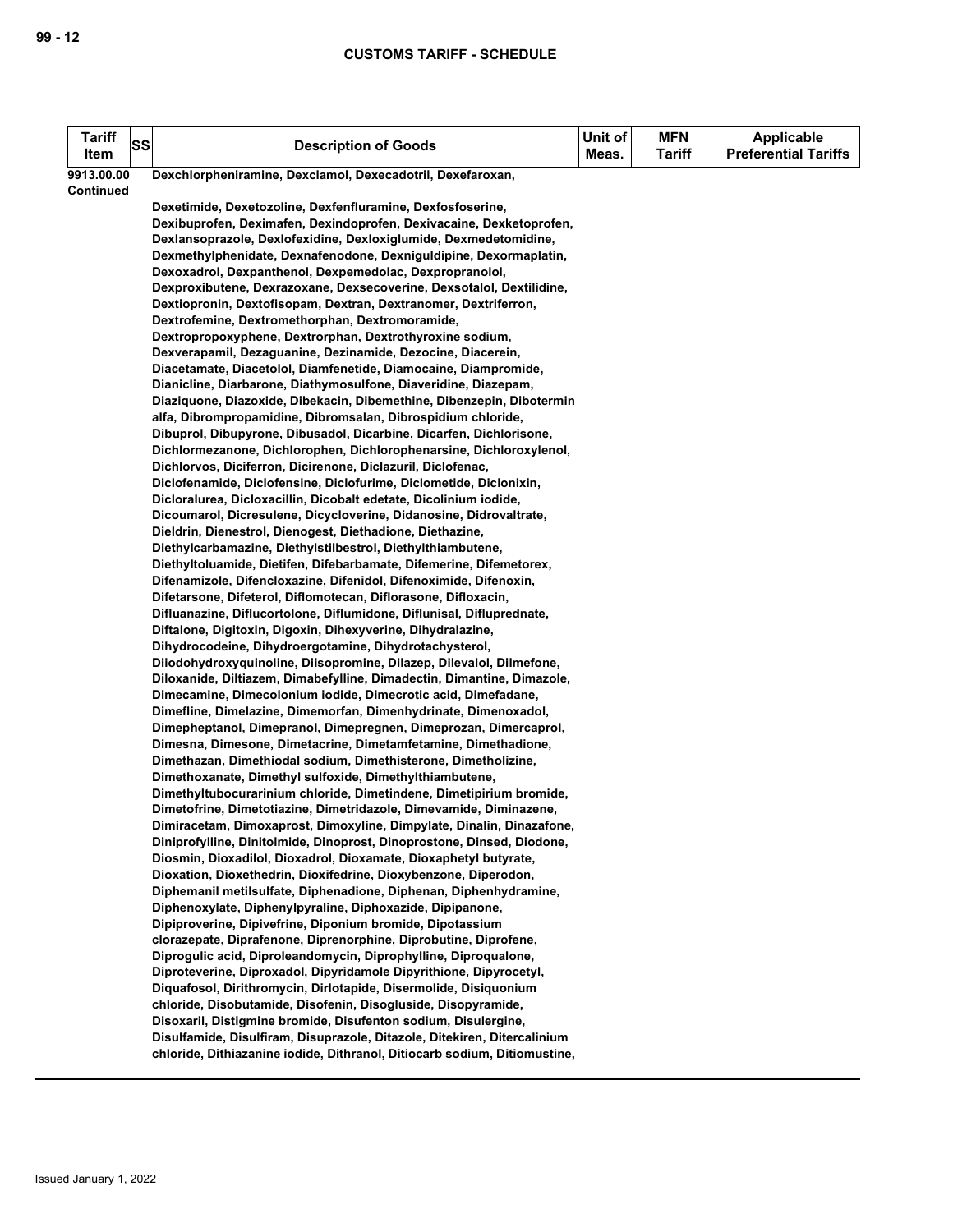| Tariff Item | SS | Description of Goods | Unit of Meas. | MFN Tariff | Applicable Preferential Tariffs |
|---|---|---|---|---|---|
| 9913.00.00 Continued | | Dexchlorpheniramine, Dexclamol, Dexecadotril, Dexefaroxan, Dexetimide, Dexetozoline, Dexfenfluramine, Dexfosfoserine, Dexibuprofen, Deximafen, Dexindoprofen, Dexivacaine, Dexketoprofen, Dexlansoprazole, Dexlofexidine, Dexloxiglumide, Dexmedetomidine, Dexmethylphenidate, Dexnafenodone, Dexniguldipine, Dexormaplatin, Dexoxadrol, Dexpanthenol, Dexpemedolac, Dexpropranolol, Dexproxibutene, Dexrazoxane, Dexsecoverine, Dexsotalol, Dextilidine, Dextiopronin, Dextofisopam, Dextran, Dextranomer, Dextriferron, Dextrofemine, Dextromethorphan, Dextromoramide, Dextropropoxyphene, Dextrorphan, Dextrothyroxine sodium, Dexverapamil, Dezaguanine, Dezinamide, Dezocine, Diacerein, Diacetamate, Diacetolol, Diamfenetide, Diamocaine, Diampromide, Dianicline, Diarbarone, Diathymosulfone, Diaveridine, Diazepam, Diaziquone, Diazoxide, Dibekacin, Dibemethine, Dibenzepin, Dibotermin alfa, Dibrompropamidine, Dibromsalan, Dibrospidium chloride, Dibuprol, Dibupyrone, Dibusadol, Dicarbine, Dicarfen, Dichlorisone, Dichlormezanone, Dichlorophen, Dichlorophenarsine, Dichloroxylenol, Dichlorvos, Diciferron, Dicirenone, Diclazuril, Diclofenac, Diclofenamide, Diclofensine, Diclofurime, Diclometide, Diclonixin, Dicloralurea, Dicloxacillin, Dicobalt edetate, Dicolinium iodide, Dicoumarol, Dicresulene, Dicycloverine, Didanosine, Didrovaltrate, Dieldrin, Dienestrol, Dienogest, Diethadione, Diethazine, Diethylcarbamazine, Diethylstilbestrol, Diethylthiambutene, Diethyltoluamide, Dietifen, Difebarbamate, Difemerine, Difemetorex, Difenamizole, Difencloxazine, Difenidol, Difenoximide, Difenoxin, Difetarsone, Difeterol, Diflomotecan, Diflorasone, Difloxacin, Difluanazine, Diflucortolone, Diflumidone, Diflunisal, Difluprednate, Diftalone, Digitoxin, Digoxin, Dihexyverine, Dihydralazine, Dihydrocodeine, Dihydroergotamine, Dihydrotachysterol, Diiodohydroxyquinoline, Diisopromine, Dilazep, Dilevalol, Dilmefone, Diloxanide, Diltiazem, Dimabefylline, Dimadectin, Dimantine, Dimazole, Dimecamine, Dimecolonium iodide, Dimecrotic acid, Dimefadane, Dimefline, Dimelazine, Dimemorfan, Dimenhydrinate, Dimenoxadol, Dimepheptanol, Dimepranol, Dimepregnen, Dimeprozan, Dimercaprol, Dimesna, Dimesone, Dimetacrine, Dimetamfetamine, Dimethadione, Dimethazan, Dimethiodal sodium, Dimethisterone, Dimetholizine, Dimethoxanate, Dimethyl sulfoxide, Dimethylthiambutene, Dimethyltubocurarinium chloride, Dimetindene, Dimetipirium bromide, Dimetofrine, Dimetotiazine, Dimetridazole, Dimevamide, Diminazene, Dimiracetam, Dimoxaprost, Dimoxyline, Dimpylate, Dinalin, Dinazafone, Diniprofylline, Dinitolmide, Dinoprost, Dinoprostone, Dinsed, Diodone, Diosmin, Dioxadilol, Dioxadrol, Dioxamate, Dioxaphetyl butyrate, Dioxation, Dioxethedrin, Dioxifedrine, Dioxybenzone, Diperodon, Diphemanil metilsulfate, Diphenadione, Diphenan, Diphenhydramine, Diphenoxylate, Diphenylpyraline, Diphoxazide, Dipipanone, Dipiproverine, Dipivefrine, Diponium bromide, Dipotassium clorazepate, Diprafenone, Diprenorphine, Diprobutine, Diprofene, Diprogulic acid, Diproleandomycin, Diprophylline, Diproqualone, Diproteverine, Diproxadol, Dipyridamole Dipyrithione, Dipyrocetyl, Diquafosol, Dirithromycin, Dirlotapide, Disermolide, Disiquonium chloride, Disobutamide, Disofenin, Disogluside, Disopyramide, Disoxaril, Distigmine bromide, Disufenton sodium, Disulergine, Disulfamide, Disulfiram, Disuprazole, Ditazole, Ditekiren, Ditercalinium chloride, Dithiazanine iodide, Dithranol, Ditiocarb sodium, Ditiomustine, | | | |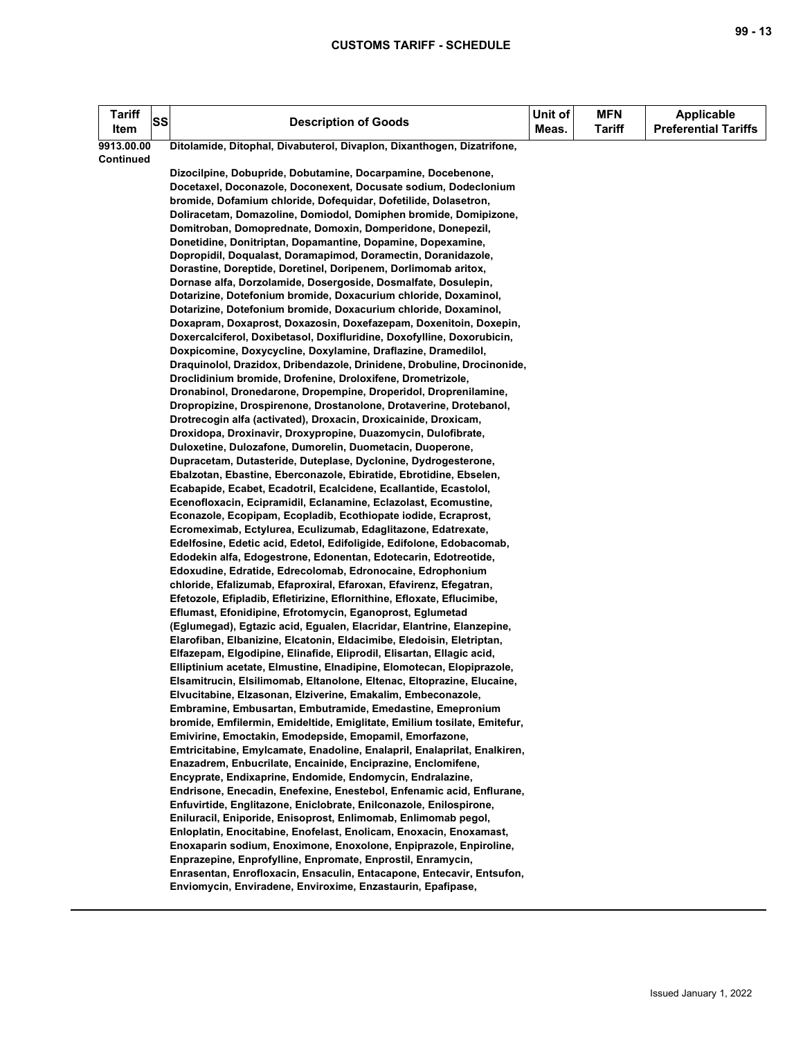| Tariff Item | SS | Description of Goods | Unit of Meas. | MFN Tariff | Applicable Preferential Tariffs |
|---|---|---|---|---|---|
| 9913.00.00 Continued | | Ditolamide, Ditophal, Divabuterol, Divaplon, Dixanthogen, Dizatrifone, Dizocilpine, Dobupride, Dobutamine, Docarpamine, Docebenone, Docetaxel, Doconazole, Doconexent, Docusate sodium, Dodeclonium bromide, Dofamium chloride, Dofequidar, Dofetilide, Dolasetron, Doliracetam, Domazoline, Domiodol, Domiphen bromide, Domipizone, Domitroban, Domoprednate, Domoxin, Domperidone, Donepezil, Donetidine, Donitriptan, Dopamantine, Dopamine, Dopexamine, Dopropidil, Doqualast, Doramapimod, Doramectin, Doranidazole, Dorastine, Doreptide, Doretinel, Doripenem, Dorlimomab aritox, Dornase alfa, Dorzolamide, Dosergoside, Dosmalfate, Dosulepin, Dotarizine, Dotefonium bromide, Doxacurium chloride, Doxaminol, Dotarizine, Dotefonium bromide, Doxacurium chloride, Doxaminol, Doxapram, Doxaprost, Doxazosin, Doxefazepam, Doxenitoin, Doxepin, Doxercalciferol, Doxibetasol, Doxifluridine, Doxofylline, Doxorubicin, Doxpicomine, Doxycycline, Doxylamine, Draflazine, Dramedilol, Draquinolol, Drazidox, Dribendazole, Drinidene, Drobuline, Drocinonide, Droclidinium bromide, Drofenine, Droloxifene, Drometrizole, Dronabinol, Dronedarone, Dropempine, Droperidol, Droprenilamine, Dropropizine, Drospirenone, Drostanolone, Drotaverine, Drotebanol, Drotrecogin alfa (activated), Droxacin, Droxicainide, Droxicam, Droxidopa, Droxinavir, Droxypropine, Duazomycin, Dulofibrate, Duloxetine, Dulozafone, Dumorelin, Duometacin, Duoperone, Dupracetam, Dutasteride, Duteplase, Dyclonine, Dydrogesterone, Ebalzotan, Ebastine, Eberconazole, Ebiratide, Ebrotidine, Ebselen, Ecabapide, Ecabet, Ecadotril, Ecalcidene, Ecallantide, Ecastolol, Ecenofloxacin, Ecipramidil, Eclanamine, Eclazolast, Ecomustine, Econazole, Ecopipam, Ecopladib, Ecothiopate iodide, Ecraprost, Ecromeximab, Ectylurea, Eculizumab, Edaglitazone, Edatrexate, Edelfosine, Edetic acid, Edetol, Edifoligide, Edifolone, Edobacomab, Edodekin alfa, Edogestrone, Edonentan, Edotecarin, Edotreotide, Edoxudine, Edratide, Edrecolomab, Edronocaine, Edrophonium chloride, Efalizumab, Efaproxiral, Efaroxan, Efavirenz, Efegatran, Efetozole, Efipladib, Efletirizine, Eflornithine, Efloxate, Eflucimibe, Eflumast, Efonidipine, Efrotomycin, Eganoprost, Eglumetad (Eglumegad), Egtazic acid, Eguallen, Elacridar, Elantrine, Elanzepine, Elarofiban, Elbanizine, Elcatonin, Eldacimibe, Eledoisin, Eletriptan, Elfazepam, Elgodipine, Elinafide, Eliprodil, Elisartan, Ellagic acid, Elliptinium acetate, Elmustine, Elnadipine, Elomotecan, Elopiprazole, Elsamitrucin, Elsilimomab, Eltanolone, Eltenac, Eltoprazine, Elucaine, Elvucitabine, Elzasonan, Elziverine, Emakalim, Embeconazole, Embramine, Embusartan, Embutramide, Emedastine, Emepronium bromide, Emfilermin, Emideltide, Emiglitate, Emilium tosilate, Emitefur, Emivirine, Emoctakin, Emodepside, Emopamil, Emorfazone, Emtricitabine, Emylcamate, Enadoline, Enalapril, Enalaprilat, Enalkiren, Enazadrem, Enbucrilate, Encainide, Enciprazine, Enclomifene, Encyprate, Endixaprine, Endomide, Endomycin, Endralazine, Endrisone, Enecadin, Enefexine, Enestebol, Enfenamic acid, Enflurane, Enfuvirtide, Englitazone, Eniclobrate, Enilconazole, Enilospirone, Eniluracil, Eniporide, Enisoprost, Enlimomab, Enlimomab pegol, Enloplatin, Enocitabine, Enofelast, Enolicam, Enoxacin, Enoxamast, Enoxaparin sodium, Enoximone, Enoxolone, Enpiprazole, Enpiroline, Enprazepine, Enprofylline, Enpromate, Enprostil, Enramycin, Enrasentan, Enrofloxacin, Ensaculin, Entacapone, Entecavir, Entsufon, Enviomycin, Enviradene, Enviroxime, Enzastaurin, Epafipase, | | | |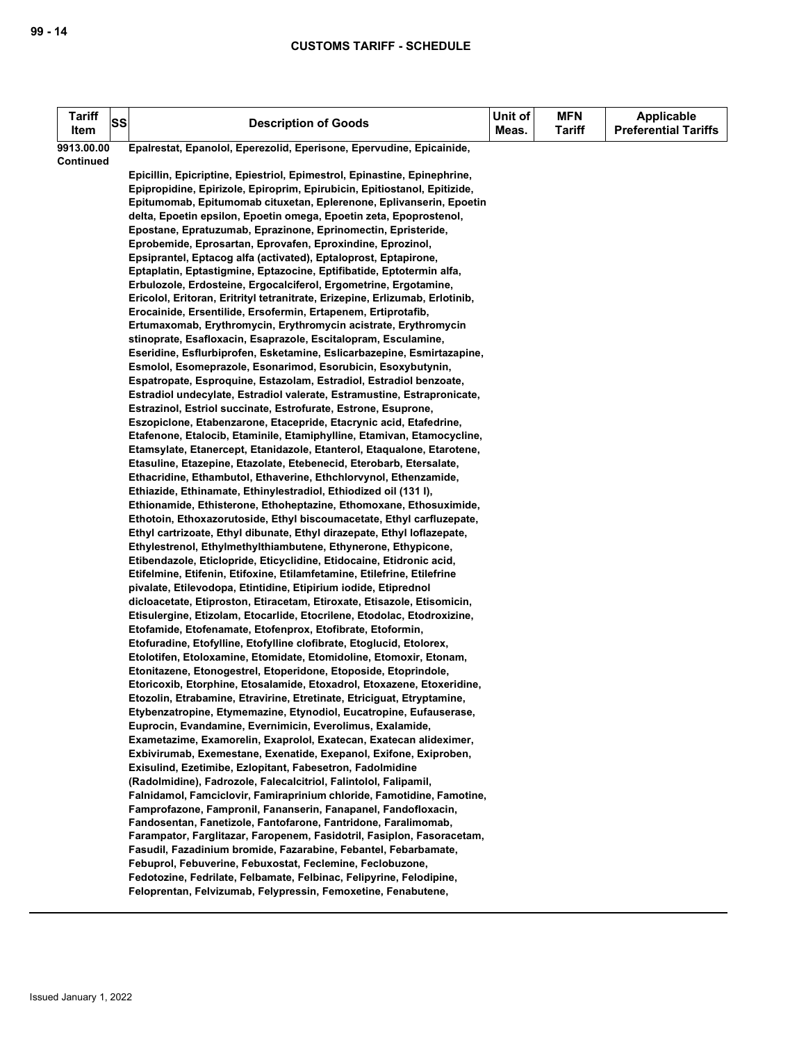| Tariff Item | SS | Description of Goods | Unit of Meas. | MFN Tariff | Applicable Preferential Tariffs |
|---|---|---|---|---|---|
| 9913.00.00 Continued | | Epalrestat, Epanolol, Eperezolid, Eperisone, Epervudine, Epicainide, Epicillin, Epicriptine, Epiestriol, Epimestrol, Epinastine, Epinephrine, Epipropidine, Epirizole, Epiroprim, Epirubicin, Epitiostanol, Epitizide, Epitumomab, Epitumomab cituxetan, Eplerenone, Eplivanserin, Epoetin delta, Epoetin epsilon, Epoetin omega, Epoetin zeta, Epoprostenol, Epostane, Epratuzumab, Eprazinone, Eprinomectin, Epristeride, Eprobemide, Eprosartan, Eprovafen, Eproxindine, Eprozinol, Epsiprantel, Eptacog alfa (activated), Eptaloprost, Eptapirone, Eptaplatin, Eptastigmine, Eptazocine, Eptifibatide, Eptotermin alfa, Erbulozole, Erdosteine, Ergocalciferol, Ergometrine, Ergotamine, Ericolol, Eritoran, Eritrityl tetranitrate, Erizepine, Erlizumab, Erlotinib, Erocainide, Ersentilide, Ersofermin, Ertapenem, Ertiprotafib, Ertumaxomab, Erythromycin, Erythromycin acistrate, Erythromycin stinoprate, Esafloxacin, Esaprazole, Escitalopram, Esculamine, Eseridine, Esflurbiprofen, Esketamine, Eslicarbazepine, Esmirtazapine, Esmolol, Esomeprazole, Esonarimod, Esorubicin, Esoxybutynin, Espatropate, Esproquine, Estazolam, Estradiol, Estradiol benzoate, Estradiol undecylate, Estradiol valerate, Estramustine, Estrapronicate, Estrazinol, Estriol succinate, Estrofurate, Estrone, Esuprone, Eszopiclone, Etabenzarone, Etacepride, Etacrynic acid, Etafedrine, Etafenone, Etalocib, Etaminile, Etamiphylline, Etamivan, Etamocycline, Etamsylate, Etanercept, Etanidazole, Etanterol, Etaqualone, Etarotene, Etasuline, Etazepine, Etazolate, Etebenecid, Eterobarb, Etersalate, Ethacridine, Ethambutol, Ethaverine, Ethchlorvynol, Ethenzamide, Ethiazide, Ethinamate, Ethinylestradiol, Ethiodized oil (131 I), Ethionamide, Ethisterone, Ethoheptazine, Ethomoxane, Ethosuximide, Ethotoin, Ethoxazorutoside, Ethyl biscoumacetate, Ethyl carfluzepate, Ethyl cartrizoate, Ethyl dibunate, Ethyl dirazepate, Ethyl loflazepate, Ethylestrenol, Ethylmethylthiambutene, Ethynerone, Ethypicone, Etibendazole, Eticlopride, Eticyclidine, Etidocaine, Etidronic acid, Etifelmine, Etifenin, Etifoxine, Etilamfetamine, Etilefrine, Etilefrine pivalate, Etilevodopa, Etintidine, Etipirium iodide, Etiprednol dicloacetate, Etiproston, Etiracetam, Etiroxate, Etisazole, Etisomicin, Etisulergine, Etizolam, Etocarlide, Etocrilene, Etodolac, Etodroxizine, Etofamide, Etofenamate, Etofenprox, Etofibrate, Etoformin, Etofuradine, Etofylline, Etofylline clofibrate, Etoglucid, Etolorex, Etolotifen, Etoloxamine, Etomidate, Etomidoline, Etomoxir, Etonam, Etonitazene, Etonogestrel, Etoperidone, Etoposide, Etoprindole, Etoricoxib, Etorphine, Etosalamide, Etoxadrol, Etoxazene, Etoxeridine, Etozolin, Etrabamine, Etravirine, Etretinate, Etriciguat, Etryptamine, Etybenzatropine, Etymemazine, Etynodiol, Eucatropine, Eufauserase, Euprocin, Evandamine, Evernimicin, Everolimus, Exalamide, Exametazime, Examorelin, Exaprolol, Exatecan, Exatecan alideximer, Exbivirumab, Exemestane, Exenatide, Exepanol, Exifone, Exiproben, Exisulind, Ezetimibe, Ezlopitant, Fabesetron, Fadolmidine (Radolmidine), Fadrozole, Falecalcitriol, Falintolol, Falipamil, Falnidamol, Famciclovir, Famiraprinium chloride, Famotidine, Famotine, Famprofazone, Fampronil, Fananserin, Fanapanel, Fandofloxacin, Fandosentan, Fanetizole, Fantofarone, Fantridone, Faralimomab, Farampator, Farglitazar, Faropenem, Fasidotril, Fasiplon, Fasoracetam, Fasudil, Fazadinium bromide, Fazarabine, Febantel, Febarbamate, Febuprol, Febuverine, Febuxostat, Feclemine, Feclobuzone, Fedotozine, Fedrilate, Felbamate, Felbinac, Felipyrine, Felodipine, Feloprentan, Felvizumab, Felypressin, Femoxetine, Fenabutene, | | | |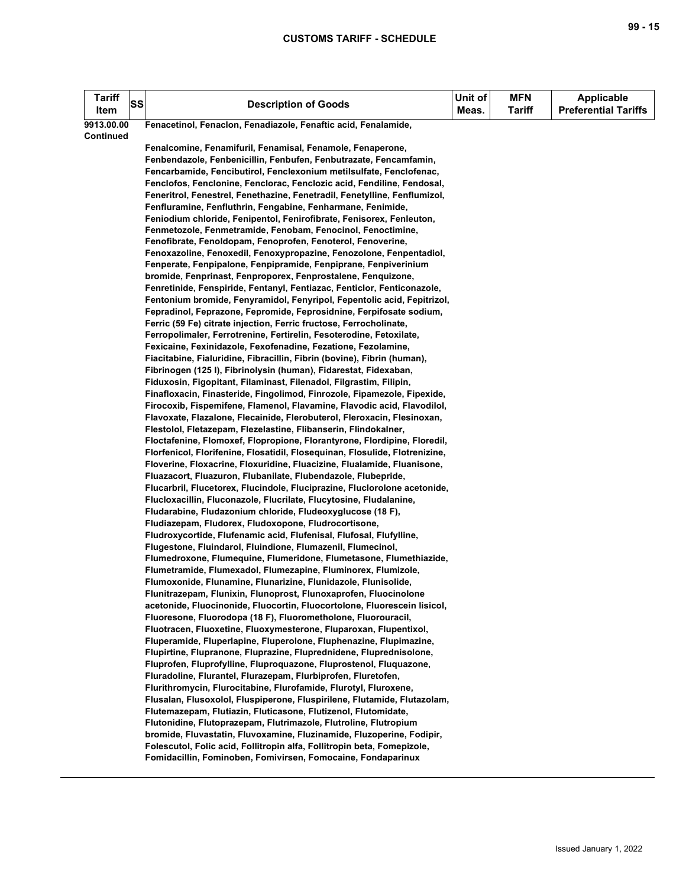| Tariff Item | SS | Description of Goods | Unit of Meas. | MFN Tariff | Applicable Preferential Tariffs |
|---|---|---|---|---|---|
| 9913.00.00 Continued | | Fenacetinol, Fenaclon, Fenadiazole, Fenaftic acid, Fenalamide, Fenalcomine, Fenamifuril, Fenamisal, Fenamole, Fenaperone, Fenbendazole, Fenbenicillin, Fenbufen, Fenbutrazate, Fencamfamin, Fencarbamide, Fencibutirol, Fenclexonium metilsulfate, Fenclofenac, Fenclofos, Fenclonine, Fenclorac, Fenclozic acid, Fendiline, Fendosal, Feneritrol, Fenestrel, Fenethazine, Fenetradil, Fenetylline, Fenflumizol, Fenfluramine, Fenfluthrin, Fengabine, Fenharmane, Fenimide, Feniodium chloride, Fenipentol, Fenirofibrate, Fenisorex, Fenleuton, Fenmetozole, Fenmetramide, Fenobam, Fenocinol, Fenoctimine, Fenofibrate, Fenoldopam, Fenoprofen, Fenoterol, Fenoverine, Fenoxazoline, Fenoxedil, Fenoxypropazine, Fenozolone, Fenpentadiol, Fenperate, Fenpipalone, Fenpipramide, Fenpiprane, Fenpiverinium bromide, Fenprinast, Fenproporex, Fenprostalene, Fenquizone, Fenretinide, Fenspiride, Fentanyl, Fentiazac, Fenticlor, Fenticonazole, Fentonium bromide, Fenyramidol, Fenyripol, Fepentolic acid, Fepitrizol, Fepradinol, Feprazone, Fepromide, Feprosidnine, Ferpifosate sodium, Ferric (59 Fe) citrate injection, Ferric fructose, Ferrocholinate, Ferropolimaler, Ferrotrenine, Fertirelin, Fesoterodine, Fetoxilate, Fexicaine, Fexinidazole, Fexofenadine, Fezatione, Fezolamine, Fiacitabine, Fialuridine, Fibracillin, Fibrin (bovine), Fibrin (human), Fibrinogen (125 I), Fibrinolysin (human), Fidarestat, Fidexaban, Fiduxosin, Figopitant, Filaminast, Filenadol, Filgrastim, Filipin, Finafloxacin, Finasteride, Fingolimod, Finrozole, Fipamezole, Fipexide, Firocoxib, Fispemifene, Flamenol, Flavamine, Flavodic acid, Flavodilol, Flavoxate, Flazalone, Flecainide, Flerobuterol, Fleroxacin, Flesinoxan, Flestolol, Fletazepam, Flezelastine, Flibanserin, Flindokalner, Floctafenine, Flomoxef, Flopropione, Florantyrone, Flordipine, Floredil, Florfenicol, Florifenine, Flosatidil, Flosequinan, Flosulide, Flotrenizine, Floverine, Floxacrine, Floxuridine, Fluacizine, Flualamide, Fluanisone, Fluazacort, Fluazuron, Flubanilate, Flubendazole, Flubepride, Flucarbril, Flucetorex, Flucindole, Fluciprazine, Fluclorolone acetonide, Flucloxacillin, Fluconazole, Flucrilate, Flucytosine, Fludalanine, Fludarabine, Fludazonium chloride, Fludeoxyglucose (18 F), Fludiazepam, Fludorex, Fludoxopone, Fludrocortisone, Fludroxycortide, Flufenamic acid, Flufenisal, Flufosal, Flufylline, Flugestone, Fluindarol, Fluindione, Flumazenil, Flumecinol, Flumedroxone, Flumequine, Flumeridone, Flumetasone, Flumethiazide, Flumetramide, Flumexadol, Flumezapine, Fluminorex, Flumizole, Flumoxonide, Flunamine, Flunarizine, Flunidazole, Flunisolide, Flunitrazepam, Flunixin, Flunoprost, Flunoxaprofen, Fluocinolone acetonide, Fluocinonide, Fluocortin, Fluocortolone, Fluorescein lisicol, Fluoresone, Fluorodopa (18 F), Fluorometholone, Fluorouracil, Fluotracen, Fluoxetine, Fluoxymesterone, Fluparoxan, Flupentixol, Fluperamide, Fluperlapine, Fluperolone, Fluphenazine, Flupimazine, Flupirtine, Flupranone, Fluprazine, Fluprednidene, Fluprednisolone, Fluprofen, Fluprofylline, Fluproquazone, Fluprostenol, Fluquazone, Fluradoline, Flurantel, Flurazepam, Flurbiprofen, Fluretofen, Flurithromycin, Flurocitabine, Flurofamide, Flurotyl, Fluroxene, Flusalan, Flusoxolol, Fluspiperone, Fluspirilene, Flutamide, Flutazolam, Flutemazepam, Flutiazin, Fluticasone, Flutizenol, Flutomidate, Flutonidine, Flutoprazepam, Flutrimazole, Flutroline, Flutropium bromide, Fluvastatin, Fluvoxamine, Fluzinamide, Fluzoperine, Fodipir, Folescutol, Folic acid, Follitropin alfa, Follitropin beta, Fomepizole, Fomidacillin, Fominoben, Fomivirsen, Fomocaine, Fondaparinux | | | |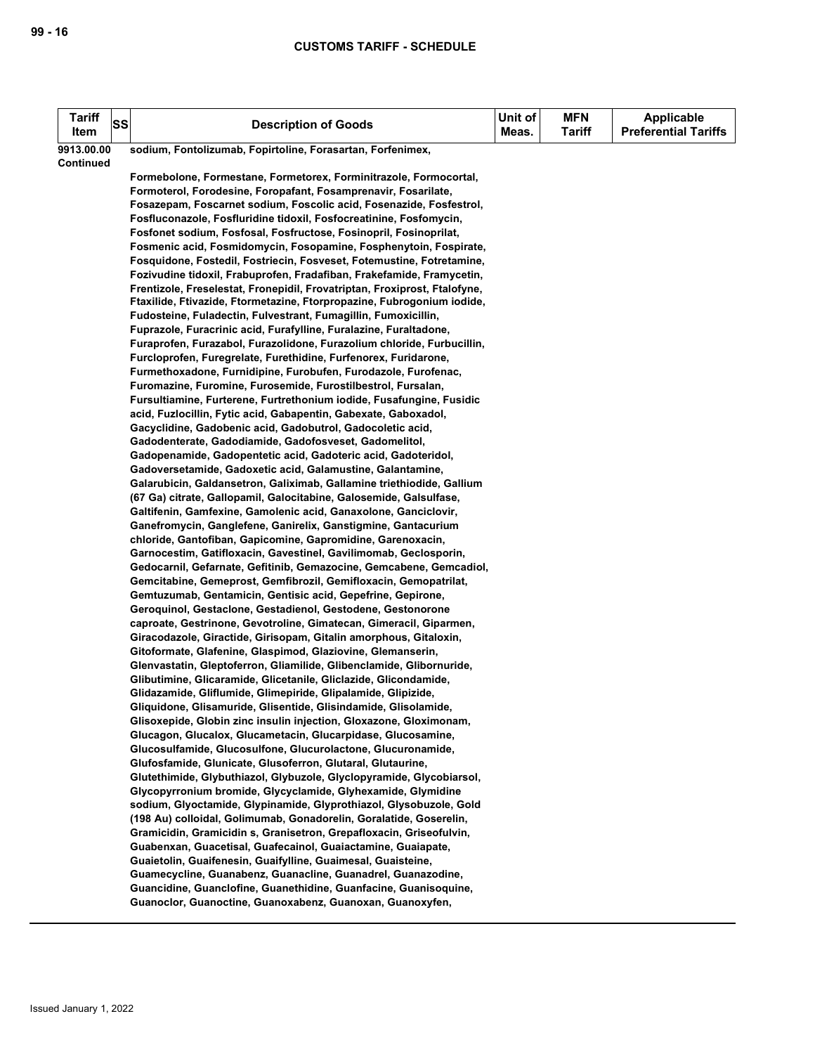| Tariff Item | SS | Description of Goods | Unit of Meas. | MFN Tariff | Applicable Preferential Tariffs |
|---|---|---|---|---|---|
| 9913.00.00 Continued | | sodium, Fontolizumab, Fopirtoline, Forasartan, Forfenimex, Formebolone, Formestane, Formetorex, Forminitrazole, Formocortal, Formoterol, Forodesine, Foropafant, Fosamprenavir, Fosarilate, Fosazepam, Foscarnet sodium, Foscolic acid, Fosenazide, Fosfestrol, Fosfluconazole, Fosfluridine tidoxil, Fosfocreatinine, Fosfomycin, Fosfonet sodium, Fosfosal, Fosfructose, Fosinopril, Fosinoprilat, Fosmenic acid, Fosmidomycin, Fosopamine, Fosphenytoin, Fospirate, Fosquidone, Fostedil, Fostriecin, Fosveset, Fotemustine, Fotretamine, Fozivudine tidoxil, Frabuprofen, Fradafiban, Frakefamide, Framycetin, Frentizole, Freselestat, Fronepidil, Frovatriptan, Froxiprost, Ftalofyne, Ftaxilide, Ftivazide, Ftormetazine, Ftorpropazine, Fubrogonium iodide, Fudosteine, Fuladectin, Fulvestrant, Fumagillin, Fumoxicillin, Fuprazole, Furacrinic acid, Furafylline, Furalazine, Furaltadone, Furaprofen, Furazabol, Furazolidone, Furazolium chloride, Furbucillin, Furcloprofen, Furegrelate, Furethidine, Furfenorex, Furidarone, Furmethoxadone, Furnidipine, Furobufen, Furodazole, Furofenac, Furomazine, Furomine, Furosemide, Furostilbestrol, Fursalan, Fursultiamine, Furterene, Furtrethonium iodide, Fusafungine, Fusidic acid, Fuzlocillin, Fytic acid, Gabapentin, Gabexate, Gaboxadol, Gacyclidine, Gadobenic acid, Gadobutrol, Gadocoletic acid, Gadodenterate, Gadodiamide, Gadofosveset, Gadomelitol, Gadopenamide, Gadopentetic acid, Gadoteric acid, Gadoteridol, Gadoversetamide, Gadoxetic acid, Galamustine, Galantamine, Galarubicin, Galdansetron, Galiximab, Gallamine triethiodide, Gallium (67 Ga) citrate, Gallopamil, Galocitabine, Galosemide, Galsulfase, Galtifenin, Gamfexine, Gamolenic acid, Ganaxolone, Ganciclovir, Ganefromycin, Ganglefene, Ganirelix, Ganstigmine, Gantacurium chloride, Gantofiban, Gapicomine, Gapromidine, Garenoxacin, Garnocestim, Gatifloxacin, Gavestinel, Gavilimomab, Geclosporin, Gedocarnil, Gefarnate, Gefitinib, Gemazocine, Gemcabene, Gemcadiol, Gemcitabine, Gemeprost, Gemfibrozil, Gemifloxacin, Gemopatrilat, Gemtuzumab, Gentamicin, Gentisic acid, Gepefrine, Gepirone, Geroquinol, Gestaclone, Gestadienol, Gestodene, Gestonorone caproate, Gestrinone, Gevotroline, Gimatecan, Gimeracil, Giparmen, Giracodazole, Giractide, Girisopam, Gitalin amorphous, Gitaloxin, Gitoformate, Glafenine, Glaspimod, Glaziovine, Glemanserin, Glenvastatin, Gleptoferron, Gliamilide, Glibenclamide, Glibornuride, Glibutimine, Glicaramide, Glicetanile, Gliclazide, Glicondamide, Glidazamide, Gliflumide, Glimepiride, Glipalamide, Glipizide, Gliquidone, Glisamuride, Glisentide, Glisindamide, Glisolamide, Glisoxepide, Globin zinc insulin injection, Gloxazone, Gloximonam, Glucagon, Glucalox, Glucametacin, Glucarpidase, Glucosamine, Glucosulfamide, Glucosulfone, Glucurolactone, Glucuronamide, Glufosfamide, Glunicate, Glusoferron, Glutaral, Glutaurine, Glutethimide, Glybuthiazol, Glybuzole, Glyclopyramide, Glycobiarsol, Glycopyrronium bromide, Glycyclamide, Glyhexamide, Glymidine sodium, Glyoctamide, Glypinamide, Glyprothiazol, Glysobuzole, Gold (198 Au) colloidal, Golimumab, Gonadorelin, Goralatide, Goserelin, Gramicidin, Gramicidin s, Granisetron, Grepafloxacin, Griseofulvin, Guabenxan, Guacetisal, Guafecainol, Guaiactamine, Guaiapate, Guaietolin, Guaifenesin, Guaifylline, Guaimesal, Guaisteine, Guamecycline, Guanabenz, Guanacline, Guanadrel, Guanazodine, Guancidine, Guanclofine, Guanethidine, Guanfacine, Guanisoquine, Guanoclor, Guanoctine, Guanoxabenz, Guanoxan, Guanoxyfen, | | | |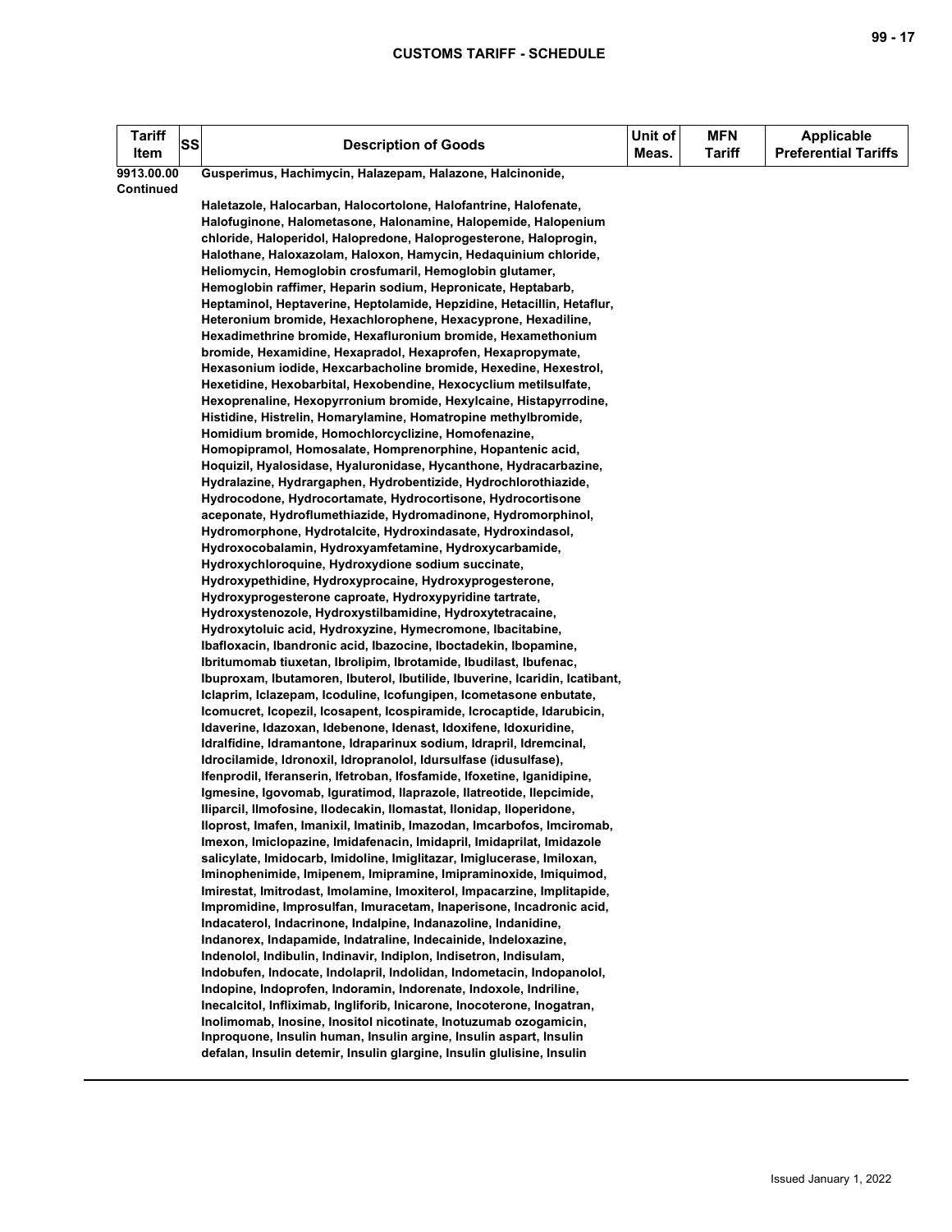| Tariff Item | SS | Description of Goods | Unit of Meas. | MFN Tariff | Applicable Preferential Tariffs |
|---|---|---|---|---|---|
| 9913.00.00 Continued | | Gusperimus, Hachimycin, Halazepam, Halazone, Halcinonide, Haletazole, Halocarban, Halocortolone, Halofantrine, Halofenate, Halofuginone, Halometasone, Halonamine, Halopemide, Halopenium chloride, Haloperidol, Halopredone, Haloprogesterone, Haloprogin, Halothane, Haloxazolam, Haloxon, Hamycin, Hedaquinium chloride, Heliomycin, Hemoglobin crosfumaril, Hemoglobin glutamer, Hemoglobin raffimer, Heparin sodium, Hepronicate, Heptabarb, Heptaminol, Heptaverine, Heptolamide, Hepzidine, Hetacillin, Hetaflur, Heteronium bromide, Hexachlorophene, Hexacyprone, Hexadiline, Hexadimethrine bromide, Hexafluronium bromide, Hexamethonium bromide, Hexamidine, Hexapradol, Hexaprofen, Hexapropymate, Hexasonium iodide, Hexcarbacholine bromide, Hexedine, Hexestrol, Hexetidine, Hexobarbital, Hexobendine, Hexocyclium metilsulfate, Hexoprenaline, Hexopyrronium bromide, Hexylcaine, Histapyrrodine, Histidine, Histrelin, Homarylamine, Homatropine methylbromide, Homidium bromide, Homochlorcyclizine, Homofenazine, Homopipramol, Homosalate, Homprenorphine, Hopantenic acid, Hoquizil, Hyalosidase, Hyaluronidase, Hycanthone, Hydracarbazine, Hydralazine, Hydrargaphen, Hydrobentizide, Hydrochlorothiazide, Hydrocodone, Hydrocortamate, Hydrocortisone, Hydrocortisone aceponate, Hydroflumethiazide, Hydromadinone, Hydromorphinol, Hydromorphone, Hydrotalcite, Hydroxindasate, Hydroxindasol, Hydroxocobalamin, Hydroxyamfetamine, Hydroxycarbamide, Hydroxychloroquine, Hydroxydione sodium succinate, Hydroxypethidine, Hydroxyprocaine, Hydroxyprogesterone, Hydroxyprogesterone caproate, Hydroxypyridine tartrate, Hydroxystenozole, Hydroxystilbamidine, Hydroxytetracaine, Hydroxytoluic acid, Hydroxyzine, Hymecromone, Ibacitabine, Ibafloxacin, Ibandronic acid, Ibazocine, Iboctadekin, Ibopamine, Ibritumomab tiuxetan, Ibrolipim, Ibrotamide, Ibudilast, Ibufenac, Ibuproxam, Ibutamoren, Ibuterol, Ibutilide, Ibuverine, Icaridin, Icatibant, Iclaprim, Iclazepam, Icoduline, Icofungipen, Icometasone enbutate, Icomucret, Icopezil, Icosapent, Icospiramide, Icrocaptide, Idarubicin, Idaverine, Idazoxan, Idebenone, Idenast, Idoxifene, Idoxuridine, Idralfidine, Idramantone, Idraparinux sodium, Idrapril, Idremcinal, Idrocilamide, Idronoxil, Idropranolol, Idursulfase (idusulfase), Ifenprodil, Iferanserin, Ifetroban, Ifosfamide, Ifoxetine, Iganidipine, Igmesine, Igovomab, Iguratimod, Ilaprazole, Ilatreotide, Ilepcimide, Iliparcil, Ilmofosine, Ilodecakin, Ilomastat, Ilonidap, Iloperidone, Iloprost, Imafen, Imanixil, Imatinib, Imazodan, Imcarbofos, Imciromab, Imexon, Imiclopazine, Imidafenacin, Imidapril, Imidaprilat, Imidazole salicylate, Imidocarb, Imidoline, Imiglitazar, Imiglucerase, Imiloxan, Iminophenimide, Imipenem, Imipramine, Imipraminoxide, Imiquimod, Imirestat, Imitrodast, Imolamine, Imoxiterol, Impacarzine, Implitapide, Impromidine, Improsulfan, Imuracetam, Inaperisone, Incadronic acid, Indacaterol, Indacrinone, Indalpine, Indanazoline, Indanidine, Indanorex, Indapamide, Indatraline, Indecainide, Indeloxazine, Indenolol, Indibulin, Indinavir, Indiplon, Indisetron, Indisulam, Indobufen, Indocate, Indolapril, Indolidan, Indometacin, Indopanolol, Indopine, Indoprofen, Indoramin, Indorenate, Indoxole, Indriline, Inecalcitol, Infliximab, Ingliforib, Inicarone, Inocoterone, Inogatran, Inolimomab, Inosine, Inositol nicotinate, Inotuzumab ozogamicin, Inproquone, Insulin human, Insulin argine, Insulin aspart, Insulin defalan, Insulin detemir, Insulin glargine, Insulin glulisine, Insulin | | | |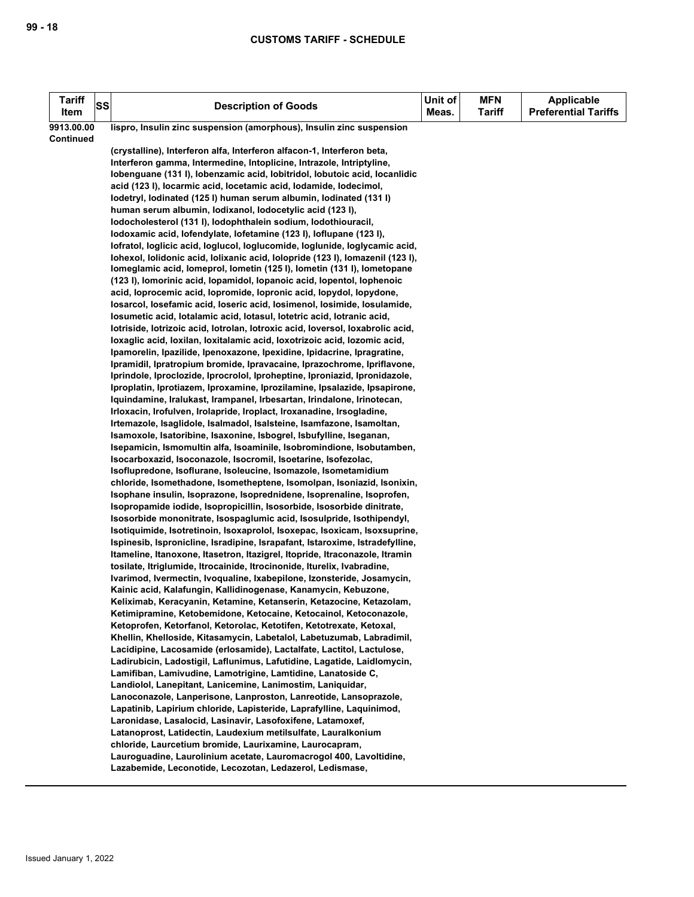| Tariff Item | SS | Description of Goods | Unit of Meas. | MFN Tariff | Applicable Preferential Tariffs |
|---|---|---|---|---|---|
| 9913.00.00 Continued | | lispro, Insulin zinc suspension (amorphous), Insulin zinc suspension (crystalline), Interferon alfa, Interferon alfacon-1, Interferon beta, Interferon gamma, Intermedine, Intoplicine, Intrazole, Intriptyline, Iobenguane (131 I), Iobenzamic acid, Iobitridol, Iobutoic acid, Iocanlidic acid (123 I), Iocarmic acid, Iocetamic acid, Iodamide, Iodecimol, Iodetryl, Iodinated (125 I) human serum albumin, Iodinated (131 I) human serum albumin, Iodixanol, Iodocetylic acid (123 I), Iodocholesterol (131 I), Iodophthalein sodium, Iodothiouracil, Iodoxamic acid, Iofendylate, Iofetamine (123 I), Ioflupane (123 I), Iofratol, Ioglicic acid, Ioglucol, Ioglucomide, Ioglunide, Ioglycamic acid, Iohexol, Iolidonic acid, Iolixanic acid, Iolopride (123 I), Iomazenil (123 I), Iomeglamic acid, Iomeprol, Iometin (125 I), Iometin (131 I), Iometopane (123 I), Iomorinic acid, Iopamidol, Iopanoic acid, Iopentol, Iophenoic acid, Ioprocemic acid, Iopromide, Iopronic acid, Iopydol, Iopydone, Iosarcol, Iosefamic acid, Ioseric acid, Iosimenol, Iosimide, Iosulamide, Iosumetic acid, Iotalamic acid, Iotasul, Iotetric acid, Iotranic acid, Iotriside, Iotrizoic acid, Iotrolan, Iotroxic acid, Ioversol, Ioxabrolic acid, Ioxaglic acid, Ioxilan, Ioxitalamic acid, Ioxotrizoic acid, Iozomic acid, Ipamorelin, Ipazilide, Ipenoxazone, Ipexidine, Ipidacrine, Ipragratine, Ipramidil, Ipratropium bromide, Ipravacaine, Iprazochrome, Ipriflavone, Iprindole, Iproclozide, Iprocrolol, Iproheptine, Iproniazid, Ipronidazole, Iproplatin, Iprotiazem, Iproxamine, Iprozilamine, Ipsalazide, Ipsapirone, Iquindamine, Iralukast, Irampanel, Irbesartan, Irindalone, Irinotecan, Irloxacin, Irofulven, Irolapride, Iroplact, Iroxanadine, Irsogladine, Irtemazole, Isaglidole, Isalmadol, Isalsteine, Isamfazone, Isamoltan, Isamoxole, Isatoribine, Isaxonine, Isbogrel, Isbufylline, Iseganan, Isepamicin, Ismomultin alfa, Isoaminile, Isobromindione, Isobutamben, Isocarboxazid, Isoconazole, Isocromil, Isoetarine, Isofezolac, Isoflupredone, Isoflurane, Isoleucine, Isomazole, Isometamidium chloride, Isomethadone, Isometheptene, Isomolpan, Isoniazid, Isonixin, Isophane insulin, Isoprazone, Isoprednidene, Isoprenaline, Isoprofen, Isopropamide iodide, Isopropicillin, Isosorbide, Isosorbide dinitrate, Isosorbide mononitrate, Isospaglumic acid, Isosulpride, Isothipendyl, Isotiquimide, Isotretinoin, Isoxaprolol, Isoxepac, Isoxicam, Isoxsuprine, Ispinesib, Ispronicline, Isradipine, Israpafant, Istaroxime, Istradefylline, Itameline, Itanoxone, Itasetron, Itazigrel, Itopride, Itraconazole, Itramin tosilate, Itriglumide, Itrocainide, Itrocinonide, Iturelix, Ivabradine, Ivarimod, Ivermectin, Ivoqualine, Ixabepilone, Izonsteride, Josamycin, Kainic acid, Kalafungin, Kallidinogenase, Kanamycin, Kebuzone, Keliximab, Keracyanin, Ketamine, Ketanserin, Ketazocine, Ketazolam, Ketimipramine, Ketobemidone, Ketocaine, Ketocainol, Ketoconazole, Ketoprofen, Ketorfanol, Ketorolac, Ketotifen, Ketotrexate, Ketoxal, Khellin, Khelloside, Kitasamycin, Labetalol, Labetuzumab, Labradimil, Lacidipine, Lacosamide (erlosamide), Lactalfate, Lactitol, Lactulose, Ladirubicin, Ladostigil, Laflunimus, Lafutidine, Lagatide, Laidlomycin, Lamifiban, Lamivudine, Lamotrigine, Lamtidine, Lanatoside C, Landiolol, Lanepitant, Lanicemine, Lanimostim, Laniquidar, Lanoconazole, Lanperisone, Lanproston, Lanreotide, Lansoprazole, Lapatinib, Lapirium chloride, Lapisteride, Laprafylline, Laquinimod, Laronidase, Lasalocid, Lasinavir, Lasofoxifene, Latamoxef, Latanoprost, Latidectin, Laudexium metilsulfate, Lauralkonium chloride, Laurcetium bromide, Laurixamine, Laurocapram, Lauroguadine, Laurolinium acetate, Lauromacrogol 400, Lavoltidine, Lazabemide, Leconotide, Lecozotan, Ledazerol, Ledismase, | | | |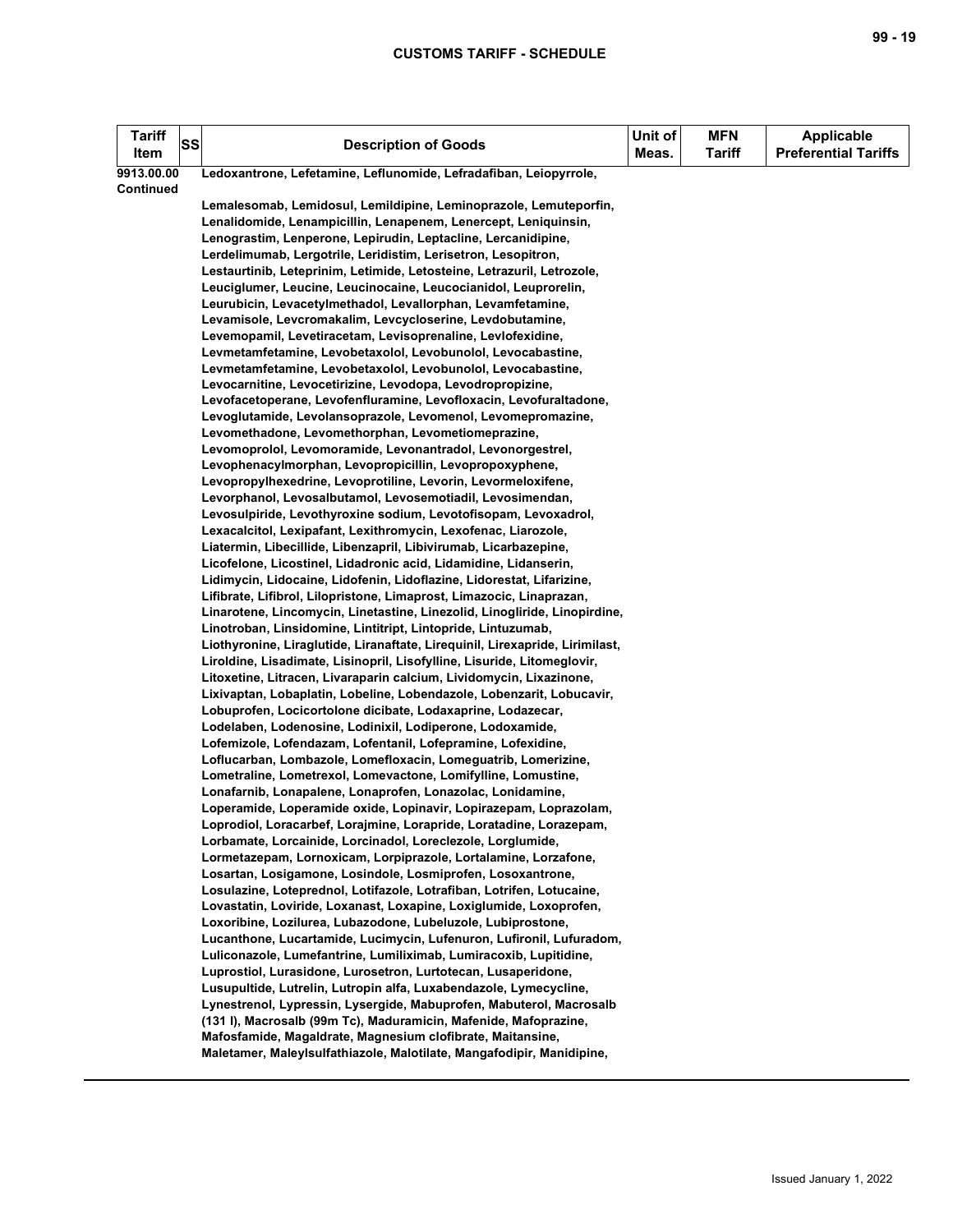| Tariff Item | SS | Description of Goods | Unit of Meas. | MFN Tariff | Applicable Preferential Tariffs |
|---|---|---|---|---|---|
| 9913.00.00 Continued | | Ledoxantrone, Lefetamine, Leflunomide, Lefradafiban, Leiopyrrole, Lemalesomab, Lemidosul, Lemildipine, Leminoprazole, Lemuteporfin, Lenalidomide, Lenampicillin, Lenapenem, Lenercept, Leniquinsin, Lenograstim, Lenperone, Lepirudin, Leptacline, Lercanidipine, Lerdelimumab, Lergotrile, Leridistim, Lerisetron, Lesopitron, Lestaurtinib, Leteprinim, Letimide, Letosteine, Letrazuril, Letrozole, Leuciglumer, Leucine, Leucinocaine, Leucocianidol, Leuprorelin, Leurubicin, Levacetylmethadol, Levallorphan, Levamfetamine, Levamisole, Levcromakalim, Levcycloserine, Levdobutamine, Levemopamil, Levetiracetam, Levisoprenaline, Levlofexidine, Levmetamfetamine, Levobetaxolol, Levobunolol, Levocabastine, Levmetamfetamine, Levobetaxolol, Levobunolol, Levocabastine, Levocarnitine, Levocetirizine, Levodopa, Levodropropizine, Levofacetoperane, Levofenfluramine, Levofloxacin, Levofuraltadone, Levoglutamide, Levolansoprazole, Levomenol, Levomepromazine, Levomethadone, Levomethorphan, Levometiomeprazine, Levomoprolol, Levomoramide, Levonantradol, Levonorgestrel, Levophenacylmorphan, Levopropicillin, Levopropoxyphene, Levopropylhexedrine, Levoprotiline, Levorin, Levormeloxifene, Levorphanol, Levosalbutamol, Levosemotiadil, Levosimendan, Levosulpiride, Levothyroxine sodium, Levotofisopam, Levoxadrol, Lexacalcitol, Lexipafant, Lexithromycin, Lexofenac, Liarozole, Liatermin, Libecillide, Libenzapril, Libivirumab, Licarbazepine, Licofelone, Licostinel, Lidadronic acid, Lidamidine, Lidanserin, Lidimycin, Lidocaine, Lidofenin, Lidoflazine, Lidorestat, Lifarizine, Lifibrate, Lifibrol, Lilopristone, Limaprost, Limazocic, Linaprazan, Linarotene, Lincomycin, Linetastine, Linezolid, Linogliride, Linopirdine, Linotroban, Linsidomine, Lintitript, Lintopride, Lintuzumab, Liothyronine, Liraglutide, Liranaftate, Lirequinil, Lirexapride, Lirimilast, Liroldine, Lisadimate, Lisinopril, Lisofylline, Lisuride, Litomeglovir, Litoxetine, Litracen, Livaraparin calcium, Lividomycin, Lixazinone, Lixivaptan, Lobaplatin, Lobeline, Lobendazole, Lobenzarit, Lobucavir, Lobuprofen, Locicortolone dicibate, Lodaxaprine, Lodazecar, Lodelaben, Lodenosine, Lodinixil, Lodiperone, Lodoxamide, Lofemizole, Lofendazam, Lofentanil, Lofepramine, Lofexidine, Loflucarban, Lombazole, Lomefloxacin, Lomeguatrib, Lomerizine, Lometraline, Lometrexol, Lomevactone, Lomifylline, Lomustine, Lonafarnib, Lonapalene, Lonaprofen, Lonazolac, Lonidamine, Loperamide, Loperamide oxide, Lopinavir, Lopirazepam, Loprazolam, Loprodiol, Loracarbef, Lorajmine, Lorapride, Loratadine, Lorazepam, Lorbamate, Lorcainide, Lorcinadol, Loreclezole, Lorglumide, Lormetazepam, Lornoxicam, Lorpiprazole, Lortalamine, Lorzafone, Losartan, Losigamone, Losindole, Losmiprofen, Losoxantrone, Losulazine, Loteprednol, Lotifazole, Lotrafiban, Lotrifen, Lotucaine, Lovastatin, Loviride, Loxanast, Loxapine, Loxiglumide, Loxoprofen, Loxoribine, Lozilurea, Lubazodone, Lubeluzole, Lubiprostone, Lucanthone, Lucartamide, Lucimycin, Lufenuron, Lufironil, Lufuradom, Luliconazole, Lumefantrine, Lumiliximab, Lumiracoxib, Lupitidine, Luprostiol, Lurasidone, Lurosetron, Lurtotecan, Lusaperidone, Lusupultide, Lutrelin, Lutropin alfa, Luxabendazole, Lymecycline, Lynestrenol, Lypressin, Lysergide, Mabuprofen, Mabuterol, Macrosalb (131 I), Macrosalb (99m Tc), Maduramicin, Mafenide, Mafoprazine, Mafosfamide, Magaldrate, Magnesium clofibrate, Maitansine, Maletamer, Maleylsulfathiazole, Malotilate, Mangafodipir, Manidipine, | | | |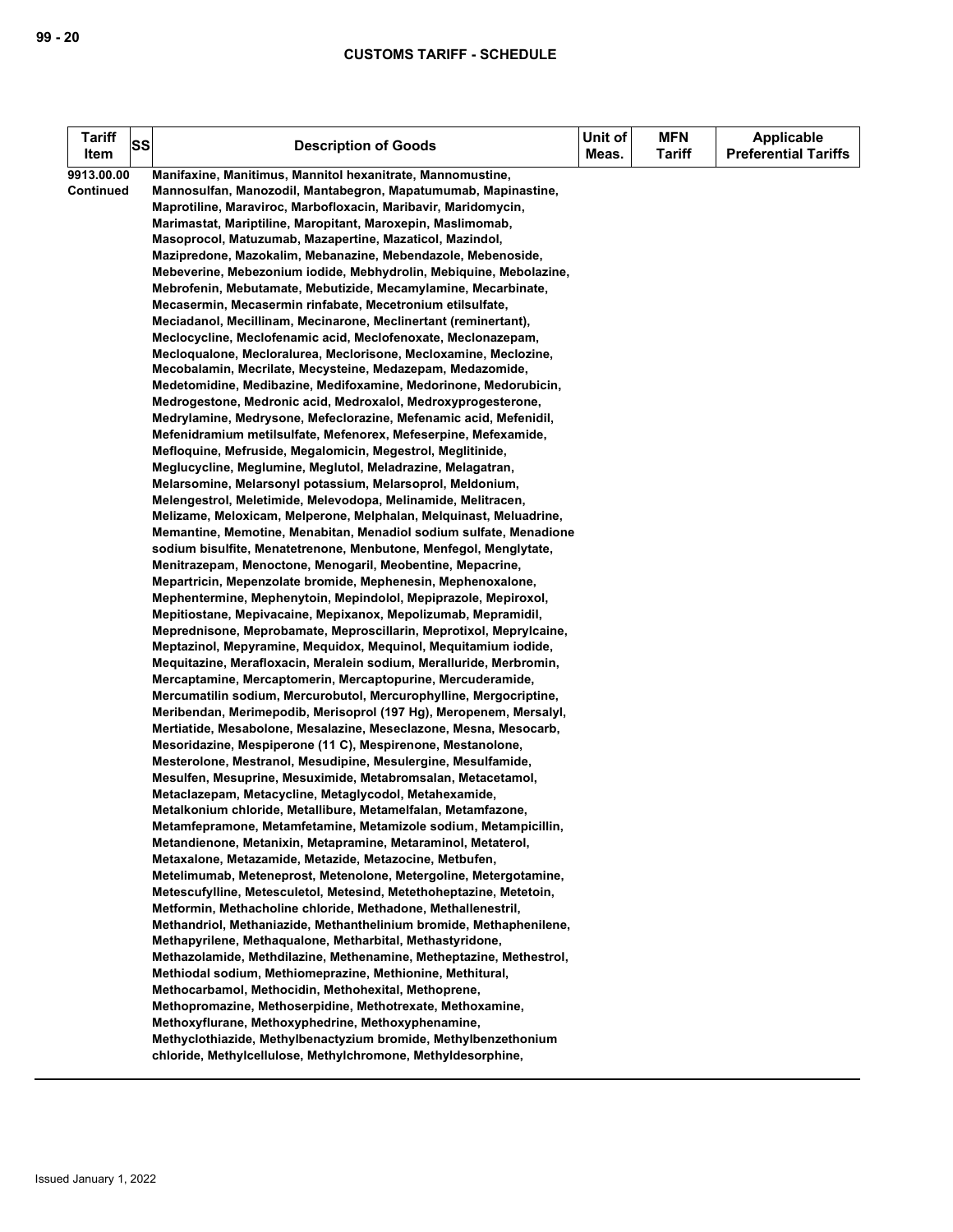| Tariff Item | SS | Description of Goods | Unit of Meas. | MFN Tariff | Applicable Preferential Tariffs |
|---|---|---|---|---|---|
| 9913.00.00 Continued | | Manifaxine, Manitimus, Mannitol hexanitrate, Mannomustine, Mannosulfan, Manozodil, Mantabegron, Mapatumumab, Mapinastine, Maprotiline, Maraviroc, Marbofloxacin, Maribavir, Maridomycin, Marimastat, Mariptiline, Maropitant, Maroxepin, Maslimomab, Masoprocol, Matuzumab, Mazapertine, Mazaticol, Mazindol, Mazipredone, Mazokalim, Mebanazine, Mebendazole, Mebenoside, Mebeverine, Mebezonium iodide, Mebhydrolin, Mebiquine, Mebolazine, Mebrofenin, Mebutamate, Mebutizide, Mecamylamine, Mecarbinate, Mecasermin, Mecasermin rinfabate, Mecetronium etilsulfate, Meciadanol, Mecillinam, Mecinarone, Meclinertant (reminertant), Meclocycline, Meclofenamic acid, Meclofenoxate, Meclonazepam, Mecloqualone, Mecloralurea, Meclorisone, Mecloxamine, Meclozine, Mecobalamin, Mecrilate, Mecysteine, Medazepam, Medazomide, Medetomidine, Medibazine, Medifoxamine, Medorinone, Medorubicin, Medrogestone, Medronic acid, Medroxalol, Medroxyprogesterone, Medrylamine, Medrysone, Mefeclorazine, Mefenamic acid, Mefenidil, Mefenidramium metilsulfate, Mefenorex, Mefeserpine, Mefexamide, Mefloquine, Mefruside, Megalomicin, Megestrol, Meglitinide, Meglucycline, Meglumine, Meglutol, Meladrazine, Melagatran, Melarsomine, Melarsonyl potassium, Melarsoprol, Meldonium, Melengestrol, Meletimide, Melevodopa, Melinamide, Melitracen, Melizame, Meloxicam, Melperone, Melphalan, Melquinast, Meluadrine, Memantine, Memotine, Menabitan, Menadiol sodium sulfate, Menadione sodium bisulfite, Menatetrenone, Menbutone, Menfegol, Menglytate, Menitrazepam, Menoctone, Menogaril, Meobentine, Mepacrine, Mepartricin, Mepenzolate bromide, Mephenesin, Mephenoxalone, Mephentermine, Mephenytoin, Mepindolol, Mepiprazole, Mepiroxol, Mepitiostane, Mepivacaine, Mepixanox, Mepolizumab, Mepramidil, Meprednisone, Meprobamate, Meproscillarin, Meprotixol, Meprylcaine, Meptazinol, Mepyramine, Mequidox, Mequinol, Mequitamium iodide, Mequitazine, Merafloxacin, Meralein sodium, Meralluride, Merbromin, Mercaptamine, Mercaptomerin, Mercaptopurine, Mercuderamide, Mercumatilin sodium, Mercurobutol, Mercurophylline, Mergocriptine, Meribendan, Merimepodib, Merisoprol (197 Hg), Meropenem, Mersalyl, Mertiatide, Mesabolone, Mesalazine, Meseclazone, Mesna, Mesocarb, Mesoridazine, Mespiperone (11 C), Mespirenone, Mestanolone, Mesterolone, Mestranol, Mesudipine, Mesulergine, Mesulfamide, Mesulfen, Mesuprine, Mesuximide, Metabromsalan, Metacetamol, Metaclazepam, Metacycline, Metaglycodol, Metahexamide, Metalkonium chloride, Metallibure, Metamelfalan, Metamfazone, Metamfepramone, Metamfetamine, Metamizole sodium, Metampicillin, Metandienone, Metanixin, Metapramine, Metaraminol, Metaterol, Metaxalone, Metazamide, Metazide, Metazocine, Metbufen, Metelimumab, Meteneprost, Metenolone, Metergoline, Metergotamine, Metescufylline, Metesculetol, Metesind, Metethoheptazine, Metetoin, Metformin, Methacholine chloride, Methadone, Methallenestril, Methandriol, Methaniazide, Methantheliniium bromide, Methaphenilene, Methapyrilene, Methaqualone, Metharbital, Methastyridone, Methazolamide, Methdilazine, Methenamine, Metheptazine, Methestrol, Methiodal sodium, Methiomeprazine, Methionine, Methitural, Methocarbamol, Methocidin, Methohexital, Methoprene, Methopromazine, Methoserpidine, Methotrexate, Methoxamine, Methoxyflurane, Methoxyphedrine, Methoxyphenamine, Methyclothiazide, Methylbenactyzium bromide, Methylbenzethonium chloride, Methylcellulose, Methylchromone, Methyldesorphine, | | | |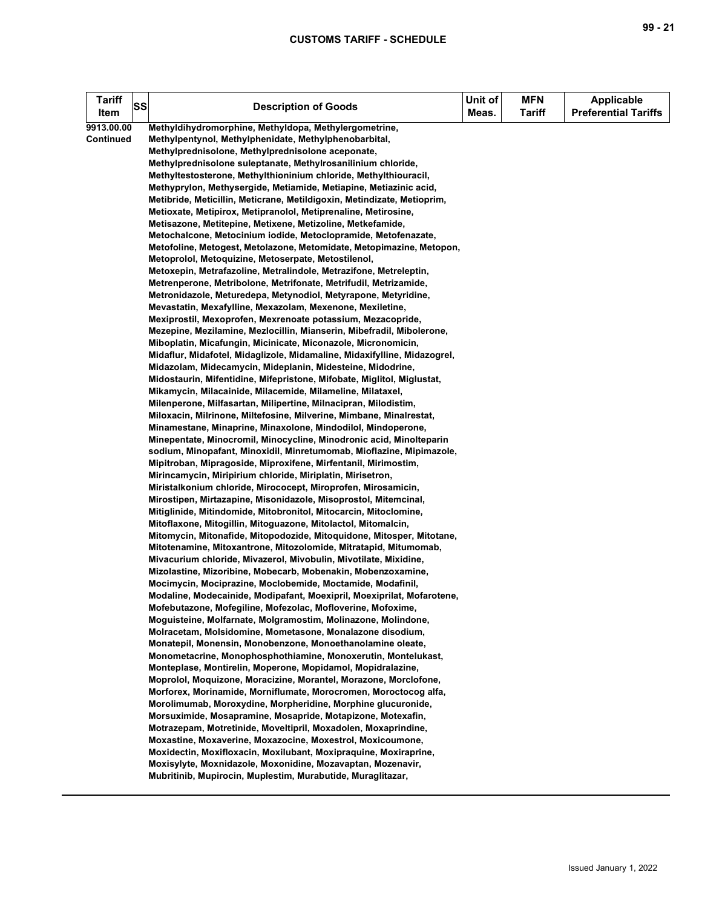| Tariff Item | SS | Description of Goods | Unit of Meas. | MFN Tariff | Applicable Preferential Tariffs |
|---|---|---|---|---|---|
| 9913.00.00 Continued | | Methyldihydromorphine, Methyldopa, Methylergometrine, Methylpentynol, Methylphenidate, Methylphenobarbital, Methylprednisolone, Methylprednisolone aceponate, Methylprednisolone suleptanate, Methylrosanilinium chloride, Methyltestosterone, Methylthioninium chloride, Methylthiouracil, Methyprylon, Methysergide, Metiamide, Metiapine, Metiazinic acid, Metibride, Meticillin, Meticrane, Metildigoxin, Metindizate, Metioprim, Metioxate, Metipirox, Metipranolol, Metiprenaline, Metirosine, Metisazone, Metitepine, Metixene, Metizoline, Metkefamide, Metochalcone, Metocinium iodide, Metoclopramide, Metofenazate, Metofoline, Metogest, Metolazone, Metomidate, Metopimazine, Metopon, Metoprolol, Metoquizine, Metoserpate, Metostilenol, Metoxepin, Metrafazoline, Metralindole, Metrazifone, Metreleptin, Metrenperone, Metribolone, Metrifonate, Metrifudil, Metrizamide, Metronidazole, Meturedepa, Metynodiol, Metyrapone, Metyridine, Mevastatin, Mexafylline, Mexazolam, Mexenone, Mexiletine, Mexiprostil, Mexoprofen, Mexrenoate potassium, Mezacopride, Mezepine, Mezilamine, Mezlocillin, Mianserin, Mibefradil, Mibolerone, Miboplatin, Micafungin, Micinicate, Miconazole, Micronomicin, Midaflur, Midafotel, Midaglizole, Midamaline, Midaxifylline, Midazogrel, Midazolam, Midecamycin, Mideplanin, Midesteine, Midodrine, Midostaurin, Mifentidine, Mifepristone, Mifobate, Miglitol, Miglustat, Mikamycin, Milacainide, Milacemide, Milameline, Milataxel, Milenperone, Milfasartan, Milipertine, Milnacipran, Milodistim, Miloxacin, Milrinone, Miltefosine, Milverine, Mimbane, Minalrestat, Minamestane, Minaprine, Minaxolone, Mindodilol, Mindoperone, Minepentate, Minocromil, Minocycline, Minodronic acid, Minolteparin sodium, Minopafant, Minoxidil, Minretumomab, Mioflazine, Mipimazole, Mipitroban, Mipragoside, Miproxifene, Mirfentanil, Mirimostim, Mirincamycin, Miripirium chloride, Miriplatin, Mirisetron, Miristalkonium chloride, Mirococept, Miroprofen, Mirosamicin, Mirostipen, Mirtazapine, Misonidazole, Misoprostol, Mitemcinal, Mitiglinide, Mitindomide, Mitobronitol, Mitocarcin, Mitoclomine, Mitoflaxone, Mitogillin, Mitoguazone, Mitolactol, Mitomalcin, Mitomycin, Mitonafide, Mitopodozide, Mitoquidone, Mitosper, Mitotane, Mitotenamine, Mitoxantrone, Mitozolomide, Mitratapid, Mitumomab, Mivacurium chloride, Mivazerol, Mivobulin, Mivotilate, Mixidine, Mizolastine, Mizoribine, Mobecarb, Mobenakin, Mobenzoxamine, Mocimycin, Mociprazine, Moclobemide, Moctamide, Modafinil, Modaline, Modecainide, Modipafant, Moexipril, Moexiprilat, Mofarotene, Mofebutazone, Mofegiline, Mofezolac, Mofloverine, Mofoxime, Moguisteine, Molfarnate, Molgramostim, Molinazone, Molindone, Molracetam, Molsidomine, Mometasone, Monalazone disodium, Monatepil, Monensin, Monobenzone, Monoethanolamine oleate, Monometacrine, Monophosphothiamine, Monoxerutin, Montelukast, Monteplase, Montirelin, Moperone, Mopidamol, Mopidralazine, Moprolol, Moquizone, Moracizine, Morantel, Morazone, Morclofone, Morforex, Morinamide, Morniflumate, Morocromen, Moroctocog alfa, Morolimumab, Moroxydine, Morpheridine, Morphine glucuronide, Morsuximide, Mosapramine, Mosapride, Motapizone, Motexafin, Motrazepam, Motretinide, Moveltipril, Moxadolen, Moxaprindine, Moxastine, Moxaverine, Moxazocine, Moxestrol, Moxicoumone, Moxidectin, Moxifloxacin, Moxilubant, Moxipraquine, Moxiraprine, Moxisylyte, Moxnidazole, Moxonidine, Mozavaptan, Mozenavir, Mubritinib, Mupirocin, Muplestim, Murabutide, Muraglitazar, | | | |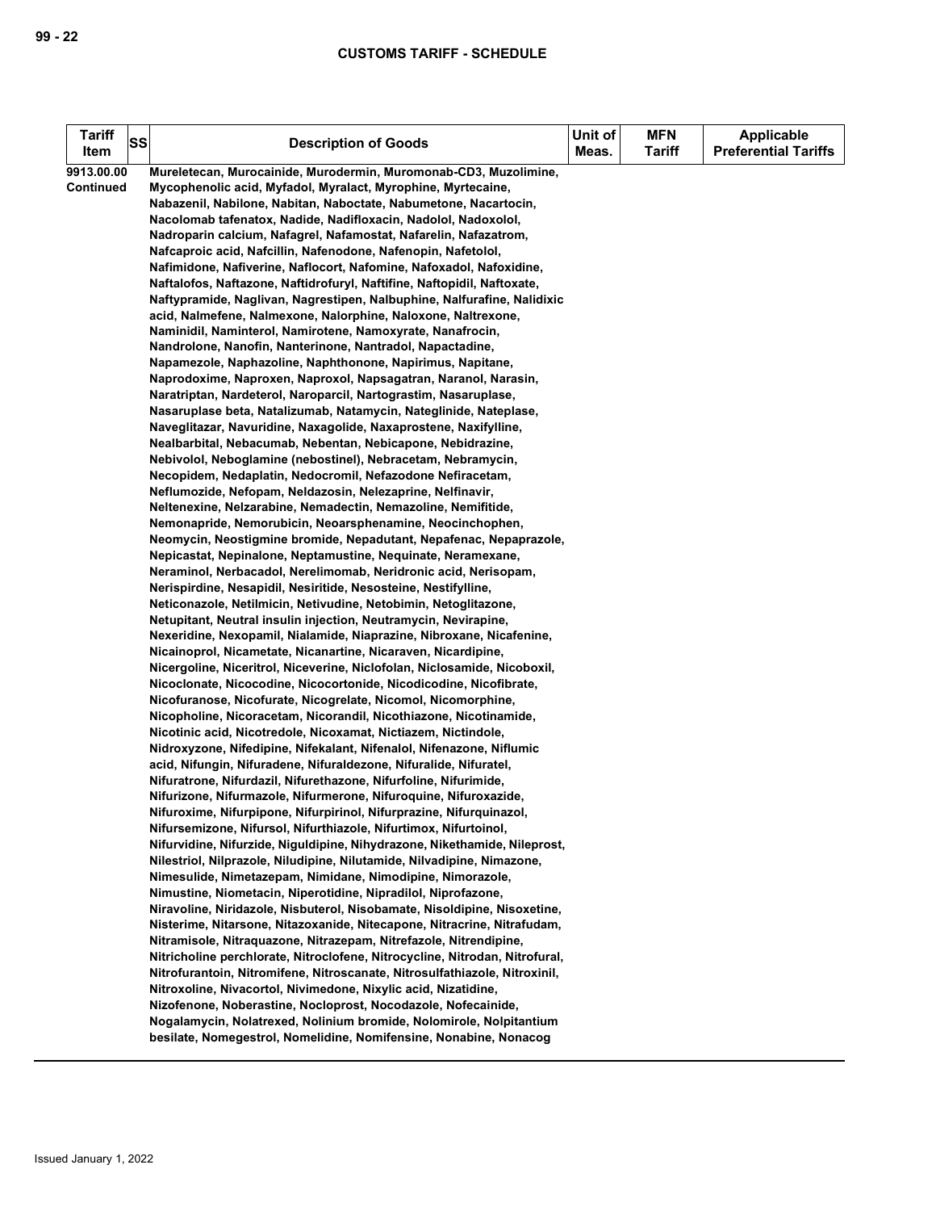| Tariff Item | SS | Description of Goods | Unit of Meas. | MFN Tariff | Applicable Preferential Tariffs |
|---|---|---|---|---|---|
| 9913.00.00 Continued | | Mureletecan, Murocainide, Murodermin, Muromonab-CD3, Muzolimine, Mycophenolic acid, Myfadol, Myralact, Myrophine, Myrtecaine, Nabazenil, Nabilone, Nabitan, Naboctate, Nabumetone, Nacartocin, Nacolomab tafenatox, Nadide, Nadifloxacin, Nadolol, Nadoxolol, Nadroparin calcium, Nafagrel, Nafamostat, Nafarelin, Nafazatrom, Nafcaproic acid, Nafcillin, Nafenodone, Nafenopin, Nafetolol, Nafimidone, Nafiverine, Naflocort, Nafomine, Nafoxadol, Nafoxidine, Naftalofos, Naftazone, Naftidrofuryl, Naftifine, Naftopidil, Naftoxate, Naftypramide, Naglivan, Nagrestipen, Nalbuphine, Nalfurafine, Nalidixic acid, Nalmefene, Nalmexone, Nalorphine, Naloxone, Naltrexone, Naminidil, Naminterol, Namirotene, Namoxyrate, Nanafrocin, Nandrolone, Nanofin, Nanterinone, Nantradol, Napactadine, Napamezole, Naphazoline, Naphthonone, Napirimus, Napitane, Naprodoxime, Naproxen, Naproxol, Napsagatran, Naranol, Narasin, Naratriptan, Nardeterol, Naroparcil, Nartograstim, Nasaruplase, Nasaruplase beta, Natalizumab, Natamycin, Nateglinide, Nateplase, Naveglitazar, Navuridine, Naxagolide, Naxaprostene, Naxifylline, Nealbarbital, Nebacumab, Nebentan, Nebicapone, Nebidrazine, Nebivolol, Neboglamine (nebostinel), Nebracetam, Nebramycin, Necopidem, Nedaplatin, Nedocromil, Nefazodone Nefiracetam, Neflumozide, Nefopam, Neldazosin, Nelezaprine, Nelfinavir, Neltenexine, Nelzarabine, Nemadectin, Nemazoline, Nemifitide, Nemonapride, Nemorubicin, Neoarsphenamine, Neocinchophen, Neomycin, Neostigmine bromide, Nepadutant, Nepafenac, Nepaprazole, Nepicastat, Nepinalone, Neptamustine, Nequinate, Neramexane, Neraminol, Nerbacadol, Nerelimomab, Neridronic acid, Nerisopam, Nerispirdine, Nesapidil, Nesiritide, Nesosteine, Nestifylline, Neticonazole, Netilmicin, Netivudine, Netobimin, Netoglitazone, Netupitant, Neutral insulin injection, Neutramycin, Nevirapine, Nexeridine, Nexopamil, Nialamide, Niaprazine, Nibroxane, Nicafenine, Nicainoprol, Nicametate, Nicanartine, Nicaraven, Nicardipine, Nicergoline, Niceritrol, Niceverine, Niclofolan, Niclosamide, Nicoboxil, Nicoclonate, Nicocodine, Nicocortonide, Nicodicodine, Nicofibrate, Nicofuranose, Nicofurate, Nicogrelate, Nicomol, Nicomorphine, Nicopholine, Nicoracetam, Nicorandil, Nicothiazone, Nicotinamide, Nicotinic acid, Nicotredole, Nicoxamat, Nictiazem, Nictindole, Nidroxyzone, Nifedipine, Nifekalant, Nifenalol, Nifenazone, Niflumic acid, Nifungin, Nifuradene, Nifuraldezone, Nifuralide, Nifuratel, Nifuratrone, Nifurdazil, Nifurethazone, Nifurfoline, Nifurimide, Nifurizone, Nifurmazole, Nifurmerone, Nifuroquine, Nifuroxazide, Nifuroxime, Nifurpipone, Nifurpirinol, Nifurprazine, Nifurquinazol, Nifursemizone, Nifursol, Nifurthiazole, Nifurtimox, Nifurtoinol, Nifurvidine, Nifurzide, Niguldipine, Nihydrazone, Nikethamide, Nileprost, Nilestriol, Nilprazole, Niludipine, Nilutamide, Nilvadipine, Nimazone, Nimesulide, Nimetazepam, Nimidane, Nimodipine, Nimorazole, Nimustine, Niometacin, Niperotidine, Nipradilol, Niprofazone, Niravoline, Niridazole, Nisbuterol, Nisobamate, Nisoldipine, Nisoxetine, Nisterime, Nitarsone, Nitazoxanide, Nitecapone, Nitracrine, Nitrafudam, Nitramisole, Nitraquazone, Nitrazepam, Nitrefazole, Nitrendipine, Nitricholine perchlorate, Nitroclofene, Nitrocycline, Nitrodan, Nitrofural, Nitrofurantoin, Nitromifene, Nitroscanate, Nitrosulfathiazole, Nitroxinil, Nitroxoline, Nivacortol, Nivimedone, Nixylic acid, Nizatidine, Nizofenone, Noberastine, Nocloprost, Nocodazole, Nofecainide, Nogalamycin, Nolatrexed, Nolinium bromide, Nolomirole, Nolpitantium besilate, Nomegestrol, Nomelidine, Nomifensine, Nonabine, Nonacog | | | |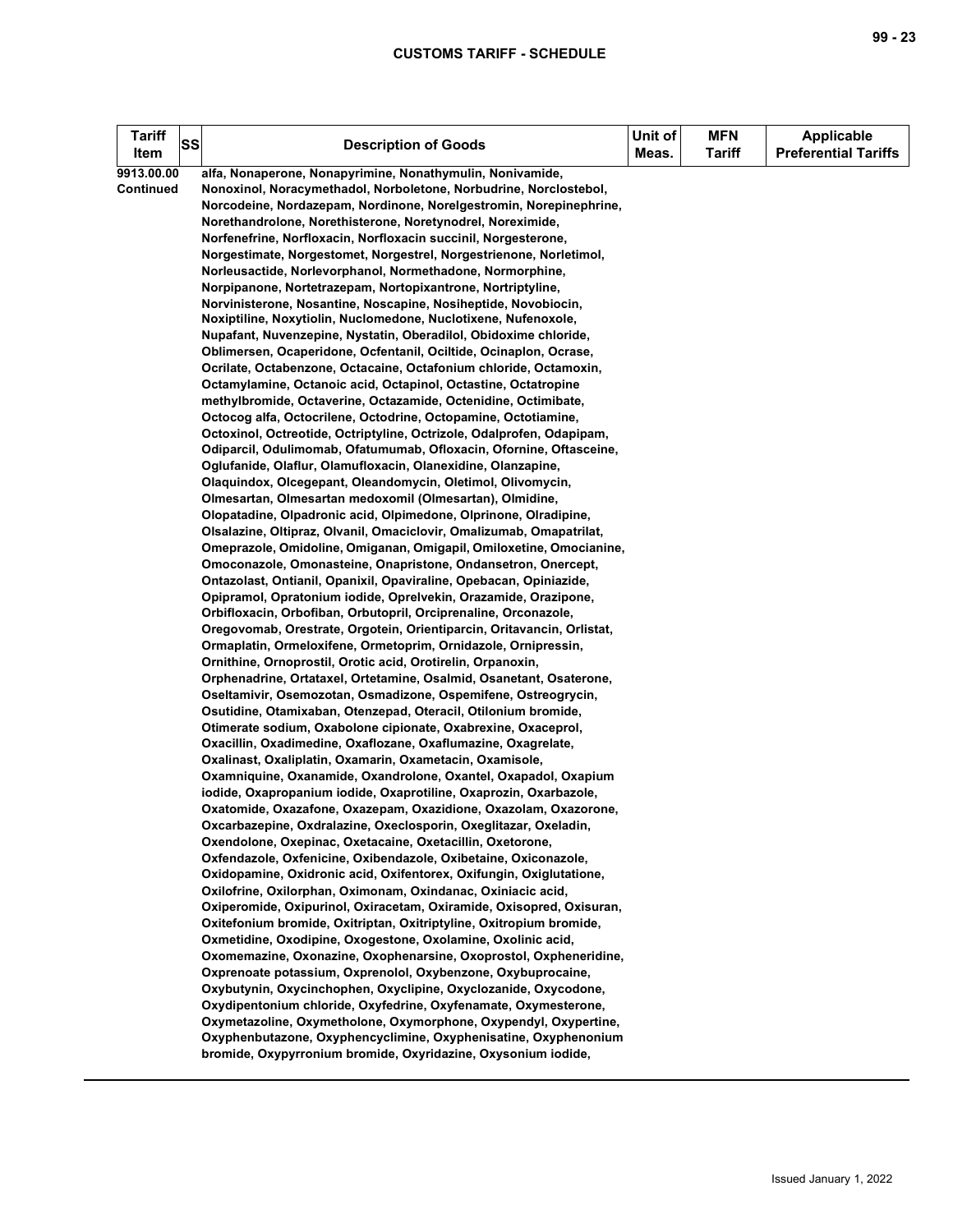| Tariff Item | SS | Description of Goods | Unit of Meas. | MFN Tariff | Applicable Preferential Tariffs |
|---|---|---|---|---|---|
| 9913.00.00 Continued | | alfa, Nonaperone, Nonapyrimine, Nonathymulin, Nonivamide, Nonoxinol, Noracymethadol, Norboletone, Norbudrine, Norclostebol, Norcodeine, Nordazepam, Nordinone, Norelgestromin, Norepinephrine, Norethandrolone, Norethisterone, Noretynodrel, Noreximide, Norfenefrine, Norfloxacin, Norfloxacin succinil, Norgesterone, Norgestimate, Norgestomet, Norgestrel, Norgestrienone, Norletimol, Norleusactide, Norlevorphanol, Normethadone, Normorphine, Norpipanone, Nortetrazepam, Nortopixantrone, Nortriptyline, Norvinisterone, Nosantine, Noscapine, Nosiheptide, Novobiocin, Noxiptiline, Noxytiolin, Nuclomedone, Nuclotixene, Nufenoxole, Nupafant, Nuvenzepine, Nystatin, Oberadilol, Obidoxime chloride, Oblimersen, Ocaperidone, Ocfentanil, Ociltide, Ocinaplon, Ocrase, Ocrilate, Octabenzone, Octacaine, Octafonium chloride, Octamoxin, Octamylamine, Octanoic acid, Octapinol, Octastine, Octatropine methylbromide, Octaverine, Octazamide, Octenidine, Octimibate, Octocog alfa, Octocrilene, Octodrine, Octopamine, Octotiamine, Octoxinol, Octreotide, Octriptyline, Octrizole, Odalprofen, Odapipam, Odiparcil, Odulimomab, Ofatumumab, Ofloxacin, Ofornine, Oftasceine, Oglufanide, Olaflur, Olamufloxacin, Olanexidine, Olanzapine, Olaquindox, Olcegepant, Oleandomycin, Oletimol, Olivomycin, Olmesartan, Olmesartan medoxomil (Olmesartan), Olmidine, Olopatadine, Olpadronic acid, Olpimedone, Olprinone, Olradipine, Olsalazine, Oltipraz, Olvanil, Omaciclovir, Omalizumab, Omapatrilat, Omeprazole, Omidoline, Omiganan, Omigapil, Omiloxetine, Omocianine, Omoconazole, Omonasteine, Onapristone, Ondansetron, Onercept, Ontazolast, Ontianil, Opanixil, Opaviraline, Opebacan, Opiniazide, Opipramol, Opratonium iodide, Oprelvekin, Orazamide, Orazipone, Orbifloxacin, Orbofiban, Orbutopril, Orciprenaline, Orconazole, Oregovomab, Orestrate, Orgotein, Orientiparcin, Oritavancin, Orlistat, Ormaplatin, Ormeloxifene, Ormetoprim, Ornidazole, Ornipressin, Ornithine, Ornoprostil, Orotic acid, Orotirelin, Orpanoxin, Orphenadrine, Ortataxel, Ortetamine, Osalmid, Osanetant, Osaterone, Oseltamivir, Osemozotan, Osmadizone, Ospemifene, Ostreogrycin, Osutidine, Otamixaban, Otenzepad, Oteracil, Otilonium bromide, Otimerate sodium, Oxabolone cipionate, Oxabrexine, Oxaceprol, Oxacillin, Oxadimedine, Oxaflozane, Oxaflumazine, Oxagrelate, Oxalinast, Oxaliplatin, Oxamarin, Oxametacin, Oxamisole, Oxamniquine, Oxanamide, Oxandrolone, Oxantel, Oxapadol, Oxapium iodide, Oxapropanium iodide, Oxaprotiline, Oxaprozin, Oxarbazole, Oxatomide, Oxazafone, Oxazepam, Oxazidione, Oxazolam, Oxazorone, Oxcarbazepine, Oxdralazine, Oxeclosporin, Oxeglitazar, Oxeladin, Oxendolone, Oxepinac, Oxetacaine, Oxetacillin, Oxetorone, Oxfendazole, Oxfenicine, Oxibendazole, Oxibetaine, Oxiconazole, Oxidopamine, Oxidronic acid, Oxifentorex, Oxifungin, Oxiglutatione, Oxilofrine, Oxilorphan, Oximonam, Oxindanac, Oxiniacic acid, Oxiperomide, Oxipurinol, Oxiracetam, Oxiramide, Oxisopred, Oxisuran, Oxitefonium bromide, Oxitriptan, Oxitriptyline, Oxitropium bromide, Oxmetidine, Oxodipine, Oxogestone, Oxolamine, Oxolinic acid, Oxomemazine, Oxonazine, Oxophenarsine, Oxoprostol, Oxpheneridine, Oxprenoate potassium, Oxprenolol, Oxybenzone, Oxybuprocaine, Oxybutynin, Oxycinchophen, Oxyclipine, Oxyclozanide, Oxycodone, Oxydipentonium chloride, Oxyfedrine, Oxyfenamate, Oxymesterone, Oxymetazoline, Oxymetholone, Oxymorphone, Oxypendyl, Oxypertine, Oxyphenbutazone, Oxyphencyclimine, Oxyphenisatine, Oxyphenonium bromide, Oxypyrronium bromide, Oxyridazine, Oxysonium iodide, | | | |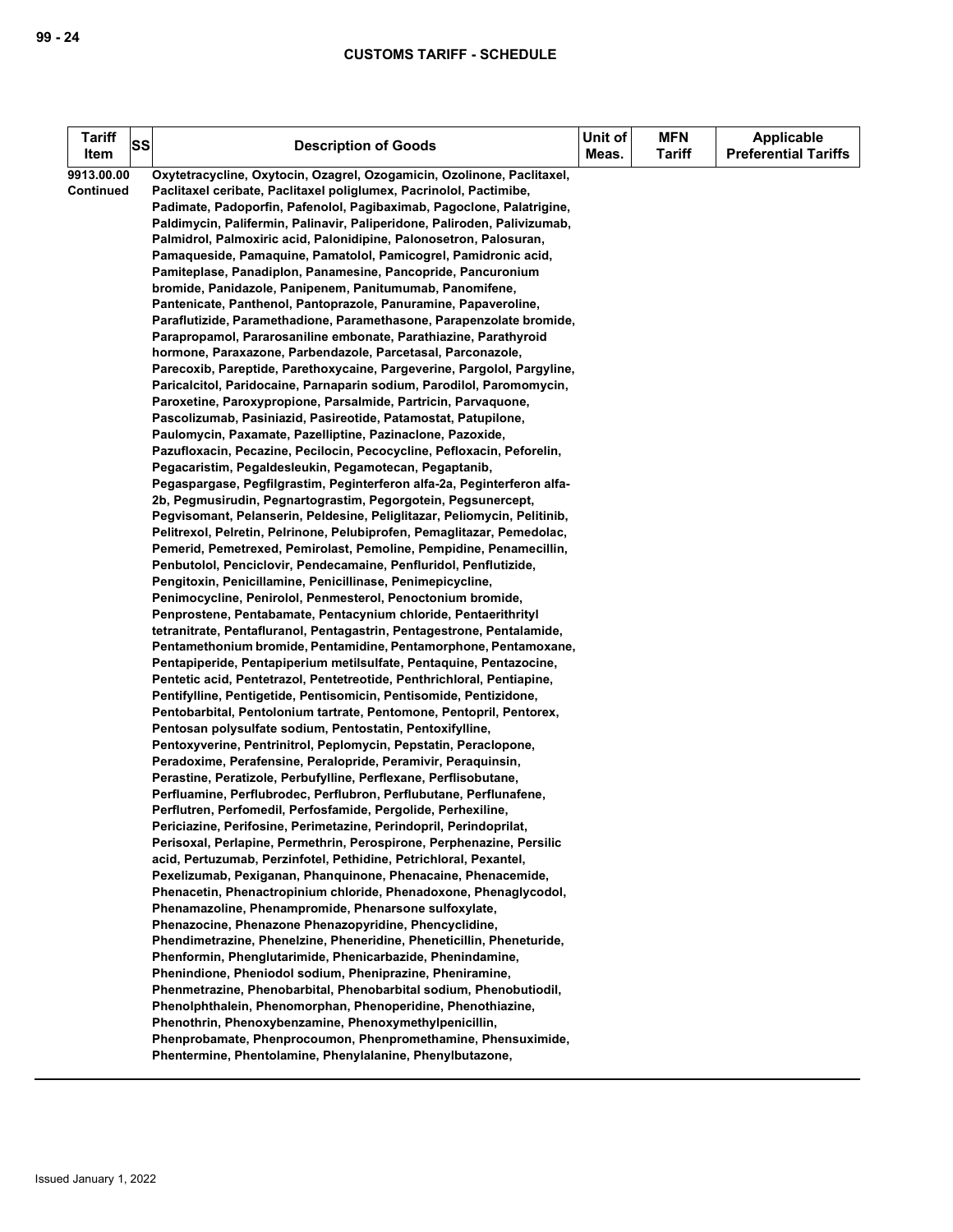| Tariff Item | SS | Description of Goods | Unit of Meas. | MFN Tariff | Applicable Preferential Tariffs |
|---|---|---|---|---|---|
| 9913.00.00 Continued | | Oxytetracycline, Oxytocin, Ozagrel, Ozogamicin, Ozolinone, Paclitaxel, Paclitaxel ceribate, Paclitaxel poliglumex, Pacrinolol, Pactimibe, Padimate, Padoporfin, Pafenolol, Pagibaximab, Pagoclone, Palatrigine, Paldimycin, Palifermin, Palinavir, Paliperidone, Paliroden, Palivizumab, Palmidrol, Palmoxiric acid, Palonidipine, Palonosetron, Palosuran, Pamaqueside, Pamaquine, Pamatolol, Pamicogrel, Pamidronic acid, Pamiteplase, Panadiplon, Panamesine, Pancopride, Pancuronium bromide, Panidazole, Panipenem, Panitumumab, Panomifene, Pantenicate, Panthenol, Pantoprazole, Panuramine, Papaveroline, Paraflutizide, Paramethadione, Paramethasone, Parapenzolate bromide, Parapropamol, Pararosaniline embonate, Parathiazine, Parathyroid hormone, Paraxazone, Parbendazole, Parcetasal, Parconazole, Parecoxib, Pareptide, Parethoxycaine, Pargeverine, Pargolol, Pargyline, Paricalcitol, Paridocaine, Parnaparin sodium, Parodilol, Paromomycin, Paroxetine, Paroxypropione, Parsalmide, Partricin, Parvaquone, Pascolizumab, Pasiniazid, Pasireotide, Patamostat, Patupilone, Paulomycin, Paxamate, Pazelliptine, Pazinaclone, Pazoxide, Pazufloxacin, Pecazine, Pecilocin, Pecocycline, Pefloxacin, Peforelin, Pegacaristim, Pegaldesleukin, Pegamotecan, Pegaptanib, Pegaspargase, Pegfilgrastim, Peginterferon alfa-2a, Peginterferon alfa-2b, Pegmusirudin, Pegnartograstim, Pegorgotein, Pegsunercept, Pegvisomant, Pelanserin, Peldesine, Peliglitazar, Peliomycin, Pelitinib, Pelitrexol, Pelretin, Pelrinone, Pelubiprofen, Pemaglitazar, Pemedolac, Pemerid, Pemetrexed, Pemirolast, Pemoline, Pempidine, Penamecillin, Penbutolol, Penciclovir, Pendecamaine, Penfluridol, Penflutizide, Pengitoxin, Penicillamine, Penicillinase, Penimepicycline, Penimocycline, Penirolol, Penmesterol, Penoctonium bromide, Penprostene, Pentabamate, Pentacynium chloride, Pentaerithrityl tetranitrate, Pentafluranol, Pentagastrin, Pentagestrone, Pentalamide, Pentamethonium bromide, Pentamidine, Pentamorphone, Pentamoxane, Pentapiperide, Pentapiperium metilsulfate, Pentaquine, Pentazocine, Pentetic acid, Pentetrazol, Pentetreotide, Penthrichloral, Pentiapine, Pentifylline, Pentigetide, Pentisomicin, Pentisomide, Pentizidone, Pentobarbital, Pentolonium tartrate, Pentomone, Pentopril, Pentorex, Pentosan polysulfate sodium, Pentostatin, Pentoxifylline, Pentoxyverine, Pentrinitrol, Peplomycin, Pepstatin, Peraclopone, Peradoxime, Perafensine, Peralopride, Peramivir, Peraquinsin, Perastine, Peratizole, Perbufylline, Perflexane, Perflisobutane, Perfluamine, Perflubrodec, Perflubron, Perflubutane, Perflunafene, Perflutren, Perfomedil, Perfosfamide, Pergolide, Perhexiline, Periciazine, Perifosine, Perimetazine, Perindopril, Perindoprilat, Perisoxal, Perlapine, Permethrin, Perospirone, Perphenazine, Persilic acid, Pertuzumab, Perzinfotel, Pethidine, Petrichloral, Pexantel, Pexelizumab, Pexiganan, Phanquinone, Phenacaine, Phenacemide, Phenacetin, Phenactropinium chloride, Phenadoxone, Phenaglycodol, Phenamazoline, Phenampromide, Phenarsone sulfoxylate, Phenazocine, Phenazone Phenazopyridine, Phencyclidine, Phendimetrazine, Phenelzine, Pheneridine, Pheneticillin, Pheneturide, Phenformin, Phenglutarimide, Phenicarbazide, Phenindamine, Phenindione, Pheniodol sodium, Pheniprazine, Pheniramine, Phenmetrazine, Phenobarbital, Phenobarbital sodium, Phenobutiodil, Phenolphthalein, Phenomorphan, Phenoperidine, Phenothiazine, Phenothrin, Phenoxybenzamine, Phenoxymethylpenicillin, Phenprobamate, Phenprocoumon, Phenpromethamine, Phensuximide, Phentermine, Phentolamine, Phenylalanine, Phenylbutazone, | | | |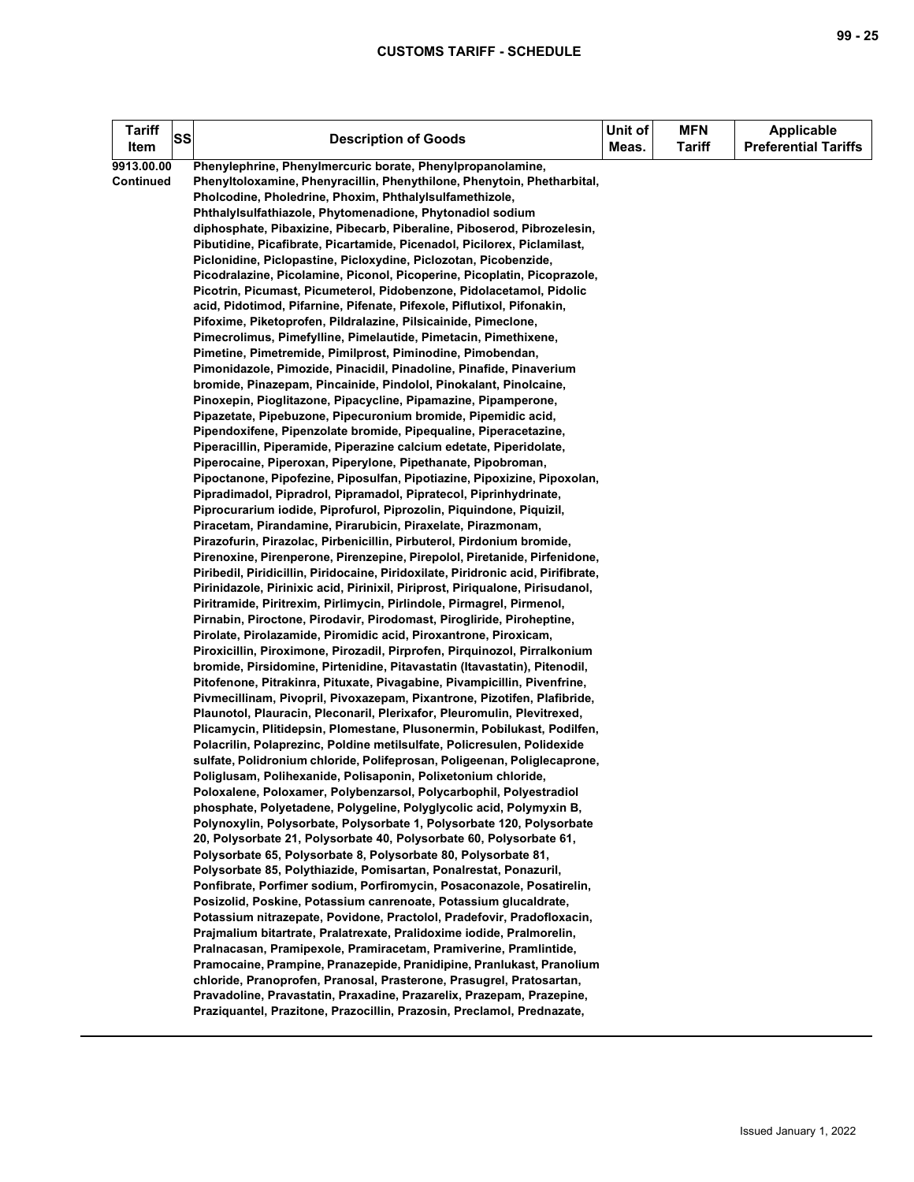| Tariff Item | SS | Description of Goods | Unit of Meas. | MFN Tariff | Applicable Preferential Tariffs |
|---|---|---|---|---|---|
| 9913.00.00 Continued | | Phenylephrine, Phenylmercuric borate, Phenylpropanolamine, Phenyltoloxamine, Phenyracillin, Phenythilone, Phenytoin, Phetharbital, Pholcodine, Pholedrine, Phoxim, Phthalylsulfamethizole, Phthalylsulfathiazole, Phytomenadione, Phytonadiol sodium diphosphate, Pibaxizine, Pibecarb, Piberaline, Piboserod, Pibrozelesin, Pibutidine, Picafibrate, Picartamide, Picenadol, Picilorex, Piclamilast, Piclonidine, Piclopastine, Picloxydine, Piclozotan, Picobenzide, Picodralazine, Picolamine, Piconol, Picoperine, Picoplatin, Picoprazole, Picotrin, Picumast, Picumeterol, Pidobenzone, Pidolacetamol, Pidolic acid, Pidotimod, Pifarnine, Pifenate, Pifexole, Piflutixol, Pifonakin, Pifoxime, Piketoprofen, Pildralazine, Pilsicainide, Pimeclone, Pimecrolimus, Pimefylline, Pimelautide, Pimetacin, Pimethixene, Pimetine, Pimetremide, Pimilprost, Piminodine, Pimobendan, Pimonidazole, Pimozide, Pinacidil, Pinadoline, Pinafide, Pinaverium bromide, Pinazepam, Pincainide, Pindolol, Pinokalant, Pinolcaine, Pinoxepin, Pioglitazone, Pipacycline, Pipamazine, Pipamperone, Pipazetate, Pipebuzone, Pipecuronium bromide, Pipemidic acid, Pipendoxifene, Pipenzolate bromide, Pipequaline, Piperacetazine, Piperacillin, Piperamide, Piperazine calcium edetate, Piperidolate, Piperocaine, Piperoxan, Piperylone, Pipethanate, Pipobroman, Pipoctanone, Pipofezine, Piposulfan, Pipotiazine, Pipoxizine, Pipoxolan, Pipradimadol, Pipradrol, Pipramadol, Pipratecol, Piprinhydrinate, Piprocurarium iodide, Piprofurol, Piprozolin, Piquindone, Piquizil, Piracetam, Pirandamine, Pirarubicin, Piraxelate, Pirazmonam, Pirazofurin, Pirazolac, Pirbenicillin, Pirbuterol, Pirdonium bromide, Pirenoxine, Pirenperone, Pirenzepine, Pirepolol, Piretanide, Pirfenidone, Piribedil, Piridicillin, Piridocaine, Piridoxilate, Piridronic acid, Pirifibrate, Pirinidazole, Pirinixic acid, Pirinixil, Piriprost, Piriqualone, Pirisudanol, Piritramide, Piritrexim, Pirlimycin, Pirlindole, Pirmagrel, Pirmenol, Pirnabin, Piroctone, Pirodavir, Pirodomast, Pirogliride, Piroheptine, Pirolate, Pirolazamide, Piromidic acid, Piroxantrone, Piroxicam, Piroxicillin, Piroximone, Pirozadil, Pirprofen, Pirquinozol, Pirralkonium bromide, Pirsidomine, Pirtenidine, Pitavastatin (Itavastatin), Pitenodil, Pitofenone, Pitrakinra, Pituxate, Pivagabine, Pivampicillin, Pivenfrine, Pivmecillinam, Pivopril, Pivoxazepam, Pixantrone, Pizotifen, Plafibride, Plaunotol, Plauracin, Pleconaril, Plerixafor, Pleuromulin, Plevitrexed, Plicamycin, Plitidepsin, Plomestane, Plusonermin, Pobilukast, Podilfen, Polacrilin, Polaprezinc, Poldine metilsulfate, Policresulen, Polidexide sulfate, Polidronium chloride, Polifeprosan, Poligeenan, Poliglecaprone, Poliglusam, Polihexanide, Polisaponin, Polixetonium chloride, Poloxalene, Poloxamer, Polybenzarsol, Polycarbophil, Polyestradiol phosphate, Polyetadene, Polygeline, Polyglycolic acid, Polymyxin B, Polynoxylin, Polysorbate, Polysorbate 1, Polysorbate 120, Polysorbate 20, Polysorbate 21, Polysorbate 40, Polysorbate 60, Polysorbate 61, Polysorbate 65, Polysorbate 8, Polysorbate 80, Polysorbate 81, Polysorbate 85, Polythiazide, Pomisartan, Ponalrestat, Ponazuril, Ponfibrate, Porfimer sodium, Porfiromycin, Posaconazole, Posatirelin, Posizolid, Poskine, Potassium canrenoate, Potassium glucaldrate, Potassium nitrazepate, Povidone, Practolol, Pradefovir, Pradofloxacin, Prajmalium bitartrate, Pralatrexate, Pralidoxime iodide, Pralmorelin, Pralnacasan, Pramipexole, Pramiracetam, Pramiverine, Pramlintide, Pramocaine, Prampine, Pranazepide, Pranidipine, Pranlukast, Pranolium chloride, Pranoprofen, Pranosal, Prasterone, Prasugrel, Pratosartan, Pravadoline, Pravastatin, Praxadine, Prazarelix, Prazepam, Prazepine, Praziquantel, Prazitone, Prazocillin, Prazosin, Preclamol, Prednazate, | | | |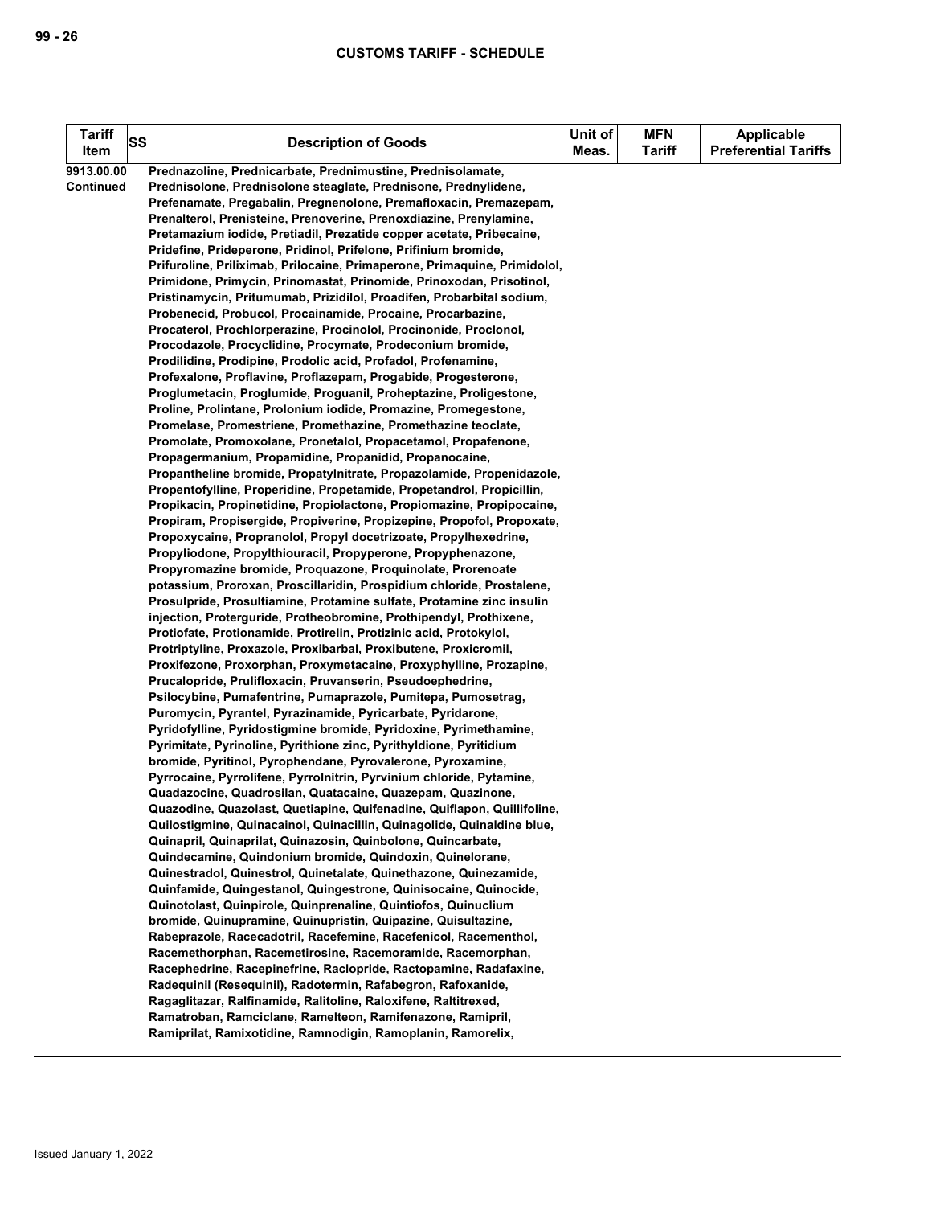| Tariff Item | SS | Description of Goods | Unit of Meas. | MFN Tariff | Applicable Preferential Tariffs |
|---|---|---|---|---|---|
| 9913.00.00 Continued | | Prednazoline, Prednicarbate, Prednimustine, Prednisolamate, Prednisolone, Prednisolone steaglate, Prednisone, Prednylidene, Prefenamate, Pregabalin, Pregnenolone, Premafloxacin, Premazepam, Prenalterol, Prenisteine, Prenoverine, Prenoxdiazine, Prenylamine, Pretamazium iodide, Pretiadil, Prezatide copper acetate, Pribecaine, Pridefine, Prideperone, Pridinol, Prifelone, Prifinium bromide, Prifuroline, Priliximab, Prilocaine, Primaperone, Primaquine, Primidolol, Primidone, Primycin, Prinomastat, Prinomide, Prinoxodan, Prisotinol, Pristinamycin, Pritumumab, Prizidilol, Proadifen, Probarbital sodium, Probenecid, Probucol, Procainamide, Procaine, Procarbazine, Procaterol, Prochlorperazine, Procinolol, Procinonide, Proclonol, Procodazole, Procyclidine, Procymate, Prodeconium bromide, Prodilidine, Prodipine, Prodolic acid, Profadol, Profenamine, Profexalone, Proflavine, Proflazepam, Progabide, Progesterone, Proglumetacin, Proglumide, Proguanil, Proheptazine, Proligestone, Proline, Prolintane, Prolonium iodide, Promazine, Promegestone, Promelase, Promestriene, Promethazine, Promethazine teoclate, Promolate, Promoxolane, Pronetalol, Propacetamol, Propafenone, Propagermanium, Propamidine, Propanidid, Propanocaine, Propantheline bromide, Propatylnitrate, Propazolamide, Propenidazole, Propentofylline, Properidine, Propetamide, Propetandrol, Propicillin, Propikacin, Propinetidine, Propiolactone, Propiomazine, Propipocaine, Propiram, Propisergide, Propiverine, Propizepine, Propofol, Propoxate, Propoxycaine, Propranolol, Propyl docetrizoate, Propylhexedrine, Propyliodone, Propylthiouracil, Propyperone, Propyphenazone, Propyromazine bromide, Proquazone, Proquinolate, Prorenoate potassium, Proroxan, Proscillaridin, Prospidium chloride, Prostalene, Prosulpride, Prosultiamine, Protamine sulfate, Protamine zinc insulin injection, Proterguride, Protheobromine, Prothipendyl, Prothixene, Protiofate, Protionamide, Protirelin, Protizinic acid, Protokylol, Protriptyline, Proxazole, Proxibarbal, Proxibutene, Proxicromil, Proxifezone, Proxorphan, Proxymetacaine, Proxyphylline, Prozapine, Prucalopride, Prulifloxacin, Pruvanserin, Pseudoephedrine, Psilocybine, Pumafentrine, Pumaprazole, Pumitepa, Pumosetrag, Puromycin, Pyrantel, Pyrazinamide, Pyricarbate, Pyridarone, Pyridofylline, Pyridostigmine bromide, Pyridoxine, Pyrimethamine, Pyrimitate, Pyrinoline, Pyrithione zinc, Pyrithyldione, Pyritidium bromide, Pyritinol, Pyrophendane, Pyrovalerone, Pyroxamine, Pyrrocaine, Pyrrolifene, Pyrrolnitrin, Pyrvinium chloride, Pytamine, Quadazocine, Quadrosilan, Quatacaine, Quazepam, Quazinone, Quazodine, Quazolast, Quetiapine, Quifenadine, Quiflapon, Quillifoline, Quilostigmine, Quinacainol, Quinacillin, Quinagolide, Quinaldine blue, Quinapril, Quinaprilat, Quinazosin, Quinbolone, Quincarbate, Quindecamine, Quindonium bromide, Quindoxin, Quinelorane, Quinestradol, Quinestrol, Quinetalate, Quinethazone, Quinezamide, Quinfamide, Quingestanol, Quingestrone, Quinisocaine, Quinocide, Quinotolast, Quinpirole, Quinprenaline, Quintiofos, Quinuclium bromide, Quinupramine, Quinupristin, Quipazine, Quisultazine, Rabeprazole, Racecadotril, Racefemine, Racefenicol, Racementhol, Racemethorphan, Racemetirosine, Racemoramide, Racemorphan, Racephedrine, Racepinefrine, Raclopride, Ractopamine, Radafaxine, Radequinil (Resequinil), Radotermin, Rafabegron, Rafoxanide, Ragaglitazar, Ralfinamide, Ralitoline, Raloxifene, Raltitrexed, Ramatroban, Ramciclane, Ramelteon, Ramifenazone, Ramipril, Ramiprilat, Ramixotidine, Ramnodigin, Ramoplanin, Ramorelix, | | | |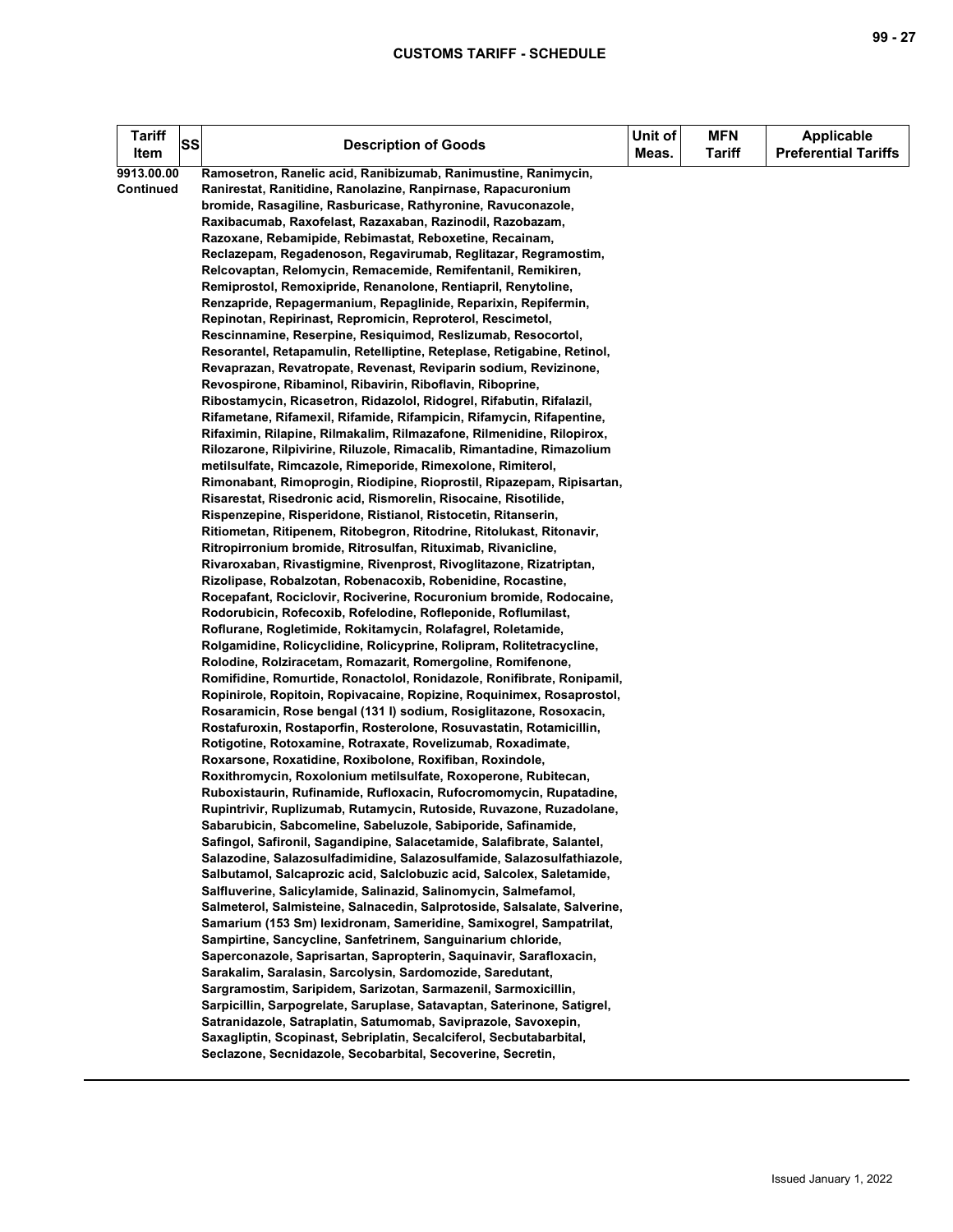| Tariff Item | SS | Description of Goods | Unit of Meas. | MFN Tariff | Applicable Preferential Tariffs |
|---|---|---|---|---|---|
| 9913.00.00 Continued | | Ramosetron, Ranelic acid, Ranibizumab, Ranimustine, Ranimycin, Ranirestat, Ranitidine, Ranolazine, Ranpirnase, Rapacuronium bromide, Rasagiline, Rasburicase, Rathyronine, Ravuconazole, Raxibacumab, Raxofelast, Razaxaban, Razinodil, Razobazam, Razoxane, Rebamipide, Rebimastat, Reboxetine, Recainam, Reclazepam, Regadenoson, Regavirumab, Reglitazar, Regramostim, Relcovaptan, Relomycin, Remacemide, Remifentanil, Remikiren, Remiprostol, Remoxipride, Renanolone, Rentiapril, Renytoline, Renzapride, Repagermanium, Repaglinide, Reparixin, Repifermin, Repinotan, Repirinast, Repromicin, Reproterol, Rescimetol, Rescinnamine, Reserpine, Resiquimod, Reslizumab, Resocortol, Resorantel, Retapamulin, Retelliptine, Reteplase, Retigabine, Retinol, Revaprazan, Revatropate, Revenast, Reviparin sodium, Revizinone, Revospirone, Ribaminol, Ribavirin, Riboflavin, Riboprine, Ribostamycin, Ricasetron, Ridazolol, Ridogrel, Rifabutin, Rifalazil, Rifametane, Rifamexil, Rifamide, Rifampicin, Rifamycin, Rifapentine, Rifaximin, Rilapine, Rilmakalim, Rilmazafone, Rilmenidine, Rilopirox, Rilozarone, Rilpivirine, Riluzole, Rimacalib, Rimantadine, Rimazolium metilsulfate, Rimcazole, Rimeporide, Rimexolone, Rimiterol, Rimonabant, Rimoprogin, Riodipine, Rioprostil, Ripazepam, Ripisartan, Risarestat, Risedronic acid, Rismorelin, Risocaine, Risotilide, Rispenzepine, Risperidone, Ristianol, Ristocetin, Ritanserin, Ritiometan, Ritipenem, Ritobegron, Ritodrine, Ritolukast, Ritonavir, Ritropirronium bromide, Ritrosulfan, Rituximab, Rivanicline, Rivaroxaban, Rivastigmine, Rivenprost, Rivoglitazone, Rizatriptan, Rizolipase, Robalzotan, Robenacoxib, Robenidine, Rocastine, Rocepafant, Rociclovir, Rociverine, Rocuronium bromide, Rodocaine, Rodorubicin, Rofecoxib, Rofelodine, Rofleponide, Roflumilast, Roflurane, Rogletimide, Rokitamycin, Rolafagrel, Roletamide, Rolgamidine, Rolicyclidine, Rolicyprine, Rolipram, Rolitetracycline, Rolodine, Rolziracetam, Romazarit, Romergoline, Romifenone, Romifidine, Romurtide, Ronactolol, Ronidazole, Ronifibrate, Ronipamil, Ropinirole, Ropitoin, Ropivacaine, Ropizine, Roquinimex, Rosaprostol, Rosaramicin, Rose bengal (131 I) sodium, Rosiglitazone, Rosoxacin, Rostafuroxin, Rostaporfin, Rosterolone, Rosuvastatin, Rotamicillin, Rotigotine, Rotoxamine, Rotraxate, Rovelizumab, Roxadimate, Roxarsone, Roxatidine, Roxibolone, Roxifiban, Roxindole, Roxithromycin, Roxolonium metilsulfate, Roxoperone, Rubitecan, Ruboxistaurin, Rufinamide, Rufloxacin, Rufocromomycin, Rupatadine, Rupintrivir, Ruplizumab, Rutamycin, Rutoside, Ruvazone, Ruzadolane, Sabarubicin, Sabcomeline, Sabeluzole, Sabiporide, Safinamide, Safingol, Safironil, Sagandipine, Salacetamide, Salafibrate, Salantel, Salazodine, Salazosulfadimidine, Salazosulfamide, Salazosulfathiazole, Salbutamol, Salcaprozic acid, Salclobuzic acid, Salcolex, Saletamide, Salfluverine, Salicylamide, Salinazid, Salinomycin, Salmefamol, Salmeterol, Salmisteine, Salnacedin, Salprotoside, Salsalate, Salverine, Samarium (153 Sm) lexidronam, Sameridine, Samixogrel, Sampatrilat, Sampirtine, Sancycline, Sanfetrinem, Sanguinarium chloride, Saperconazole, Saprisartan, Sapropterin, Saquinavir, Sarafloxacin, Sarakalim, Saralasin, Sarcolysin, Sardomozide, Saredutant, Sargramostim, Saripidem, Sarizotan, Sarmazenil, Sarmoxicillin, Sarpicillin, Sarpogrelate, Saruplase, Satavaptan, Saterinone, Satigrel, Satranidazole, Satraplatin, Satumomab, Saviprazole, Savoxepin, Saxagliptin, Scopinast, Sebriplatin, Secalciferol, Secbutabarbital, Seclazone, Secnidazole, Secobarbital, Secoverine, Secretin, | | | |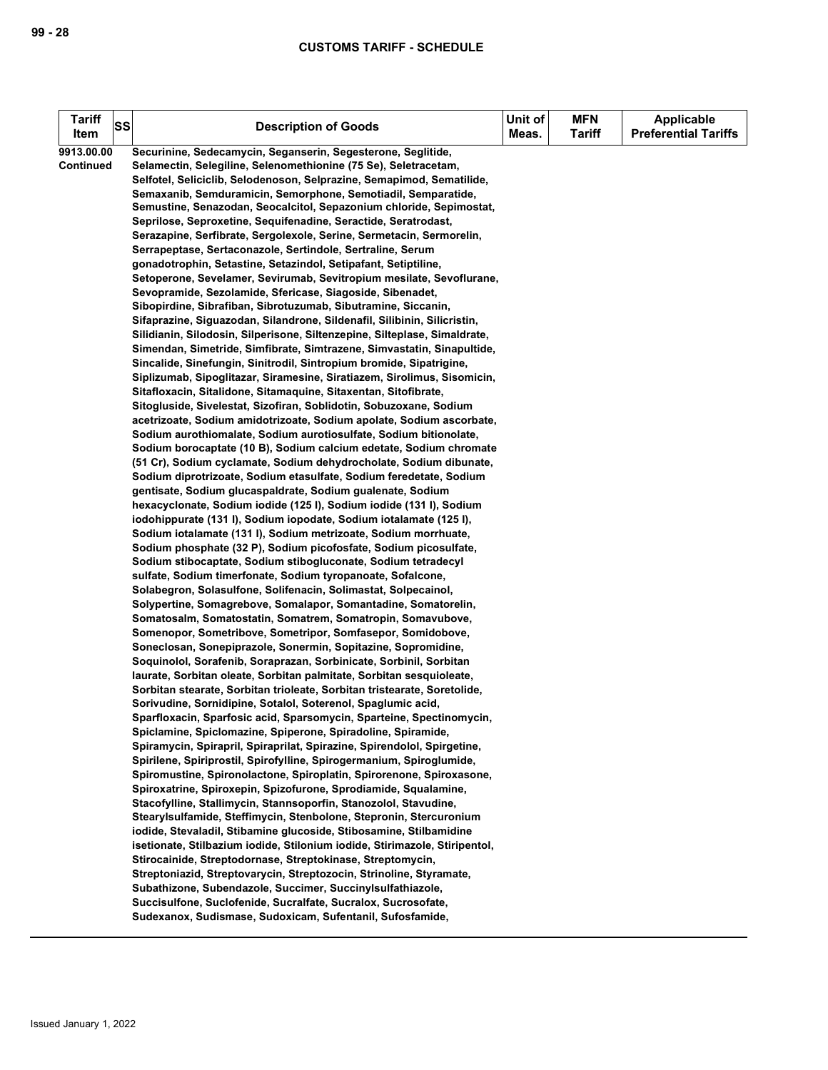| Tariff Item | SS | Description of Goods | Unit of Meas. | MFN Tariff | Applicable Preferential Tariffs |
|---|---|---|---|---|---|
| 9913.00.00 Continued | | Securinine, Sedecamycin, Seganserin, Segesterone, Seglitide, Selamectin, Selegiline, Selenomethionine (75 Se), Seletracetam, Selfotel, Seliciclib, Selodenoson, Selprazine, Semapimod, Sematilide, Semaxanib, Semduramicin, Semorphone, Semotiadil, Semparatide, Semustine, Senazodan, Seocalcitol, Sepazonium chloride, Sepimostat, Seprilose, Seproxetine, Sequifenadine, Seractide, Seratrodast, Serazapine, Serfibrate, Sergolexole, Serine, Sermetacin, Sermorelin, Serrapeptase, Sertaconazole, Sertindole, Sertraline, Serum gonadotrophin, Setastine, Setazindol, Setipafant, Setiptiline, Setoperone, Sevelamer, Sevirumab, Sevitropium mesilate, Sevoflurane, Sevopramide, Sezolamide, Sfericase, Siagoside, Sibenadet, Sibopirdine, Sibrafiban, Sibrotuzumab, Sibutramine, Siccanin, Sifaprazine, Siguazodan, Silandrone, Sildenafil, Silibinin, Silicristin, Silidianin, Silodosin, Silperisone, Siltenzepine, Silteplase, Simaldrate, Simendan, Simetride, Simfibrate, Simtrazene, Simvastatin, Sinapultide, Sincalide, Sinefungin, Sinitrodil, Sintropium bromide, Sipatrigine, Siplizumab, Sipoglitazar, Siramesine, Siratiazem, Sirolimus, Sisomicin, Sitafloxacin, Sitalidone, Sitamaquine, Sitaxentan, Sitofibrate, Sitogluside, Sivelestat, Sizofiran, Soblidotin, Sobuzoxane, Sodium acetrizoate, Sodium amidotrizoate, Sodium apolate, Sodium ascorbate, Sodium aurothiomalate, Sodium aurotiosulfate, Sodium bitionolate, Sodium borocaptate (10 B), Sodium calcium edetate, Sodium chromate (51 Cr), Sodium cyclamate, Sodium dehydrocholate, Sodium dibunate, Sodium diprotrizoate, Sodium etasulfate, Sodium feredetate, Sodium gentisate, Sodium glucaspaldrate, Sodium gualenate, Sodium hexacyclonate, Sodium iodide (125 I), Sodium iodide (131 I), Sodium iodohippurate (131 I), Sodium iopodate, Sodium iotalamate (125 I), Sodium iotalamate (131 I), Sodium metrizoate, Sodium morrhuate, Sodium phosphate (32 P), Sodium picofosfate, Sodium picosulfate, Sodium stibocaptate, Sodium stibogluconate, Sodium tetradecyl sulfate, Sodium timerfonate, Sodium tyropanoate, Sofalcone, Solabegron, Solasulfone, Solifenacin, Solimastat, Solpecainol, Solypertine, Somagrebove, Somalapor, Somantadine, Somatorelin, Somatosalm, Somatostatin, Somatrem, Somatropin, Somavubove, Somenopor, Sometribove, Sometripor, Somfasepor, Somidobove, Soneclosan, Sonepiprazole, Sonermin, Sopitazine, Sopromidine, Soquinolol, Sorafenib, Soraprazan, Sorbinicate, Sorbinil, Sorbitan laurate, Sorbitan oleate, Sorbitan palmitate, Sorbitan sesquioleate, Sorbitan stearate, Sorbitan trioleate, Sorbitan tristearate, Soretolide, Sorivudine, Sornidipine, Sotalol, Soterenol, Spaglumic acid, Sparfloxacin, Sparfosic acid, Sparsomycin, Sparteine, Spectinomycin, Spiclamine, Spiclomazine, Spiperone, Spiradoline, Spiramide, Spiramycin, Spirapril, Spiraprilat, Spirazine, Spirendolol, Spirgetine, Spirilene, Spiriprostil, Spirofylline, Spirogermanium, Spiroglumide, Spiromustine, Spironolactone, Spiroplatin, Spirorenone, Spiroxasone, Spiroxatrine, Spiroxepin, Spizofurone, Sprodiamide, Squalamine, Stacofylline, Stallimycin, Stannsoporfin, Stanozolol, Stavudine, Stearylsulfamide, Steffimycin, Stenbolone, Stepronin, Stercuronium iodide, Stevaladil, Stibamine glucoside, Stibosamine, Stilbamidine isetionate, Stilbazium iodide, Stilonium iodide, Stirimazole, Stiripentol, Stirocainide, Streptodornase, Streptokinase, Streptomycin, Streptoniazid, Streptovarycin, Streptozocin, Strinoline, Styramate, Subathizone, Subendazole, Succimer, Succinylsulfathiazole, Succisulfone, Suclofenide, Sucralfate, Sucralox, Sucrosofate, Sudexanox, Sudismase, Sudoxicam, Sufentanil, Sufosfamide, | | | |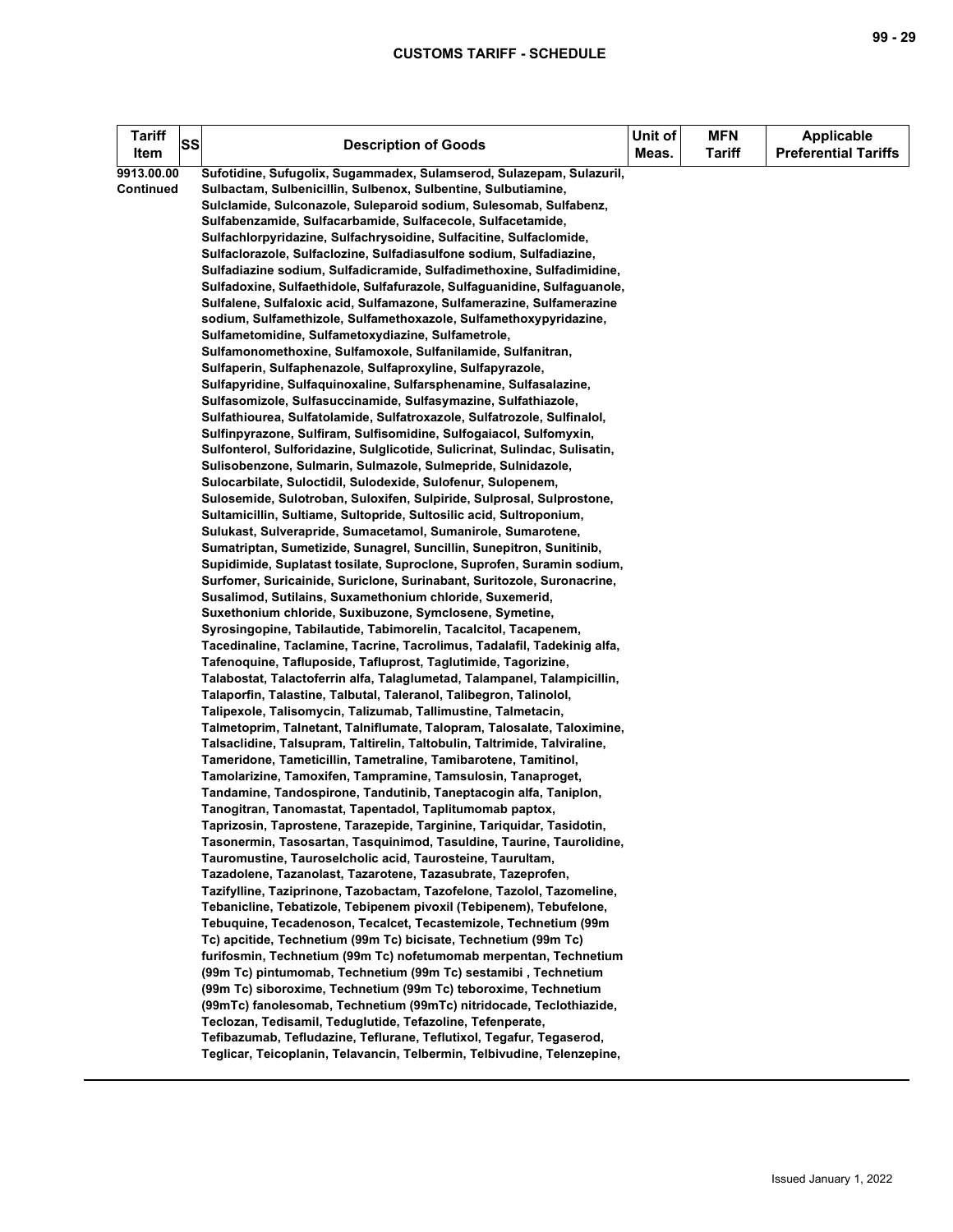| Tariff Item | SS | Description of Goods | Unit of Meas. | MFN Tariff | Applicable Preferential Tariffs |
|---|---|---|---|---|---|
| 9913.00.00 Continued | | Sufotidine, Sufugolix, Sugammadex, Sulamserod, Sulazepam, Sulazuril, Sulbactam, Sulbenicillin, Sulbenox, Sulbentine, Sulbutiamine, Sulclamide, Sulconazole, Suleparoid sodium, Sulesomab, Sulfabenz, Sulfabenzamide, Sulfacarbamide, Sulfacecole, Sulfacetamide, Sulfachlorpyridazine, Sulfachrysoidine, Sulfacitine, Sulfaclomide, Sulfaclorazole, Sulfaclozine, Sulfadiasulfone sodium, Sulfadiazine, Sulfadiazine sodium, Sulfadicramide, Sulfadimethoxine, Sulfadimidine, Sulfadoxine, Sulfaethidole, Sulfafurazole, Sulfaguanidine, Sulfaguanole, Sulfalene, Sulfaloxic acid, Sulfamazone, Sulfamerazine, Sulfamerazine sodium, Sulfamethizole, Sulfamethoxazole, Sulfamethoxypyridazine, Sulfametomidine, Sulfametoxydiazine, Sulfametrole, Sulfamonomethoxine, Sulfamoxole, Sulfanilamide, Sulfanitran, Sulfaperin, Sulfaphenazole, Sulfaproxyline, Sulfapyrazole, Sulfapyridine, Sulfaquinoxaline, Sulfarsphenamine, Sulfasalazine, Sulfasomizole, Sulfasuccinamide, Sulfasymazine, Sulfathiazole, Sulfathiourea, Sulfatolamide, Sulfatroxazole, Sulfatrozole, Sulfinalol, Sulfinpyrazone, Sulfiram, Sulfisomidine, Sulfogaiacol, Sulfomyxin, Sulfonterol, Sulforidazine, Sulglicotide, Sulicrinat, Sulindac, Sulisatin, Sulisobenzone, Sulmarin, Sulmazole, Sulmepride, Sulnidazole, Sulocarbilate, Suloctidil, Sulodexide, Sulofenur, Sulopenem, Sulosemide, Sulotroban, Suloxifen, Sulpiride, Sulprosal, Sulprostone, Sultamicillin, Sultiame, Sultopride, Sultosilic acid, Sultroponium, Sulukast, Sulverapride, Sumacetamol, Sumanirole, Sumarotene, Sumatriptan, Sumetizide, Sunagrel, Suncillin, Sunepitron, Sunitinib, Supidimide, Suplatast tosilate, Suproclone, Suprofen, Suramin sodium, Surfomer, Suricainide, Suriclone, Surinabant, Suritozole, Suronacrine, Susalimod, Sutilains, Suxamethonium chloride, Suxemerid, Suxethonium chloride, Suxibuzone, Symclosene, Symetine, Syrosingopine, Tabilautide, Tabimorelin, Tacalcitol, Tacapenem, Tacedinaline, Taclamine, Tacrine, Tacrolimus, Tadalafil, Tadekinig alfa, Tafenoquine, Tafluposide, Tafluprost, Taglutimide, Tagorizine, Talabostat, Talactoferrin alfa, Talaglumetad, Talampanel, Talampicillin, Talaporfin, Talastine, Talbutal, Taleranol, Talibegron, Talinolol, Talipexole, Talisomycin, Talizumab, Tallimustine, Talmetacin, Talmetoprim, Talnetant, Talniflumate, Talopram, Talosalate, Taloximine, Talsaclidine, Talsupram, Taltirelin, Taltobulin, Taltrimide, Talviraline, Tameridone, Tameticillin, Tametraline, Tamibarotene, Tamitinol, Tamolarizine, Tamoxifen, Tampramine, Tamsulosin, Tanaproget, Tandamine, Tandospirone, Tandutinib, Taneptacogin alfa, Taniplon, Tanogitran, Tanomastat, Tapentadol, Taplitumomab paptox, Taprizosin, Taprostene, Tarazepide, Targinine, Tariquidar, Tasidotin, Tasonermin, Tasosartan, Tasquinimod, Tasuldine, Taurine, Taurolidine, Tauromustine, Tauroselcholic acid, Taurosteine, Taurultam, Tazadolene, Tazanolast, Tazarotene, Tazasubrate, Tazeprofen, Tazifylline, Taziprinone, Tazobactam, Tazofelone, Tazolol, Tazomeline, Tebanicline, Tebatizole, Tebipenem pivoxil (Tebipenem), Tebufelone, Tebuquine, Tecadenoson, Tecalcet, Tecastemizole, Technetium (99m Tc) apcitide, Technetium (99m Tc) bicisate, Technetium (99m Tc) furifosmin, Technetium (99m Tc) nofetumomab merpentan, Technetium (99m Tc) pintumomab, Technetium (99m Tc) sestamibi , Technetium (99m Tc) siboroxime, Technetium (99m Tc) teboroxime, Technetium (99mTc) fanolesomab, Technetium (99mTc) nitridocade, Teclothiazide, Teclozan, Tedisamil, Teduglutide, Tefazoline, Tefenperate, Tefibazumab, Tefludazine, Teflurane, Teflutixol, Tegafur, Tegaserod, Teglicar, Teicoplanin, Telavancin, Telbermin, Telbivudine, Telenzepine, | | | |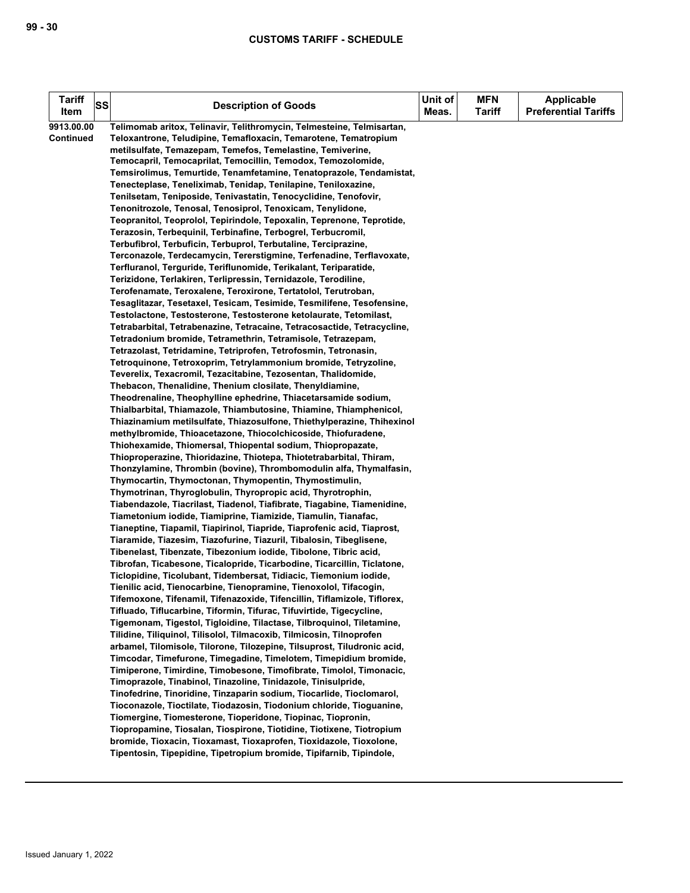| Tariff Item | SS | Description of Goods | Unit of Meas. | MFN Tariff | Applicable Preferential Tariffs |
|---|---|---|---|---|---|
| 9913.00.00 Continued | | Telimomab aritox, Telinavir, Telithromycin, Telmesteine, Telmisartan, Teloxantrone, Teludipine, Temafloxacin, Temarotene, Tematropium metilsulfate, Temazepam, Temefos, Temelastine, Temiverine, Temocapril, Temocaprilat, Temocillin, Temodox, Temozolomide, Temsirolimus, Temurtide, Tenamfetamine, Tenatoprazole, Tendamistat, Tenecteplase, Teneliximab, Tenidap, Tenilapine, Teniloxazine, Tenilsetam, Teniposide, Tenivastatin, Tenocyclidine, Tenofovir, Tenonitrozole, Tenosal, Tenosiprol, Tenoxicam, Tenylidone, Teopranitol, Teoprolol, Tepirindole, Tepoxalin, Teprenone, Teprotide, Terazosin, Terbequinil, Terbinafine, Terbogrel, Terbucromil, Terbufibrol, Terbuficin, Terbuprol, Terbutaline, Terciprazine, Terconazole, Terdecamycin, Tererstigmine, Terfenadine, Terflavoxate, Terfluranol, Terguride, Teriflunomide, Terikalant, Teriparatide, Terizidone, Terlakiren, Terlipressin, Ternidazole, Terodiline, Terofenamate, Teroxalene, Teroxirone, Tertatolol, Terutroban, Tesaglitazar, Tesetaxel, Tesicam, Tesimide, Tesmilifene, Tesofensine, Testolactone, Testosterone, Testosterone ketolaurate, Tetomilast, Tetrabarbital, Tetrabenazine, Tetracaine, Tetracosactide, Tetracycline, Tetradonium bromide, Tetramethrin, Tetramisole, Tetrazepam, Tetrazolast, Tetridamine, Tetriprofen, Tetrofosmin, Tetronasin, Tetroquinone, Tetroxoprim, Tetrylammonium bromide, Tetryzoline, Teverelix, Texacromil, Tezacitabine, Tezosentan, Thalidomide, Thebacon, Thenalidine, Thenium closilate, Thenyldiamine, Theodrenaline, Theophylline ephedrine, Thiacetarsamide sodium, Thialbarbital, Thiamazole, Thiambutosine, Thiamine, Thiamphenicol, Thiazinamium metilsulfate, Thiazosulfone, Thiethylperazine, Thihexinol methylbromide, Thioacetazone, Thiocolchicoside, Thiofuradene, Thiohexamide, Thiomersal, Thiopental sodium, Thiopropazate, Thioproperazine, Thioridazine, Thiotepa, Thiotetrabarbital, Thiram, Thonzylamine, Thrombin (bovine), Thrombomodulin alfa, Thymalfasin, Thymocartin, Thymoctonan, Thymopentin, Thymostimulin, Thymotrinan, Thyroglobulin, Thyropropic acid, Thyrotrophin, Tiabendazole, Tiacrilast, Tiadenol, Tiafibrate, Tiagabine, Tiamenidine, Tiametonium iodide, Tiamiprine, Tiamizide, Tiamulin, Tianafac, Tianeptine, Tiapamil, Tiapirinol, Tiapride, Tiaprofenic acid, Tiaprost, Tiaramide, Tiazesim, Tiazofurine, Tiazuril, Tibalosin, Tibeglisene, Tibenelast, Tibenzate, Tibezonium iodide, Tibolone, Tibric acid, Tibrofan, Ticabesone, Ticalopride, Ticarbodine, Ticarcillin, Ticlatone, Ticlopidine, Ticolubant, Tidembersat, Tidiacic, Tiemonium iodide, Tienilic acid, Tienocarbine, Tienopramine, Tienoxolol, Tifacogin, Tifemoxone, Tifenamil, Tifenazoxide, Tifencillin, Tiflamizole, Tiflorex, Tifluado, Tiflucarbine, Tiformin, Tifurac, Tifuvirtide, Tigecycline, Tigemonam, Tigestol, Tigloidine, Tilactase, Tilbroquinol, Tiletamine, Tilidine, Tiliquinol, Tilisolol, Tilmacoxib, Tilmicosin, Tilnoprofen arbamel, Tilomisole, Tilorone, Tilozepine, Tilsuprost, Tiludronic acid, Timcodar, Timefurone, Timegadine, Timelotem, Timepidium bromide, Timiperone, Timirdine, Timobesone, Timofibrate, Timolol, Timonacic, Timoprazole, Tinabinol, Tinazoline, Tinidazole, Tinisulpride, Tinofedrine, Tinoridine, Tinzaparin sodium, Tiocarlide, Tioclomarol, Tioconazole, Tioctilate, Tiodazosin, Tiodonium chloride, Tioguanine, Tiomergine, Tiomesterone, Tioperidone, Tiopinac, Tiopronin, Tiopropamine, Tiosalan, Tiospirone, Tiotidine, Tiotixene, Tiotropium bromide, Tioxacin, Tioxamast, Tioxaprofen, Tioxidazole, Tioxolone, Tipentosin, Tipepidine, Tipetropium bromide, Tipifarnib, Tipindole, | | | |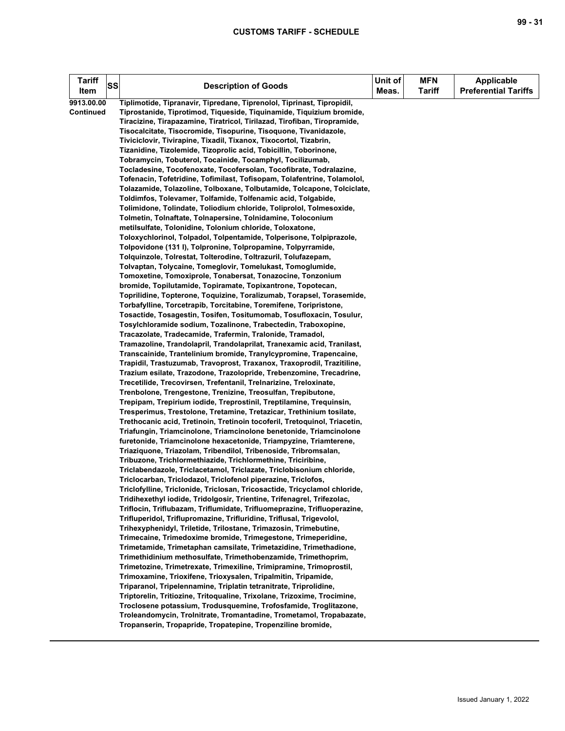| Tariff Item | SS | Description of Goods | Unit of Meas. | MFN Tariff | Applicable Preferential Tariffs |
|---|---|---|---|---|---|
| 9913.00.00 Continued | | Tiplimotide, Tipranavir, Tipredane, Tiprenolol, Tiprinast, Tipropidil, Tiprostanide, Tiprotimod, Tiqueside, Tiquinamide, Tiquizium bromide, Tiracizine, Tirapazamine, Tiratricol, Tirilazad, Tirofiban, Tiropramide, Tisocalcitate, Tisocromide, Tisopurine, Tisoquone, Tivanidazole, Tiviciclovir, Tivirapine, Tixadil, Tixanox, Tixocortol, Tizabrin, Tizanidine, Tizolemide, Tizoprolic acid, Tobicillin, Toborinone, Tobramycin, Tobuterol, Tocainide, Tocamphyl, Tocilizumab, Tocladesine, Tocofenoxate, Tocofersolan, Tocofibrate, Todralazine, Tofenacin, Tofetridine, Tofimilast, Tofisopam, Tolafentrine, Tolamolol, Tolazamide, Tolazoline, Tolboxane, Tolbutamide, Tolcapone, Tolciclate, Toldimfos, Tolevamer, Tolfamide, Tolfenamic acid, Tolgabide, Tolimidone, Tolindate, Toliodium chloride, Toliprolol, Tolmesoxide, Tolmetin, Tolnaftate, Tolnapersine, Tolnidamine, Toloconium metilsulfate, Tolonidine, Tolonium chloride, Toloxatone, Toloxychlorinol, Tolpadol, Tolpentamide, Tolperisone, Tolpiprazole, Tolpovidone (131 I), Tolpronine, Tolpropamine, Tolpyrramide, Tolquinzole, Tolrestat, Tolterodine, Toltrazuril, Tolufazepam, Tolvaptan, Tolycaine, Tomeglovir, Tomelukast, Tomoglumide, Tomoxetine, Tomoxiprole, Tonabersat, Tonazocine, Tonzonium bromide, Topilutamide, Topiramate, Topixantrone, Topotecan, Toprilidine, Topterone, Toquizine, Toralizumab, Torapsel, Torasemide, Torbafylline, Torcetrapib, Torcitabine, Toremifene, Toripristone, Tosactide, Tosagestin, Tosifen, Tositumomab, Tosufloxacin, Tosulur, Tosylchloramide sodium, Tozalinone, Trabectedin, Traboxopine, Tracazolate, Tradecamide, Trafermin, Tralonide, Tramadol, Tramazoline, Trandolapril, Trandolaprilat, Tranexamic acid, Tranilast, Transcainide, Trantelinium bromide, Tranylcypromine, Trapencaine, Trapidil, Trastuzumab, Travoprost, Traxanox, Traxoprodil, Trazitiline, Trazium esilate, Trazodone, Trazolopride, Trebenzomine, Trecadrine, Trecetilide, Trecovirsen, Trefentanil, Trelnarizine, Treloxinate, Trenbolone, Trengestone, Trenizine, Treosulfan, Trepibutone, Trepipam, Trepirium iodide, Treprostinil, Treptilamine, Trequinsin, Tresperimus, Trestolone, Tretamine, Tretazicar, Trethinium tosilate, Trethocanic acid, Tretinoin, Tretinoin tocoferil, Tretoquinol, Triacetin, Triafungin, Triamcinolone, Triamcinolone benetonide, Triamcinolone furetonide, Triamcinolone hexacetonide, Triampyzine, Triamterene, Triaziquone, Triazolam, Tribendilol, Tribenoside, Tribromsalan, Tribuzone, Trichlormethiazide, Trichlormethine, Triciribine, Triclabendazole, Triclacetamol, Triclazate, Triclobisonium chloride, Triclocarban, Triclodazol, Triclofenol piperazine, Triclofos, Triclofylline, Triclonide, Triclosan, Tricosactide, Tricyclamol chloride, Tridihexethyl iodide, Tridolgosir, Trientine, Trifenagrel, Trifezolac, Triflocin, Triflubazam, Triflumidate, Trifluomeprazine, Trifluoperazine, Trifluperidol, Triflupromazine, Trifluridine, Triflusal, Trigevolol, Trihexyphenidyl, Triletide, Trilostane, Trimazosin, Trimebutine, Trimecaine, Trimedoxime bromide, Trimegestone, Trimeperidine, Trimetamide, Trimetaphan camsilate, Trimetazidine, Trimethadione, Trimethidinium methosulfate, Trimethobenzamide, Trimethoprim, Trimetozine, Trimetrexate, Trimexiline, Trimipramine, Trimoprostil, Trimoxamine, Trioxifene, Trioxysalen, Tripalmitin, Tripamide, Triparanol, Tripelennamine, Triplatin tetranitrate, Triprolidine, Triptorelin, Tritiozine, Tritoqualine, Trixolane, Trizoxime, Trocimine, Troclosene potassium, Trodusquemine, Trofosfamide, Troglitazone, Troleandomycin, Trolnitrate, Tromantadine, Trometamol, Tropabazate, Tropanserin, Tropapride, Tropatepine, Tropenziline bromide, | | | |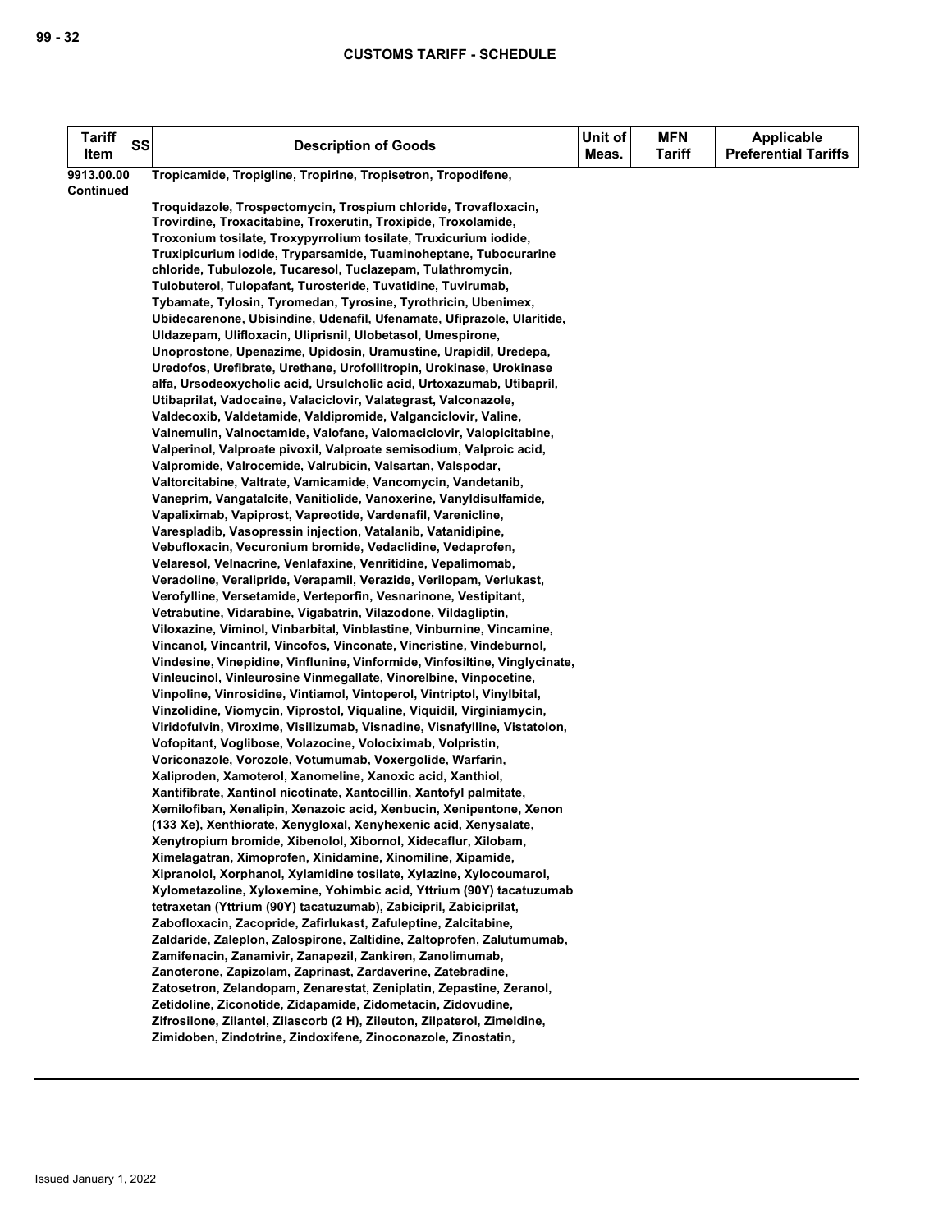| Tariff Item | SS | Description of Goods | Unit of Meas. | MFN Tariff | Applicable Preferential Tariffs |
|---|---|---|---|---|---|
| 9913.00.00 Continued | | Tropicamide, Tropigline, Tropirine, Tropisetron, Tropodifene, Troquidazole, Trospectomycin, Trospium chloride, Trovafloxacin, Trovirdine, Troxacitabine, Troxerutin, Troxipide, Troxolamide, Troxonium tosilate, Troxypyrrolium tosilate, Truxicurium iodide, Truxipicurium iodide, Tryparsamide, Tuaminoheptane, Tubocurarine chloride, Tubulozole, Tucaresol, Tuclazepam, Tulathromycin, Tulobuterol, Tulopafant, Turosteride, Tuvatidine, Tuvirumab, Tybamate, Tylosin, Tyromedan, Tyrosine, Tyrothricin, Ubenimex, Ubidecarenone, Ubisindine, Udenafil, Ufenamate, Ufiprazole, Ularitide, Uldazepam, Ulifloxacin, Uliprisnil, Ulobetasol, Umespirone, Unoprostone, Upenazime, Upidosin, Uramustine, Urapidil, Uredepa, Uredofos, Urefibrate, Urethane, Urofollitropin, Urokinase, Urokinase alfa, Ursodeoxycholic acid, Ursulcholic acid, Urtoxazumab, Utibapril, Utibaprilat, Vadocaine, Valaciclovir, Valategrast, Valconazole, Valdecoxib, Valdetamide, Valdipromide, Valganciclovir, Valine, Valnemulin, Valnoctamide, Valofane, Valomaciclovir, Valopicitabine, Valperinol, Valproate pivoxil, Valproate semisodium, Valproic acid, Valpromide, Valrocemide, Valrubicin, Valsartan, Valspodar, Valtorcitabine, Valtrate, Vamicamide, Vancomycin, Vandetanib, Vaneprim, Vangatalcite, Vanitiolide, Vanoxerine, Vanyldisulfamide, Vapaliximab, Vapiprost, Vapreotide, Vardenafil, Varenicline, Varespladib, Vasopressin injection, Vatalanib, Vatanidipine, Vebufloxacin, Vecuronium bromide, Vedaclidine, Vedaprofen, Velaresol, Velnacrine, Venlafaxine, Venritidine, Vepalimomab, Veradoline, Veralipride, Verapamil, Verazide, Verilopam, Verlukast, Verofylline, Versetamide, Verteporfin, Vesnarinone, Vestipitant, Vetrabutine, Vidarabine, Vigabatrin, Vilazodone, Vildagliptin, Viloxazine, Viminol, Vinbarbital, Vinblastine, Vinburnine, Vincamine, Vincanol, Vincantril, Vincofos, Vinconate, Vincristine, Vindeburnol, Vindesine, Vinepidine, Vinflunine, Vinformide, Vinfosiltine, Vinglycinate, Vinleucinol, Vinleurosine Vinmegallate, Vinorelbine, Vinpocetine, Vinpoline, Vinrosidine, Vintiamol, Vintoperol, Vintriptol, Vinylbital, Vinzolidine, Viomycin, Viprostol, Viqualine, Viquidil, Virginiamycin, Viridofulvin, Viroxime, Visilizumab, Visnadine, Visnafylline, Vistatolon, Vofopitant, Voglibose, Volazocine, Volociximab, Volpristin, Voriconazole, Vorozole, Votumumab, Voxergolide, Warfarin, Xaliproden, Xamoterol, Xanomeline, Xanoxic acid, Xanthiol, Xantifibrate, Xantinol nicotinate, Xantocillin, Xantofyl palmitate, Xemilofiban, Xenalipin, Xenazoic acid, Xenbucin, Xenipentone, Xenon (133 Xe), Xenthiorate, Xenygloxal, Xenyhexenic acid, Xenysalate, Xenytropium bromide, Xibenolol, Xibornol, Xidecaflur, Xilobam, Ximelagatran, Ximoprofen, Xinidamine, Xinomiline, Xipamide, Xipranolol, Xorphanol, Xylamidine tosilate, Xylazine, Xylocoumarol, Xylometazoline, Xyloxemine, Yohimbic acid, Yttrium (90Y) tacatuzumab tetraxetan (Yttrium (90Y) tacatuzumab), Zabicipril, Zabiciprilat, Zabofloxacin, Zacopride, Zafirlukast, Zafuleptine, Zalcitabine, Zaldaride, Zaleplon, Zalospirone, Zaltidine, Zaltoprofen, Zalutumumab, Zamifenacin, Zanamivir, Zanapezil, Zankiren, Zanolimumab, Zanoterone, Zapizolam, Zaprinast, Zardaverine, Zatebradine, Zatosetron, Zelandopam, Zenarestat, Zeniplatin, Zepastine, Zeranol, Zetidoline, Ziconotide, Zidapamide, Zidometacin, Zidovudine, Zifrosilone, Zilantel, Zilascorb (2 H), Zileuton, Zilpaterol, Zimeldine, Zimidoben, Zindotrine, Zindoxifene, Zinoconazole, Zinostatin, | | | |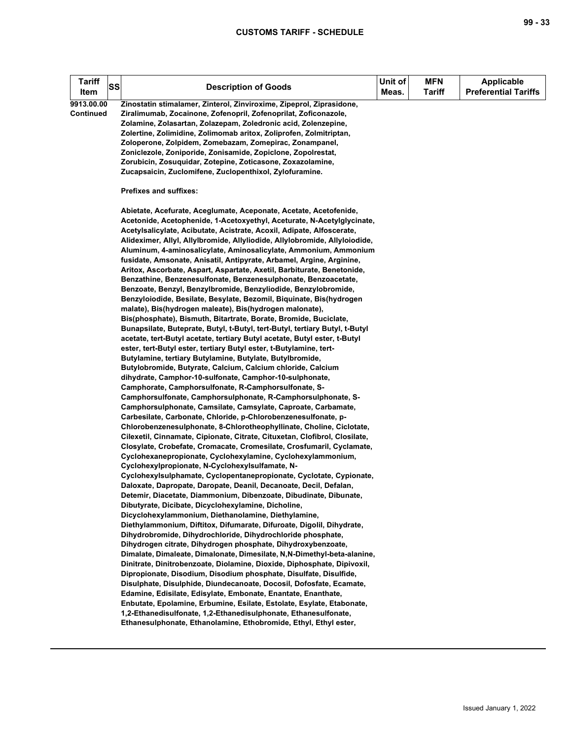| Tariff Item | SS | Description of Goods | Unit of Meas. | MFN Tariff | Applicable Preferential Tariffs |
|---|---|---|---|---|---|
| 9913.00.00 Continued | | Zinostatin stimalamer, Zinterol, Zinviroxime, Zipeprol, Ziprasidone, Ziralimumab, Zocainone, Zofenopril, Zofenoprilat, Zoficonazole, Zolamine, Zolasartan, Zolazepam, Zoledronic acid, Zolenzepine, Zolertine, Zolimidine, Zolimomab aritox, Zoliprofen, Zolmitriptan, Zoloperone, Zolpidem, Zomebazam, Zomepirac, Zonampanel, Zoniclezole, Zoniporide, Zonisamide, Zopiclone, Zopolrestat, Zorubicin, Zosuquidar, Zotepine, Zoticasone, Zoxazolamine, Zucapsaicin, Zuclomifene, Zuclopenthixol, Zylofuramine.<br><br>Prefixes and suffixes:<br><br>Abietate, Acefurate, Aceglumate, Aceponate, Acetate, Acetofenide, Acetonide, Acetophenide, 1-Acetoxyethyl, Aceturate, N-Acetylglycinate, Acetylsalicylate, Acibutate, Acistrate, Acoxil, Adipate, Alfoscerate, Alideximer, Allyl, Allylbromide, Allyliodide, Allylobromide, Allyloiodide, Aluminum, 4-aminosalicylate, Aminosalicylate, Ammonium, Ammonium fusidate, Amsonate, Anisatil, Antipyrate, Arbamel, Argine, Arginine, Aritox, Ascorbate, Aspart, Aspartate, Axetil, Barbiturate, Benetonide, Benzathine, Benzenesulfonate, Benzenesulphonate, Benzoacetate, Benzoate, Benzyl, Benzylbromide, Benzyliodide, Benzylobromide, Benzyloiodide, Besilate, Besylate, Bezomil, Biquinate, Bis(hydrogen malate), Bis(hydrogen maleate), Bis(hydrogen malonate), Bis(phosphate), Bismuth, Bitartrate, Borate, Bromide, Buciclate, Bunapsilate, Buteprate, Butyl, t-Butyl, tert-Butyl, tertiary Butyl, t-Butyl acetate, tert-Butyl acetate, tertiary Butyl acetate, Butyl ester, t-Butyl ester, tert-Butyl ester, tertiary Butyl ester, t-Butylamine, tert-Butylamine, tertiary Butylamine, Butylate, Butylbromide, Butylobromide, Butyrate, Calcium, Calcium chloride, Calcium dihydrate, Camphor-10-sulfonate, Camphor-10-sulphonate, Camphorate, Camphorsulfonate, R-Camphorsulfonate, S-Camphorsulfonate, Camphorsulphonate, R-Camphorsulphonate, S-Camphorsulphonate, Camsilate, Camsylate, Caproate, Carbamate, Carbesilate, Carbonate, Chloride, p-Chlorobenzenesulfonate, p-Chlorobenzenesulphonate, 8-Chlorotheophyllinate, Choline, Ciclotate, Cilexetil, Cinnamate, Cipionate, Citrate, Cituxetan, Clofibrol, Closilate, Closylate, Crobefate, Cromacate, Cromesilate, Crosfumaril, Cyclamate, Cyclohexanepropionate, Cyclohexylamine, Cyclohexylammonium, Cyclohexylpropionate, N-Cyclohexylsulfamate, N-Cyclohexylsulphamate, Cyclopentanepropionate, Cyclotate, Cypionate, Daloxate, Dapropate, Daropate, Deanil, Decanoate, Decil, Defalan, Detemir, Diacetate, Diammonium, Dibenzoate, Dibudinate, Dibunate, Dibutyrate, Dicibate, Dicyclohexylamine, Dicholine, Dicyclohexylammonium, Diethanolamine, Diethylamine, Diethylammonium, Diftitox, Difumarate, Difuroate, Digolil, Dihydrate, Dihydrobromide, Dihydrochloride, Dihydrochloride phosphate, Dihydrogen citrate, Dihydrogen phosphate, Dihydroxybenzoate, Dimalate, Dimaleate, Dimalonate, Dimesilate, N,N-Dimethyl-beta-alanine, Dinitrate, Dinitrobenzoate, Diolamine, Dioxide, Diphosphate, Dipivoxil, Dipropionate, Disodium, Disodium phosphate, Disulfate, Disulfide, Disulphate, Disulphide, Diundecanoate, Docosil, Dofosfate, Ecamate, Edamine, Edisilate, Edisylate, Embonate, Enantate, Enanthate, Enbutate, Epolamine, Erbumine, Esilate, Estolate, Esylate, Etabonate, 1,2-Ethanedisulfonate, 1,2-Ethanedisulphonate, Ethanesulfonate, Ethanesulphonate, Ethanolamine, Ethobromide, Ethyl, Ethyl ester, | | | |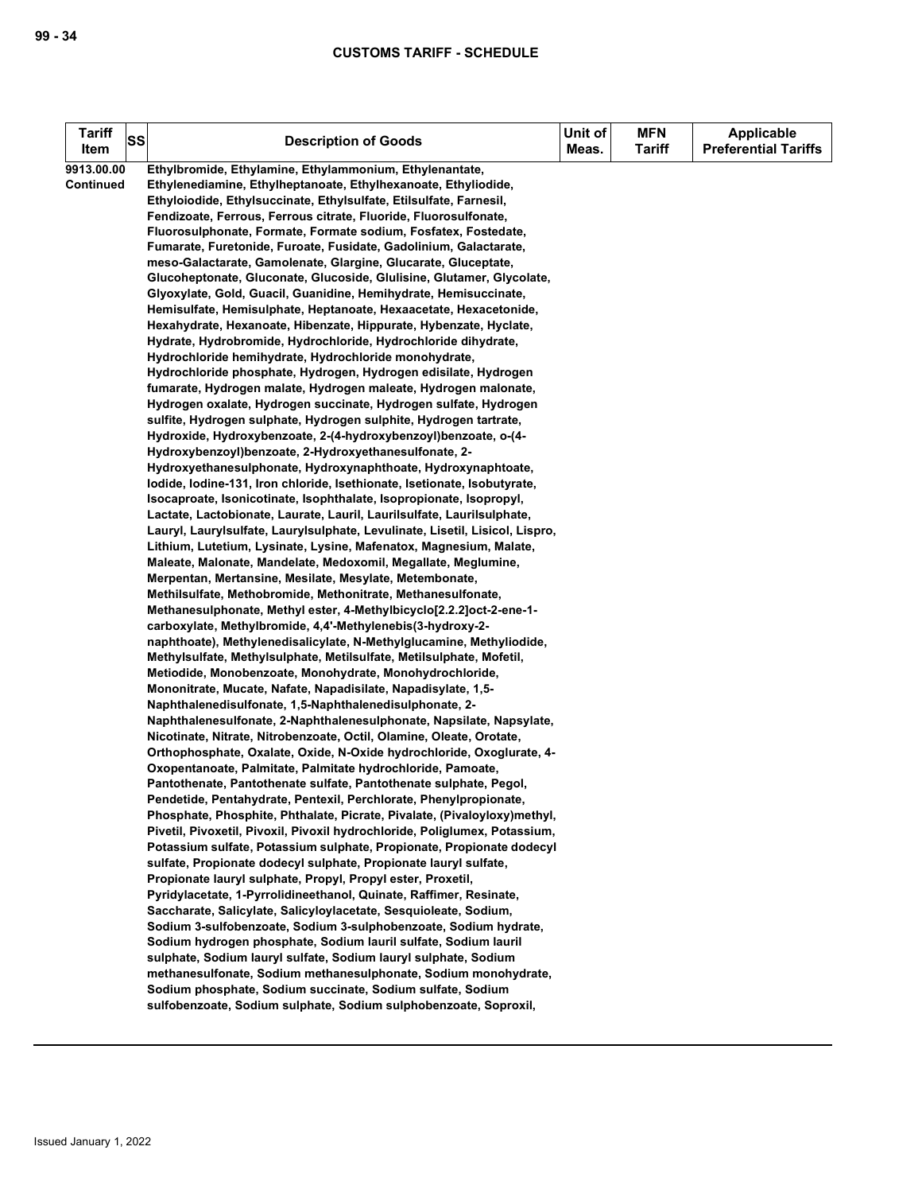| Tariff Item | SS | Description of Goods | Unit of Meas. | MFN Tariff | Applicable Preferential Tariffs |
|---|---|---|---|---|---|
| 9913.00.00 Continued | | Ethylbromide, Ethylamine, Ethylammonium, Ethylenantate, Ethylenediamine, Ethylheptanoate, Ethylhexanoate, Ethyliodide, Ethyloiodide, Ethylsuccinate, Ethylsulfate, Etilsulfate, Farnesil, Fendizoate, Ferrous, Ferrous citrate, Fluoride, Fluorosulfonate, Fluorosulphonate, Formate, Formate sodium, Fosfatex, Fostedate, Fumarate, Furetonide, Furoate, Fusidate, Gadolinium, Galactarate, meso-Galactarate, Gamolenate, Glargine, Glucarate, Gluceptate, Glucoheptonate, Gluconate, Glucoside, Glulisine, Glutamer, Glycolate, Glyoxylate, Gold, Guacil, Guanidine, Hemihydrate, Hemisuccinate, Hemisulfate, Hemisulphate, Heptanoate, Hexaacetate, Hexacetonide, Hexahydrate, Hexanoate, Hibenzate, Hippurate, Hybenzate, Hyclate, Hydrate, Hydrobromide, Hydrochloride, Hydrochloride dihydrate, Hydrochloride hemihydrate, Hydrochloride monohydrate, Hydrochloride phosphate, Hydrogen, Hydrogen edisilate, Hydrogen fumarate, Hydrogen malate, Hydrogen maleate, Hydrogen malonate, Hydrogen oxalate, Hydrogen succinate, Hydrogen sulfate, Hydrogen sulfite, Hydrogen sulphate, Hydrogen sulphite, Hydrogen tartrate, Hydroxide, Hydroxybenzoate, 2-(4-hydroxybenzoyl)benzoate, o-(4-Hydroxybenzoyl)benzoate, 2-Hydroxyethanesulfonate, 2-Hydroxyethanesulphonate, Hydroxynaphthoate, Hydroxynaphtoate, Iodide, Iodine-131, Iron chloride, Isethionate, Isetionate, Isobutyrate, Isocaproate, Isonicotinate, Isophthalate, Isopropionate, Isopropyl, Lactate, Lactobionate, Laurate, Lauril, Laurilsulfate, Laurilsulphate, Lauryl, Laurylsulfate, Laurylsulphate, Levulinate, Lisetil, Lisicol, Lispro, Lithium, Lutetium, Lysinate, Lysine, Mafenatox, Magnesium, Malate, Maleate, Malonate, Mandelate, Medoxomil, Megallate, Meglumine, Merpentan, Mertansine, Mesilate, Mesylate, Metembonate, Methilsulfate, Methobromide, Methonitrate, Methanesulfonate, Methanesulphonate, Methyl ester, 4-Methylbicyclo[2.2.2]oct-2-ene-1-carboxylate, Methylbromide, 4,4'-Methylenebis(3-hydroxy-2-naphthoate), Methylenedisalicylate, N-Methylglucamine, Methyliodide, Methylsulfate, Methylsulphate, Metilsulfate, Metilsulphate, Mofetil, Metiodide, Monobenzoate, Monohydrate, Monohydrochloride, Mononitrate, Mucate, Nafate, Napadisilate, Napadisylate, 1,5-Naphthalenedisulfonate, 1,5-Naphthalenedisulphonate, 2-Naphthalenesulfonate, 2-Naphthalenesulphonate, Napsilate, Napsylate, Nicotinate, Nitrate, Nitrobenzoate, Octil, Olamine, Oleate, Orotate, Orthophosphate, Oxalate, Oxide, N-Oxide hydrochloride, Oxoglurate, 4-Oxopentanoate, Palmitate, Palmitate hydrochloride, Pamoate, Pantothenate, Pantothenate sulfate, Pantothenate sulphate, Pegol, Pendetide, Pentahydrate, Pentexil, Perchlorate, Phenylpropionate, Phosphate, Phosphite, Phthalate, Picrate, Pivalate, (Pivaloyloxy)methyl, Pivetil, Pivoxetil, Pivoxil, Pivoxil hydrochloride, Poliglumex, Potassium, Potassium sulfate, Potassium sulphate, Propionate, Propionate dodecyl sulfate, Propionate dodecyl sulphate, Propionate lauryl sulfate, Propionate lauryl sulphate, Propyl, Propyl ester, Proxetil, Pyridylacetate, 1-Pyrrolidineethanol, Quinate, Raffimer, Resinate, Saccharate, Salicylate, Salicyloylacetate, Sesquioleate, Sodium, Sodium 3-sulfobenzoate, Sodium 3-sulphobenzoate, Sodium hydrate, Sodium hydrogen phosphate, Sodium lauril sulfate, Sodium lauril sulphate, Sodium lauryl sulfate, Sodium lauryl sulphate, Sodium methanesulfonate, Sodium methanesulphonate, Sodium monohydrate, Sodium phosphate, Sodium succinate, Sodium sulfate, Sodium sulfobenzoate, Sodium sulphate, Sodium sulphobenzoate, Soproxil, | | | |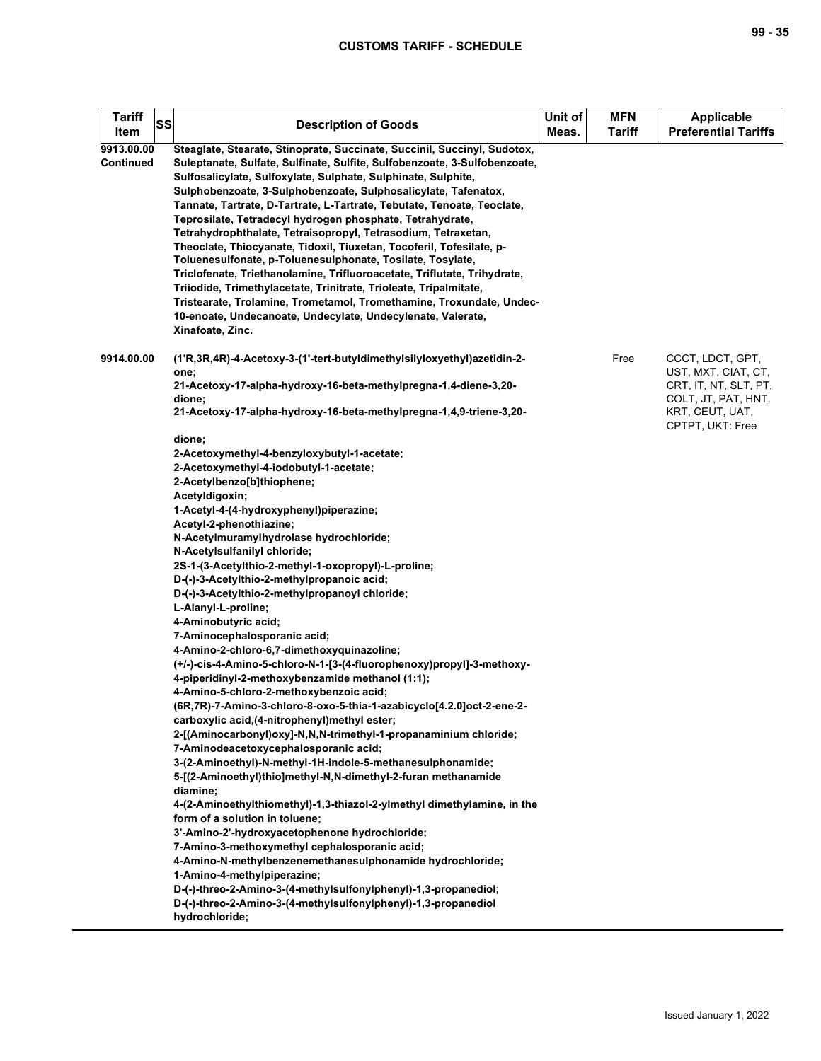| Tariff Item | SS | Description of Goods | Unit of Meas. | MFN Tariff | Applicable Preferential Tariffs |
|---|---|---|---|---|---|
| 9913.00.00 Continued | | Steaglate, Stearate, Stinoprate, Succinate, Succinil, Succinyl, Sudotox, Suleptanate, Sulfate, Sulfinate, Sulfite, Sulfobenzoate, 3-Sulfobenzoate, Sulfosalicylate, Sulfoxylate, Sulphate, Sulphinate, Sulphite, Sulphobenzoate, 3-Sulphobenzoate, Sulphosalicylate, Tafenatox, Tannate, Tartrate, D-Tartrate, L-Tartrate, Tebutate, Tenoate, Teoclate, Teprosilate, Tetradecyl hydrogen phosphate, Tetrahydrate, Tetrahydrophthalate, Tetraisopropyl, Tetrasodium, Tetraxetan, Theoclate, Thiocyanate, Tidoxil, Tiuxetan, Tocoferil, Tofesilate, p-Toluenesulfonate, p-Toluenesulphonate, Tosilate, Tosylate, Triclofenate, Triethanolamine, Trifluoroacetate, Triflutate, Trihydrate, Triiodide, Trimethylacetate, Trinitrate, Trioleate, Tripalmitate, Tristearate, Trolamine, Trometamol, Tromethamine, Troxundate, Undec-10-enoate, Undecanoate, Undecylate, Undecylenate, Valerate, Xinafoate, Zinc. | | | |
| 9914.00.00 | | (1'R,3R,4R)-4-Acetoxy-3-(1'-tert-butyldimethylsilyloxyethyl)azetidin-2-one;<br>21-Acetoxy-17-alpha-hydroxy-16-beta-methylpregna-1,4-diene-3,20-dione;<br>21-Acetoxy-17-alpha-hydroxy-16-beta-methylpregna-1,4,9-triene-3,20-dione;<br>2-Acetoxymethyl-4-benzyloxybutyl-1-acetate;<br>2-Acetoxymethyl-4-iodobutyl-1-acetate;<br>2-Acetylbenzo[b]thiophene;<br>Acetyldigoxin;<br>1-Acetyl-4-(4-hydroxyphenyl)piperazine;<br>Acetyl-2-phenothiazine;<br>N-Acetylmuramylhydrolase hydrochloride;<br>N-Acetylsulfanilyl chloride;<br>2S-1-(3-Acetylthio-2-methyl-1-oxopropyl)-L-proline;<br>D-(-)-3-Acetylthio-2-methylpropanoic acid;<br>D-(-)-3-Acetylthio-2-methylpropanoyl chloride;<br>L-Alanyl-L-proline;<br>4-Aminobutyric acid;<br>7-Aminocephalosporanic acid;<br>4-Amino-2-chloro-6,7-dimethoxyquinazoline;<br>(+/-)-cis-4-Amino-5-chloro-N-1-[3-(4-fluorophenoxy)propyl]-3-methoxy-4-piperidinyl-2-methoxybenzamide methanol (1:1);<br>4-Amino-5-chloro-2-methoxybenzoic acid;<br>(6R,7R)-7-Amino-3-chloro-8-oxo-5-thia-1-azabicyclo[4.2.0]oct-2-ene-2-carboxylic acid,(4-nitrophenyl)methyl ester;<br>2-[(Aminocarbonyl)oxy]-N,N,N-trimethyl-1-propanaminium chloride;<br>7-Aminodeacetoxycephalosporanic acid;<br>3-(2-Aminoethyl)-N-methyl-1H-indole-5-methanesulphonamide;<br>5-[(2-Aminoethyl)thio]methyl-N,N-dimethyl-2-furan methanamide diamine;<br>4-(2-Aminoethylthiomethyl)-1,3-thiazol-2-ylmethyl dimethylamine, in the form of a solution in toluene;<br>3'-Amino-2'-hydroxyacetophenone hydrochloride;<br>7-Amino-3-methoxymethyl cephalosporanic acid;<br>4-Amino-N-methylbenzenemethanesulphonamide hydrochloride;<br>1-Amino-4-methylpiperazine;<br>D-(-)-threo-2-Amino-3-(4-methylsulfonylphenyl)-1,3-propanediol;<br>D-(-)-threo-2-Amino-3-(4-methylsulfonylphenyl)-1,3-propanediol hydrochloride; | | Free | CCCT, LDCT, GPT, UST, MXT, CIAT, CT, CRT, IT, NT, SLT, PT, COLT, JT, PAT, HNT, KRT, CEUT, UAT, CPTPT, UKT: Free |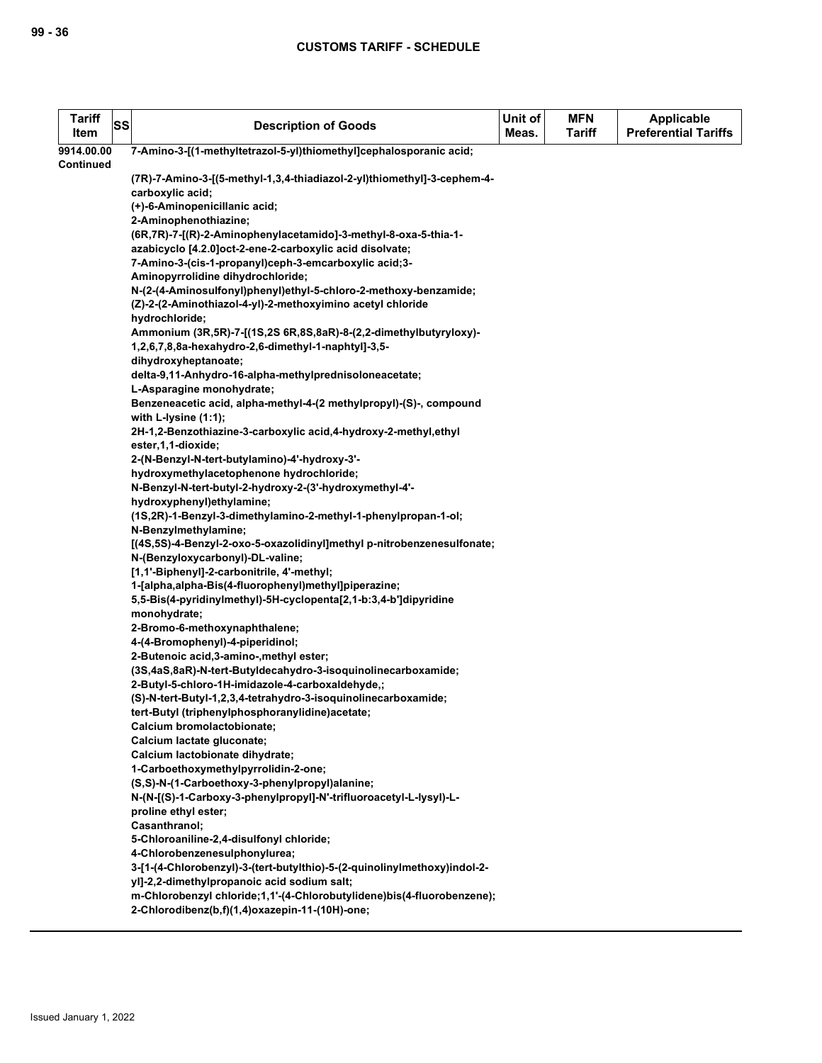| Tariff Item | SS | Description of Goods | Unit of Meas. | MFN Tariff | Applicable Preferential Tariffs |
|---|---|---|---|---|---|
| 9914.00.00 Continued | | 7-Amino-3-[(1-methyltetrazol-5-yl)thiomethyl]cephalosporanic acid;<br><br>(7R)-7-Amino-3-[(5-methyl-1,3,4-thiadiazol-2-yl)thiomethyl]-3-cephem-4-carboxylic acid;<br>(+)-6-Aminopenicillanic acid;<br>2-Aminophenothiazine;<br>(6R,7R)-7-[(R)-2-Aminophenylacetamido]-3-methyl-8-oxa-5-thia-1-azabicyclo [4.2.0]oct-2-ene-2-carboxylic acid disolvate;<br>7-Amino-3-(cis-1-propanyl)ceph-3-emcarboxylic acid;3-Aminopyrrolidine dihydrochloride;<br>N-(2-(4-Aminosulfonyl)phenyl)ethyl-5-chloro-2-methoxy-benzamide;<br>(Z)-2-(2-Aminothiazol-4-yl)-2-methoxyimino acetyl chloride hydrochloride;<br>Ammonium (3R,5R)-7-[(1S,2S 6R,8S,8aR)-8-(2,2-dimethylbutyryloxy)-1,2,6,7,8,8a-hexahydro-2,6-dimethyl-1-naphtyl]-3,5-dihydroxyheptanoate;<br>delta-9,11-Anhydro-16-alpha-methylprednisoloneacetate;<br>L-Asparagine monohydrate;<br>Benzeneacetic acid, alpha-methyl-4-(2 methylpropyl)-(S)-, compound with L-lysine (1:1);<br>2H-1,2-Benzothiazine-3-carboxylic acid,4-hydroxy-2-methyl,ethyl ester,1,1-dioxide;<br>2-(N-Benzyl-N-tert-butylamino)-4'-hydroxy-3'-hydroxymethylacetophenone hydrochloride;<br>N-Benzyl-N-tert-butyl-2-hydroxy-2-(3'-hydroxymethyl-4'-hydroxyphenyl)ethylamine;<br>(1S,2R)-1-Benzyl-3-dimethylamino-2-methyl-1-phenylpropan-1-ol;<br>N-Benzylmethylamine;<br>[(4S,5S)-4-Benzyl-2-oxo-5-oxazolidinyl]methyl p-nitrobenzenesulfonate;<br>N-(Benzyloxycarbonyl)-DL-valine;<br>[1,1'-Biphenyl]-2-carbonitrile, 4'-methyl;<br>1-[alpha,alpha-Bis(4-fluorophenyl)methyl]piperazine;<br>5,5-Bis(4-pyridinylmethyl)-5H-cyclopenta[2,1-b:3,4-b']dipyridine monohydrate;<br>2-Bromo-6-methoxynaphthalene;<br>4-(4-Bromophenyl)-4-piperidinol;<br>2-Butenoic acid,3-amino-,methyl ester;<br>(3S,4aS,8aR)-N-tert-Butyldecahydro-3-isoquinolinecarboxamide;<br>2-Butyl-5-chloro-1H-imidazole-4-carboxaldehyde,;<br>(S)-N-tert-Butyl-1,2,3,4-tetrahydro-3-isoquinolinecarboxamide;<br>tert-Butyl (triphenylphosphoranylidine)acetate;<br>Calcium bromolactobionate;<br>Calcium lactate gluconate;<br>Calcium lactobionate dihydrate;<br>1-Carboethoxymethylpyrrolidin-2-one;<br>(S,S)-N-(1-Carboethoxy-3-phenylpropyl)alanine;<br>N-(N-[(S)-1-Carboxy-3-phenylpropyl]-N'-trifluoroacetyl-L-lysyl)-L-proline ethyl ester;<br>Casanthranol;<br>5-Chloroaniline-2,4-disulfonyl chloride;<br>4-Chlorobenzenesulphonylurea;<br>3-[1-(4-Chlorobenzyl)-3-(tert-butylthio)-5-(2-quinolinylmethoxy)indol-2-yl]-2,2-dimethylpropanoic acid sodium salt;<br>m-Chlorobenzyl chloride;1,1'-(4-Chlorobutylidene)bis(4-fluorobenzene);<br>2-Chlorodibenz(b,f)(1,4)oxazepin-11-(10H)-one; | | | |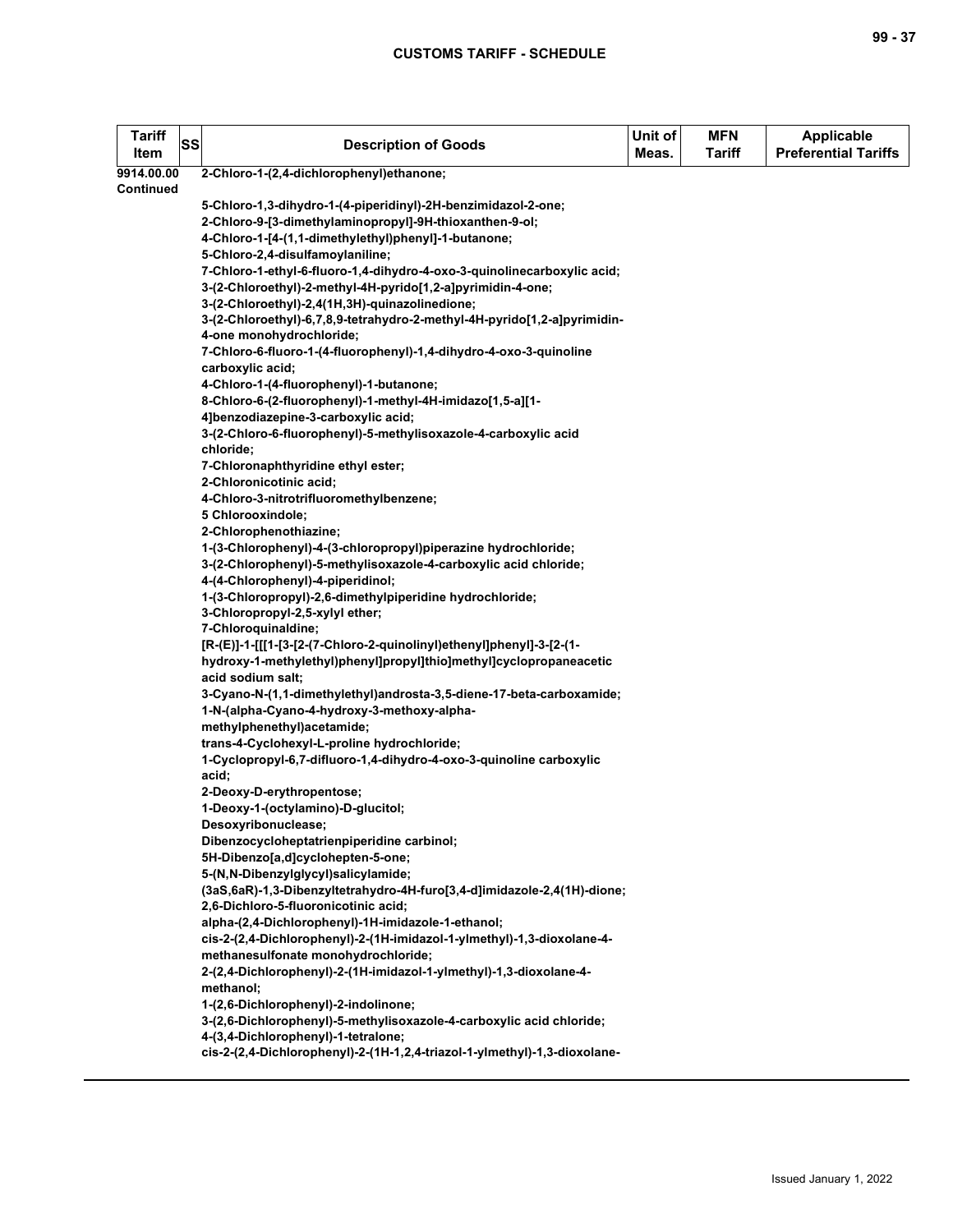| Tariff Item | SS | Description of Goods | Unit of Meas. | MFN Tariff | Applicable Preferential Tariffs |
|---|---|---|---|---|---|
| 9914.00.00 Continued | | 2-Chloro-1-(2,4-dichlorophenyl)ethanone;<br><br>5-Chloro-1,3-dihydro-1-(4-piperidinyl)-2H-benzimidazol-2-one;<br>2-Chloro-9-[3-dimethylaminopropyl]-9H-thioxanthen-9-ol;<br>4-Chloro-1-[4-(1,1-dimethylethyl)phenyl]-1-butanone;<br>5-Chloro-2,4-disulfamoylaniline;<br>7-Chloro-1-ethyl-6-fluoro-1,4-dihydro-4-oxo-3-quinolinecarboxylic acid;<br>3-(2-Chloroethyl)-2-methyl-4H-pyrido[1,2-a]pyrimidin-4-one;<br>3-(2-Chloroethyl)-2,4(1H,3H)-quinazolinedione;<br>3-(2-Chloroethyl)-6,7,8,9-tetrahydro-2-methyl-4H-pyrido[1,2-a]pyrimidin-4-one monohydrochloride;<br>7-Chloro-6-fluoro-1-(4-fluorophenyl)-1,4-dihydro-4-oxo-3-quinoline carboxylic acid;<br>4-Chloro-1-(4-fluorophenyl)-1-butanone;<br>8-Chloro-6-(2-fluorophenyl)-1-methyl-4H-imidazo[1,5-a][1-4]benzodiazepine-3-carboxylic acid;<br>3-(2-Chloro-6-fluorophenyl)-5-methylisoxazole-4-carboxylic acid chloride;<br>7-Chloronaphthyridine ethyl ester;<br>2-Chloronicotinic acid;<br>4-Chloro-3-nitrotrifluoromethylbenzene;<br>5 Chlorooxindole;<br>2-Chlorophenothiazine;<br>1-(3-Chlorophenyl)-4-(3-chloropropyl)piperazine hydrochloride;<br>3-(2-Chlorophenyl)-5-methylisoxazole-4-carboxylic acid chloride;<br>4-(4-Chlorophenyl)-4-piperidinol;<br>1-(3-Chloropropyl)-2,6-dimethylpiperidine hydrochloride;<br>3-Chloropropyl-2,5-xylyl ether;<br>7-Chloroquinaldine;<br>[R-(E)]-1-[[[1-[3-[2-(7-Chloro-2-quinolinyl)ethenyl]phenyl]-3-[2-(1-hydroxy-1-methylethyl)phenyl]propyl]thio]methyl]cyclopropaneacetic acid sodium salt;<br>3-Cyano-N-(1,1-dimethylethyl)androsta-3,5-diene-17-beta-carboxamide;<br>1-N-(alpha-Cyano-4-hydroxy-3-methoxy-alpha-methylphenethyl)acetamide;<br>trans-4-Cyclohexyl-L-proline hydrochloride;<br>1-Cyclopropyl-6,7-difluoro-1,4-dihydro-4-oxo-3-quinoline carboxylic acid;<br>2-Deoxy-D-erythropentose;<br>1-Deoxy-1-(octylamino)-D-glucitol;<br>Desoxyribonuclease;<br>Dibenzocycloheptatrienpiperidine carbinol;<br>5H-Dibenzo[a,d]cyclohepten-5-one;<br>5-(N,N-Dibenzylglycyl)salicylamide;<br>(3aS,6aR)-1,3-Dibenzyltetrahydro-4H-furo[3,4-d]imidazole-2,4(1H)-dione;<br>2,6-Dichloro-5-fluoronicotinic acid;<br>alpha-(2,4-Dichlorophenyl)-1H-imidazole-1-ethanol;<br>cis-2-(2,4-Dichlorophenyl)-2-(1H-imidazol-1-ylmethyl)-1,3-dioxolane-4-methanesulfonate monohydrochloride;<br>2-(2,4-Dichlorophenyl)-2-(1H-imidazol-1-ylmethyl)-1,3-dioxolane-4-methanol;<br>1-(2,6-Dichlorophenyl)-2-indolinone;<br>3-(2,6-Dichlorophenyl)-5-methylisoxazole-4-carboxylic acid chloride;<br>4-(3,4-Dichlorophenyl)-1-tetralone;<br>cis-2-(2,4-Dichlorophenyl)-2-(1H-1,2,4-triazol-1-ylmethyl)-1,3-dioxolane- | | | |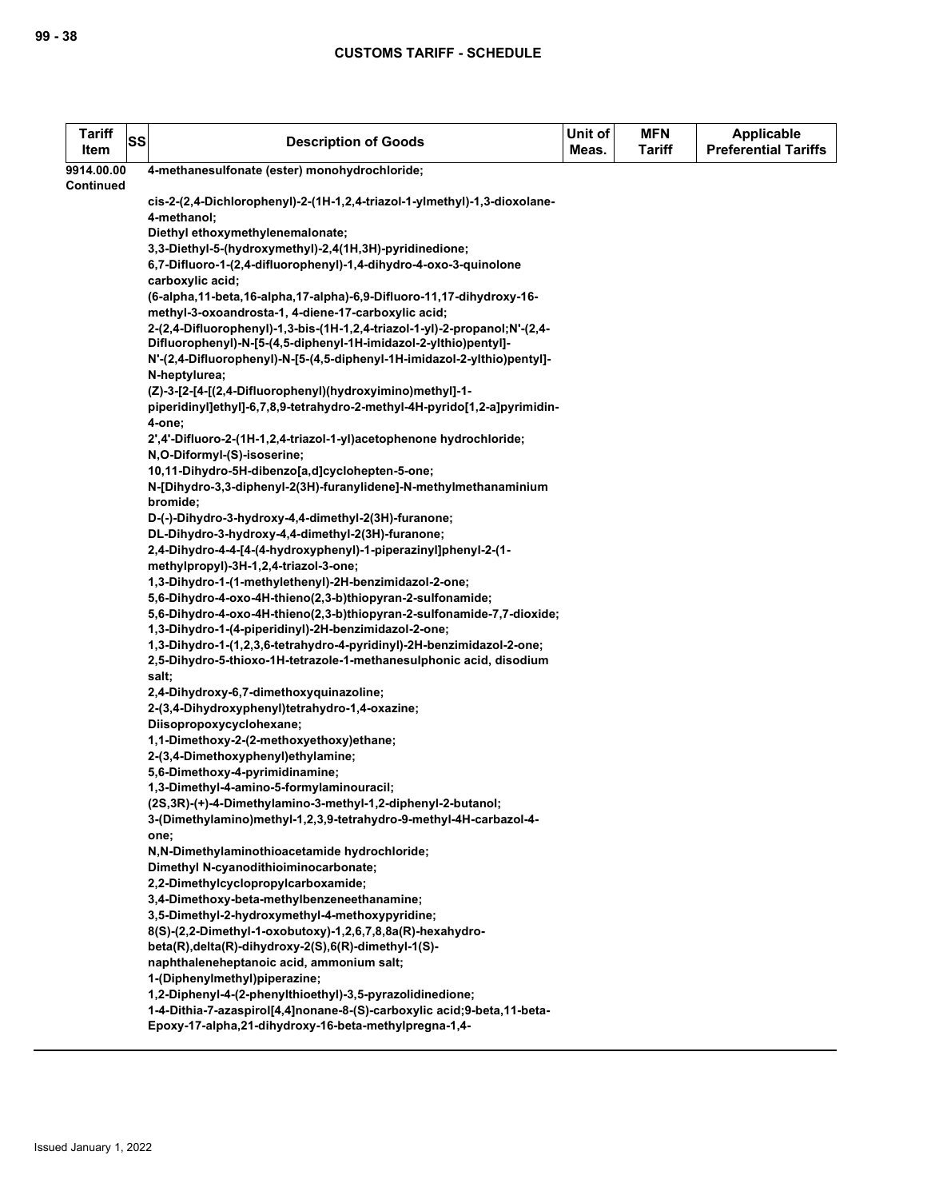| Tariff Item | SS | Description of Goods | Unit of Meas. | MFN Tariff | Applicable Preferential Tariffs |
|---|---|---|---|---|---|
| 9914.00.00 Continued | | 4-methanesulfonate (ester) monohydrochloride;<br><br>cis-2-(2,4-Dichlorophenyl)-2-(1H-1,2,4-triazol-1-ylmethyl)-1,3-dioxolane-4-methanol;<br>Diethyl ethoxymethylenemalonate;<br>3,3-Diethyl-5-(hydroxymethyl)-2,4(1H,3H)-pyridinedione;<br>6,7-Difluoro-1-(2,4-difluorophenyl)-1,4-dihydro-4-oxo-3-quinolone carboxylic acid;<br>(6-alpha,11-beta,16-alpha,17-alpha)-6,9-Difluoro-11,17-dihydroxy-16-methyl-3-oxoandrosta-1, 4-diene-17-carboxylic acid;<br>2-(2,4-Difluorophenyl)-1,3-bis-(1H-1,2,4-triazol-1-yl)-2-propanol;N'-(2,4-Difluorophenyl)-N-[5-(4,5-diphenyl-1H-imidazol-2-ylthio)pentyl]-<br>N'-(2,4-Difluorophenyl)-N-[5-(4,5-diphenyl-1H-imidazol-2-ylthio)pentyl]-N-heptylurea;<br>(Z)-3-[2-[4-[(2,4-Difluorophenyl)(hydroxyimino)methyl]-1-piperidinyl]ethyl]-6,7,8,9-tetrahydro-2-methyl-4H-pyrido[1,2-a]pyrimidin-4-one;<br>2',4'-Difluoro-2-(1H-1,2,4-triazol-1-yl)acetophenone hydrochloride;<br>N,O-Diformyl-(S)-isoserine;<br>10,11-Dihydro-5H-dibenzo[a,d]cyclohepten-5-one;<br>N-[Dihydro-3,3-diphenyl-2(3H)-furanylidene]-N-methylmethanaminium bromide;<br>D-(-)-Dihydro-3-hydroxy-4,4-dimethyl-2(3H)-furanone;<br>DL-Dihydro-3-hydroxy-4,4-dimethyl-2(3H)-furanone;<br>2,4-Dihydro-4-4-[4-(4-hydroxyphenyl)-1-piperazinyl]phenyl-2-(1-methylpropyl)-3H-1,2,4-triazol-3-one;<br>1,3-Dihydro-1-(1-methylethenyl)-2H-benzimidazol-2-one;<br>5,6-Dihydro-4-oxo-4H-thieno(2,3-b)thiopyran-2-sulfonamide;<br>5,6-Dihydro-4-oxo-4H-thieno(2,3-b)thiopyran-2-sulfonamide-7,7-dioxide;<br>1,3-Dihydro-1-(4-piperidinyl)-2H-benzimidazol-2-one;<br>1,3-Dihydro-1-(1,2,3,6-tetrahydro-4-pyridinyl)-2H-benzimidazol-2-one;<br>2,5-Dihydro-5-thioxo-1H-tetrazole-1-methanesulphonic acid, disodium salt;<br>2,4-Dihydroxy-6,7-dimethoxyquinazoline;<br>2-(3,4-Dihydroxyphenyl)tetrahydro-1,4-oxazine;<br>Diisopropoxycyclohexane;<br>1,1-Dimethoxy-2-(2-methoxyethoxy)ethane;<br>2-(3,4-Dimethoxyphenyl)ethylamine;<br>5,6-Dimethoxy-4-pyrimidinamine;<br>1,3-Dimethyl-4-amino-5-formylaminouracil;<br>(2S,3R)-(+)-4-Dimethylamino-3-methyl-1,2-diphenyl-2-butanol;<br>3-(Dimethylamino)methyl-1,2,3,9-tetrahydro-9-methyl-4H-carbazol-4-one;<br>N,N-Dimethylaminothioacetamide hydrochloride;<br>Dimethyl N-cyanodithioiminocarbonate;<br>2,2-Dimethylcyclopropylcarboxamide;<br>3,4-Dimethoxy-beta-methylbenzeneethanamine;<br>3,5-Dimethyl-2-hydroxymethyl-4-methoxypyridine;<br>8(S)-(2,2-Dimethyl-1-oxobutoxy)-1,2,6,7,8,8a(R)-hexahydro-beta(R),delta(R)-dihydroxy-2(S),6(R)-dimethyl-1(S)-naphthaleneheptanoic acid, ammonium salt;<br>1-(Diphenylmethyl)piperazine;<br>1,2-Diphenyl-4-(2-phenylthioethyl)-3,5-pyrazolidinedione;<br>1-4-Dithia-7-azaspirol[4,4]nonane-8-(S)-carboxylic acid;9-beta,11-beta-Epoxy-17-alpha,21-dihydroxy-16-beta-methylpregna-1,4- | | | |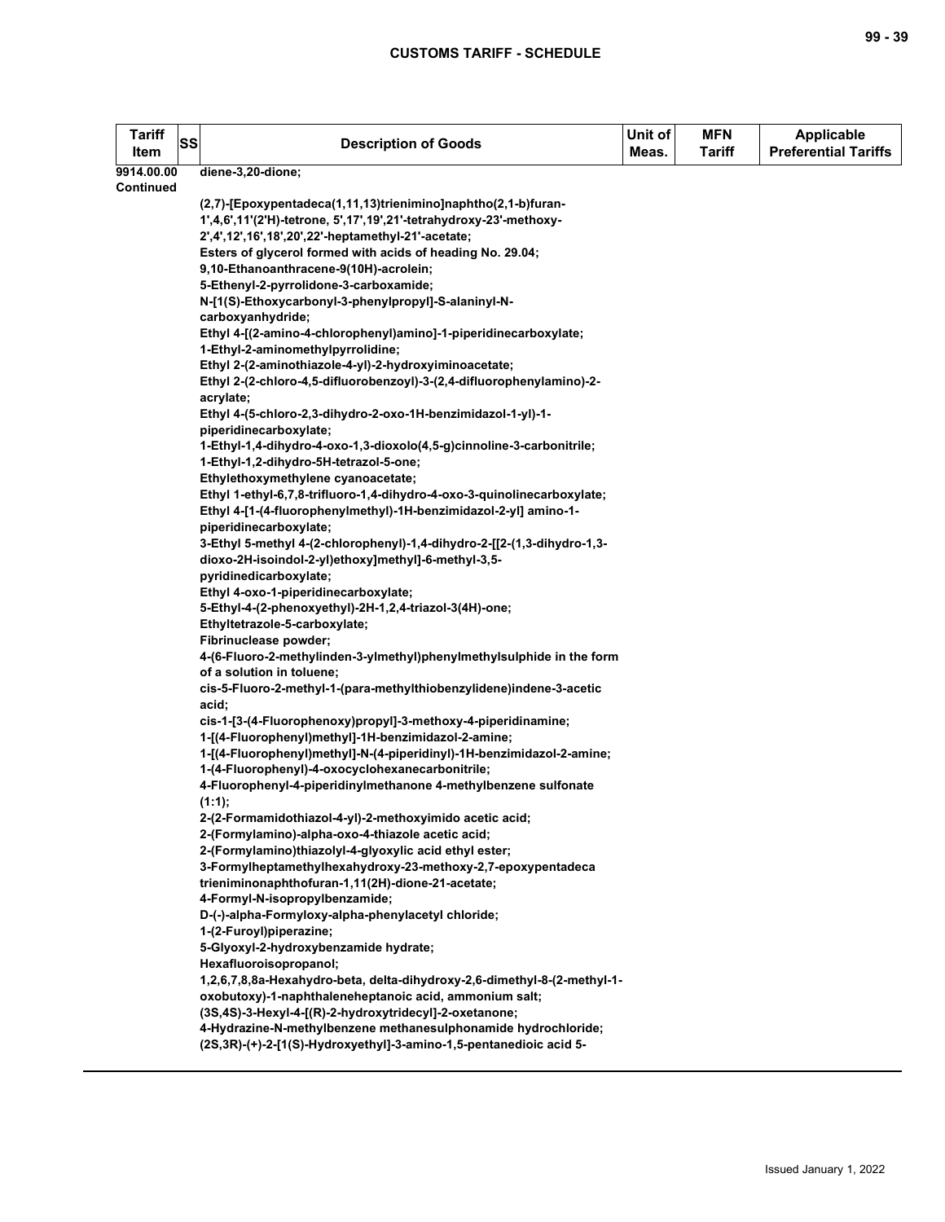| Tariff Item | SS | Description of Goods | Unit of Meas. | MFN Tariff | Applicable Preferential Tariffs |
|---|---|---|---|---|---|
| 9914.00.00 Continued | | diene-3,20-dione;<br><br>(2,7)-[Epoxypentadeca(1,11,13)trienimino]naphtho(2,1-b)furan-1',4,6',11'(2'H)-tetrone, 5',17',19',21'-tetrahydroxy-23'-methoxy-2',4',12',16',18',20',22'-heptamethyl-21'-acetate;<br>Esters of glycerol formed with acids of heading No. 29.04;<br>9,10-Ethanoanthracene-9(10H)-acrolein;<br>5-Ethenyl-2-pyrrolidone-3-carboxamide;<br>N-[1(S)-Ethoxycarbonyl-3-phenylpropyl]-S-alaninyl-N-carboxyanhydride;<br>Ethyl 4-[(2-amino-4-chlorophenyl)amino]-1-piperidinecarboxylate;<br>1-Ethyl-2-aminomethylpyrrolidine;<br>Ethyl 2-(2-aminothiazole-4-yl)-2-hydroxyiminoacetate;<br>Ethyl 2-(2-chloro-4,5-difluorobenzoyl)-3-(2,4-difluorophenylamino)-2-acrylate;<br>Ethyl 4-(5-chloro-2,3-dihydro-2-oxo-1H-benzimidazol-1-yl)-1-piperidinecarboxylate;<br>1-Ethyl-1,4-dihydro-4-oxo-1,3-dioxolo(4,5-g)cinnoline-3-carbonitrile;<br>1-Ethyl-1,2-dihydro-5H-tetrazol-5-one;<br>Ethylethoxymethylene cyanoacetate;<br>Ethyl 1-ethyl-6,7,8-trifluoro-1,4-dihydro-4-oxo-3-quinolinecarboxylate;<br>Ethyl 4-[1-(4-fluorophenylmethyl)-1H-benzimidazol-2-yl] amino-1-piperidinecarboxylate;<br>3-Ethyl 5-methyl 4-(2-chlorophenyl)-1,4-dihydro-2-[[2-(1,3-dihydro-1,3-dioxo-2H-isoindol-2-yl)ethoxy]methyl]-6-methyl-3,5-pyridinedicarboxylate;<br>Ethyl 4-oxo-1-piperidinecarboxylate;<br>5-Ethyl-4-(2-phenoxyethyl)-2H-1,2,4-triazol-3(4H)-one;<br>Ethyltetrazole-5-carboxylate;<br>Fibrinuclease powder;<br>4-(6-Fluoro-2-methylinden-3-ylmethyl)phenylmethylsulphide in the form of a solution in toluene;<br>cis-5-Fluoro-2-methyl-1-(para-methylthiobenzylidene)indene-3-acetic acid;<br>cis-1-[3-(4-Fluorophenoxy)propyl]-3-methoxy-4-piperidinamine;<br>1-[(4-Fluorophenyl)methyl]-1H-benzimidazol-2-amine;<br>1-[(4-Fluorophenyl)methyl]-N-(4-piperidinyl)-1H-benzimidazol-2-amine;<br>1-(4-Fluorophenyl)-4-oxocyclohexanecarbonitrile;<br>4-Fluorophenyl-4-piperidinylmethanone 4-methylbenzene sulfonate (1:1);<br>2-(2-Formamidothiazol-4-yl)-2-methoxyimido acetic acid;<br>2-(Formylamino)-alpha-oxo-4-thiazole acetic acid;<br>2-(Formylamino)thiazolyl-4-glyoxylic acid ethyl ester;<br>3-Formylheptamethylhexahydroxy-23-methoxy-2,7-epoxypentadeca trieniminonaphthofuran-1,11(2H)-dione-21-acetate;<br>4-Formyl-N-isopropylbenzamide;<br>D-(-)-alpha-Formyloxy-alpha-phenylacetyl chloride;<br>1-(2-Furoyl)piperazine;<br>5-Glyoxyl-2-hydroxybenzamide hydrate;<br>Hexafluoroisopropanol;<br>1,2,6,7,8,8a-Hexahydro-beta, delta-dihydroxy-2,6-dimethyl-8-(2-methyl-1-oxobutoxy)-1-naphthaleneheptanoic acid, ammonium salt;<br>(3S,4S)-3-Hexyl-4-[(R)-2-hydroxytridecyl]-2-oxetanone;<br>4-Hydrazine-N-methylbenzene methanesulphonamide hydrochloride;<br>(2S,3R)-(+)-2-[1(S)-Hydroxyethyl]-3-amino-1,5-pentanedioic acid 5- | | | |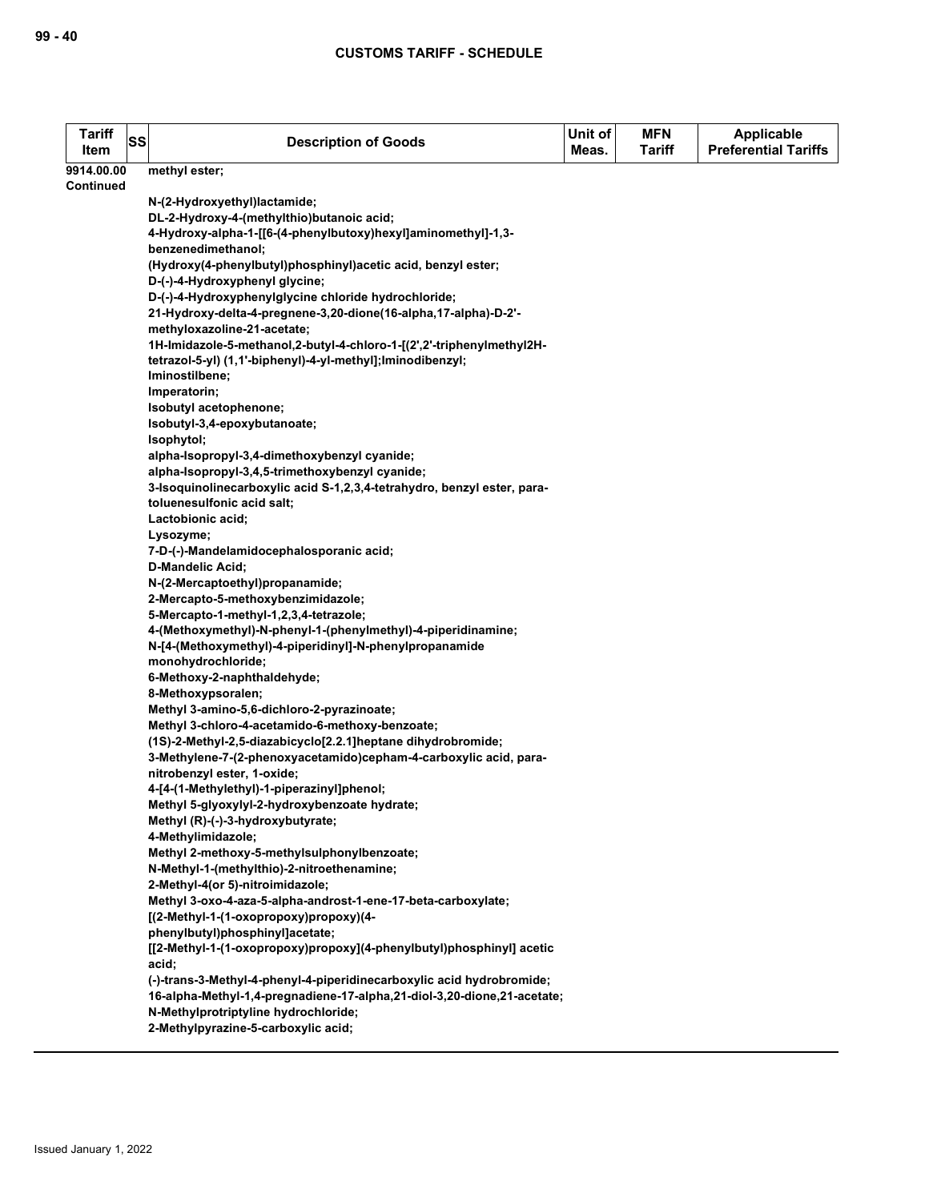| Tariff Item | SS | Description of Goods | Unit of Meas. | MFN Tariff | Applicable Preferential Tariffs |
|---|---|---|---|---|---|
| 9914.00.00 Continued | | methyl ester;<br><br>N-(2-Hydroxyethyl)lactamide;<br>DL-2-Hydroxy-4-(methylthio)butanoic acid;<br>4-Hydroxy-alpha-1-[[6-(4-phenylbutoxy)hexyl]aminomethyl]-1,3-benzenedimethanol;<br>(Hydroxy(4-phenylbutyl)phosphinyl)acetic acid, benzyl ester;<br>D-(-)-4-Hydroxyphenyl glycine;<br>D-(-)-4-Hydroxyphenylglycine chloride hydrochloride;<br>21-Hydroxy-delta-4-pregnene-3,20-dione(16-alpha,17-alpha)-D-2'-methyloxazoline-21-acetate;<br>1H-Imidazole-5-methanol,2-butyl-4-chloro-1-[(2',2'-triphenylmethyl2H-tetrazol-5-yl) (1,1'-biphenyl)-4-yl-methyl];Iminodibenzyl;<br>Iminostilbene;<br>Imperatorin;<br>Isobutyl acetophenone;<br>Isobutyl-3,4-epoxybutanoate;<br>Isophytol;<br>alpha-Isopropyl-3,4-dimethoxybenzyl cyanide;<br>alpha-Isopropyl-3,4,5-trimethoxybenzyl cyanide;<br>3-Isoquinolinecarboxylic acid S-1,2,3,4-tetrahydro, benzyl ester, para-toluenesulfonic acid salt;<br>Lactobionic acid;<br>Lysozyme;<br>7-D-(-)-Mandelamidocephalosporanic acid;<br>D-Mandelic Acid;<br>N-(2-Mercaptoethyl)propanamide;<br>2-Mercapto-5-methoxybenzimidazole;<br>5-Mercapto-1-methyl-1,2,3,4-tetrazole;<br>4-(Methoxymethyl)-N-phenyl-1-(phenylmethyl)-4-piperidinamine;<br>N-[4-(Methoxymethyl)-4-piperidinyl]-N-phenylpropanamide monohydrochloride;<br>6-Methoxy-2-naphthaldehyde;<br>8-Methoxypsoralen;<br>Methyl 3-amino-5,6-dichloro-2-pyrazinoate;<br>Methyl 3-chloro-4-acetamido-6-methoxy-benzoate;<br>(1S)-2-Methyl-2,5-diazabicyclo[2.2.1]heptane dihydrobromide;<br>3-Methylene-7-(2-phenoxyacetamido)cepham-4-carboxylic acid, para-nitrobenzyl ester, 1-oxide;<br>4-[4-(1-Methylethyl)-1-piperazinyl]phenol;<br>Methyl 5-glyoxylyl-2-hydroxybenzoate hydrate;<br>Methyl (R)-(-)-3-hydroxybutyrate;<br>4-Methylimidazole;<br>Methyl 2-methoxy-5-methylsulphonylbenzoate;<br>N-Methyl-1-(methylthio)-2-nitroethenamine;<br>2-Methyl-4(or 5)-nitroimidazole;<br>Methyl 3-oxo-4-aza-5-alpha-androst-1-ene-17-beta-carboxylate;<br>[(2-Methyl-1-(1-oxopropoxy)propoxy)(4-phenylbutyl)phosphinyl]acetate;<br>[[2-Methyl-1-(1-oxopropoxy)propoxy](4-phenylbutyl)phosphinyl] acetic acid;<br>(-)-trans-3-Methyl-4-phenyl-4-piperidinecarboxylic acid hydrobromide;<br>16-alpha-Methyl-1,4-pregnadiene-17-alpha,21-diol-3,20-dione,21-acetate;<br>N-Methylprotriptyline hydrochloride;<br>2-Methylpyrazine-5-carboxylic acid; | | | |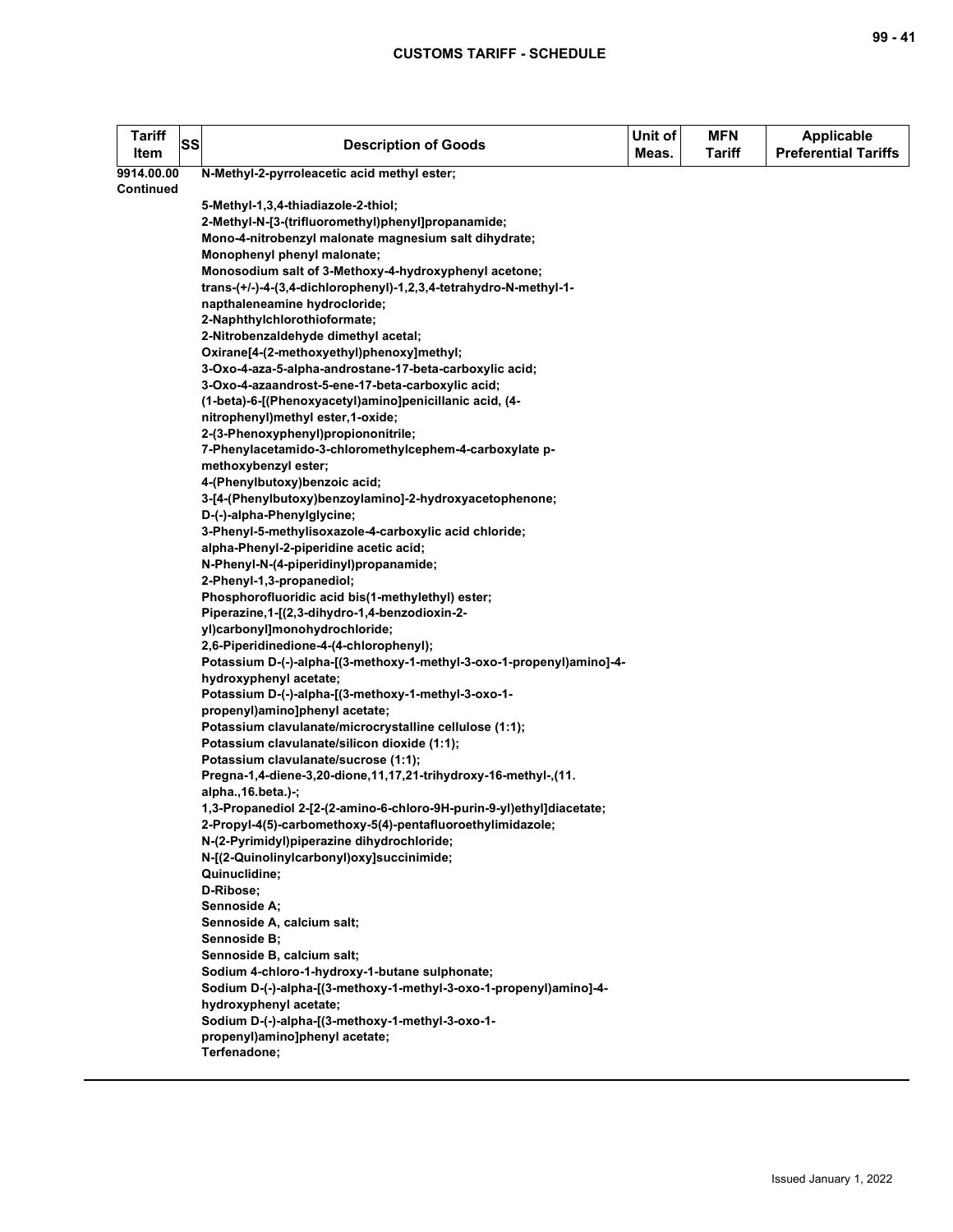| Tariff Item | SS | Description of Goods | Unit of Meas. | MFN Tariff | Applicable Preferential Tariffs |
|---|---|---|---|---|---|
| 9914.00.00 Continued | | N-Methyl-2-pyrroleacetic acid methyl ester;<br>5-Methyl-1,3,4-thiadiazole-2-thiol;<br>2-Methyl-N-[3-(trifluoromethyl)phenyl]propanamide;<br>Mono-4-nitrobenzyl malonate magnesium salt dihydrate;<br>Monophenyl phenyl malonate;<br>Monosodium salt of 3-Methoxy-4-hydroxyphenyl acetone;<br>trans-(+/-)-4-(3,4-dichlorophenyl)-1,2,3,4-tetrahydro-N-methyl-1-napthaleneamine hydrocloride;<br>2-Naphthylchlorothioformate;<br>2-Nitrobenzaldehyde dimethyl acetal;<br>Oxirane[4-(2-methoxyethyl)phenoxy]methyl;<br>3-Oxo-4-aza-5-alpha-androstane-17-beta-carboxylic acid;<br>3-Oxo-4-azaandrost-5-ene-17-beta-carboxylic acid;<br>(1-beta)-6-[(Phenoxyacetyl)amino]penicillanic acid, (4-nitrophenyl)methyl ester,1-oxide;<br>2-(3-Phenoxyphenyl)propiononitrile;<br>7-Phenylacetamido-3-chloromethylcephem-4-carboxylate p-methoxybenzyl ester;<br>4-(Phenylbutoxy)benzoic acid;<br>3-[4-(Phenylbutoxy)benzoylamino]-2-hydroxyacetophenone;<br>D-(-)-alpha-Phenylglycine;<br>3-Phenyl-5-methylisoxazole-4-carboxylic acid chloride;<br>alpha-Phenyl-2-piperidine acetic acid;<br>N-Phenyl-N-(4-piperidinyl)propanamide;<br>2-Phenyl-1,3-propanediol;<br>Phosphorofluoridic acid bis(1-methylethyl) ester;<br>Piperazine,1-[(2,3-dihydro-1,4-benzodioxin-2-yl)carbonyl]monohydrochloride;<br>2,6-Piperidinedione-4-(4-chlorophenyl);<br>Potassium D-(-)-alpha-[(3-methoxy-1-methyl-3-oxo-1-propenyl)amino]-4-hydroxyphenyl acetate;<br>Potassium D-(-)-alpha-[(3-methoxy-1-methyl-3-oxo-1-propenyl)amino]phenyl acetate;<br>Potassium clavulanate/microcrystalline cellulose (1:1);<br>Potassium clavulanate/silicon dioxide (1:1);<br>Potassium clavulanate/sucrose (1:1);<br>Pregna-1,4-diene-3,20-dione,11,17,21-trihydroxy-16-methyl-,(11.alpha.,16.beta.)-;<br>1,3-Propanediol 2-[2-(2-amino-6-chloro-9H-purin-9-yl)ethyl]diacetate;<br>2-Propyl-4(5)-carbomethoxy-5(4)-pentafluoroethylimidazole;<br>N-(2-Pyrimidyl)piperazine dihydrochloride;<br>N-[(2-Quinolinylcarbonyl)oxy]succinimide;<br>Quinuclidine;<br>D-Ribose;<br>Sennoside A;<br>Sennoside A, calcium salt;<br>Sennoside B;<br>Sennoside B, calcium salt;<br>Sodium 4-chloro-1-hydroxy-1-butane sulphonate;<br>Sodium D-(-)-alpha-[(3-methoxy-1-methyl-3-oxo-1-propenyl)amino]-4-hydroxyphenyl acetate;<br>Sodium D-(-)-alpha-[(3-methoxy-1-methyl-3-oxo-1-propenyl)amino]phenyl acetate;<br>Terfenadone; | | | |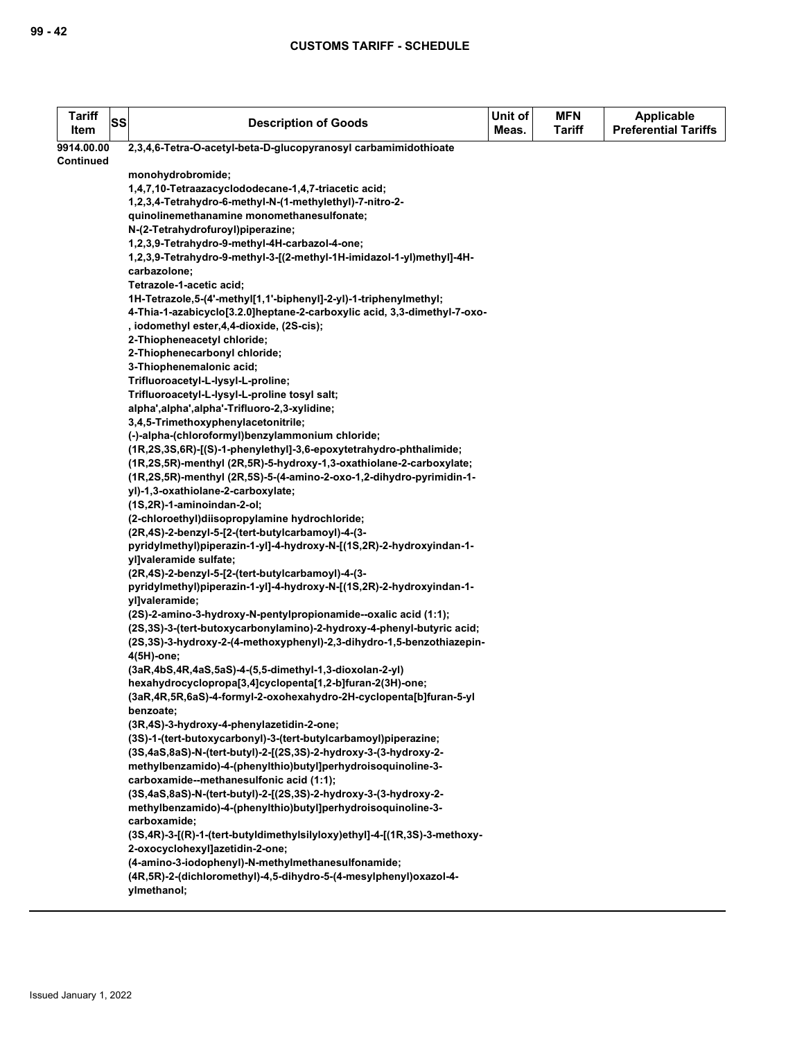| Tariff Item | SS | Description of Goods | Unit of Meas. | MFN Tariff | Applicable Preferential Tariffs |
|---|---|---|---|---|---|
| 9914.00.00 Continued | | 2,3,4,6-Tetra-O-acetyl-beta-D-glucopyranosyl carbamimidothioate monohydrobromide;<br>1,4,7,10-Tetraazacyclododecane-1,4,7-triacetic acid;<br>1,2,3,4-Tetrahydro-6-methyl-N-(1-methylethyl)-7-nitro-2-quinolinemethanamine monomethanesulfonate;<br>N-(2-Tetrahydrofuroyl)piperazine;<br>1,2,3,9-Tetrahydro-9-methyl-4H-carbazol-4-one;<br>1,2,3,9-Tetrahydro-9-methyl-3-[(2-methyl-1H-imidazol-1-yl)methyl]-4H-carbazolone;<br>Tetrazole-1-acetic acid;<br>1H-Tetrazole,5-(4'-methyl[1,1'-biphenyl]-2-yl)-1-triphenylmethyl;<br>4-Thia-1-azabicyclo[3.2.0]heptane-2-carboxylic acid, 3,3-dimethyl-7-oxo-, iodomethyl ester,4,4-dioxide, (2S-cis);<br>2-Thiopheneacetyl chloride;<br>2-Thiophenecarbonyl chloride;<br>3-Thiophenemalonic acid;<br>Trifluoroacetyl-L-lysyl-L-proline;<br>Trifluoroacetyl-L-lysyl-L-proline tosyl salt;<br>alpha',alpha',alpha'-Trifluoro-2,3-xylidine;<br>3,4,5-Trimethoxyphenylacetonitrile;<br>(-)-alpha-(chloroformyl)benzylammonium chloride;<br>(1R,2S,3S,6R)-[(S)-1-phenylethyl]-3,6-epoxytetrahydro-phthalimide;<br>(1R,2S,5R)-menthyl (2R,5R)-5-hydroxy-1,3-oxathiolane-2-carboxylate;<br>(1R,2S,5R)-menthyl (2R,5S)-5-(4-amino-2-oxo-1,2-dihydro-pyrimidin-1-yl)-1,3-oxathiolane-2-carboxylate;<br>(1S,2R)-1-aminoindan-2-ol;<br>(2-chloroethyl)diisopropylamine hydrochloride;<br>(2R,4S)-2-benzyl-5-[2-(tert-butylcarbamoyl)-4-(3-pyridylmethyl)piperazin-1-yl]-4-hydroxy-N-[(1S,2R)-2-hydroxyindan-1-yl]valeramide sulfate;<br>(2R,4S)-2-benzyl-5-[2-(tert-butylcarbamoyl)-4-(3-pyridylmethyl)piperazin-1-yl]-4-hydroxy-N-[(1S,2R)-2-hydroxyindan-1-yl]valeramide;<br>(2S)-2-amino-3-hydroxy-N-pentylpropionamide--oxalic acid (1:1);<br>(2S,3S)-3-(tert-butoxycarbonylamino)-2-hydroxy-4-phenyl-butyric acid;<br>(2S,3S)-3-hydroxy-2-(4-methoxyphenyl)-2,3-dihydro-1,5-benzothiazepin-4(5H)-one;<br>(3aR,4bS,4R,4aS,5aS)-4-(5,5-dimethyl-1,3-dioxolan-2-yl) hexahydrocyclopropa[3,4]cyclopenta[1,2-b]furan-2(3H)-one;<br>(3aR,4R,5R,6aS)-4-formyl-2-oxohexahydro-2H-cyclopenta[b]furan-5-yl benzoate;<br>(3R,4S)-3-hydroxy-4-phenylazetidin-2-one;<br>(3S)-1-(tert-butoxycarbonyl)-3-(tert-butylcarbamoyl)piperazine;<br>(3S,4aS,8aS)-N-(tert-butyl)-2-[(2S,3S)-2-hydroxy-3-(3-hydroxy-2-methylbenzamido)-4-(phenylthio)butyl]perhydroisoquinoline-3-carboxamide--methanesulfonic acid (1:1);<br>(3S,4aS,8aS)-N-(tert-butyl)-2-[(2S,3S)-2-hydroxy-3-(3-hydroxy-2-methylbenzamido)-4-(phenylthio)butyl]perhydroisoquinoline-3-carboxamide;<br>(3S,4R)-3-[(R)-1-(tert-butyldimethylsilyloxy)ethyl]-4-[(1R,3S)-3-methoxy-2-oxocyclohexyl]azetidin-2-one;<br>(4-amino-3-iodophenyl)-N-methylmethanesulfonamide;<br>(4R,5R)-2-(dichloromethyl)-4,5-dihydro-5-(4-mesylphenyl)oxazol-4-ylmethanol; | | | |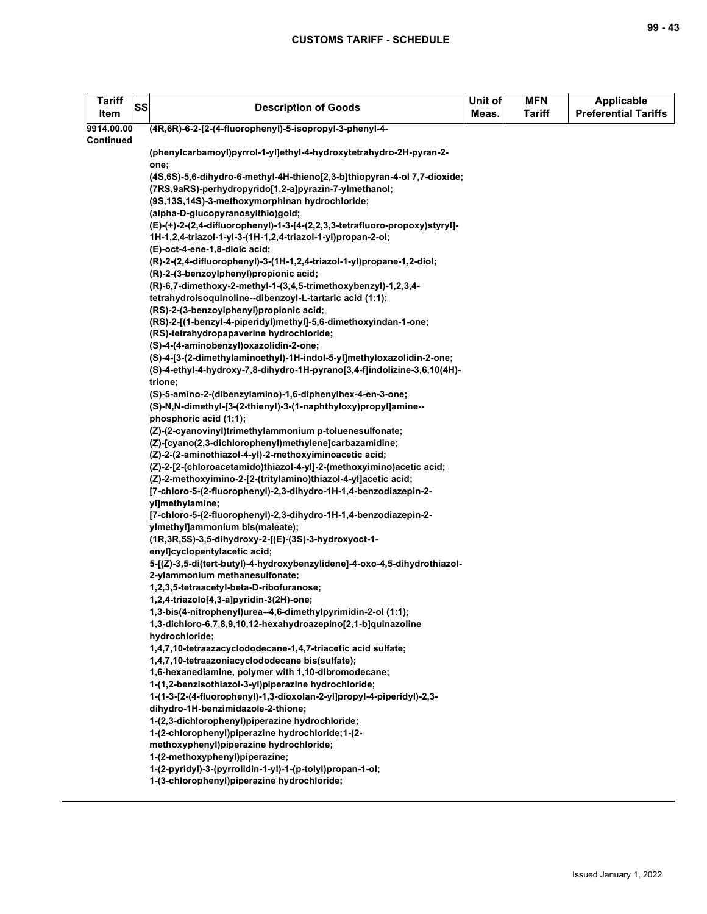| Tariff Item | SS | Description of Goods | Unit of Meas. | MFN Tariff | Applicable Preferential Tariffs |
|---|---|---|---|---|---|
| 9914.00.00 Continued | | (4R,6R)-6-2-[2-(4-fluorophenyl)-5-isopropyl-3-phenyl-4-(phenylcarbamoyl)pyrrol-1-yl]ethyl-4-hydroxytetrahydro-2H-pyran-2-one;<br>(4S,6S)-5,6-dihydro-6-methyl-4H-thieno[2,3-b]thiopyran-4-ol 7,7-dioxide;<br>(7RS,9aRS)-perhydropyrido[1,2-a]pyrazin-7-ylmethanol;<br>(9S,13S,14S)-3-methoxymorphinan hydrochloride;<br>(alpha-D-glucopyranosylthio)gold;<br>(E)-(+)-2-(2,4-difluorophenyl)-1-3-[4-(2,2,3,3-tetrafluoro-propoxy)styryl]-1H-1,2,4-triazol-1-yl-3-(1H-1,2,4-triazol-1-yl)propan-2-ol;<br>(E)-oct-4-ene-1,8-dioic acid;<br>(R)-2-(2,4-difluorophenyl)-3-(1H-1,2,4-triazol-1-yl)propane-1,2-diol;<br>(R)-2-(3-benzoylphenyl)propionic acid;<br>(R)-6,7-dimethoxy-2-methyl-1-(3,4,5-trimethoxybenzyl)-1,2,3,4-tetrahydroisoquinoline--dibenzoyl-L-tartaric acid (1:1);<br>(RS)-2-(3-benzoylphenyl)propionic acid;<br>(RS)-2-[(1-benzyl-4-piperidyl)methyl]-5,6-dimethoxyindan-1-one;<br>(RS)-tetrahydropapaverine hydrochloride;<br>(S)-4-(4-aminobenzyl)oxazolidin-2-one;<br>(S)-4-[3-(2-dimethylaminoethyl)-1H-indol-5-yl]methyloxazolidin-2-one;<br>(S)-4-ethyl-4-hydroxy-7,8-dihydro-1H-pyrano[3,4-f]indolizine-3,6,10(4H)-trione;<br>(S)-5-amino-2-(dibenzylamino)-1,6-diphenylhex-4-en-3-one;<br>(S)-N,N-dimethyl-[3-(2-thienyl)-3-(1-naphthyloxy)propyl]amine--phosphoric acid (1:1);<br>(Z)-(2-cyanovinyl)trimethylammonium p-toluenesulfonate;<br>(Z)-[cyano(2,3-dichlorophenyl)methylene]carbazamidine;<br>(Z)-2-(2-aminothiazol-4-yl)-2-methoxyiminoacetic acid;<br>(Z)-2-[2-(chloroacetamido)thiazol-4-yl]-2-(methoxyimino)acetic acid;<br>(Z)-2-methoxyimino-2-[2-(tritylamino)thiazol-4-yl]acetic acid;<br>[7-chloro-5-(2-fluorophenyl)-2,3-dihydro-1H-1,4-benzodiazepin-2-yl]methylamine;<br>[7-chloro-5-(2-fluorophenyl)-2,3-dihydro-1H-1,4-benzodiazepin-2-ylmethyl]ammonium bis(maleate);<br>(1R,3R,5S)-3,5-dihydroxy-2-[(E)-(3S)-3-hydroxyoct-1-enyl]cyclopentylacetic acid;<br>5-[(Z)-3,5-di(tert-butyl)-4-hydroxybenzylidene]-4-oxo-4,5-dihydrothiazol-2-ylammonium methanesulfonate;<br>1,2,3,5-tetraacetyl-beta-D-ribofuranose;<br>1,2,4-triazolo[4,3-a]pyridin-3(2H)-one;<br>1,3-bis(4-nitrophenyl)urea--4,6-dimethylpyrimidin-2-ol (1:1);<br>1,3-dichloro-6,7,8,9,10,12-hexahydroazepino[2,1-b]quinazoline hydrochloride;<br>1,4,7,10-tetraazacyclododecane-1,4,7-triacetic acid sulfate;<br>1,4,7,10-tetraazoniacyclododecane bis(sulfate);<br>1,6-hexanediamine, polymer with 1,10-dibromodecane;<br>1-(1,2-benzisothiazol-3-yl)piperazine hydrochloride;<br>1-(1-3-[2-(4-fluorophenyl)-1,3-dioxolan-2-yl]propyl-4-piperidyl)-2,3-dihydro-1H-benzimidazole-2-thione;<br>1-(2,3-dichlorophenyl)piperazine hydrochloride;<br>1-(2-chlorophenyl)piperazine hydrochloride;1-(2-methoxyphenyl)piperazine hydrochloride;<br>1-(2-methoxyphenyl)piperazine;<br>1-(2-pyridyl)-3-(pyrrolidin-1-yl)-1-(p-tolyl)propan-1-ol;<br>1-(3-chlorophenyl)piperazine hydrochloride; | | | |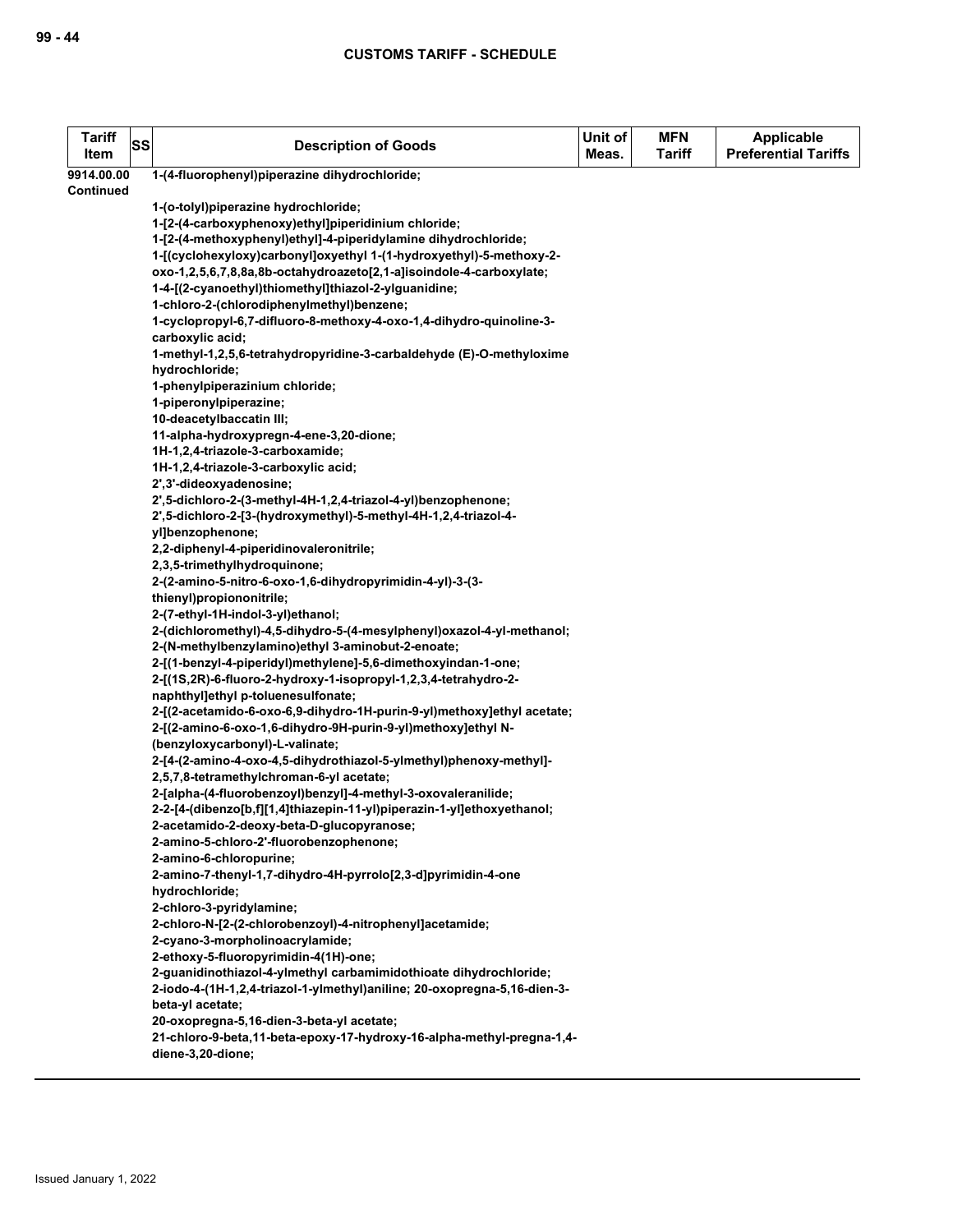| Tariff Item | SS | Description of Goods | Unit of Meas. | MFN Tariff | Applicable Preferential Tariffs |
|---|---|---|---|---|---|
| 9914.00.00 Continued | | 1-(4-fluorophenyl)piperazine dihydrochloride;<br><br>1-(o-tolyl)piperazine hydrochloride;<br>1-[2-(4-carboxyphenoxy)ethyl]piperidinium chloride;<br>1-[2-(4-methoxyphenyl)ethyl]-4-piperidylamine dihydrochloride;<br>1-[(cyclohexyloxy)carbonyl]oxyethyl 1-(1-hydroxyethyl)-5-methoxy-2-oxo-1,2,5,6,7,8,8a,8b-octahydroazeto[2,1-a]isoindole-4-carboxylate;<br>1-4-[(2-cyanoethyl)thiomethyl]thiazol-2-ylguanidine;<br>1-chloro-2-(chlorodiphenylmethyl)benzene;<br>1-cyclopropyl-6,7-difluoro-8-methoxy-4-oxo-1,4-dihydro-quinoline-3-carboxylic acid;<br>1-methyl-1,2,5,6-tetrahydropyridine-3-carbaldehyde (E)-O-methyloxime hydrochloride;<br>1-phenylpiperazinium chloride;<br>1-piperonylpiperazine;<br>10-deacetylbaccatin III;<br>11-alpha-hydroxypregn-4-ene-3,20-dione;<br>1H-1,2,4-triazole-3-carboxamide;<br>1H-1,2,4-triazole-3-carboxylic acid;<br>2',3'-dideoxyadenosine;<br>2',5-dichloro-2-(3-methyl-4H-1,2,4-triazol-4-yl)benzophenone;<br>2',5-dichloro-2-[3-(hydroxymethyl)-5-methyl-4H-1,2,4-triazol-4-yl]benzophenone;<br>2,2-diphenyl-4-piperidinovaleronitrile;<br>2,3,5-trimethylhydroquinone;<br>2-(2-amino-5-nitro-6-oxo-1,6-dihydropyrimidin-4-yl)-3-(3-thienyl)propiononitrile;<br>2-(7-ethyl-1H-indol-3-yl)ethanol;<br>2-(dichloromethyl)-4,5-dihydro-5-(4-mesylphenyl)oxazol-4-yl-methanol;<br>2-(N-methylbenzylamino)ethyl 3-aminobut-2-enoate;<br>2-[(1-benzyl-4-piperidyl)methylene]-5,6-dimethoxyindan-1-one;<br>2-[(1S,2R)-6-fluoro-2-hydroxy-1-isopropyl-1,2,3,4-tetrahydro-2-naphthyl]ethyl p-toluenesulfonate;<br>2-[(2-acetamido-6-oxo-6,9-dihydro-1H-purin-9-yl)methoxy]ethyl acetate;<br>2-[(2-amino-6-oxo-1,6-dihydro-9H-purin-9-yl)methoxy]ethyl N-(benzyloxycarbonyl)-L-valinate;<br>2-[4-(2-amino-4-oxo-4,5-dihydrothiazol-5-ylmethyl)phenoxy-methyl]-2,5,7,8-tetramethylchroman-6-yl acetate;<br>2-[alpha-(4-fluorobenzoyl)benzyl]-4-methyl-3-oxovaleranilide;<br>2-2-[4-(dibenzo[b,f][1,4]thiazepin-11-yl)piperazin-1-yl]ethoxyethanol;<br>2-acetamido-2-deoxy-beta-D-glucopyranose;<br>2-amino-5-chloro-2'-fluorobenzophenone;<br>2-amino-6-chloropurine;<br>2-amino-7-thenyl-1,7-dihydro-4H-pyrrolo[2,3-d]pyrimidin-4-one hydrochloride;<br>2-chloro-3-pyridylamine;<br>2-chloro-N-[2-(2-chlorobenzoyl)-4-nitrophenyl]acetamide;<br>2-cyano-3-morpholinoacrylamide;<br>2-ethoxy-5-fluoropyrimidin-4(1H)-one;<br>2-guanidinothiazol-4-ylmethyl carbamimidothioate dihydrochloride;<br>2-iodo-4-(1H-1,2,4-triazol-1-ylmethyl)aniline; 20-oxopregna-5,16-dien-3-beta-yl acetate;<br>20-oxopregna-5,16-dien-3-beta-yl acetate;<br>21-chloro-9-beta,11-beta-epoxy-17-hydroxy-16-alpha-methyl-pregna-1,4-diene-3,20-dione; | | | |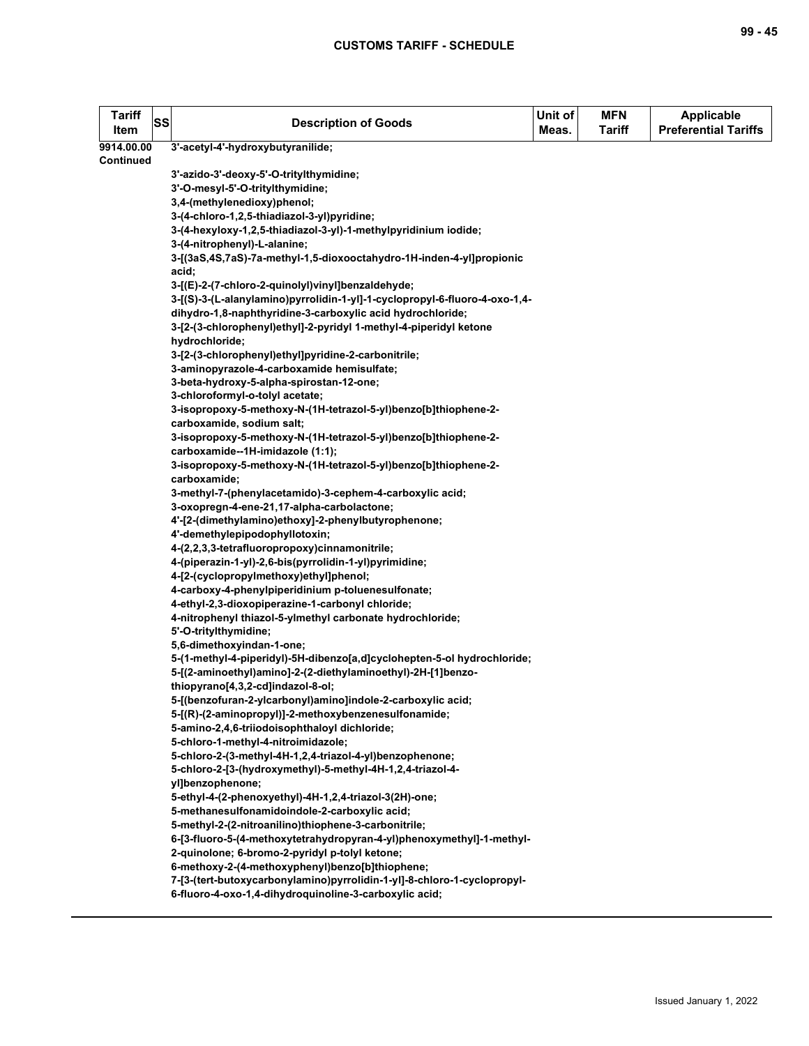| Tariff Item | SS | Description of Goods | Unit of Meas. | MFN Tariff | Applicable Preferential Tariffs |
|---|---|---|---|---|---|
| 9914.00.00 Continued | | 3'-acetyl-4'-hydroxybutyranilide;<br>3'-azido-3'-deoxy-5'-O-tritylthymidine;<br>3'-O-mesyl-5'-O-tritylthymidine;<br>3,4-(methylenedioxy)phenol;<br>3-(4-chloro-1,2,5-thiadiazol-3-yl)pyridine;<br>3-(4-hexyloxy-1,2,5-thiadiazol-3-yl)-1-methylpyridinium iodide;<br>3-(4-nitrophenyl)-L-alanine;<br>3-[(3aS,4S,7aS)-7a-methyl-1,5-dioxooctahydro-1H-inden-4-yl]propionic acid;<br>3-[(E)-2-(7-chloro-2-quinolyl)vinyl]benzaldehyde;<br>3-[(S)-3-(L-alanylamino)pyrrolidin-1-yl]-1-cyclopropyl-6-fluoro-4-oxo-1,4-dihydro-1,8-naphthyridine-3-carboxylic acid hydrochloride;<br>3-[2-(3-chlorophenyl)ethyl]-2-pyridyl 1-methyl-4-piperidyl ketone hydrochloride;<br>3-[2-(3-chlorophenyl)ethyl]pyridine-2-carbonitrile;<br>3-aminopyrazole-4-carboxamide hemisulfate;<br>3-beta-hydroxy-5-alpha-spirostan-12-one;<br>3-chloroformyl-o-tolyl acetate;<br>3-isopropoxy-5-methoxy-N-(1H-tetrazol-5-yl)benzo[b]thiophene-2-carboxamide, sodium salt;<br>3-isopropoxy-5-methoxy-N-(1H-tetrazol-5-yl)benzo[b]thiophene-2-carboxamide--1H-imidazole (1:1);<br>3-isopropoxy-5-methoxy-N-(1H-tetrazol-5-yl)benzo[b]thiophene-2-carboxamide;<br>3-methyl-7-(phenylacetamido)-3-cephem-4-carboxylic acid;<br>3-oxopregn-4-ene-21,17-alpha-carbolactone;<br>4'-[2-(dimethylamino)ethoxy]-2-phenylbutyrophenone;<br>4'-demethylepipodophyllotoxin;<br>4-(2,2,3,3-tetrafluoropropoxy)cinnamonitrile;<br>4-(piperazin-1-yl)-2,6-bis(pyrrolidin-1-yl)pyrimidine;<br>4-[2-(cyclopropylmethoxy)ethyl]phenol;<br>4-carboxy-4-phenylpiperidinium p-toluenesulfonate;<br>4-ethyl-2,3-dioxopiperazine-1-carbonyl chloride;<br>4-nitrophenyl thiazol-5-ylmethyl carbonate hydrochloride;<br>5'-O-tritylthymidine;<br>5,6-dimethoxyindan-1-one;<br>5-(1-methyl-4-piperidyl)-5H-dibenzo[a,d]cyclohepten-5-ol hydrochloride;<br>5-[(2-aminoethyl)amino]-2-(2-diethylaminoethyl)-2H-[1]benzo-thiopyrano[4,3,2-cd]indazol-8-ol;<br>5-[(benzofuran-2-ylcarbonyl)amino]indole-2-carboxylic acid;<br>5-[(R)-(2-aminopropyl)]-2-methoxybenzenesulfonamide;<br>5-amino-2,4,6-triiodoisophthaloyl dichloride;<br>5-chloro-1-methyl-4-nitroimidazole;<br>5-chloro-2-(3-methyl-4H-1,2,4-triazol-4-yl)benzophenone;<br>5-chloro-2-[3-(hydroxymethyl)-5-methyl-4H-1,2,4-triazol-4-yl]benzophenone;<br>5-ethyl-4-(2-phenoxyethyl)-4H-1,2,4-triazol-3(2H)-one;<br>5-methanesulfonamidoindole-2-carboxylic acid;<br>5-methyl-2-(2-nitroanilino)thiophene-3-carbonitrile;<br>6-[3-fluoro-5-(4-methoxytetrahydropyran-4-yl)phenoxymethyl]-1-methyl-2-quinolone; 6-bromo-2-pyridyl p-tolyl ketone;<br>6-methoxy-2-(4-methoxyphenyl)benzo[b]thiophene;<br>7-[3-(tert-butoxycarbonylamino)pyrrolidin-1-yl]-8-chloro-1-cyclopropyl-6-fluoro-4-oxo-1,4-dihydroquinoline-3-carboxylic acid; | | | |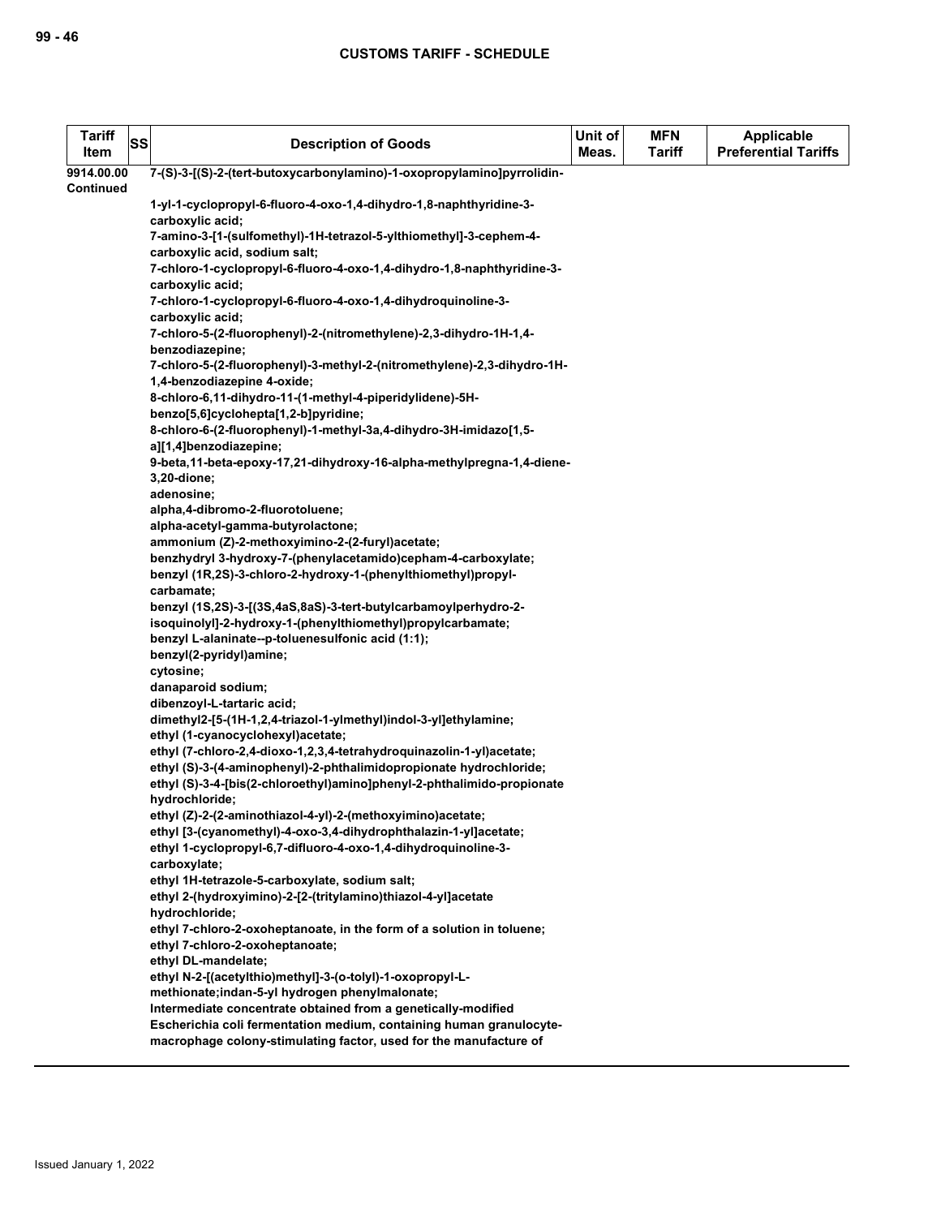| Tariff Item | SS | Description of Goods | Unit of Meas. | MFN Tariff | Applicable Preferential Tariffs |
|---|---|---|---|---|---|
| 9914.00.00 Continued | | 7-(S)-3-[(S)-2-(tert-butoxycarbonylamino)-1-oxopropylamino]pyrrolidin-1-yl-1-cyclopropyl-6-fluoro-4-oxo-1,4-dihydro-1,8-naphthyridine-3-carboxylic acid;<br>7-amino-3-[1-(sulfomethyl)-1H-tetrazol-5-ylthiomethyl]-3-cephem-4-carboxylic acid, sodium salt;<br>7-chloro-1-cyclopropyl-6-fluoro-4-oxo-1,4-dihydro-1,8-naphthyridine-3-carboxylic acid;<br>7-chloro-1-cyclopropyl-6-fluoro-4-oxo-1,4-dihydroquinoline-3-carboxylic acid;<br>7-chloro-5-(2-fluorophenyl)-2-(nitromethylene)-2,3-dihydro-1H-1,4-benzodiazepine;<br>7-chloro-5-(2-fluorophenyl)-3-methyl-2-(nitromethylene)-2,3-dihydro-1H-1,4-benzodiazepine 4-oxide;<br>8-chloro-6,11-dihydro-11-(1-methyl-4-piperidylidene)-5H-benzo[5,6]cyclohepta[1,2-b]pyridine;<br>8-chloro-6-(2-fluorophenyl)-1-methyl-3a,4-dihydro-3H-imidazo[1,5-a][1,4]benzodiazepine;<br>9-beta,11-beta-epoxy-17,21-dihydroxy-16-alpha-methylpregna-1,4-diene-3,20-dione;<br>adenosine;<br>alpha,4-dibromo-2-fluorotoluene;<br>alpha-acetyl-gamma-butyrolactone;<br>ammonium (Z)-2-methoxyimino-2-(2-furyl)acetate;<br>benzhydryl 3-hydroxy-7-(phenylacetamido)cepham-4-carboxylate;<br>benzyl (1R,2S)-3-chloro-2-hydroxy-1-(phenylthiomethyl)propyl-carbamate;<br>benzyl (1S,2S)-3-[(3S,4aS,8aS)-3-tert-butylcarbamoylperhydro-2-isoquinolyl]-2-hydroxy-1-(phenylthiomethyl)propylcarbamate;<br>benzyl L-alaninate--p-toluenesulfonic acid (1:1);<br>benzyl(2-pyridyl)amine;<br>cytosine;<br>danaparoid sodium;<br>dibenzoyl-L-tartaric acid;<br>dimethyl2-[5-(1H-1,2,4-triazol-1-ylmethyl)indol-3-yl]ethylamine;<br>ethyl (1-cyanocyclohexyl)acetate;<br>ethyl (7-chloro-2,4-dioxo-1,2,3,4-tetrahydroquinazolin-1-yl)acetate;<br>ethyl (S)-3-(4-aminophenyl)-2-phthalimidopropionate hydrochloride;<br>ethyl (S)-3-4-[bis(2-chloroethyl)amino]phenyl-2-phthalimido-propionate hydrochloride;<br>ethyl (Z)-2-(2-aminothiazol-4-yl)-2-(methoxyimino)acetate;<br>ethyl [3-(cyanomethyl)-4-oxo-3,4-dihydrophthalazin-1-yl]acetate;<br>ethyl 1-cyclopropyl-6,7-difluoro-4-oxo-1,4-dihydroquinoline-3-carboxylate;<br>ethyl 1H-tetrazole-5-carboxylate, sodium salt;<br>ethyl 2-(hydroxyimino)-2-[2-(tritylamino)thiazol-4-yl]acetate hydrochloride;<br>ethyl 7-chloro-2-oxoheptanoate, in the form of a solution in toluene;<br>ethyl 7-chloro-2-oxoheptanoate;<br>ethyl DL-mandelate;<br>ethyl N-2-[(acetylthio)methyl]-3-(o-tolyl)-1-oxopropyl-L-methionate;indan-5-yl hydrogen phenylmalonate;<br>Intermediate concentrate obtained from a genetically-modified Escherichia coli fermentation medium, containing human granulocyte-macrophage colony-stimulating factor, used for the manufacture of | | | |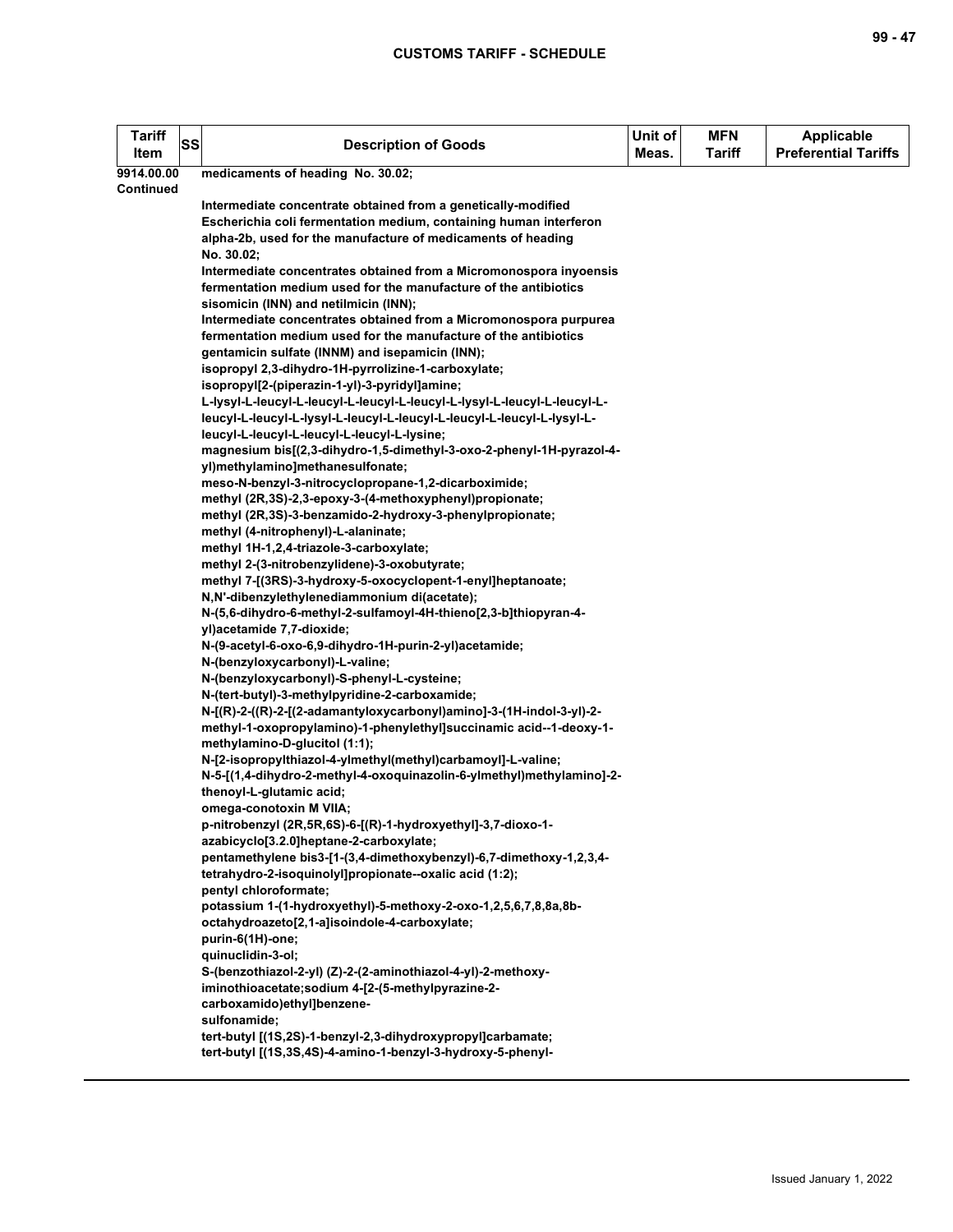| Tariff Item | SS | Description of Goods | Unit of Meas. | MFN Tariff | Applicable Preferential Tariffs |
|---|---|---|---|---|---|
| 9914.00.00 Continued | | medicaments of heading No. 30.02;<br>Intermediate concentrate obtained from a genetically-modified Escherichia coli fermentation medium, containing human interferon alpha-2b, used for the manufacture of medicaments of heading No. 30.02;<br>Intermediate concentrates obtained from a Micromonospora inyoensis fermentation medium used for the manufacture of the antibiotics sisomicin (INN) and netilmicin (INN);<br>Intermediate concentrates obtained from a Micromonospora purpurea fermentation medium used for the manufacture of the antibiotics gentamicin sulfate (INNM) and isepamicin (INN);<br>isopropyl 2,3-dihydro-1H-pyrrolizine-1-carboxylate;<br>isopropyl[2-(piperazin-1-yl)-3-pyridyl]amine;<br>L-lysyl-L-leucyl-L-leucyl-L-leucyl-L-leucyl-L-lysyl-L-leucyl-L-leucyl-L-leucyl-L-leucyl-L-lysyl-L-leucyl-L-leucyl-L-leucyl-L-leucyl-L-lysyl-L-leucyl-L-leucyl-L-leucyl-L-leucyl-L-lysine;<br>magnesium bis[(2,3-dihydro-1,5-dimethyl-3-oxo-2-phenyl-1H-pyrazol-4-yl)methylamino]methanesulfonate;<br>meso-N-benzyl-3-nitrocyclopropane-1,2-dicarboximide;<br>methyl (2R,3S)-2,3-epoxy-3-(4-methoxyphenyl)propionate;<br>methyl (2R,3S)-3-benzamido-2-hydroxy-3-phenylpropionate;<br>methyl (4-nitrophenyl)-L-alaninate;<br>methyl 1H-1,2,4-triazole-3-carboxylate;<br>methyl 2-(3-nitrobenzylidene)-3-oxobutyrate;<br>methyl 7-[(3RS)-3-hydroxy-5-oxocyclopent-1-enyl]heptanoate;<br>N,N'-dibenzylethylenediammonium di(acetate);<br>N-(5,6-dihydro-6-methyl-2-sulfamoyl-4H-thieno[2,3-b]thiopyran-4-yl)acetamide 7,7-dioxide;<br>N-(9-acetyl-6-oxo-6,9-dihydro-1H-purin-2-yl)acetamide;<br>N-(benzyloxycarbonyl)-L-valine;<br>N-(benzyloxycarbonyl)-S-phenyl-L-cysteine;<br>N-(tert-butyl)-3-methylpyridine-2-carboxamide;<br>N-[(R)-2-((R)-2-[(2-adamantyloxycarbonyl)amino]-3-(1H-indol-3-yl)-2-methyl-1-oxopropylamino)-1-phenylethyl]succinamic acid--1-deoxy-1-methylamino-D-glucitol (1:1);<br>N-[2-isopropylthiazol-4-ylmethyl(methyl)carbamoyl]-L-valine;<br>N-5-[(1,4-dihydro-2-methyl-4-oxoquinazolin-6-ylmethyl)methylamino]-2-thenoyl-L-glutamic acid;<br>omega-conotoxin M VIIA;<br>p-nitrobenzyl (2R,5R,6S)-6-[(R)-1-hydroxyethyl]-3,7-dioxo-1-azabicyclo[3.2.0]heptane-2-carboxylate;<br>pentamethylene bis3-[1-(3,4-dimethoxybenzyl)-6,7-dimethoxy-1,2,3,4-tetrahydro-2-isoquinolyl]propionate--oxalic acid (1:2);<br>pentyl chloroformate;<br>potassium 1-(1-hydroxyethyl)-5-methoxy-2-oxo-1,2,5,6,7,8,8a,8b-octahydroazeto[2,1-a]isoindole-4-carboxylate;<br>purin-6(1H)-one;<br>quinuclidin-3-ol;<br>S-(benzothiazol-2-yl) (Z)-2-(2-aminothiazol-4-yl)-2-methoxy-iminothioacetate;sodium 4-[2-(5-methylpyrazine-2-carboxamido)ethyl]benzene-sulfonamide;<br>tert-butyl [(1S,2S)-1-benzyl-2,3-dihydroxypropyl]carbamate;<br>tert-butyl [(1S,3S,4S)-4-amino-1-benzyl-3-hydroxy-5-phenyl- | | | |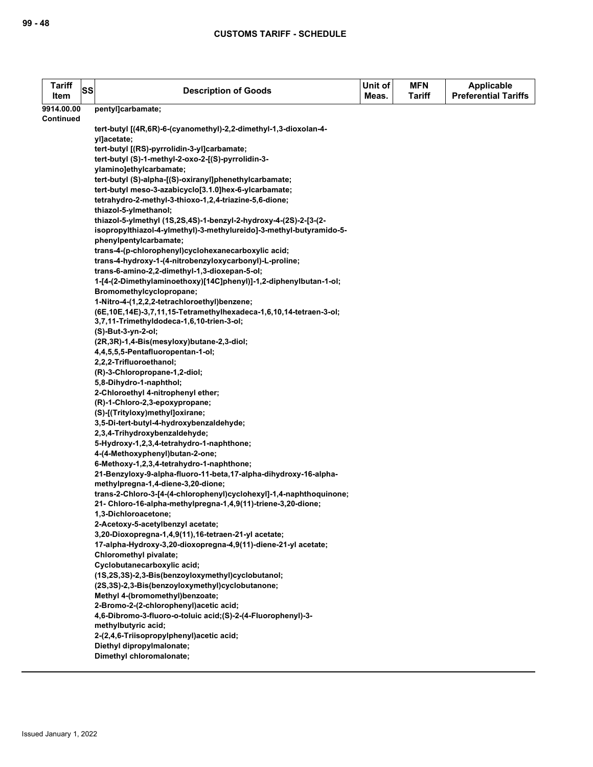| Tariff Item | SS | Description of Goods | Unit of Meas. | MFN Tariff | Applicable Preferential Tariffs |
|---|---|---|---|---|---|
| 9914.00.00 Continued | | pentyl]carbamate;<br><br>tert-butyl [(4R,6R)-6-(cyanomethyl)-2,2-dimethyl-1,3-dioxolan-4-yl]acetate;<br>tert-butyl [(RS)-pyrrolidin-3-yl]carbamate;<br>tert-butyl (S)-1-methyl-2-oxo-2-[(S)-pyrrolidin-3-ylamino]ethylcarbamate;<br>tert-butyl (S)-alpha-[(S)-oxiranyl]phenethylcarbamate;<br>tert-butyl meso-3-azabicyclo[3.1.0]hex-6-ylcarbamate;<br>tetrahydro-2-methyl-3-thioxo-1,2,4-triazine-5,6-dione;<br>thiazol-5-ylmethanol;<br>thiazol-5-ylmethyl (1S,2S,4S)-1-benzyl-2-hydroxy-4-(2S)-2-[3-(2-isopropylthiazol-4-ylmethyl)-3-methylureido]-3-methyl-butyramido-5-phenylpentylcarbamate;<br>trans-4-(p-chlorophenyl)cyclohexanecarboxylic acid;<br>trans-4-hydroxy-1-(4-nitrobenzyloxycarbonyl)-L-proline;<br>trans-6-amino-2,2-dimethyl-1,3-dioxepan-5-ol;<br>1-[4-(2-Dimethylaminoethoxy)[14C]phenyl)]-1,2-diphenylbutan-1-ol;<br>Bromomethylcyclopropane;<br>1-Nitro-4-(1,2,2,2-tetrachloroethyl)benzene;<br>(6E,10E,14E)-3,7,11,15-Tetramethylhexadeca-1,6,10,14-tetraen-3-ol;<br>3,7,11-Trimethyldodeca-1,6,10-trien-3-ol;<br>(S)-But-3-yn-2-ol;<br>(2R,3R)-1,4-Bis(mesyloxy)butane-2,3-diol;<br>4,4,5,5,5-Pentafluoropentan-1-ol;<br>2,2,2-Trifluoroethanol;<br>(R)-3-Chloropropane-1,2-diol;<br>5,8-Dihydro-1-naphthol;<br>2-Chloroethyl 4-nitrophenyl ether;<br>(R)-1-Chloro-2,3-epoxypropane;<br>(S)-[(Trityloxy)methyl]oxirane;<br>3,5-Di-tert-butyl-4-hydroxybenzaldehyde;<br>2,3,4-Trihydroxybenzaldehyde;<br>5-Hydroxy-1,2,3,4-tetrahydro-1-naphthone;<br>4-(4-Methoxyphenyl)butan-2-one;<br>6-Methoxy-1,2,3,4-tetrahydro-1-naphthone;<br>21-Benzyloxy-9-alpha-fluoro-11-beta,17-alpha-dihydroxy-16-alpha-methylpregna-1,4-diene-3,20-dione;<br>trans-2-Chloro-3-[4-(4-chlorophenyl)cyclohexyl]-1,4-naphthoquinone;<br>21- Chloro-16-alpha-methylpregna-1,4,9(11)-triene-3,20-dione;<br>1,3-Dichloroacetone;<br>2-Acetoxy-5-acetylbenzyl acetate;<br>3,20-Dioxopregna-1,4,9(11),16-tetraen-21-yl acetate;<br>17-alpha-Hydroxy-3,20-dioxopregna-4,9(11)-diene-21-yl acetate;<br>Chloromethyl pivalate;<br>Cyclobutanecarboxylic acid;<br>(1S,2S,3S)-2,3-Bis(benzoyloxymethyl)cyclobutanol;<br>(2S,3S)-2,3-Bis(benzoyloxymethyl)cyclobutanone;<br>Methyl 4-(bromomethyl)benzoate;<br>2-Bromo-2-(2-chlorophenyl)acetic acid;<br>4,6-Dibromo-3-fluoro-o-toluic acid;(S)-2-(4-Fluorophenyl)-3-methylbutyric acid;<br>2-(2,4,6-Triisopropylphenyl)acetic acid;<br>Diethyl dipropylmalonate;<br>Dimethyl chloromalonate; | | | |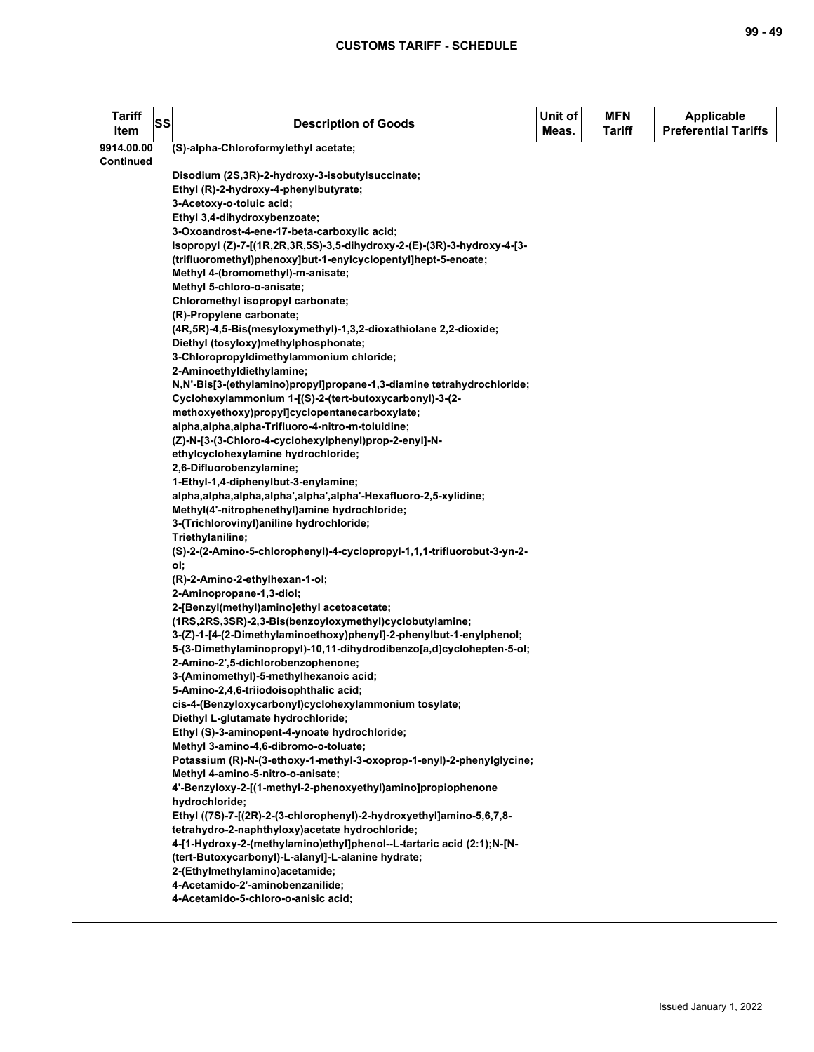| Tariff Item | SS | Description of Goods | Unit of Meas. | MFN Tariff | Applicable Preferential Tariffs |
|---|---|---|---|---|---|
| 9914.00.00 Continued | | (S)-alpha-Chloroformylethyl acetate;<br><br>Disodium (2S,3R)-2-hydroxy-3-isobutylsuccinate;<br>Ethyl (R)-2-hydroxy-4-phenylbutyrate;<br>3-Acetoxy-o-toluic acid;<br>Ethyl 3,4-dihydroxybenzoate;<br>3-Oxoandrost-4-ene-17-beta-carboxylic acid;<br>Isopropyl (Z)-7-[(1R,2R,3R,5S)-3,5-dihydroxy-2-(E)-(3R)-3-hydroxy-4-[3-(trifluoromethyl)phenoxy]but-1-enylcyclopentyl]hept-5-enoate;<br>Methyl 4-(bromomethyl)-m-anisate;<br>Methyl 5-chloro-o-anisate;<br>Chloromethyl isopropyl carbonate;<br>(R)-Propylene carbonate;<br>(4R,5R)-4,5-Bis(mesyloxymethyl)-1,3,2-dioxathiolane 2,2-dioxide;<br>Diethyl (tosyloxy)methylphosphonate;<br>3-Chloropropyldimethylammonium chloride;<br>2-Aminoethyldiethylamine;<br>N,N'-Bis[3-(ethylamino)propyl]propane-1,3-diamine tetrahydrochloride;<br>Cyclohexylammonium 1-[(S)-2-(tert-butoxycarbonyl)-3-(2-methoxyethoxy)propyl]cyclopentanecarboxylate;<br>alpha,alpha,alpha-Trifluoro-4-nitro-m-toluidine;<br>(Z)-N-[3-(3-Chloro-4-cyclohexylphenyl)prop-2-enyl]-N-ethylcyclohexylamine hydrochloride;<br>2,6-Difluorobenzylamine;<br>1-Ethyl-1,4-diphenylbut-3-enylamine;<br>alpha,alpha,alpha,alpha',alpha',alpha'-Hexafluoro-2,5-xylidine;<br>Methyl(4'-nitrophenethyl)amine hydrochloride;<br>3-(Trichlorovinyl)aniline hydrochloride;<br>Triethylaniline;<br>(S)-2-(2-Amino-5-chlorophenyl)-4-cyclopropyl-1,1,1-trifluorobut-3-yn-2-ol;<br>(R)-2-Amino-2-ethylhexan-1-ol;<br>2-Aminopropane-1,3-diol;<br>2-[Benzyl(methyl)amino]ethyl acetoacetate;<br>(1RS,2RS,3SR)-2,3-Bis(benzoyloxymethyl)cyclobutylamine;<br>3-(Z)-1-[4-(2-Dimethylaminoethoxy)phenyl]-2-phenylbut-1-enylphenol;<br>5-(3-Dimethylaminopropyl)-10,11-dihydrodibenzo[a,d]cyclohepten-5-ol;<br>2-Amino-2',5-dichlorobenzophenone;<br>3-(Aminomethyl)-5-methylhexanoic acid;<br>5-Amino-2,4,6-triiodoisophthalic acid;<br>cis-4-(Benzyloxycarbonyl)cyclohexylammonium tosylate;<br>Diethyl L-glutamate hydrochloride;<br>Ethyl (S)-3-aminopent-4-ynoate hydrochloride;<br>Methyl 3-amino-4,6-dibromo-o-toluate;<br>Potassium (R)-N-(3-ethoxy-1-methyl-3-oxoprop-1-enyl)-2-phenylglycine;<br>Methyl 4-amino-5-nitro-o-anisate;<br>4'-Benzyloxy-2-[(1-methyl-2-phenoxyethyl)amino]propiophenone hydrochloride;<br>Ethyl ((7S)-7-[(2R)-2-(3-chlorophenyl)-2-hydroxyethyl]amino-5,6,7,8-tetrahydro-2-naphthyloxy)acetate hydrochloride;<br>4-[1-Hydroxy-2-(methylamino)ethyl]phenol--L-tartaric acid (2:1);N-[N-(tert-Butoxycarbonyl)-L-alanyl]-L-alanine hydrate;<br>2-(Ethylmethylamino)acetamide;<br>4-Acetamido-2'-aminobenzanilide;<br>4-Acetamido-5-chloro-o-anisic acid; | | | |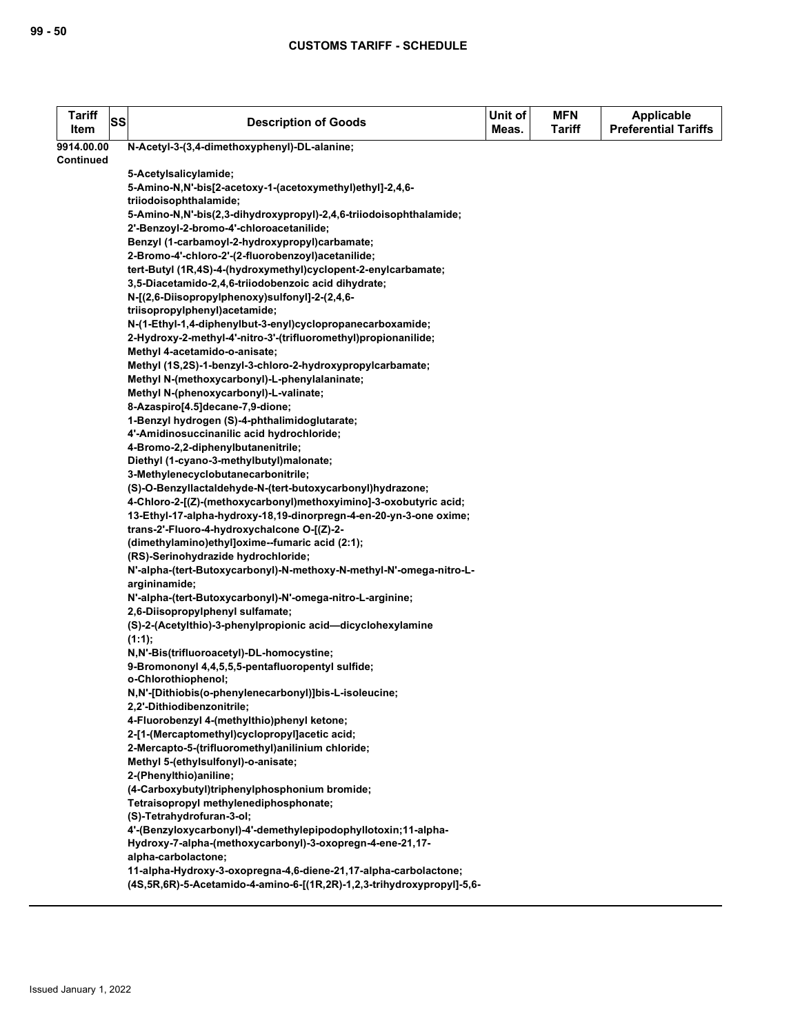| Tariff Item | SS | Description of Goods | Unit of Meas. | MFN Tariff | Applicable Preferential Tariffs |
|---|---|---|---|---|---|
| 9914.00.00 Continued | | N-Acetyl-3-(3,4-dimethoxyphenyl)-DL-alanine;<br>5-Acetylsalicylamide;<br>5-Amino-N,N'-bis[2-acetoxy-1-(acetoxymethyl)ethyl]-2,4,6-triiodoisophthalamide;<br>5-Amino-N,N'-bis(2,3-dihydroxypropyl)-2,4,6-triiodoisophthalamide;<br>2'-Benzoyl-2-bromo-4'-chloroacetanilide;<br>Benzyl (1-carbamoyl-2-hydroxypropyl)carbamate;<br>2-Bromo-4'-chloro-2'-(2-fluorobenzoyl)acetanilide;<br>tert-Butyl (1R,4S)-4-(hydroxymethyl)cyclopent-2-enylcarbamate;<br>3,5-Diacetamido-2,4,6-triiodobenzoic acid dihydrate;<br>N-[(2,6-Diisopropylphenoxy)sulfonyl]-2-(2,4,6-triisopropylphenyl)acetamide;<br>N-(1-Ethyl-1,4-diphenylbut-3-enyl)cyclopropanecarboxamide;<br>2-Hydroxy-2-methyl-4'-nitro-3'-(trifluoromethyl)propionanilide;<br>Methyl 4-acetamido-o-anisate;<br>Methyl (1S,2S)-1-benzyl-3-chloro-2-hydroxypropylcarbamate;<br>Methyl N-(methoxycarbonyl)-L-phenylalaninate;<br>Methyl N-(phenoxycarbonyl)-L-valinate;<br>8-Azaspiro[4.5]decane-7,9-dione;<br>1-Benzyl hydrogen (S)-4-phthalimidoglutarate;<br>4'-Amidinosuccinanilic acid hydrochloride;<br>4-Bromo-2,2-diphenylbutanenitrile;<br>Diethyl (1-cyano-3-methylbutyl)malonate;<br>3-Methylenecyclobutanecarbonitrile;<br>(S)-O-Benzyllactaldehyde-N-(tert-butoxycarbonyl)hydrazone;<br>4-Chloro-2-[(Z)-(methoxycarbonyl)methoxyimino]-3-oxobutyric acid;<br>13-Ethyl-17-alpha-hydroxy-18,19-dinorpregn-4-en-20-yn-3-one oxime;<br>trans-2'-Fluoro-4-hydroxychalcone O-[(Z)-2-(dimethylamino)ethyl]oxime--fumaric acid (2:1);<br>(RS)-Serinohydrazide hydrochloride;<br>N'-alpha-(tert-Butoxycarbonyl)-N-methoxy-N-methyl-N'-omega-nitro-L-argininamide;<br>N'-alpha-(tert-Butoxycarbonyl)-N'-omega-nitro-L-arginine;<br>2,6-Diisopropylphenyl sulfamate;<br>(S)-2-(Acetylthio)-3-phenylpropionic acid—dicyclohexylamine (1:1);<br>N,N'-Bis(trifluoroacetyl)-DL-homocystine;<br>9-Bromononyl 4,4,5,5,5-pentafluoropentyl sulfide;<br>o-Chlorothiophenol;<br>N,N'-[Dithiobis(o-phenylenecarbonyl)]bis-L-isoleucine;<br>2,2'-Dithiodibenzonitrile;<br>4-Fluorobenzyl 4-(methylthio)phenyl ketone;<br>2-[1-(Mercaptomethyl)cyclopropyl]acetic acid;<br>2-Mercapto-5-(trifluoromethyl)anilinium chloride;<br>Methyl 5-(ethylsulfonyl)-o-anisate;<br>2-(Phenylthio)aniline;<br>(4-Carboxybutyl)triphenylphosphonium bromide;<br>Tetraisopropyl methylenediphosphonate;<br>(S)-Tetrahydrofuran-3-ol;<br>4'-(Benzyloxycarbonyl)-4'-demethylepipodophyllotoxin;11-alpha-Hydroxy-7-alpha-(methoxycarbonyl)-3-oxopregn-4-ene-21,17-alpha-carbolactone;<br>11-alpha-Hydroxy-3-oxopregna-4,6-diene-21,17-alpha-carbolactone;<br>(4S,5R,6R)-5-Acetamido-4-amino-6-[(1R,2R)-1,2,3-trihydroxypropyl]-5,6- | | | |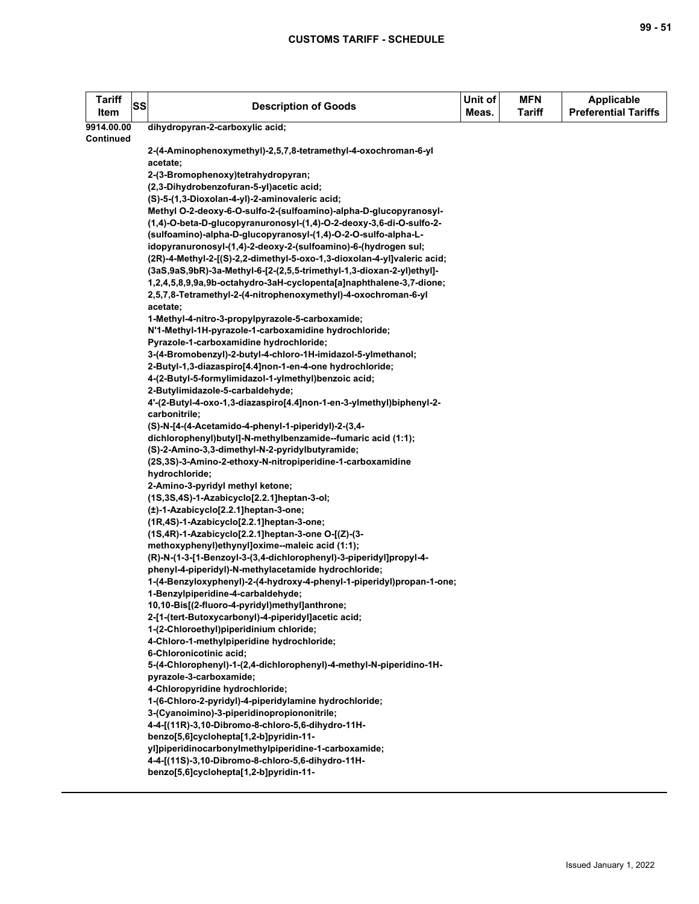| Tariff Item | SS | Description of Goods | Unit of Meas. | MFN Tariff | Applicable Preferential Tariffs |
|---|---|---|---|---|---|
| 9914.00.00 Continued | | dihydropyran-2-carboxylic acid;<br>2-(4-Aminophenoxymethyl)-2,5,7,8-tetramethyl-4-oxochroman-6-yl acetate;<br>2-(3-Bromophenoxy)tetrahydropyran;<br>(2,3-Dihydrobenzofuran-5-yl)acetic acid;<br>(S)-5-(1,3-Dioxolan-4-yl)-2-aminovaleric acid;<br>Methyl O-2-deoxy-6-O-sulfo-2-(sulfoamino)-alpha-D-glucopyranosyl-(1,4)-O-beta-D-glucopyranuronosyl-(1,4)-O-2-deoxy-3,6-di-O-sulfo-2-(sulfoamino)-alpha-D-glucopyranosyl-(1,4)-O-2-O-sulfo-alpha-L-idopyranuronosyl-(1,4)-2-deoxy-2-(sulfoamino)-6-(hydrogen sul;<br>(2R)-4-Methyl-2-[(S)-2,2-dimethyl-5-oxo-1,3-dioxolan-4-yl]valeric acid;<br>(3aS,9aS,9bR)-3a-Methyl-6-[2-(2,5,5-trimethyl-1,3-dioxan-2-yl)ethyl]-1,2,4,5,8,9,9a,9b-octahydro-3aH-cyclopenta[a]naphthalene-3,7-dione;<br>2,5,7,8-Tetramethyl-2-(4-nitrophenoxymethyl)-4-oxochroman-6-yl acetate;<br>1-Methyl-4-nitro-3-propylpyrazole-5-carboxamide;<br>N'1-Methyl-1H-pyrazole-1-carboxamidine hydrochloride;<br>Pyrazole-1-carboxamidine hydrochloride;<br>3-(4-Bromobenzyl)-2-butyl-4-chloro-1H-imidazol-5-ylmethanol;<br>2-Butyl-1,3-diazaspiro[4.4]non-1-en-4-one hydrochloride;<br>4-(2-Butyl-5-formylimidazol-1-ylmethyl)benzoic acid;<br>2-Butylimidazole-5-carbaldehyde;<br>4'-(2-Butyl-4-oxo-1,3-diazaspiro[4.4]non-1-en-3-ylmethyl)biphenyl-2-carbonitrile;<br>(S)-N-[4-(4-Acetamido-4-phenyl-1-piperidyl)-2-(3,4-dichlorophenyl)butyl]-N-methylbenzamide--fumaric acid (1:1);<br>(S)-2-Amino-3,3-dimethyl-N-2-pyridylbutyramide;<br>(2S,3S)-3-Amino-2-ethoxy-N-nitropiperidine-1-carboxamidine hydrochloride;<br>2-Amino-3-pyridyl methyl ketone;<br>(1S,3S,4S)-1-Azabicyclo[2.2.1]heptan-3-ol;<br>(±)-1-Azabicyclo[2.2.1]heptan-3-one;<br>(1R,4S)-1-Azabicyclo[2.2.1]heptan-3-one;<br>(1S,4R)-1-Azabicyclo[2.2.1]heptan-3-one O-[(Z)-(3-methoxyphenyl)ethynyl]oxime--maleic acid (1:1);<br>(R)-N-(1-3-[1-Benzoyl-3-(3,4-dichlorophenyl)-3-piperidyl]propyl-4-phenyl-4-piperidyl)-N-methylacetamide hydrochloride;<br>1-(4-Benzyloxyphenyl)-2-(4-hydroxy-4-phenyl-1-piperidyl)propan-1-one;<br>1-Benzylpiperidine-4-carbaldehyde;<br>10,10-Bis[(2-fluoro-4-pyridyl)methyl]anthrone;<br>2-[1-(tert-Butoxycarbonyl)-4-piperidyl]acetic acid;<br>1-(2-Chloroethyl)piperidinium chloride;<br>4-Chloro-1-methylpiperidine hydrochloride;<br>6-Chloronicotinic acid;<br>5-(4-Chlorophenyl)-1-(2,4-dichlorophenyl)-4-methyl-N-piperidino-1H-pyrazole-3-carboxamide;<br>4-Chloropyridine hydrochloride;<br>1-(6-Chloro-2-pyridyl)-4-piperidylamine hydrochloride;<br>3-(Cyanoimino)-3-piperidinopropiononitrile;<br>4-4-[(11R)-3,10-Dibromo-8-chloro-5,6-dihydro-11H-benzo[5,6]cyclohepta[1,2-b]pyridin-11-yl]piperidinocarbonylmethylpiperidine-1-carboxamide;<br>4-4-[(11S)-3,10-Dibromo-8-chloro-5,6-dihydro-11H-benzo[5,6]cyclohepta[1,2-b]pyridin-11- | | | |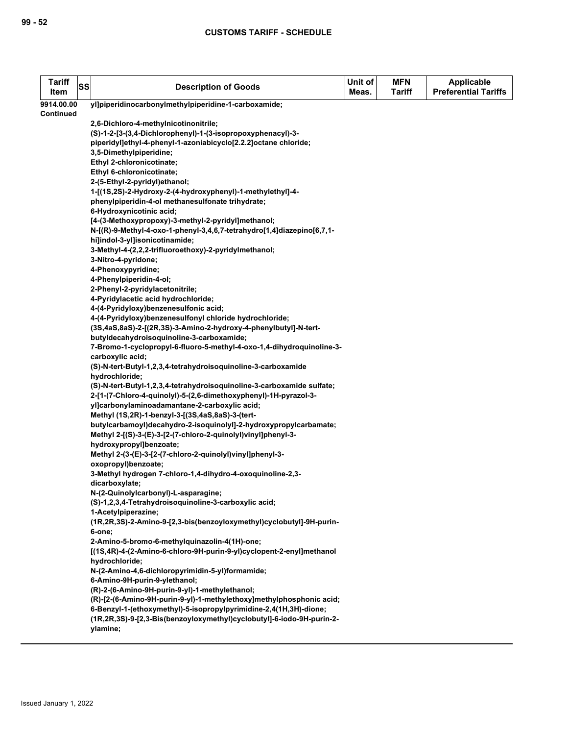| Tariff Item | SS | Description of Goods | Unit of Meas. | MFN Tariff | Applicable Preferential Tariffs |
|---|---|---|---|---|---|
| 9914.00.00 Continued | | yl]piperidinocarbonylmethylpiperidine-1-carboxamide;<br><br>2,6-Dichloro-4-methylnicotinonitrile;<br>(S)-1-2-[3-(3,4-Dichlorophenyl)-1-(3-isopropoxyphenacyl)-3-piperidyl]ethyl-4-phenyl-1-azoniabicyclo[2.2.2]octane chloride;<br>3,5-Dimethylpiperidine;<br>Ethyl 2-chloronicotinate;<br>Ethyl 6-chloronicotinate;<br>2-(5-Ethyl-2-pyridyl)ethanol;<br>1-[(1S,2S)-2-Hydroxy-2-(4-hydroxyphenyl)-1-methylethyl]-4-phenylpiperidin-4-ol methanesulfonate trihydrate;<br>6-Hydroxynicotinic acid;<br>[4-(3-Methoxypropoxy)-3-methyl-2-pyridyl]methanol;<br>N-[(R)-9-Methyl-4-oxo-1-phenyl-3,4,6,7-tetrahydro[1,4]diazepino[6,7,1-hi]indol-3-yl]isonicotinamide;<br>3-Methyl-4-(2,2,2-trifluoroethoxy)-2-pyridylmethanol;<br>3-Nitro-4-pyridone;<br>4-Phenoxypyridine;<br>4-Phenylpiperidin-4-ol;<br>2-Phenyl-2-pyridylacetonitrile;<br>4-Pyridylacetic acid hydrochloride;<br>4-(4-Pyridyloxy)benzenesulfonic acid;<br>4-(4-Pyridyloxy)benzenesulfonyl chloride hydrochloride;<br>(3S,4aS,8aS)-2-[(2R,3S)-3-Amino-2-hydroxy-4-phenylbutyl]-N-tert-butyldecahydroisoquinoline-3-carboxamide;<br>7-Bromo-1-cyclopropyl-6-fluoro-5-methyl-4-oxo-1,4-dihydroquinoline-3-carboxylic acid;<br>(S)-N-tert-Butyl-1,2,3,4-tetrahydroisoquinoline-3-carboxamide hydrochloride;<br>(S)-N-tert-Butyl-1,2,3,4-tetrahydroisoquinoline-3-carboxamide sulfate;<br>2-[1-(7-Chloro-4-quinolyl)-5-(2,6-dimethoxyphenyl)-1H-pyrazol-3-yl]carbonylaminoadamantane-2-carboxylic acid;<br>Methyl (1S,2R)-1-benzyl-3-[(3S,4aS,8aS)-3-(tert-butylcarbamoyl)decahydro-2-isoquinolyl]-2-hydroxypropylcarbamate;<br>Methyl 2-[(S)-3-(E)-3-[2-(7-chloro-2-quinolyl)vinyl]phenyl-3-hydroxypropyl]benzoate;<br>Methyl 2-(3-(E)-3-[2-(7-chloro-2-quinolyl)vinyl]phenyl-3-oxopropyl)benzoate;<br>3-Methyl hydrogen 7-chloro-1,4-dihydro-4-oxoquinoline-2,3-dicarboxylate;<br>N-(2-Quinolylcarbonyl)-L-asparagine;<br>(S)-1,2,3,4-Tetrahydroisoquinoline-3-carboxylic acid;<br>1-Acetylpiperazine;<br>(1R,2R,3S)-2-Amino-9-[2,3-bis(benzoyloxymethyl)cyclobutyl]-9H-purin-6-one;<br>2-Amino-5-bromo-6-methylquinazolin-4(1H)-one;<br>[(1S,4R)-4-(2-Amino-6-chloro-9H-purin-9-yl)cyclopent-2-enyl]methanol hydrochloride;<br>N-(2-Amino-4,6-dichloropyrimidin-5-yl)formamide;<br>6-Amino-9H-purin-9-ylethanol;<br>(R)-2-(6-Amino-9H-purin-9-yl)-1-methylethanol;<br>(R)-[2-(6-Amino-9H-purin-9-yl)-1-methylethoxy]methylphosphonic acid;<br>6-Benzyl-1-(ethoxymethyl)-5-isopropylpyrimidine-2,4(1H,3H)-dione;<br>(1R,2R,3S)-9-[2,3-Bis(benzoyloxymethyl)cyclobutyl]-6-iodo-9H-purin-2-ylamine; | | | |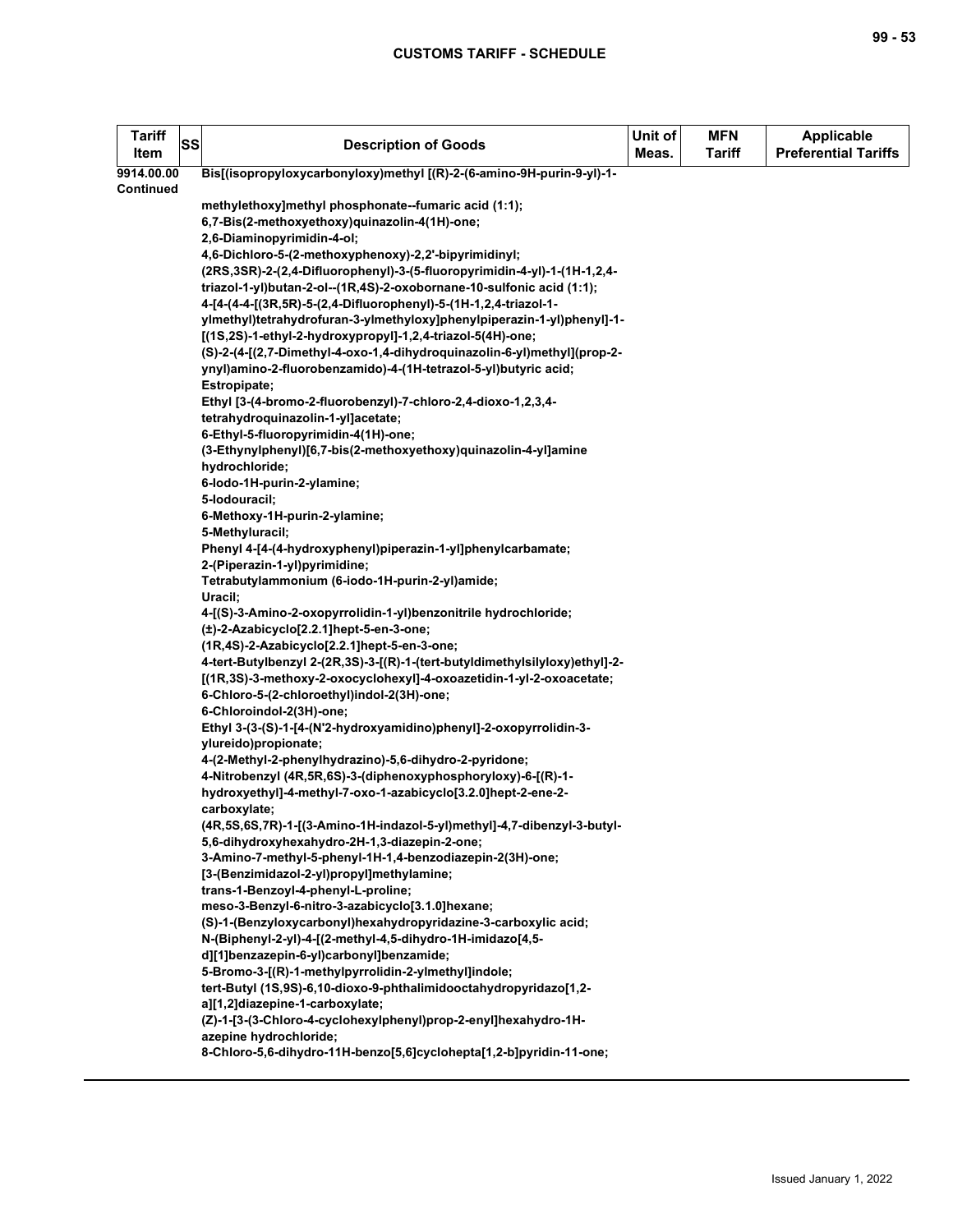| Tariff Item | SS | Description of Goods | Unit of Meas. | MFN Tariff | Applicable Preferential Tariffs |
|---|---|---|---|---|---|
| 9914.00.00 Continued | | Bis[(isopropyloxycarbonyloxy)methyl [(R)-2-(6-amino-9H-purin-9-yl)-1-methylethoxy]methyl phosphonate--fumaric acid (1:1);<br>6,7-Bis(2-methoxyethoxy)quinazolin-4(1H)-one;<br>2,6-Diaminopyrimidin-4-ol;<br>4,6-Dichloro-5-(2-methoxyphenoxy)-2,2'-bipyrimidinyl;<br>(2RS,3SR)-2-(2,4-Difluorophenyl)-3-(5-fluoropyrimidin-4-yl)-1-(1H-1,2,4-triazol-1-yl)butan-2-ol--(1R,4S)-2-oxobornane-10-sulfonic acid (1:1);<br>4-[4-(4-4-[(3R,5R)-5-(2,4-Difluorophenyl)-5-(1H-1,2,4-triazol-1-ylmethyl)tetrahydrofuran-3-ylmethyloxy]phenylpiperazin-1-yl)phenyl]-1-[(1S,2S)-1-ethyl-2-hydroxypropyl]-1,2,4-triazol-5(4H)-one;<br>(S)-2-(4-[(2,7-Dimethyl-4-oxo-1,4-dihydroquinazolin-6-yl)methyl](prop-2-ynyl)amino-2-fluorobenzamido)-4-(1H-tetrazol-5-yl)butyric acid;<br>Estropipate;<br>Ethyl [3-(4-bromo-2-fluorobenzyl)-7-chloro-2,4-dioxo-1,2,3,4-tetrahydroquinazolin-1-yl]acetate;<br>6-Ethyl-5-fluoropyrimidin-4(1H)-one;<br>(3-Ethynylphenyl)[6,7-bis(2-methoxyethoxy)quinazolin-4-yl]amine hydrochloride;<br>6-Iodo-1H-purin-2-ylamine;<br>5-Iodouracil;<br>6-Methoxy-1H-purin-2-ylamine;<br>5-Methyluracil;<br>Phenyl 4-[4-(4-hydroxyphenyl)piperazin-1-yl]phenylcarbamate;<br>2-(Piperazin-1-yl)pyrimidine;<br>Tetrabutylammonium (6-iodo-1H-purin-2-yl)amide;<br>Uracil;<br>4-[(S)-3-Amino-2-oxopyrrolidin-1-yl)benzonitrile hydrochloride;<br>(±)-2-Azabicyclo[2.2.1]hept-5-en-3-one;<br>(1R,4S)-2-Azabicyclo[2.2.1]hept-5-en-3-one;<br>4-tert-Butylbenzyl 2-(2R,3S)-3-[(R)-1-(tert-butyldimethylsilyloxy)ethyl]-2-[(1R,3S)-3-methoxy-2-oxocyclohexyl]-4-oxoazetidin-1-yl-2-oxoacetate;<br>6-Chloro-5-(2-chloroethyl)indol-2(3H)-one;<br>6-Chloroindol-2(3H)-one;<br>Ethyl 3-(3-(S)-1-[4-(N'2-hydroxyamidino)phenyl]-2-oxopyrrolidin-3-ylureido)propionate;<br>4-(2-Methyl-2-phenylhydrazino)-5,6-dihydro-2-pyridone;<br>4-Nitrobenzyl (4R,5R,6S)-3-(diphenoxyphosphoryloxy)-6-[(R)-1-hydroxyethyl]-4-methyl-7-oxo-1-azabicyclo[3.2.0]hept-2-ene-2-carboxylate;<br>(4R,5S,6S,7R)-1-[(3-Amino-1H-indazol-5-yl)methyl]-4,7-dibenzyl-3-butyl-5,6-dihydroxyhexahydro-2H-1,3-diazepin-2-one;<br>3-Amino-7-methyl-5-phenyl-1H-1,4-benzodiazepin-2(3H)-one;<br>[3-(Benzimidazol-2-yl)propyl]methylamine;<br>trans-1-Benzoyl-4-phenyl-L-proline;<br>meso-3-Benzyl-6-nitro-3-azabicyclo[3.1.0]hexane;<br>(S)-1-(Benzyloxycarbonyl)hexahydropyridazine-3-carboxylic acid;<br>N-(Biphenyl-2-yl)-4-[(2-methyl-4,5-dihydro-1H-imidazo[4,5-d][1]benzazepin-6-yl)carbonyl]benzamide;<br>5-Bromo-3-[(R)-1-methylpyrrolidin-2-ylmethyl]indole;<br>tert-Butyl (1S,9S)-6,10-dioxo-9-phthalimidooctahydropyridazo[1,2-a][1,2]diazepine-1-carboxylate;<br>(Z)-1-[3-(3-Chloro-4-cyclohexylphenyl)prop-2-enyl]hexahydro-1H-azepine hydrochloride;<br>8-Chloro-5,6-dihydro-11H-benzo[5,6]cyclohepta[1,2-b]pyridin-11-one; | | | |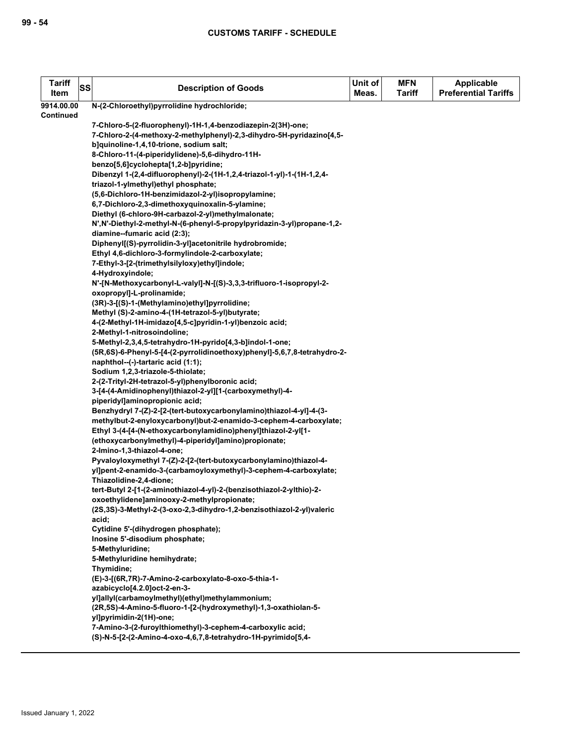| Tariff Item | SS | Description of Goods | Unit of Meas. | MFN Tariff | Applicable Preferential Tariffs |
|---|---|---|---|---|---|
| 9914.00.00 Continued | | N-(2-Chloroethyl)pyrrolidine hydrochloride;<br>7-Chloro-5-(2-fluorophenyl)-1H-1,4-benzodiazepin-2(3H)-one;<br>7-Chloro-2-(4-methoxy-2-methylphenyl)-2,3-dihydro-5H-pyridazino[4,5-b]quinoline-1,4,10-trione, sodium salt;<br>8-Chloro-11-(4-piperidylidene)-5,6-dihydro-11H-benzo[5,6]cyclohepta[1,2-b]pyridine;<br>Dibenzyl 1-(2,4-difluorophenyl)-2-(1H-1,2,4-triazol-1-yl)-1-(1H-1,2,4-triazol-1-ylmethyl)ethyl phosphate;<br>(5,6-Dichloro-1H-benzimidazol-2-yl)isopropylamine;<br>6,7-Dichloro-2,3-dimethoxyquinoxalin-5-ylamine;<br>Diethyl (6-chloro-9H-carbazol-2-yl)methylmalonate;<br>N',N'-Diethyl-2-methyl-N-(6-phenyl-5-propylpyridazin-3-yl)propane-1,2-diamine--fumaric acid (2:3);<br>Diphenyl[(S)-pyrrolidin-3-yl]acetonitrile hydrobromide;<br>Ethyl 4,6-dichloro-3-formylindole-2-carboxylate;<br>7-Ethyl-3-[2-(trimethylsilyloxy)ethyl]indole;<br>4-Hydroxyindole;<br>N'-[N-Methoxycarbonyl-L-valyl]-N-[(S)-3,3,3-trifluoro-1-isopropyl-2-oxopropyl]-L-prolinamide;<br>(3R)-3-[(S)-1-(Methylamino)ethyl]pyrrolidine;<br>Methyl (S)-2-amino-4-(1H-tetrazol-5-yl)butyrate;<br>4-(2-Methyl-1H-imidazo[4,5-c]pyridin-1-yl)benzoic acid;<br>2-Methyl-1-nitrosoindoline;<br>5-Methyl-2,3,4,5-tetrahydro-1H-pyrido[4,3-b]indol-1-one;<br>(5R,6S)-6-Phenyl-5-[4-(2-pyrrolidinoethoxy)phenyl]-5,6,7,8-tetrahydro-2-naphthol--(-)-tartaric acid (1:1);<br>Sodium 1,2,3-triazole-5-thiolate;<br>2-(2-Trityl-2H-tetrazol-5-yl)phenylboronic acid;<br>3-[4-(4-Amidinophenyl)thiazol-2-yl][1-(carboxymethyl)-4-piperidyl]aminopropionic acid;<br>Benzhydryl 7-(Z)-2-[2-(tert-butoxycarbonylamino)thiazol-4-yl]-4-(3-methylbut-2-enyloxycarbonyl)but-2-enamido-3-cephem-4-carboxylate;<br>Ethyl 3-(4-[4-(N-ethoxycarbonylamidino)phenyl]thiazol-2-yl[1-(ethoxycarbonylmethyl)-4-piperidyl]amino)propionate;<br>2-Imino-1,3-thiazol-4-one;<br>Pyvaloyloxymethyl 7-(Z)-2-[2-(tert-butoxycarbonylamino)thiazol-4-yl]pent-2-enamido-3-(carbamoyloxymethyl)-3-cephem-4-carboxylate;<br>Thiazolidine-2,4-dione;<br>tert-Butyl 2-[1-(2-aminothiazol-4-yl)-2-(benzisothiazol-2-ylthio)-2-oxoethylidene]aminooxy-2-methylpropionate;<br>(2S,3S)-3-Methyl-2-(3-oxo-2,3-dihydro-1,2-benzisothiazol-2-yl)valeric acid;<br>Cytidine 5'-(dihydrogen phosphate);<br>Inosine 5'-disodium phosphate;<br>5-Methyluridine;<br>5-Methyluridine hemihydrate;<br>Thymidine;<br>(E)-3-[(6R,7R)-7-Amino-2-carboxylato-8-oxo-5-thia-1-azabicyclo[4.2.0]oct-2-en-3-yl]allyl(carbamoylmethyl)(ethyl)methylammonium;<br>(2R,5S)-4-Amino-5-fluoro-1-[2-(hydroxymethyl)-1,3-oxathiolan-5-yl]pyrimidin-2(1H)-one;<br>7-Amino-3-(2-furoylthiomethyl)-3-cephem-4-carboxylic acid;<br>(S)-N-5-[2-(2-Amino-4-oxo-4,6,7,8-tetrahydro-1H-pyrimido[5,4- | | | |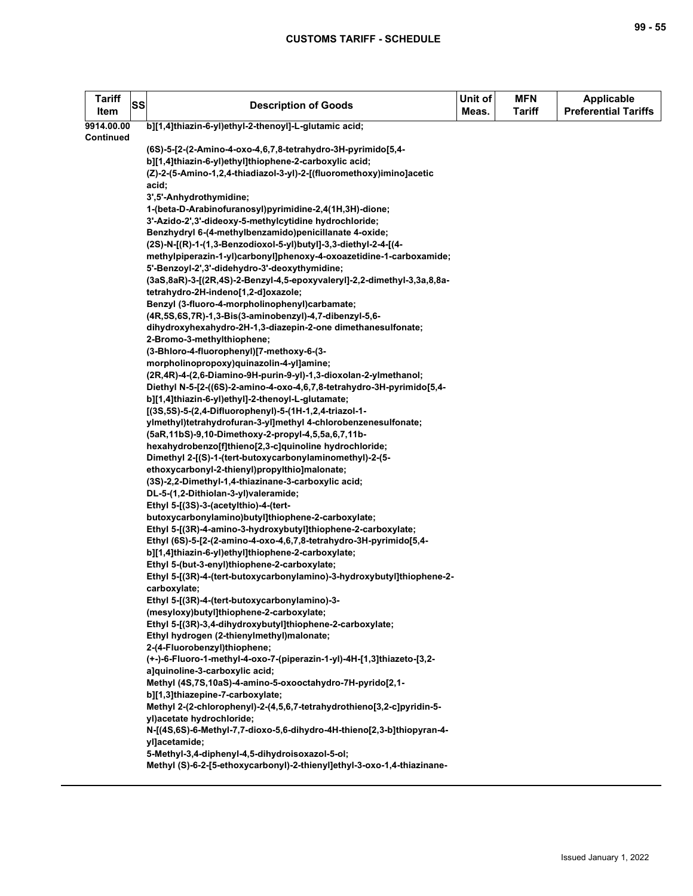| Tariff Item | SS | Description of Goods | Unit of Meas. | MFN Tariff | Applicable Preferential Tariffs |
|---|---|---|---|---|---|
| 9914.00.00 Continued | | b][1,4]thiazin-6-yl)ethyl-2-thenoyl]-L-glutamic acid;<br><br>(6S)-5-[2-(2-Amino-4-oxo-4,6,7,8-tetrahydro-3H-pyrimido[5,4-b][1,4]thiazin-6-yl)ethyl]thiophene-2-carboxylic acid;<br>(Z)-2-(5-Amino-1,2,4-thiadiazol-3-yl)-2-[(fluoromethoxy)imino]acetic acid;<br>3',5'-Anhydrothymidine;<br>1-(beta-D-Arabinofuranosyl)pyrimidine-2,4(1H,3H)-dione;<br>3'-Azido-2',3'-dideoxy-5-methylcytidine hydrochloride;<br>Benzhydryl 6-(4-methylbenzamido)penicillanate 4-oxide;<br>(2S)-N-[(R)-1-(1,3-Benzodioxol-5-yl)butyl]-3,3-diethyl-2-4-[(4-methylpiperazin-1-yl)carbonyl]phenoxy-4-oxoazetidine-1-carboxamide;<br>5'-Benzoyl-2',3'-didehydro-3'-deoxythymidine;<br>(3aS,8aR)-3-[(2R,4S)-2-Benzyl-4,5-epoxyvaleryl]-2,2-dimethyl-3,3a,8,8a-tetrahydro-2H-indeno[1,2-d]oxazole;<br>Benzyl (3-fluoro-4-morpholinophenyl)carbamate;<br>(4R,5S,6S,7R)-1,3-Bis(3-aminobenzyl)-4,7-dibenzyl-5,6-dihydroxyhexahydro-2H-1,3-diazepin-2-one dimethanesulfonate;<br>2-Bromo-3-methylthiophene;<br>(3-Bhloro-4-fluorophenyl)[7-methoxy-6-(3-morpholinopropoxy)quinazolin-4-yl]amine;<br>(2R,4R)-4-(2,6-Diamino-9H-purin-9-yl)-1,3-dioxolan-2-ylmethanol;<br>Diethyl N-5-[2-((6S)-2-amino-4-oxo-4,6,7,8-tetrahydro-3H-pyrimido[5,4-b][1,4]thiazin-6-yl)ethyl]-2-thenoyl-L-glutamate;<br>[(3S,5S)-5-(2,4-Difluorophenyl)-5-(1H-1,2,4-triazol-1-ylmethyl)tetrahydrofuran-3-yl]methyl 4-chlorobenzenesulfonate;<br>(5aR,11bS)-9,10-Dimethoxy-2-propyl-4,5,5a,6,7,11b-hexahydrobenzo[f]thieno[2,3-c]quinoline hydrochloride;<br>Dimethyl 2-[(S)-1-(tert-butoxycarbonylaminomethyl)-2-(5-ethoxycarbonyl-2-thienyl)propylthio]malonate;<br>(3S)-2,2-Dimethyl-1,4-thiazinane-3-carboxylic acid;<br>DL-5-(1,2-Dithiolan-3-yl)valeramide;<br>Ethyl 5-[(3S)-3-(acetylthio)-4-(tert-butoxycarbonylamino)butyl]thiophene-2-carboxylate;<br>Ethyl 5-[(3R)-4-amino-3-hydroxybutyl]thiophene-2-carboxylate;<br>Ethyl (6S)-5-[2-(2-amino-4-oxo-4,6,7,8-tetrahydro-3H-pyrimido[5,4-b][1,4]thiazin-6-yl)ethyl]thiophene-2-carboxylate;<br>Ethyl 5-(but-3-enyl)thiophene-2-carboxylate;<br>Ethyl 5-[(3R)-4-(tert-butoxycarbonylamino)-3-hydroxybutyl]thiophene-2-carboxylate;<br>Ethyl 5-[(3R)-4-(tert-butoxycarbonylamino)-3-(mesyloxy)butyl]thiophene-2-carboxylate;<br>Ethyl 5-[(3R)-3,4-dihydroxybutyl]thiophene-2-carboxylate;<br>Ethyl hydrogen (2-thienylmethyl)malonate;<br>2-(4-Fluorobenzyl)thiophene;<br>(+-)-6-Fluoro-1-methyl-4-oxo-7-(piperazin-1-yl)-4H-[1,3]thiazeto-[3,2-a]quinoline-3-carboxylic acid;<br>Methyl (4S,7S,10aS)-4-amino-5-oxooctahydro-7H-pyrido[2,1-b][1,3]thiazepine-7-carboxylate;<br>Methyl 2-(2-chlorophenyl)-2-(4,5,6,7-tetrahydrothieno[3,2-c]pyridin-5-yl)acetate hydrochloride;<br>N-[(4S,6S)-6-Methyl-7,7-dioxo-5,6-dihydro-4H-thieno[2,3-b]thiopyran-4-yl]acetamide;<br>5-Methyl-3,4-diphenyl-4,5-dihydroisoxazol-5-ol;<br>Methyl (S)-6-2-[5-ethoxycarbonyl)-2-thienyl]ethyl-3-oxo-1,4-thiazinane- | | | |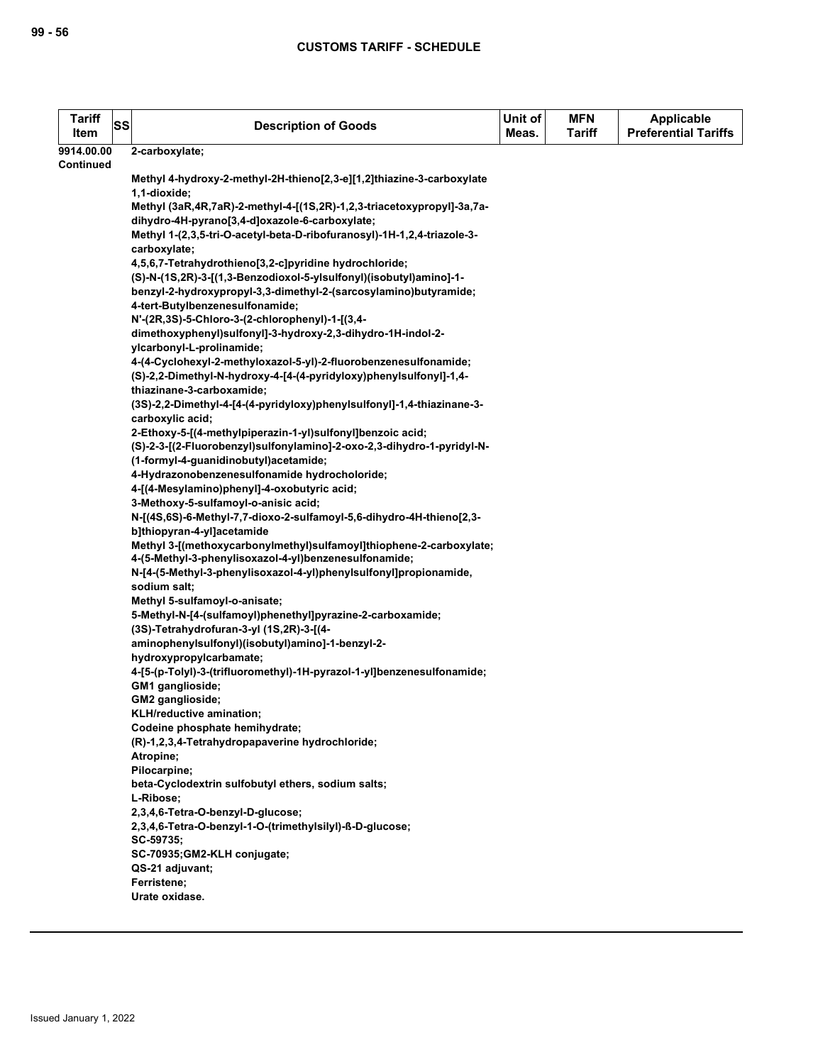| Tariff Item | SS | Description of Goods | Unit of Meas. | MFN Tariff | Applicable Preferential Tariffs |
|---|---|---|---|---|---|
| 9914.00.00 Continued | | 2-carboxylate;<br><br>Methyl 4-hydroxy-2-methyl-2H-thieno[2,3-e][1,2]thiazine-3-carboxylate 1,1-dioxide;<br>Methyl (3aR,4R,7aR)-2-methyl-4-[(1S,2R)-1,2,3-triacetoxypropyl]-3a,7a-dihydro-4H-pyrano[3,4-d]oxazole-6-carboxylate;<br>Methyl 1-(2,3,5-tri-O-acetyl-beta-D-ribofuranosyl)-1H-1,2,4-triazole-3-carboxylate;<br>4,5,6,7-Tetrahydrothieno[3,2-c]pyridine hydrochloride;<br>(S)-N-(1S,2R)-3-[(1,3-Benzodioxol-5-ylsulfonyl)(isobutyl)amino]-1-benzyl-2-hydroxypropyl-3,3-dimethyl-2-(sarcosylamino)butyramide;<br>4-tert-Butylbenzenesulfonamide;<br>N'-(2R,3S)-5-Chloro-3-(2-chlorophenyl)-1-[(3,4-dimethoxyphenyl)sulfonyl]-3-hydroxy-2,3-dihydro-1H-indol-2-ylcarbonyl-L-prolinamide;<br>4-(4-Cyclohexyl-2-methyloxazol-5-yl)-2-fluorobenzenesulfonamide;<br>(S)-2,2-Dimethyl-N-hydroxy-4-[4-(4-pyridyloxy)phenylsulfonyl]-1,4-thiazinane-3-carboxamide;<br>(3S)-2,2-Dimethyl-4-[4-(4-pyridyloxy)phenylsulfonyl]-1,4-thiazinane-3-carboxylic acid;<br>2-Ethoxy-5-[(4-methylpiperazin-1-yl)sulfonyl]benzoic acid;<br>(S)-2-3-[(2-Fluorobenzyl)sulfonylamino]-2-oxo-2,3-dihydro-1-pyridyl-N-(1-formyl-4-guanidinobutyl)acetamide;<br>4-Hydrazonobenzenesulfonamide hydrocholoride;<br>4-[(4-Mesylamino)phenyl]-4-oxobutyric acid;<br>3-Methoxy-5-sulfamoyl-o-anisic acid;<br>N-[(4S,6S)-6-Methyl-7,7-dioxo-2-sulfamoyl-5,6-dihydro-4H-thieno[2,3-b]thiopyran-4-yl]acetamide<br>Methyl 3-[(methoxycarbonylmethyl)sulfamoyl]thiophene-2-carboxylate;<br>4-(5-Methyl-3-phenylisoxazol-4-yl)benzenesulfonamide;<br>N-[4-(5-Methyl-3-phenylisoxazol-4-yl)phenylsulfonyl]propionamide, sodium salt;<br>Methyl 5-sulfamoyl-o-anisate;<br>5-Methyl-N-[4-(sulfamoyl)phenethyl]pyrazine-2-carboxamide;<br>(3S)-Tetrahydrofuran-3-yl (1S,2R)-3-[(4-aminophenylsulfonyl)(isobutyl)amino]-1-benzyl-2-hydroxypropylcarbamate;<br>4-[5-(p-Tolyl)-3-(trifluoromethyl)-1H-pyrazol-1-yl]benzenesulfonamide;<br>GM1 ganglioside;<br>GM2 ganglioside;<br>KLH/reductive amination;<br>Codeine phosphate hemihydrate;<br>(R)-1,2,3,4-Tetrahydropapaverine hydrochloride;<br>Atropine;<br>Pilocarpine;<br>beta-Cyclodextrin sulfobutyl ethers, sodium salts;<br>L-Ribose;<br>2,3,4,6-Tetra-O-benzyl-D-glucose;<br>2,3,4,6-Tetra-O-benzyl-1-O-(trimethylsilyl)-ß-D-glucose;<br>SC-59735;<br>SC-70935;GM2-KLH conjugate;<br>QS-21 adjuvant;<br>Ferristene;<br>Urate oxidase. | | | |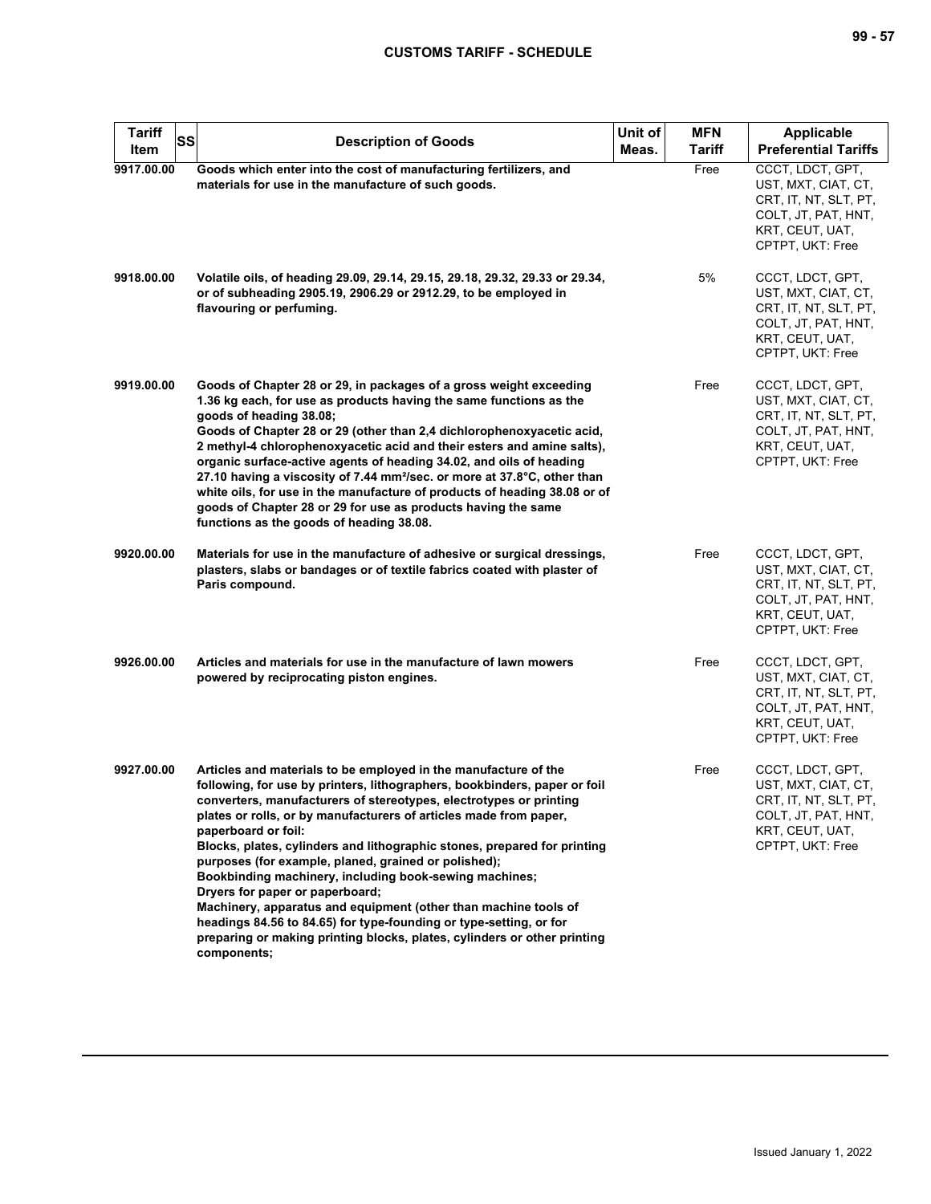| Tariff Item | SS | Description of Goods | Unit of Meas. | MFN Tariff | Applicable Preferential Tariffs |
|---|---|---|---|---|---|
| 9917.00.00 | | **Goods which enter into the cost of manufacturing fertilizers, and materials for use in the manufacture of such goods.** | | Free | CCCT, LDCT, GPT, UST, MXT, CIAT, CT, CRT, IT, NT, SLT, PT, COLT, JT, PAT, HNT, KRT, CEUT, UAT, CPTPT, UKT: Free |
| 9918.00.00 | | **Volatile oils, of heading 29.09, 29.14, 29.15, 29.18, 29.32, 29.33 or 29.34, or of subheading 2905.19, 2906.29 or 2912.29, to be employed in flavouring or perfuming.** | | 5% | CCCT, LDCT, GPT, UST, MXT, CIAT, CT, CRT, IT, NT, SLT, PT, COLT, JT, PAT, HNT, KRT, CEUT, UAT, CPTPT, UKT: Free |
| 9919.00.00 | | **Goods of Chapter 28 or 29, in packages of a gross weight exceeding 1.36 kg each, for use as products having the same functions as the goods of heading 38.08;<br>Goods of Chapter 28 or 29 (other than 2,4 dichlorophenoxyacetic acid, 2 methyl-4 chlorophenoxyacetic acid and their esters and amine salts), organic surface-active agents of heading 34.02, and oils of heading 27.10 having a viscosity of 7.44 mm²/sec. or more at 37.8°C, other than white oils, for use in the manufacture of products of heading 38.08 or of goods of Chapter 28 or 29 for use as products having the same functions as the goods of heading 38.08.** | | Free | CCCT, LDCT, GPT, UST, MXT, CIAT, CT, CRT, IT, NT, SLT, PT, COLT, JT, PAT, HNT, KRT, CEUT, UAT, CPTPT, UKT: Free |
| 9920.00.00 | | **Materials for use in the manufacture of adhesive or surgical dressings, plasters, slabs or bandages or of textile fabrics coated with plaster of Paris compound.** | | Free | CCCT, LDCT, GPT, UST, MXT, CIAT, CT, CRT, IT, NT, SLT, PT, COLT, JT, PAT, HNT, KRT, CEUT, UAT, CPTPT, UKT: Free |
| 9926.00.00 | | **Articles and materials for use in the manufacture of lawn mowers powered by reciprocating piston engines.** | | Free | CCCT, LDCT, GPT, UST, MXT, CIAT, CT, CRT, IT, NT, SLT, PT, COLT, JT, PAT, HNT, KRT, CEUT, UAT, CPTPT, UKT: Free |
| 9927.00.00 | | **Articles and materials to be employed in the manufacture of the following, for use by printers, lithographers, bookbinders, paper or foil converters, manufacturers of stereotypes, electrotypes or printing plates or rolls, or by manufacturers of articles made from paper, paperboard or foil:<br>Blocks, plates, cylinders and lithographic stones, prepared for printing purposes (for example, planed, grained or polished);<br>Bookbinding machinery, including book-sewing machines;<br>Dryers for paper or paperboard;<br>Machinery, apparatus and equipment (other than machine tools of headings 84.56 to 84.65) for type-founding or type-setting, or for preparing or making printing blocks, plates, cylinders or other printing components;** | | Free | CCCT, LDCT, GPT, UST, MXT, CIAT, CT, CRT, IT, NT, SLT, PT, COLT, JT, PAT, HNT, KRT, CEUT, UAT, CPTPT, UKT: Free |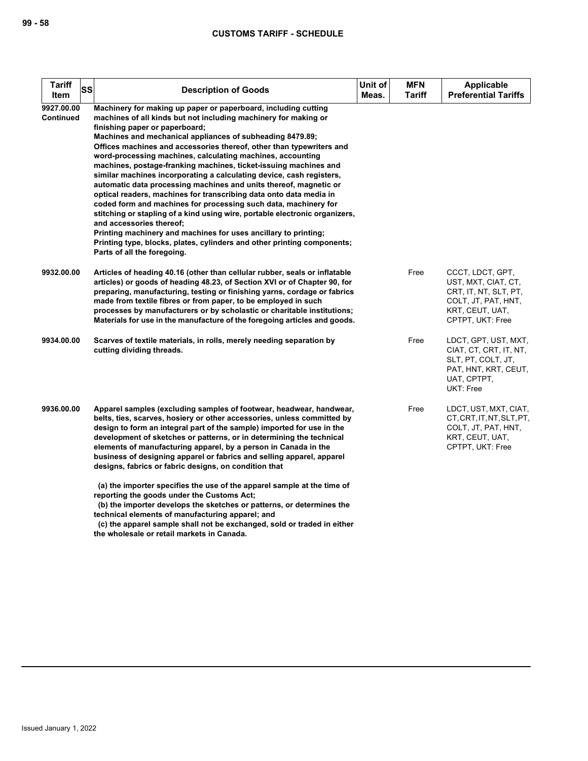| Tariff Item | SS | Description of Goods | Unit of Meas. | MFN Tariff | Applicable Preferential Tariffs |
|---|---|---|---|---|---|
| 9927.00.00 Continued | | Machinery for making up paper or paperboard, including cutting machines of all kinds but not including machinery for making or finishing paper or paperboard;<br>Machines and mechanical appliances of subheading 8479.89;<br>Offices machines and accessories thereof, other than typewriters and word-processing machines, calculating machines, accounting machines, postage-franking machines, ticket-issuing machines and similar machines incorporating a calculating device, cash registers, automatic data processing machines and units thereof, magnetic or optical readers, machines for transcribing data onto data media in coded form and machines for processing such data, machinery for stitching or stapling of a kind using wire, portable electronic organizers, and accessories thereof;<br>Printing machinery and machines for uses ancillary to printing;<br>Printing type, blocks, plates, cylinders and other printing components;<br>Parts of all the foregoing. | | | |
| 9932.00.00 | | Articles of heading 40.16 (other than cellular rubber, seals or inflatable articles) or goods of heading 48.23, of Section XVI or of Chapter 90, for preparing, manufacturing, testing or finishing yarns, cordage or fabrics made from textile fibres or from paper, to be employed in such processes by manufacturers or by scholastic or charitable institutions;<br>Materials for use in the manufacture of the foregoing articles and goods. | | Free | CCCT, LDCT, GPT, UST, MXT, CIAT, CT, CRT, IT, NT, SLT, PT, COLT, JT, PAT, HNT, KRT, CEUT, UAT, CPTPT, UKT: Free |
| 9934.00.00 | | Scarves of textile materials, in rolls, merely needing separation by cutting dividing threads. | | Free | LDCT, GPT, UST, MXT, CIAT, CT, CRT, IT, NT, SLT, PT, COLT, JT, PAT, HNT, KRT, CEUT, UAT, CPTPT, UKT: Free |
| 9936.00.00 | | Apparel samples (excluding samples of footwear, headwear, handwear, belts, ties, scarves, hosiery or other accessories, unless committed by design to form an integral part of the sample) imported for use in the development of sketches or patterns, or in determining the technical elements of manufacturing apparel, by a person in Canada in the business of designing apparel or fabrics and selling apparel, apparel designs, fabrics or fabric designs, on condition that<br><br>(a) the importer specifies the use of the apparel sample at the time of reporting the goods under the Customs Act;<br>(b) the importer develops the sketches or patterns, or determines the technical elements of manufacturing apparel; and<br>(c) the apparel sample shall not be exchanged, sold or traded in either the wholesale or retail markets in Canada. | | Free | LDCT, UST, MXT, CIAT, CT, CRT, IT, NT, SLT, PT, COLT, JT, PAT, HNT, KRT, CEUT, UAT, CPTPT, UKT: Free |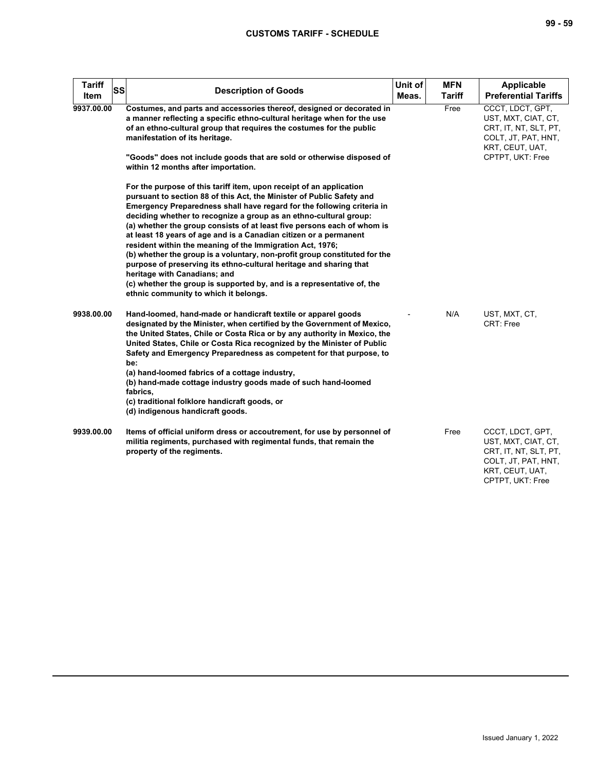| Tariff Item | SS | Description of Goods | Unit of Meas. | MFN Tariff | Applicable Preferential Tariffs |
|---|---|---|---|---|---|
| 9937.00.00 | | Costumes, and parts and accessories thereof, designed or decorated in a manner reflecting a specific ethno-cultural heritage when for the use of an ethno-cultural group that requires the costumes for the public manifestation of its heritage.<br><br>"Goods" does not include goods that are sold or otherwise disposed of within 12 months after importation.<br><br>For the purpose of this tariff item, upon receipt of an application pursuant to section 88 of this Act, the Minister of Public Safety and Emergency Preparedness shall have regard for the following criteria in deciding whether to recognize a group as an ethno-cultural group:<br>(a) whether the group consists of at least five persons each of whom is at least 18 years of age and is a Canadian citizen or a permanent resident within the meaning of the Immigration Act, 1976;<br>(b) whether the group is a voluntary, non-profit group constituted for the purpose of preserving its ethno-cultural heritage and sharing that heritage with Canadians; and<br>(c) whether the group is supported by, and is a representative of, the ethnic community to which it belongs. | | Free | CCCT, LDCT, GPT, UST, MXT, CIAT, CT, CRT, IT, NT, SLT, PT, COLT, JT, PAT, HNT, KRT, CEUT, UAT, CPTPT, UKT: Free |
| 9938.00.00 | | Hand-loomed, hand-made or handicraft textile or apparel goods designated by the Minister, when certified by the Government of Mexico, the United States, Chile or Costa Rica or by any authority in Mexico, the United States, Chile or Costa Rica recognized by the Minister of Public Safety and Emergency Preparedness as competent for that purpose, to be:<br>(a) hand-loomed fabrics of a cottage industry,<br>(b) hand-made cottage industry goods made of such hand-loomed fabrics,<br>(c) traditional folklore handicraft goods, or<br>(d) indigenous handicraft goods. | - | N/A | UST, MXT, CT, CRT: Free |
| 9939.00.00 | | Items of official uniform dress or accoutrement, for use by personnel of militia regiments, purchased with regimental funds, that remain the property of the regiments. | | Free | CCCT, LDCT, GPT, UST, MXT, CIAT, CT, CRT, IT, NT, SLT, PT, COLT, JT, PAT, HNT, KRT, CEUT, UAT, CPTPT, UKT: Free |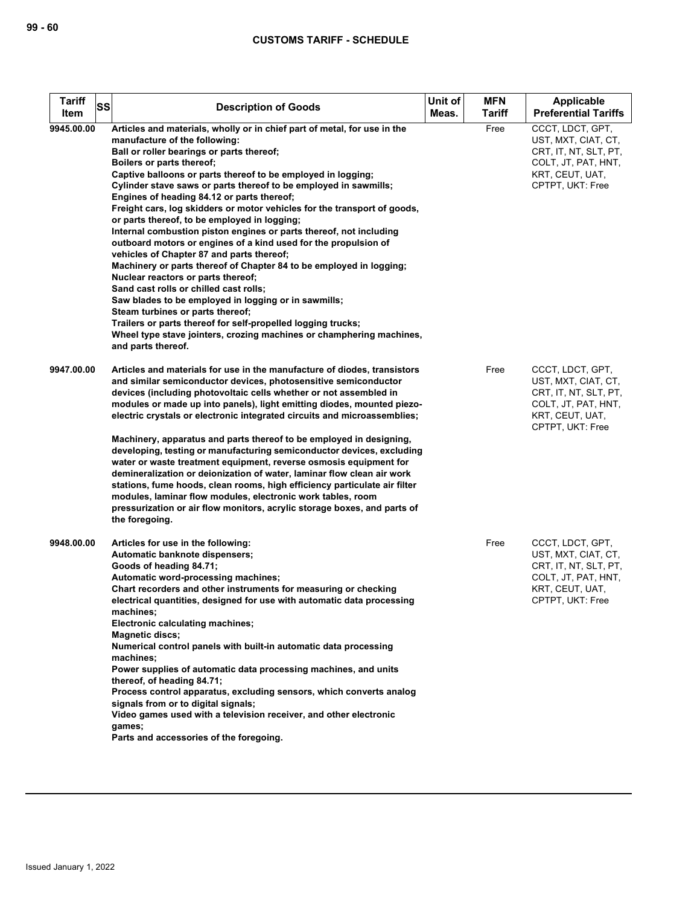| Tariff Item | SS | Description of Goods | Unit of Meas. | MFN Tariff | Applicable Preferential Tariffs |
|---|---|---|---|---|---|
| 9945.00.00 | | Articles and materials, wholly or in chief part of metal, for use in the manufacture of the following:<br>Ball or roller bearings or parts thereof;<br>Boilers or parts thereof;<br>Captive balloons or parts thereof to be employed in logging;<br>Cylinder stave saws or parts thereof to be employed in sawmills;<br>Engines of heading 84.12 or parts thereof;<br>Freight cars, log skidders or motor vehicles for the transport of goods, or parts thereof, to be employed in logging;<br>Internal combustion piston engines or parts thereof, not including outboard motors or engines of a kind used for the propulsion of vehicles of Chapter 87 and parts thereof;<br>Machinery or parts thereof of Chapter 84 to be employed in logging;<br>Nuclear reactors or parts thereof;<br>Sand cast rolls or chilled cast rolls;<br>Saw blades to be employed in logging or in sawmills;<br>Steam turbines or parts thereof;<br>Trailers or parts thereof for self-propelled logging trucks;<br>Wheel type stave jointers, crozing machines or champhering machines, and parts thereof. | | Free | CCCT, LDCT, GPT, UST, MXT, CIAT, CT, CRT, IT, NT, SLT, PT, COLT, JT, PAT, HNT, KRT, CEUT, UAT, CPTPT, UKT: Free |
| 9947.00.00 | | Articles and materials for use in the manufacture of diodes, transistors and similar semiconductor devices, photosensitive semiconductor devices (including photovoltaic cells whether or not assembled in modules or made up into panels), light emitting diodes, mounted piezo-electric crystals or electronic integrated circuits and microassemblies;<br><br>Machinery, apparatus and parts thereof to be employed in designing, developing, testing or manufacturing semiconductor devices, excluding water or waste treatment equipment, reverse osmosis equipment for demineralization or deionization of water, laminar flow clean air work stations, fume hoods, clean rooms, high efficiency particulate air filter modules, laminar flow modules, electronic work tables, room pressurization or air flow monitors, acrylic storage boxes, and parts of the foregoing. | | Free | CCCT, LDCT, GPT, UST, MXT, CIAT, CT, CRT, IT, NT, SLT, PT, COLT, JT, PAT, HNT, KRT, CEUT, UAT, CPTPT, UKT: Free |
| 9948.00.00 | | Articles for use in the following:<br>Automatic banknote dispensers;<br>Goods of heading 84.71;<br>Automatic word-processing machines;<br>Chart recorders and other instruments for measuring or checking electrical quantities, designed for use with automatic data processing machines;<br>Electronic calculating machines;<br>Magnetic discs;<br>Numerical control panels with built-in automatic data processing machines;<br>Power supplies of automatic data processing machines, and units thereof, of heading 84.71;<br>Process control apparatus, excluding sensors, which converts analog signals from or to digital signals;<br>Video games used with a television receiver, and other electronic games;<br>Parts and accessories of the foregoing. | | Free | CCCT, LDCT, GPT, UST, MXT, CIAT, CT, CRT, IT, NT, SLT, PT, COLT, JT, PAT, HNT, KRT, CEUT, UAT, CPTPT, UKT: Free |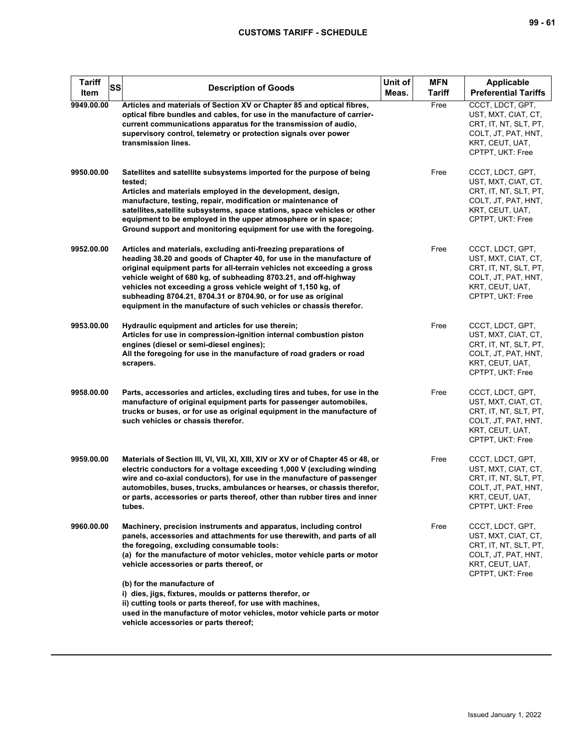| Tariff Item | SS | Description of Goods | Unit of Meas. | MFN Tariff | Applicable Preferential Tariffs |
|---|---|---|---|---|---|
| 9949.00.00 | | **Articles and materials of Section XV or Chapter 85 and optical fibres, optical fibre bundles and cables, for use in the manufacture of carrier-current communications apparatus for the transmission of audio, supervisory control, telemetry or protection signals over power transmission lines.** | | Free | CCCT, LDCT, GPT, UST, MXT, CIAT, CT, CRT, IT, NT, SLT, PT, COLT, JT, PAT, HNT, KRT, CEUT, UAT, CPTPT, UKT: Free |
| 9950.00.00 | | **Satellites and satellite subsystems imported for the purpose of being tested;**<br>**Articles and materials employed in the development, design, manufacture, testing, repair, modification or maintenance of satellites,satellite subsystems, space stations, space vehicles or other equipment to be employed in the upper atmosphere or in space;**<br>**Ground support and monitoring equipment for use with the foregoing.** | | Free | CCCT, LDCT, GPT, UST, MXT, CIAT, CT, CRT, IT, NT, SLT, PT, COLT, JT, PAT, HNT, KRT, CEUT, UAT, CPTPT, UKT: Free |
| 9952.00.00 | | **Articles and materials, excluding anti-freezing preparations of heading 38.20 and goods of Chapter 40, for use in the manufacture of original equipment parts for all-terrain vehicles not exceeding a gross vehicle weight of 680 kg, of subheading 8703.21, and off-highway vehicles not exceeding a gross vehicle weight of 1,150 kg, of subheading 8704.21, 8704.31 or 8704.90, or for use as original equipment in the manufacture of such vehicles or chassis therefor.** | | Free | CCCT, LDCT, GPT, UST, MXT, CIAT, CT, CRT, IT, NT, SLT, PT, COLT, JT, PAT, HNT, KRT, CEUT, UAT, CPTPT, UKT: Free |
| 9953.00.00 | | **Hydraulic equipment and articles for use therein;**<br>**Articles for use in compression-ignition internal combustion piston engines (diesel or semi-diesel engines);**<br>**All the foregoing for use in the manufacture of road graders or road scrapers.** | | Free | CCCT, LDCT, GPT, UST, MXT, CIAT, CT, CRT, IT, NT, SLT, PT, COLT, JT, PAT, HNT, KRT, CEUT, UAT, CPTPT, UKT: Free |
| 9958.00.00 | | **Parts, accessories and articles, excluding tires and tubes, for use in the manufacture of original equipment parts for passenger automobiles, trucks or buses, or for use as original equipment in the manufacture of such vehicles or chassis therefor.** | | Free | CCCT, LDCT, GPT, UST, MXT, CIAT, CT, CRT, IT, NT, SLT, PT, COLT, JT, PAT, HNT, KRT, CEUT, UAT, CPTPT, UKT: Free |
| 9959.00.00 | | **Materials of Section III, VI, VII, XI, XIII, XIV or XV or of Chapter 45 or 48, or electric conductors for a voltage exceeding 1,000 V (excluding winding wire and co-axial conductors), for use in the manufacture of passenger automobiles, buses, trucks, ambulances or hearses, or chassis therefor, or parts, accessories or parts thereof, other than rubber tires and inner tubes.** | | Free | CCCT, LDCT, GPT, UST, MXT, CIAT, CT, CRT, IT, NT, SLT, PT, COLT, JT, PAT, HNT, KRT, CEUT, UAT, CPTPT, UKT: Free |
| 9960.00.00 | | **Machinery, precision instruments and apparatus, including control panels, accessories and attachments for use therewith, and parts of all the foregoing, excluding consumable tools:**<br>**(a) for the manufacture of motor vehicles, motor vehicle parts or motor vehicle accessories or parts thereof, or**<br><br>**(b) for the manufacture of**<br>**i) dies, jigs, fixtures, moulds or patterns therefor, or**<br>**ii) cutting tools or parts thereof, for use with machines,**<br>**used in the manufacture of motor vehicles, motor vehicle parts or motor vehicle accessories or parts thereof;** | | Free | CCCT, LDCT, GPT, UST, MXT, CIAT, CT, CRT, IT, NT, SLT, PT, COLT, JT, PAT, HNT, KRT, CEUT, UAT, CPTPT, UKT: Free |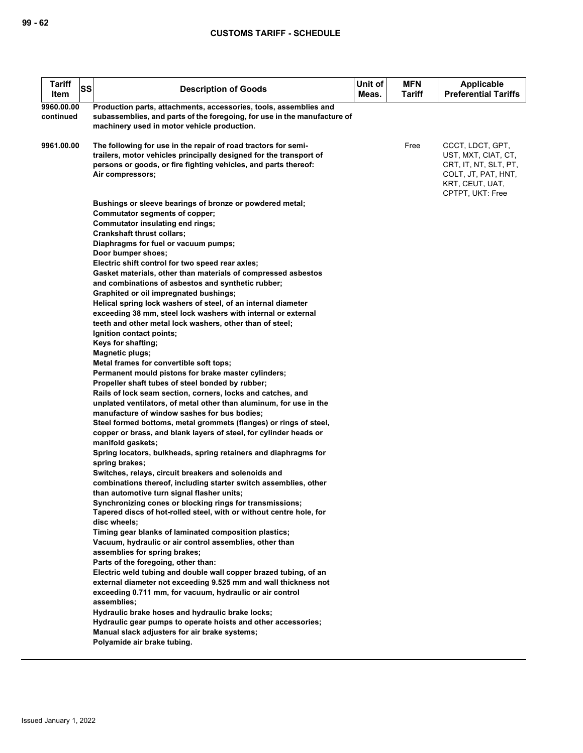| Tariff Item | SS | Description of Goods | Unit of Meas. | MFN Tariff | Applicable Preferential Tariffs |
|---|---|---|---|---|---|
| 9960.00.00 continued | | Production parts, attachments, accessories, tools, assemblies and subassemblies, and parts of the foregoing, for use in the manufacture of machinery used in motor vehicle production. | | | |
| 9961.00.00 | | The following for use in the repair of road tractors for semi-trailers, motor vehicles principally designed for the transport of persons or goods, or fire fighting vehicles, and parts thereof:<br>Air compressors;<br>Bushings or sleeve bearings of bronze or powdered metal;<br>Commutator segments of copper;<br>Commutator insulating end rings;<br>Crankshaft thrust collars;<br>Diaphragms for fuel or vacuum pumps;<br>Door bumper shoes;<br>Electric shift control for two speed rear axles;<br>Gasket materials, other than materials of compressed asbestos and combinations of asbestos and synthetic rubber;<br>Graphited or oil impregnated bushings;<br>Helical spring lock washers of steel, of an internal diameter exceeding 38 mm, steel lock washers with internal or external teeth and other metal lock washers, other than of steel;<br>Ignition contact points;<br>Keys for shafting;<br>Magnetic plugs;<br>Metal frames for convertible soft tops;<br>Permanent mould pistons for brake master cylinders;<br>Propeller shaft tubes of steel bonded by rubber;<br>Rails of lock seam section, corners, locks and catches, and unplated ventilators, of metal other than aluminum, for use in the manufacture of window sashes for bus bodies;<br>Steel formed bottoms, metal grommets (flanges) or rings of steel, copper or brass, and blank layers of steel, for cylinder heads or manifold gaskets;<br>Spring locators, bulkheads, spring retainers and diaphragms for spring brakes;<br>Switches, relays, circuit breakers and solenoids and combinations thereof, including starter switch assemblies, other than automotive turn signal flasher units;<br>Synchronizing cones or blocking rings for transmissions;<br>Tapered discs of hot-rolled steel, with or without centre hole, for disc wheels;<br>Timing gear blanks of laminated composition plastics;<br>Vacuum, hydraulic or air control assemblies, other than assemblies for spring brakes;<br>Parts of the foregoing, other than:<br>Electric weld tubing and double wall copper brazed tubing, of an external diameter not exceeding 9.525 mm and wall thickness not exceeding 0.711 mm, for vacuum, hydraulic or air control assemblies;<br>Hydraulic brake hoses and hydraulic brake locks;<br>Hydraulic gear pumps to operate hoists and other accessories;<br>Manual slack adjusters for air brake systems;<br>Polyamide air brake tubing. | | Free | CCCT, LDCT, GPT, UST, MXT, CIAT, CT, CRT, IT, NT, SLT, PT, COLT, JT, PAT, HNT, KRT, CEUT, UAT, CPTPT, UKT: Free |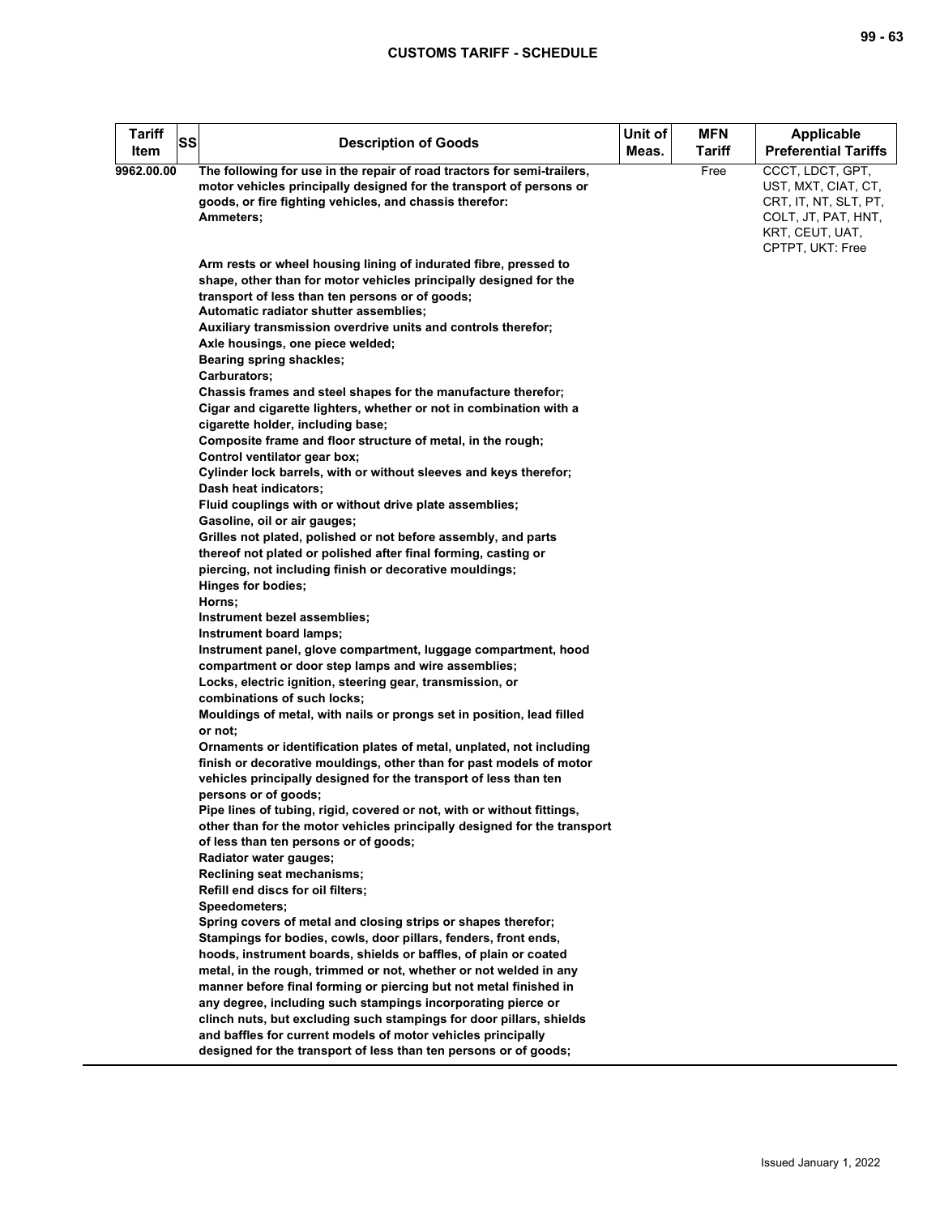| Tariff Item | SS | Description of Goods | Unit of Meas. | MFN Tariff | Applicable Preferential Tariffs |
|---|---|---|---|---|---|
| 9962.00.00 | | The following for use in the repair of road tractors for semi-trailers, motor vehicles principally designed for the transport of persons or goods, or fire fighting vehicles, and chassis therefor:<br>Ammeters;<br><br>Arm rests or wheel housing lining of indurated fibre, pressed to shape, other than for motor vehicles principally designed for the transport of less than ten persons or of goods;<br>Automatic radiator shutter assemblies;<br>Auxiliary transmission overdrive units and controls therefor;<br>Axle housings, one piece welded;<br>Bearing spring shackles;<br>Carburators;<br>Chassis frames and steel shapes for the manufacture therefor;<br>Cigar and cigarette lighters, whether or not in combination with a cigarette holder, including base;<br>Composite frame and floor structure of metal, in the rough;<br>Control ventilator gear box;<br>Cylinder lock barrels, with or without sleeves and keys therefor;<br>Dash heat indicators;<br>Fluid couplings with or without drive plate assemblies;<br>Gasoline, oil or air gauges;<br>Grilles not plated, polished or not before assembly, and parts thereof not plated or polished after final forming, casting or piercing, not including finish or decorative mouldings;<br>Hinges for bodies;<br>Horns;<br>Instrument bezel assemblies;<br>Instrument board lamps;<br>Instrument panel, glove compartment, luggage compartment, hood compartment or door step lamps and wire assemblies;<br>Locks, electric ignition, steering gear, transmission, or combinations of such locks;<br>Mouldings of metal, with nails or prongs set in position, lead filled or not;<br>Ornaments or identification plates of metal, unplated, not including finish or decorative mouldings, other than for past models of motor vehicles principally designed for the transport of less than ten persons or of goods;<br>Pipe lines of tubing, rigid, covered or not, with or without fittings, other than for the motor vehicles principally designed for the transport of less than ten persons or of goods;<br>Radiator water gauges;<br>Reclining seat mechanisms;<br>Refill end discs for oil filters;<br>Speedometers;<br>Spring covers of metal and closing strips or shapes therefor;<br>Stampings for bodies, cowls, door pillars, fenders, front ends, hoods, instrument boards, shields or baffles, of plain or coated metal, in the rough, trimmed or not, whether or not welded in any manner before final forming or piercing but not metal finished in any degree, including such stampings incorporating pierce or clinch nuts, but excluding such stampings for door pillars, shields and baffles for current models of motor vehicles principally designed for the transport of less than ten persons or of goods; | | Free | CCCT, LDCT, GPT, UST, MXT, CIAT, CT, CRT, IT, NT, SLT, PT, COLT, JT, PAT, HNT, KRT, CEUT, UAT, CPTPT, UKT: Free |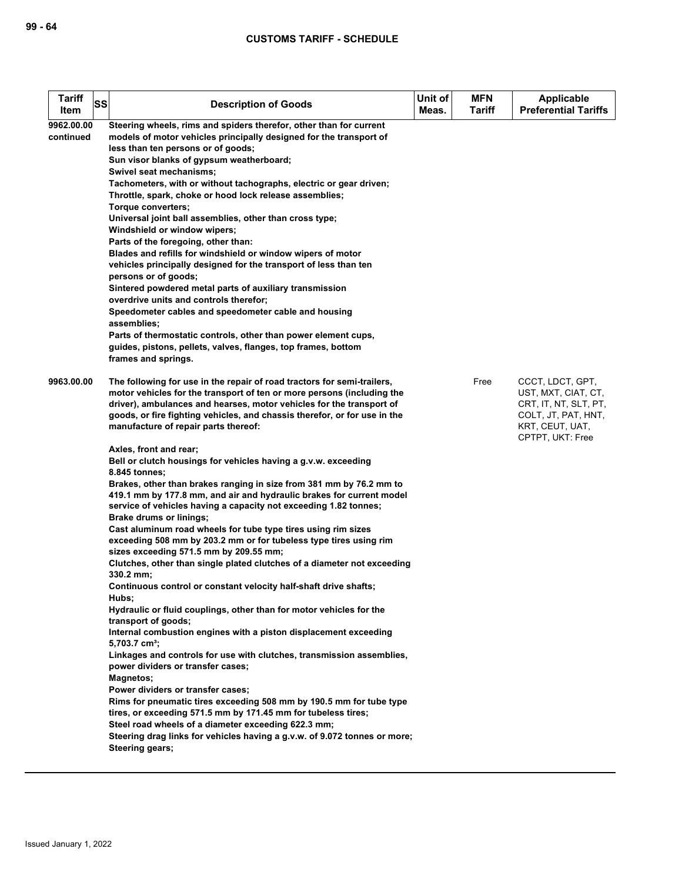| Tariff Item | SS | Description of Goods | Unit of Meas. | MFN Tariff | Applicable Preferential Tariffs |
|---|---|---|---|---|---|
| 9962.00.00 continued | | Steering wheels, rims and spiders therefor, other than for current models of motor vehicles principally designed for the transport of less than ten persons or of goods;<br>Sun visor blanks of gypsum weatherboard;<br>Swivel seat mechanisms;<br>Tachometers, with or without tachographs, electric or gear driven;<br>Throttle, spark, choke or hood lock release assemblies;<br>Torque converters;<br>Universal joint ball assemblies, other than cross type;<br>Windshield or window wipers;<br>Parts of the foregoing, other than:<br>Blades and refills for windshield or window wipers of motor vehicles principally designed for the transport of less than ten persons or of goods;<br>Sintered powdered metal parts of auxiliary transmission overdrive units and controls therefor;<br>Speedometer cables and speedometer cable and housing assemblies;<br>Parts of thermostatic controls, other than power element cups, guides, pistons, pellets, valves, flanges, top frames, bottom frames and springs. | | | |
| 9963.00.00 | | The following for use in the repair of road tractors for semi-trailers, motor vehicles for the transport of ten or more persons (including the driver), ambulances and hearses, motor vehicles for the transport of goods, or fire fighting vehicles, and chassis therefor, or for use in the manufacture of repair parts thereof:<br><br>Axles, front and rear;<br>Bell or clutch housings for vehicles having a g.v.w. exceeding 8.845 tonnes;<br>Brakes, other than brakes ranging in size from 381 mm by 76.2 mm to 419.1 mm by 177.8 mm, and air and hydraulic brakes for current model service of vehicles having a capacity not exceeding 1.82 tonnes;<br>Brake drums or linings;<br>Cast aluminum road wheels for tube type tires using rim sizes exceeding 508 mm by 203.2 mm or for tubeless type tires using rim sizes exceeding 571.5 mm by 209.55 mm;<br>Clutches, other than single plated clutches of a diameter not exceeding 330.2 mm;<br>Continuous control or constant velocity half-shaft drive shafts;<br>Hubs;<br>Hydraulic or fluid couplings, other than for motor vehicles for the transport of goods;<br>Internal combustion engines with a piston displacement exceeding 5,703.7 cm³;<br>Linkages and controls for use with clutches, transmission assemblies, power dividers or transfer cases;<br>Magnetos;<br>Power dividers or transfer cases;<br>Rims for pneumatic tires exceeding 508 mm by 190.5 mm for tube type tires, or exceeding 571.5 mm by 171.45 mm for tubeless tires;<br>Steel road wheels of a diameter exceeding 622.3 mm;<br>Steering drag links for vehicles having a g.v.w. of 9.072 tonnes or more;<br>Steering gears; | | Free | CCCT, LDCT, GPT, UST, MXT, CIAT, CT, CRT, IT, NT, SLT, PT, COLT, JT, PAT, HNT, KRT, CEUT, UAT, CPTPT, UKT: Free |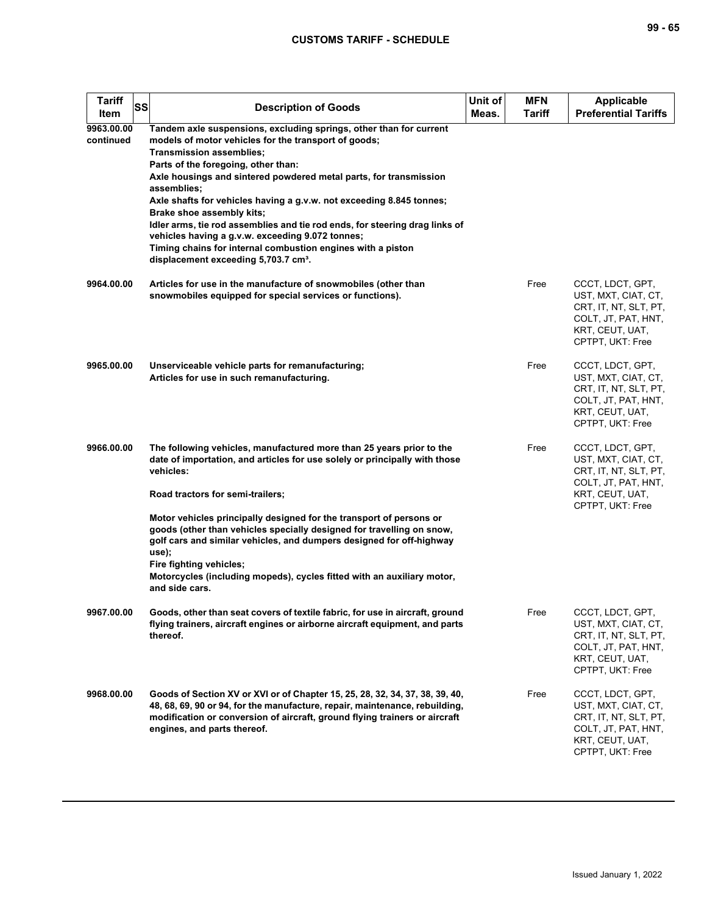| Tariff Item | SS | Description of Goods | Unit of Meas. | MFN Tariff | Applicable Preferential Tariffs |
|---|---|---|---|---|---|
| 9963.00.00 continued | | Tandem axle suspensions, excluding springs, other than for current models of motor vehicles for the transport of goods;<br>Transmission assemblies;<br>Parts of the foregoing, other than:<br>Axle housings and sintered powdered metal parts, for transmission assemblies;<br>Axle shafts for vehicles having a g.v.w. not exceeding 8.845 tonnes;<br>Brake shoe assembly kits;<br>Idler arms, tie rod assemblies and tie rod ends, for steering drag links of vehicles having a g.v.w. exceeding 9.072 tonnes;<br>Timing chains for internal combustion engines with a piston displacement exceeding 5,703.7 cm³. | | | |
| 9964.00.00 | | Articles for use in the manufacture of snowmobiles (other than snowmobiles equipped for special services or functions). | | Free | CCCT, LDCT, GPT, UST, MXT, CIAT, CT, CRT, IT, NT, SLT, PT, COLT, JT, PAT, HNT, KRT, CEUT, UAT, CPTPT, UKT: Free |
| 9965.00.00 | | Unserviceable vehicle parts for remanufacturing;<br>Articles for use in such remanufacturing. | | Free | CCCT, LDCT, GPT, UST, MXT, CIAT, CT, CRT, IT, NT, SLT, PT, COLT, JT, PAT, HNT, KRT, CEUT, UAT, CPTPT, UKT: Free |
| 9966.00.00 | | The following vehicles, manufactured more than 25 years prior to the date of importation, and articles for use solely or principally with those vehicles:<br><br>Road tractors for semi-trailers;<br><br>Motor vehicles principally designed for the transport of persons or goods (other than vehicles specially designed for travelling on snow, golf cars and similar vehicles, and dumpers designed for off-highway use);<br>Fire fighting vehicles;<br>Motorcycles (including mopeds), cycles fitted with an auxiliary motor, and side cars. | | Free | CCCT, LDCT, GPT, UST, MXT, CIAT, CT, CRT, IT, NT, SLT, PT, COLT, JT, PAT, HNT, KRT, CEUT, UAT, CPTPT, UKT: Free |
| 9967.00.00 | | Goods, other than seat covers of textile fabric, for use in aircraft, ground flying trainers, aircraft engines or airborne aircraft equipment, and parts thereof. | | Free | CCCT, LDCT, GPT, UST, MXT, CIAT, CT, CRT, IT, NT, SLT, PT, COLT, JT, PAT, HNT, KRT, CEUT, UAT, CPTPT, UKT: Free |
| 9968.00.00 | | Goods of Section XV or XVI or of Chapter 15, 25, 28, 32, 34, 37, 38, 39, 40, 48, 68, 69, 90 or 94, for the manufacture, repair, maintenance, rebuilding, modification or conversion of aircraft, ground flying trainers or aircraft engines, and parts thereof. | | Free | CCCT, LDCT, GPT, UST, MXT, CIAT, CT, CRT, IT, NT, SLT, PT, COLT, JT, PAT, HNT, KRT, CEUT, UAT, CPTPT, UKT: Free |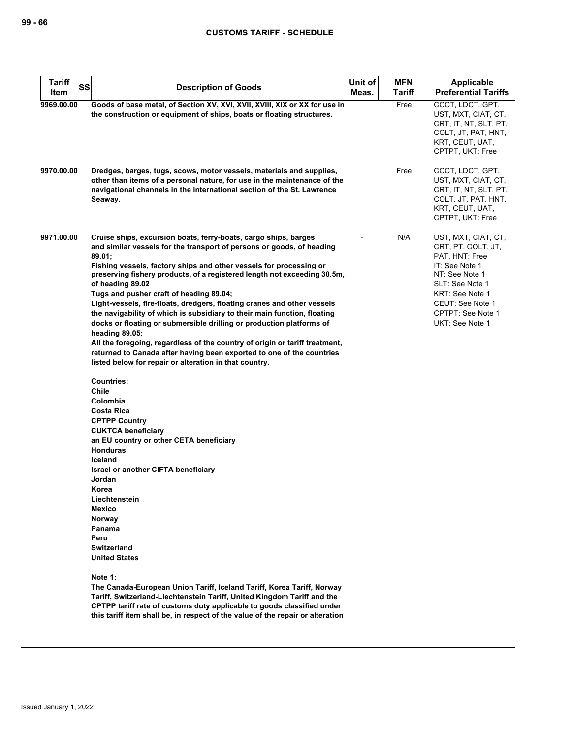| Tariff Item | SS | Description of Goods | Unit of Meas. | MFN Tariff | Applicable Preferential Tariffs |
|---|---|---|---|---|---|
| 9969.00.00 | | **Goods of base metal, of Section XV, XVI, XVII, XVIII, XIX or XX for use in the construction or equipment of ships, boats or floating structures.** | | Free | CCCT, LDCT, GPT, UST, MXT, CIAT, CT, CRT, IT, NT, SLT, PT, COLT, JT, PAT, HNT, KRT, CEUT, UAT, CPTPT, UKT: Free |
| 9970.00.00 | | **Dredges, barges, tugs, scows, motor vessels, materials and supplies, other than items of a personal nature, for use in the maintenance of the navigational channels in the international section of the St. Lawrence Seaway.** | | Free | CCCT, LDCT, GPT, UST, MXT, CIAT, CT, CRT, IT, NT, SLT, PT, COLT, JT, PAT, HNT, KRT, CEUT, UAT, CPTPT, UKT: Free |
| 9971.00.00 | | **Cruise ships, excursion boats, ferry-boats, cargo ships, barges and similar vessels for the transport of persons or goods, of heading 89.01;**<br>**Fishing vessels, factory ships and other vessels for processing or preserving fishery products, of a registered length not exceeding 30.5m, of heading 89.02**<br>**Tugs and pusher craft of heading 89.04;**<br>**Light-vessels, fire-floats, dredgers, floating cranes and other vessels the navigability of which is subsidiary to their main function, floating docks or floating or submersible drilling or production platforms of heading 89.05;**<br>**All the foregoing, regardless of the country of origin or tariff treatment, returned to Canada after having been exported to one of the countries listed below for repair or alteration in that country.**<br><br>**Countries:**<br>**Chile**<br>**Colombia**<br>**Costa Rica**<br>**CPTPP Country**<br>**CUKTCA beneficiary**<br>**an EU country or other CETA beneficiary**<br>**Honduras**<br>**Iceland**<br>**Israel or another CIFTA beneficiary**<br>**Jordan**<br>**Korea**<br>**Liechtenstein**<br>**Mexico**<br>**Norway**<br>**Panama**<br>**Peru**<br>**Switzerland**<br>**United States**<br><br>**Note 1:**<br>**The Canada-European Union Tariff, Iceland Tariff, Korea Tariff, Norway Tariff, Switzerland-Liechtenstein Tariff, United Kingdom Tariff and the CPTPP tariff rate of customs duty applicable to goods classified under this tariff item shall be, in respect of the value of the repair or alteration** | - | N/A | UST, MXT, CIAT, CT, CRT, PT, COLT, JT, PAT, HNT: Free<br>IT: See Note 1<br>NT: See Note 1<br>SLT: See Note 1<br>KRT: See Note 1<br>CEUT: See Note 1<br>CPTPT: See Note 1<br>UKT: See Note 1 |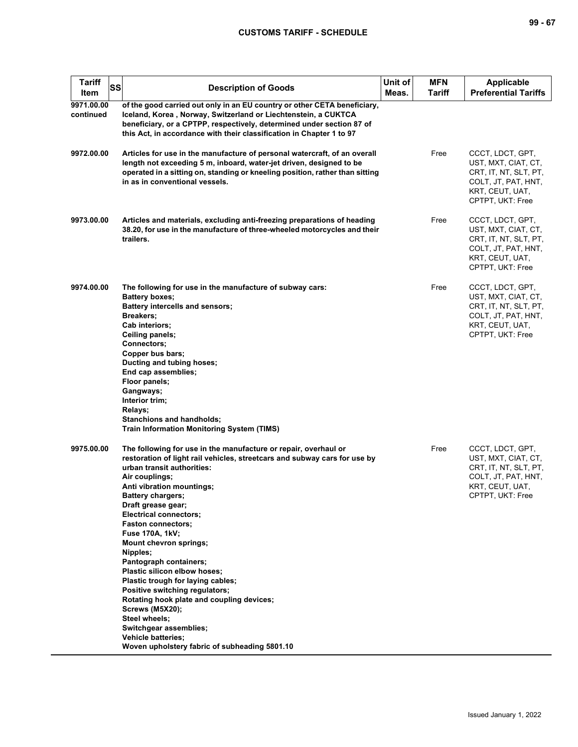| Tariff Item | SS | Description of Goods | Unit of Meas. | MFN Tariff | Applicable Preferential Tariffs |
|---|---|---|---|---|---|
| 9971.00.00 continued | | **of the good carried out only in an EU country or other CETA beneficiary, Iceland, Korea , Norway, Switzerland or Liechtenstein, a CUKTCA beneficiary, or a CPTPP, respectively, determined under section 87 of this Act, in accordance with their classification in Chapter 1 to 97** | | | |
| 9972.00.00 | | **Articles for use in the manufacture of personal watercraft, of an overall length not exceeding 5 m, inboard, water-jet driven, designed to be operated in a sitting on, standing or kneeling position, rather than sitting in as in conventional vessels.** | | Free | CCCT, LDCT, GPT, UST, MXT, CIAT, CT, CRT, IT, NT, SLT, PT, COLT, JT, PAT, HNT, KRT, CEUT, UAT, CPTPT, UKT: Free |
| 9973.00.00 | | **Articles and materials, excluding anti-freezing preparations of heading 38.20, for use in the manufacture of three-wheeled motorcycles and their trailers.** | | Free | CCCT, LDCT, GPT, UST, MXT, CIAT, CT, CRT, IT, NT, SLT, PT, COLT, JT, PAT, HNT, KRT, CEUT, UAT, CPTPT, UKT: Free |
| 9974.00.00 | | **The following for use in the manufacture of subway cars:**<br>**Battery boxes;**<br>**Battery intercells and sensors;**<br>**Breakers;**<br>**Cab interiors;**<br>**Ceiling panels;**<br>**Connectors;**<br>**Copper bus bars;**<br>**Ducting and tubing hoses;**<br>**End cap assemblies;**<br>**Floor panels;**<br>**Gangways;**<br>**Interior trim;**<br>**Relays;**<br>**Stanchions and handholds;**<br>**Train Information Monitoring System (TIMS)** | | Free | CCCT, LDCT, GPT, UST, MXT, CIAT, CT, CRT, IT, NT, SLT, PT, COLT, JT, PAT, HNT, KRT, CEUT, UAT, CPTPT, UKT: Free |
| 9975.00.00 | | **The following for use in the manufacture or repair, overhaul or restoration of light rail vehicles, streetcars and subway cars for use by urban transit authorities:**<br>**Air couplings;**<br>**Anti vibration mountings;**<br>**Battery chargers;**<br>**Draft grease gear;**<br>**Electrical connectors;**<br>**Faston connectors;**<br>**Fuse 170A, 1kV;**<br>**Mount chevron springs;**<br>**Nipples;**<br>**Pantograph containers;**<br>**Plastic silicon elbow hoses;**<br>**Plastic trough for laying cables;**<br>**Positive switching regulators;**<br>**Rotating hook plate and coupling devices;**<br>**Screws (M5X20);**<br>**Steel wheels;**<br>**Switchgear assemblies;**<br>**Vehicle batteries;**<br>**Woven upholstery fabric of subheading 5801.10** | | Free | CCCT, LDCT, GPT, UST, MXT, CIAT, CT, CRT, IT, NT, SLT, PT, COLT, JT, PAT, HNT, KRT, CEUT, UAT, CPTPT, UKT: Free |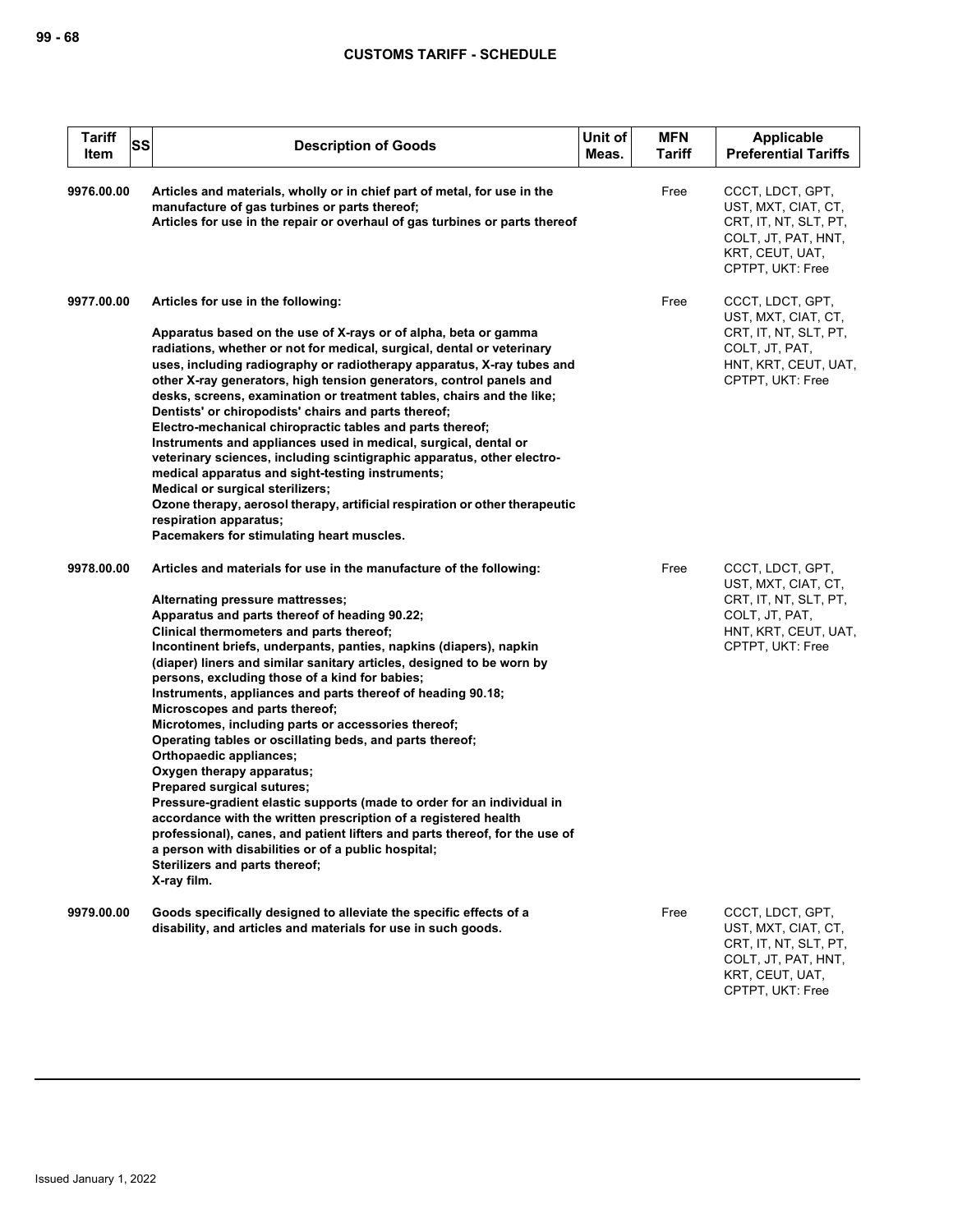| Tariff Item | SS | Description of Goods | Unit of Meas. | MFN Tariff | Applicable Preferential Tariffs |
|---|---|---|---|---|---|
| 9976.00.00 | | **Articles and materials, wholly or in chief part of metal, for use in the manufacture of gas turbines or parts thereof;**<br>**Articles for use in the repair or overhaul of gas turbines or parts thereof** | | Free | CCCT, LDCT, GPT, UST, MXT, CIAT, CT, CRT, IT, NT, SLT, PT, COLT, JT, PAT, HNT, KRT, CEUT, UAT, CPTPT, UKT: Free |
| 9977.00.00 | | **Articles for use in the following:**<br><br>**Apparatus based on the use of X-rays or of alpha, beta or gamma radiations, whether or not for medical, surgical, dental or veterinary uses, including radiography or radiotherapy apparatus, X-ray tubes and other X-ray generators, high tension generators, control panels and desks, screens, examination or treatment tables, chairs and the like;**<br>**Dentists' or chiropodists' chairs and parts thereof;**<br>**Electro-mechanical chiropractic tables and parts thereof;**<br>**Instruments and appliances used in medical, surgical, dental or veterinary sciences, including scintigraphic apparatus, other electro-medical apparatus and sight-testing instruments;**<br>**Medical or surgical sterilizers;**<br>**Ozone therapy, aerosol therapy, artificial respiration or other therapeutic respiration apparatus;**<br>**Pacemakers for stimulating heart muscles.** | | Free | CCCT, LDCT, GPT, UST, MXT, CIAT, CT, CRT, IT, NT, SLT, PT, COLT, JT, PAT, HNT, KRT, CEUT, UAT, CPTPT, UKT: Free |
| 9978.00.00 | | **Articles and materials for use in the manufacture of the following:**<br><br>**Alternating pressure mattresses;**<br>**Apparatus and parts thereof of heading 90.22;**<br>**Clinical thermometers and parts thereof;**<br>**Incontinent briefs, underpants, panties, napkins (diapers), napkin (diaper) liners and similar sanitary articles, designed to be worn by persons, excluding those of a kind for babies;**<br>**Instruments, appliances and parts thereof of heading 90.18;**<br>**Microscopes and parts thereof;**<br>**Microtomes, including parts or accessories thereof;**<br>**Operating tables or oscillating beds, and parts thereof;**<br>**Orthopaedic appliances;**<br>**Oxygen therapy apparatus;**<br>**Prepared surgical sutures;**<br>**Pressure-gradient elastic supports (made to order for an individual in accordance with the written prescription of a registered health professional), canes, and patient lifters and parts thereof, for the use of a person with disabilities or of a public hospital;**<br>**Sterilizers and parts thereof;**<br>**X-ray film.** | | Free | CCCT, LDCT, GPT, UST, MXT, CIAT, CT, CRT, IT, NT, SLT, PT, COLT, JT, PAT, HNT, KRT, CEUT, UAT, CPTPT, UKT: Free |
| 9979.00.00 | | **Goods specifically designed to alleviate the specific effects of a disability, and articles and materials for use in such goods.** | | Free | CCCT, LDCT, GPT, UST, MXT, CIAT, CT, CRT, IT, NT, SLT, PT, COLT, JT, PAT, HNT, KRT, CEUT, UAT, CPTPT, UKT: Free |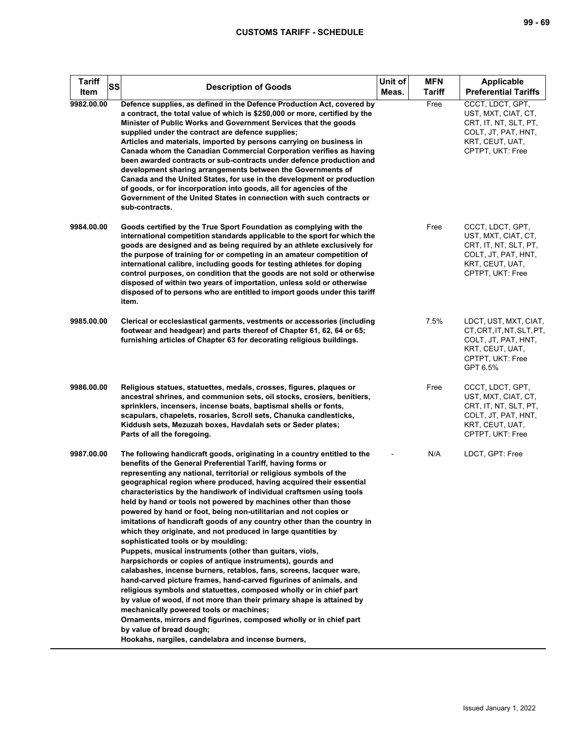| Tariff Item | SS | Description of Goods | Unit of Meas. | MFN Tariff | Applicable Preferential Tariffs |
|---|---|---|---|---|---|
| 9982.00.00 | | Defence supplies, as defined in the Defence Production Act, covered by a contract, the total value of which is $250,000 or more, certified by the Minister of Public Works and Government Services that the goods supplied under the contract are defence supplies;<br>Articles and materials, imported by persons carrying on business in Canada whom the Canadian Commercial Corporation verifies as having been awarded contracts or sub-contracts under defence production and development sharing arrangements between the Governments of Canada and the United States, for use in the development or production of goods, or for incorporation into goods, all for agencies of the Government of the United States in connection with such contracts or sub-contracts. | | Free | CCCT, LDCT, GPT, UST, MXT, CIAT, CT, CRT, IT, NT, SLT, PT, COLT, JT, PAT, HNT, KRT, CEUT, UAT, CPTPT, UKT: Free |
| 9984.00.00 | | Goods certified by the True Sport Foundation as complying with the international competition standards applicable to the sport for which the goods are designed and as being required by an athlete exclusively for the purpose of training for or competing in an amateur competition of international calibre, including goods for testing athletes for doping control purposes, on condition that the goods are not sold or otherwise disposed of within two years of importation, unless sold or otherwise disposed of to persons who are entitled to import goods under this tariff item. | | Free | CCCT, LDCT, GPT, UST, MXT, CIAT, CT, CRT, IT, NT, SLT, PT, COLT, JT, PAT, HNT, KRT, CEUT, UAT, CPTPT, UKT: Free |
| 9985.00.00 | | Clerical or ecclesiastical garments, vestments or accessories (including footwear and headgear) and parts thereof of Chapter 61, 62, 64 or 65; furnishing articles of Chapter 63 for decorating religious buildings. | | 7.5% | LDCT, UST, MXT, CIAT, CT, CRT, IT, NT, SLT, PT, COLT, JT, PAT, HNT, KRT, CEUT, UAT, CPTPT, UKT: Free<br>GPT 6.5% |
| 9986.00.00 | | Religious statues, statuettes, medals, crosses, figures, plaques or ancestral shrines, and communion sets, oil stocks, crosiers, benitiers, sprinklers, incensers, incense boats, baptismal shells or fonts, scapulars, chapelets, rosaries, Scroll sets, Chanuka candlesticks, Kiddush sets, Mezuzah boxes, Havdalah sets or Seder plates;<br>Parts of all the foregoing. | | Free | CCCT, LDCT, GPT, UST, MXT, CIAT, CT, CRT, IT, NT, SLT, PT, COLT, JT, PAT, HNT, KRT, CEUT, UAT, CPTPT, UKT: Free |
| 9987.00.00 | | The following handicraft goods, originating in a country entitled to the benefits of the General Preferential Tariff, having forms or representing any national, territorial or religious symbols of the geographical region where produced, having acquired their essential characteristics by the handiwork of individual craftsmen using tools held by hand or tools not powered by machines other than those powered by hand or foot, being non-utilitarian and not copies or imitations of handicraft goods of any country other than the country in which they originate, and not produced in large quantities by sophisticated tools or by moulding:<br>Puppets, musical instruments (other than guitars, viols, harpsichords or copies of antique instruments), gourds and calabashes, incense burners, retablos, fans, screens, lacquer ware, hand-carved picture frames, hand-carved figurines of animals, and religious symbols and statuettes, composed wholly or in chief part by value of wood, if not more than their primary shape is attained by mechanically powered tools or machines;<br>Ornaments, mirrors and figurines, composed wholly or in chief part by value of bread dough;<br>Hookahs, nargiles, candelabra and incense burners, | - | N/A | LDCT, GPT: Free |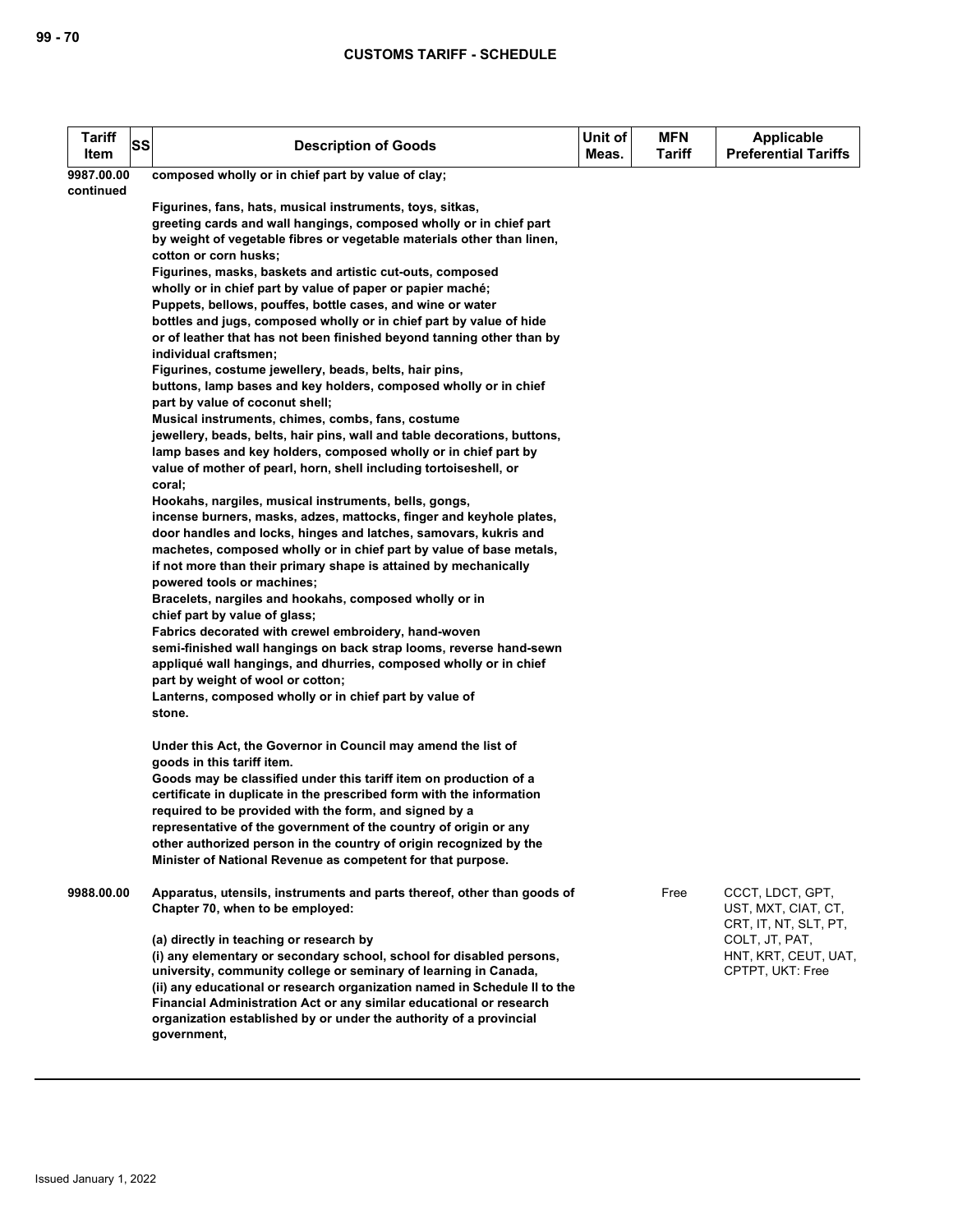| Tariff Item | SS | Description of Goods | Unit of Meas. | MFN Tariff | Applicable Preferential Tariffs |
|---|---|---|---|---|---|
| 9987.00.00 continued | | composed wholly or in chief part by value of clay;<br><br>Figurines, fans, hats, musical instruments, toys, sitkas, greeting cards and wall hangings, composed wholly or in chief part by weight of vegetable fibres or vegetable materials other than linen, cotton or corn husks;<br>Figurines, masks, baskets and artistic cut-outs, composed wholly or in chief part by value of paper or papier maché;<br>Puppets, bellows, pouffes, bottle cases, and wine or water bottles and jugs, composed wholly or in chief part by value of hide or of leather that has not been finished beyond tanning other than by individual craftsmen;<br>Figurines, costume jewellery, beads, belts, hair pins, buttons, lamp bases and key holders, composed wholly or in chief part by value of coconut shell;<br>Musical instruments, chimes, combs, fans, costume jewellery, beads, belts, hair pins, wall and table decorations, buttons, lamp bases and key holders, composed wholly or in chief part by value of mother of pearl, horn, shell including tortoiseshell, or coral;<br>Hookahs, nargiles, musical instruments, bells, gongs, incense burners, masks, adzes, mattocks, finger and keyhole plates, door handles and locks, hinges and latches, samovars, kukris and machetes, composed wholly or in chief part by value of base metals, if not more than their primary shape is attained by mechanically powered tools or machines;<br>Bracelets, nargiles and hookahs, composed wholly or in chief part by value of glass;<br>Fabrics decorated with crewel embroidery, hand-woven semi-finished wall hangings on back strap looms, reverse hand-sewn appliqué wall hangings, and dhurries, composed wholly or in chief part by weight of wool or cotton;<br>Lanterns, composed wholly or in chief part by value of stone.<br><br>Under this Act, the Governor in Council may amend the list of goods in this tariff item.<br>Goods may be classified under this tariff item on production of a certificate in duplicate in the prescribed form with the information required to be provided with the form, and signed by a representative of the government of the country of origin or any other authorized person in the country of origin recognized by the Minister of National Revenue as competent for that purpose. | | | |
| 9988.00.00 | | Apparatus, utensils, instruments and parts thereof, other than goods of Chapter 70, when to be employed:<br><br>(a) directly in teaching or research by<br>(i) any elementary or secondary school, school for disabled persons, university, community college or seminary of learning in Canada,<br>(ii) any educational or research organization named in Schedule II to the Financial Administration Act or any similar educational or research organization established by or under the authority of a provincial government, | | Free | CCCT, LDCT, GPT, UST, MXT, CIAT, CT, CRT, IT, NT, SLT, PT, COLT, JT, PAT, HNT, KRT, CEUT, UAT, CPTPT, UKT: Free |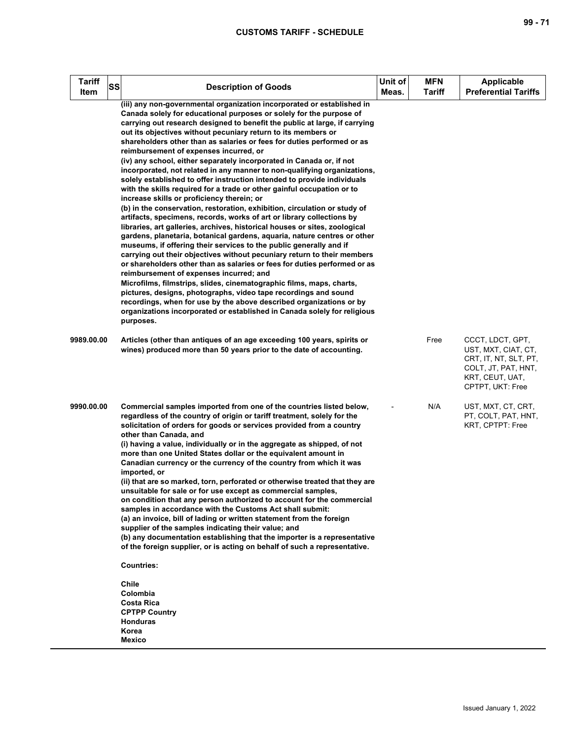| Tariff Item | SS | Description of Goods | Unit of Meas. | MFN Tariff | Applicable Preferential Tariffs |
|---|---|---|---|---|---|
| | | (iii) any non-governmental organization incorporated or established in Canada solely for educational purposes or solely for the purpose of carrying out research designed to benefit the public at large, if carrying out its objectives without pecuniary return to its members or shareholders other than as salaries or fees for duties performed or as reimbursement of expenses incurred, or<br>(iv) any school, either separately incorporated in Canada or, if not incorporated, not related in any manner to non-qualifying organizations, solely established to offer instruction intended to provide individuals with the skills required for a trade or other gainful occupation or to increase skills or proficiency therein; or<br>(b) in the conservation, restoration, exhibition, circulation or study of artifacts, specimens, records, works of art or library collections by libraries, art galleries, archives, historical houses or sites, zoological gardens, planetaria, botanical gardens, aquaria, nature centres or other museums, if offering their services to the public generally and if carrying out their objectives without pecuniary return to their members or shareholders other than as salaries or fees for duties performed or as reimbursement of expenses incurred; and<br>Microfilms, filmstrips, slides, cinematographic films, maps, charts, pictures, designs, photographs, video tape recordings and sound recordings, when for use by the above described organizations or by organizations incorporated or established in Canada solely for religious purposes. | | | |
| 9989.00.00 | | Articles (other than antiques of an age exceeding 100 years, spirits or wines) produced more than 50 years prior to the date of accounting. | | Free | CCCT, LDCT, GPT, UST, MXT, CIAT, CT, CRT, IT, NT, SLT, PT, COLT, JT, PAT, HNT, KRT, CEUT, UAT, CPTPT, UKT: Free |
| 9990.00.00 | | Commercial samples imported from one of the countries listed below, regardless of the country of origin or tariff treatment, solely for the solicitation of orders for goods or services provided from a country other than Canada, and<br>(i) having a value, individually or in the aggregate as shipped, of not more than one United States dollar or the equivalent amount in Canadian currency or the currency of the country from which it was imported, or<br>(ii) that are so marked, torn, perforated or otherwise treated that they are unsuitable for sale or for use except as commercial samples,<br>on condition that any person authorized to account for the commercial samples in accordance with the Customs Act shall submit:<br>(a) an invoice, bill of lading or written statement from the foreign supplier of the samples indicating their value; and<br>(b) any documentation establishing that the importer is a representative of the foreign supplier, or is acting on behalf of such a representative.<br><br>Countries:<br><br>Chile<br>Colombia<br>Costa Rica<br>CPTPP Country<br>Honduras<br>Korea<br>Mexico | - | N/A | UST, MXT, CT, CRT, PT, COLT, PAT, HNT, KRT, CPTPT: Free |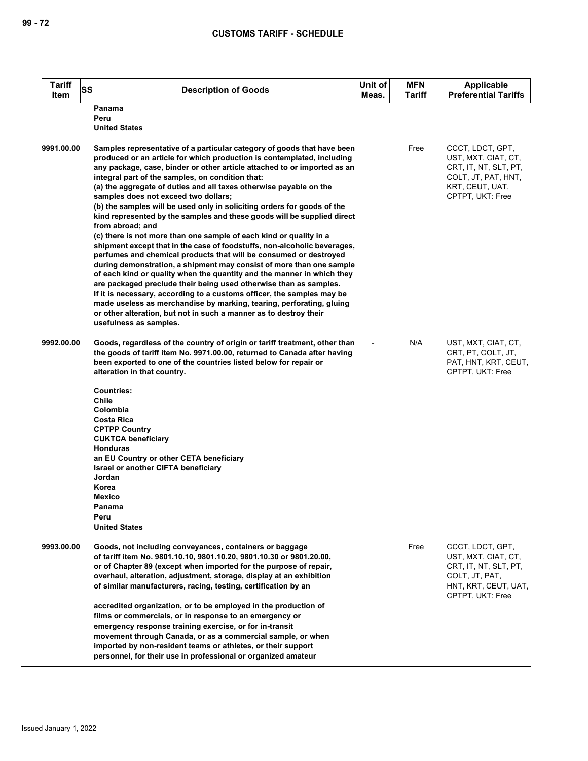| Tariff Item | SS | Description of Goods | Unit of Meas. | MFN Tariff | Applicable Preferential Tariffs |
|---|---|---|---|---|---|
| | | Panama<br>Peru<br>United States | | | |
| 9991.00.00 | | Samples representative of a particular category of goods that have been produced or an article for which production is contemplated, including any package, case, binder or other article attached to or imported as an integral part of the samples, on condition that:<br>(a) the aggregate of duties and all taxes otherwise payable on the samples does not exceed two dollars;<br>(b) the samples will be used only in soliciting orders for goods of the kind represented by the samples and these goods will be supplied direct from abroad; and<br>(c) there is not more than one sample of each kind or quality in a shipment except that in the case of foodstuffs, non-alcoholic beverages, perfumes and chemical products that will be consumed or destroyed during demonstration, a shipment may consist of more than one sample of each kind or quality when the quantity and the manner in which they are packaged preclude their being used otherwise than as samples.<br>If it is necessary, according to a customs officer, the samples may be made useless as merchandise by marking, tearing, perforating, gluing or other alteration, but not in such a manner as to destroy their usefulness as samples. | | Free | CCCT, LDCT, GPT, UST, MXT, CIAT, CT, CRT, IT, NT, SLT, PT, COLT, JT, PAT, HNT, KRT, CEUT, UAT, CPTPT, UKT: Free |
| 9992.00.00 | | Goods, regardless of the country of origin or tariff treatment, other than the goods of tariff item No. 9971.00.00, returned to Canada after having been exported to one of the countries listed below for repair or alteration in that country.<br><br>Countries:<br>Chile<br>Colombia<br>Costa Rica<br>CPTPP Country<br>CUKTCA beneficiary<br>Honduras<br>an EU Country or other CETA beneficiary<br>Israel or another CIFTA beneficiary<br>Jordan<br>Korea<br>Mexico<br>Panama<br>Peru<br>United States | - | N/A | UST, MXT, CIAT, CT, CRT, PT, COLT, JT, PAT, HNT, KRT, CEUT, CPTPT, UKT: Free |
| 9993.00.00 | | Goods, not including conveyances, containers or baggage of tariff item No. 9801.10.10, 9801.10.20, 9801.10.30 or 9801.20.00, or of Chapter 89 (except when imported for the purpose of repair, overhaul, alteration, adjustment, storage, display at an exhibition of similar manufacturers, racing, testing, certification by an<br><br>accredited organization, or to be employed in the production of films or commercials, or in response to an emergency or emergency response training exercise, or for in-transit movement through Canada, or as a commercial sample, or when imported by non-resident teams or athletes, or their support personnel, for their use in professional or organized amateur | | Free | CCCT, LDCT, GPT, UST, MXT, CIAT, CT, CRT, IT, NT, SLT, PT, COLT, JT, PAT, HNT, KRT, CEUT, UAT, CPTPT, UKT: Free |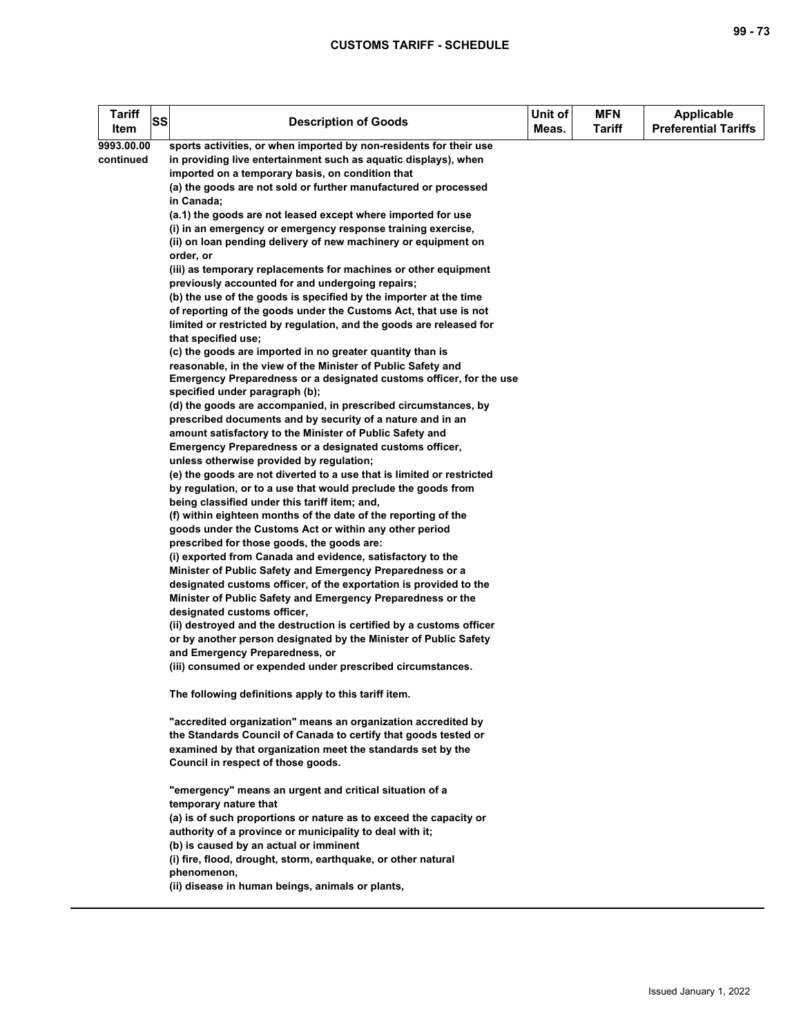| Tariff Item | SS | Description of Goods | Unit of Meas. | MFN Tariff | Applicable Preferential Tariffs |
|---|---|---|---|---|---|
| 9993.00.00 continued | | sports activities, or when imported by non-residents for their use in providing live entertainment such as aquatic displays), when imported on a temporary basis, on condition that<br>(a) the goods are not sold or further manufactured or processed in Canada;<br>(a.1) the goods are not leased except where imported for use<br>(i) in an emergency or emergency response training exercise,<br>(ii) on loan pending delivery of new machinery or equipment on order, or<br>(iii) as temporary replacements for machines or other equipment previously accounted for and undergoing repairs;<br>(b) the use of the goods is specified by the importer at the time of reporting of the goods under the Customs Act, that use is not limited or restricted by regulation, and the goods are released for that specified use;<br>(c) the goods are imported in no greater quantity than is reasonable, in the view of the Minister of Public Safety and Emergency Preparedness or a designated customs officer, for the use specified under paragraph (b);<br>(d) the goods are accompanied, in prescribed circumstances, by prescribed documents and by security of a nature and in an amount satisfactory to the Minister of Public Safety and Emergency Preparedness or a designated customs officer, unless otherwise provided by regulation;<br>(e) the goods are not diverted to a use that is limited or restricted by regulation, or to a use that would preclude the goods from being classified under this tariff item; and,<br>(f) within eighteen months of the date of the reporting of the goods under the Customs Act or within any other period prescribed for those goods, the goods are:<br>(i) exported from Canada and evidence, satisfactory to the Minister of Public Safety and Emergency Preparedness or a designated customs officer, of the exportation is provided to the Minister of Public Safety and Emergency Preparedness or the designated customs officer,<br>(ii) destroyed and the destruction is certified by a customs officer or by another person designated by the Minister of Public Safety and Emergency Preparedness, or<br>(iii) consumed or expended under prescribed circumstances.<br><br>The following definitions apply to this tariff item.<br><br>"accredited organization" means an organization accredited by the Standards Council of Canada to certify that goods tested or examined by that organization meet the standards set by the Council in respect of those goods.<br><br>"emergency" means an urgent and critical situation of a temporary nature that<br>(a) is of such proportions or nature as to exceed the capacity or authority of a province or municipality to deal with it;<br>(b) is caused by an actual or imminent<br>(i) fire, flood, drought, storm, earthquake, or other natural phenomenon,<br>(ii) disease in human beings, animals or plants, | | | |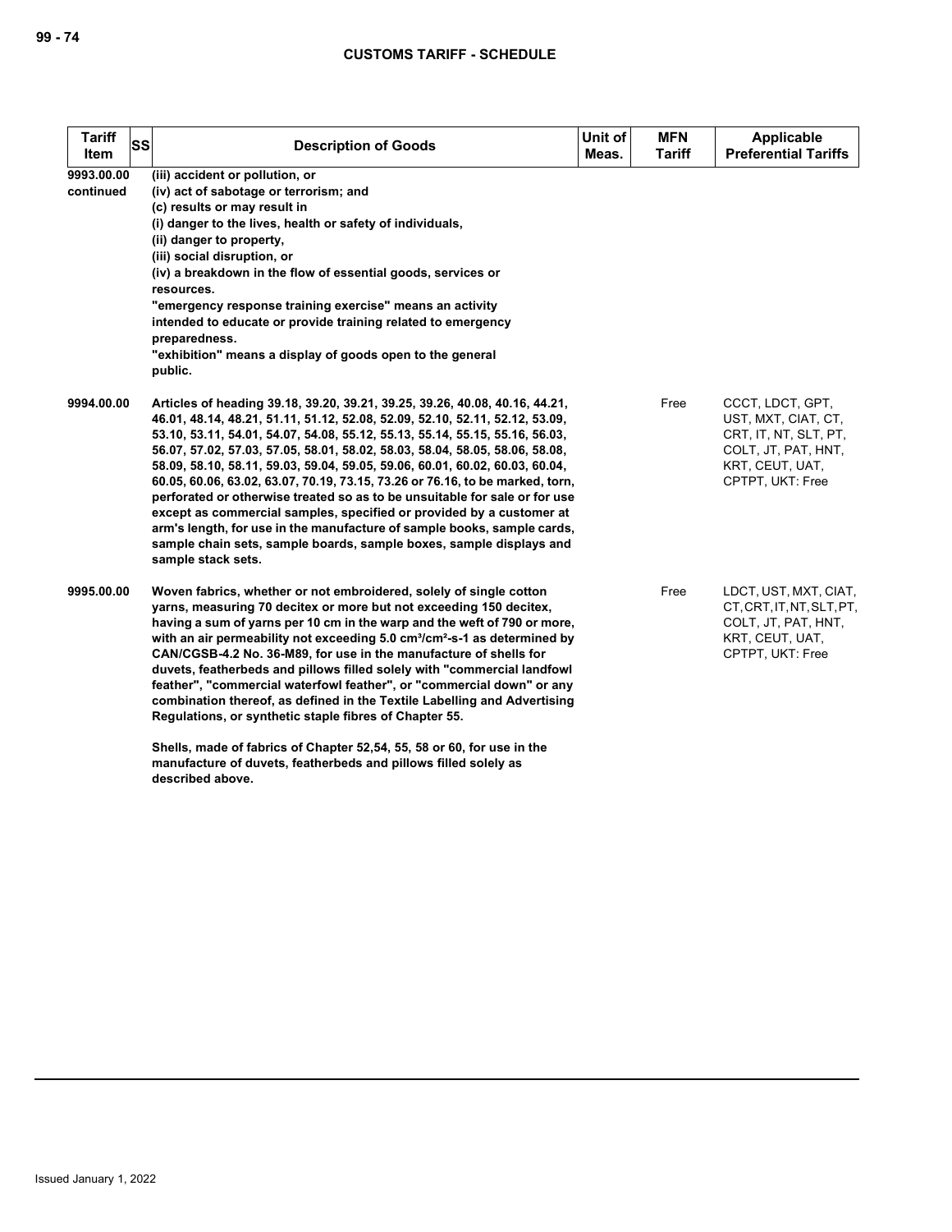| Tariff Item | SS | Description of Goods | Unit of Meas. | MFN Tariff | Applicable Preferential Tariffs |
|---|---|---|---|---|---|
| 9993.00.00 continued | | (iii) accident or pollution, or<br>(iv) act of sabotage or terrorism; and<br>(c) results or may result in<br>(i) danger to the lives, health or safety of individuals,<br>(ii) danger to property,<br>(iii) social disruption, or<br>(iv) a breakdown in the flow of essential goods, services or resources.<br>"emergency response training exercise" means an activity intended to educate or provide training related to emergency preparedness.<br>"exhibition" means a display of goods open to the general public. | | | |
| 9994.00.00 | | Articles of heading 39.18, 39.20, 39.21, 39.25, 39.26, 40.08, 40.16, 44.21, 46.01, 48.14, 48.21, 51.11, 51.12, 52.08, 52.09, 52.10, 52.11, 52.12, 53.09, 53.10, 53.11, 54.01, 54.07, 54.08, 55.12, 55.13, 55.14, 55.15, 55.16, 56.03, 56.07, 57.02, 57.03, 57.05, 58.01, 58.02, 58.03, 58.04, 58.05, 58.06, 58.08, 58.09, 58.10, 58.11, 59.03, 59.04, 59.05, 59.06, 60.01, 60.02, 60.03, 60.04, 60.05, 60.06, 63.02, 63.07, 70.19, 73.15, 73.26 or 76.16, to be marked, torn, perforated or otherwise treated so as to be unsuitable for sale or for use except as commercial samples, specified or provided by a customer at arm's length, for use in the manufacture of sample books, sample cards, sample chain sets, sample boards, sample boxes, sample displays and sample stack sets. | | Free | CCCT, LDCT, GPT, UST, MXT, CIAT, CT, CRT, IT, NT, SLT, PT, COLT, JT, PAT, HNT, KRT, CEUT, UAT, CPTPT, UKT: Free |
| 9995.00.00 | | Woven fabrics, whether or not embroidered, solely of single cotton yarns, measuring 70 decitex or more but not exceeding 150 decitex, having a sum of yarns per 10 cm in the warp and the weft of 790 or more, with an air permeability not exceeding 5.0 $cm^3/cm^2$-s-1 as determined by CAN/CGSB-4.2 No. 36-M89, for use in the manufacture of shells for duvets, featherbeds and pillows filled solely with "commercial landfowl feather", "commercial waterfowl feather", or "commercial down" or any combination thereof, as defined in the Textile Labelling and Advertising Regulations, or synthetic staple fibres of Chapter 55.<br><br>Shells, made of fabrics of Chapter 52,54, 55, 58 or 60, for use in the manufacture of duvets, featherbeds and pillows filled solely as described above. | | Free | LDCT, UST, MXT, CIAT, CT, CRT, IT, NT, SLT, PT, COLT, JT, PAT, HNT, KRT, CEUT, UAT, CPTPT, UKT: Free |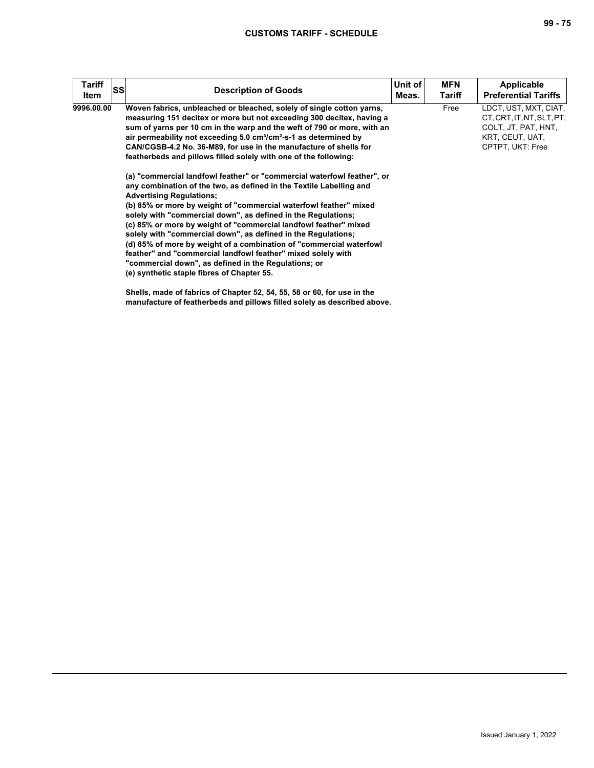| Tariff Item | SS | Description of Goods | Unit of Meas. | MFN Tariff | Applicable Preferential Tariffs |
|---|---|---|---|---|---|
| 9996.00.00 | | **Woven fabrics, unbleached or bleached, solely of single cotton yarns, measuring 151 decitex or more but not exceeding 300 decitex, having a sum of yarns per 10 cm in the warp and the weft of 790 or more, with an air permeability not exceeding 5.0 cm³/cm²-s-1 as determined by CAN/CGSB-4.2 No. 36-M89, for use in the manufacture of shells for featherbeds and pillows filled solely with one of the following:**<br><br>**(a) "commercial landfowl feather" or "commercial waterfowl feather", or any combination of the two, as defined in the Textile Labelling and Advertising Regulations;**<br>**(b) 85% or more by weight of "commercial waterfowl feather" mixed solely with "commercial down", as defined in the Regulations;**<br>**(c) 85% or more by weight of "commercial landfowl feather" mixed solely with "commercial down", as defined in the Regulations;**<br>**(d) 85% of more by weight of a combination of "commercial waterfowl feather" and "commercial landfowl feather" mixed solely with "commercial down", as defined in the Regulations; or**<br>**(e) synthetic staple fibres of Chapter 55.**<br><br>**Shells, made of fabrics of Chapter 52, 54, 55, 58 or 60, for use in the manufacture of featherbeds and pillows filled solely as described above.** | | Free | LDCT, UST, MXT, CIAT, CT, CRT, IT, NT, SLT, PT, COLT, JT, PAT, HNT, KRT, CEUT, UAT, CPTPT, UKT: Free |